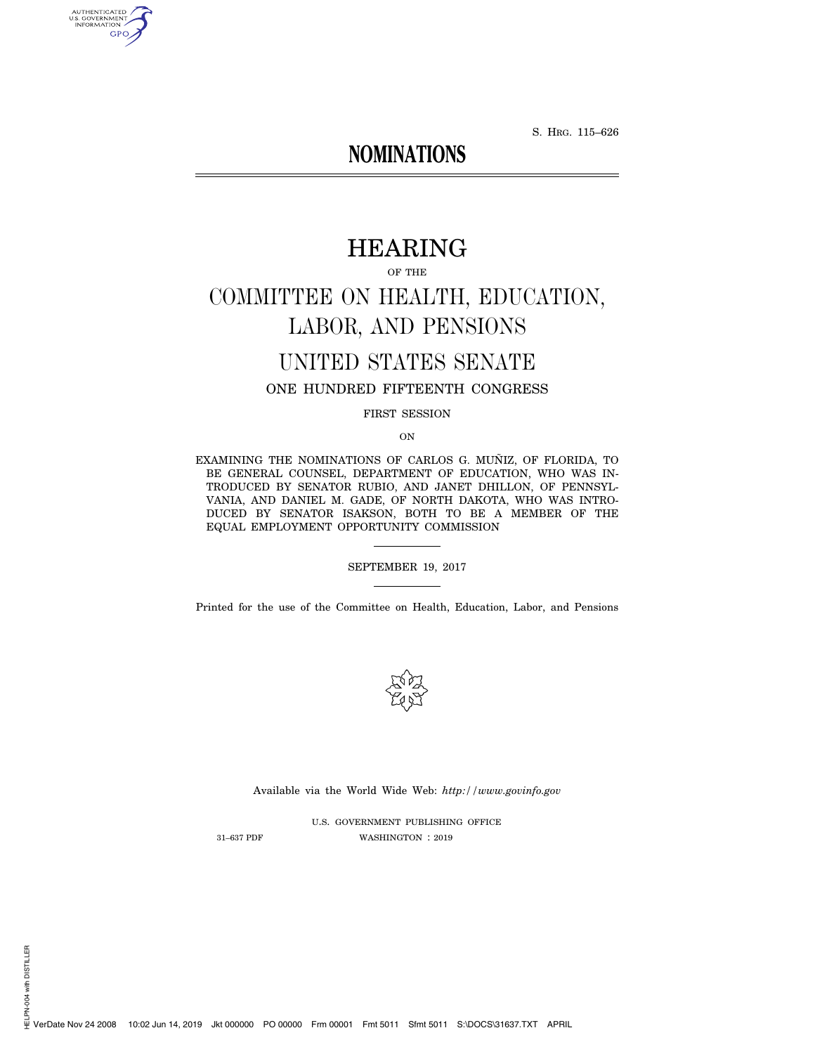S. Hrg. 115–626

# NOMINATIONS

# HEARING

OF THE

## COMMITTEE ON HEALTH, EDUCATION, LABOR, AND PENSIONS

## UNITED STATES SENATE

ONE HUNDRED FIFTEENTH CONGRESS

FIRST SESSION

ON

EXAMINING THE NOMINATIONS OF CARLOS G. MUÑIZ, OF FLORIDA, TO BE GENERAL COUNSEL, DEPARTMENT OF EDUCATION, WHO WAS INTRODUCED BY SENATOR RUBIO, AND JANET DHILLON, OF PENNSYLVANIA, AND DANIEL M. GADE, OF NORTH DAKOTA, WHO WAS INTRODUCED BY SENATOR ISAKSON, BOTH TO BE A MEMBER OF THE EQUAL EMPLOYMENT OPPORTUNITY COMMISSION

SEPTEMBER 19, 2017

Printed for the use of the Committee on Health, Education, Labor, and Pensions

Available via the World Wide Web: *http://www.govinfo.gov*

U.S. GOVERNMENT PUBLISHING OFFICE

31–637 PDF WASHINGTON : 2019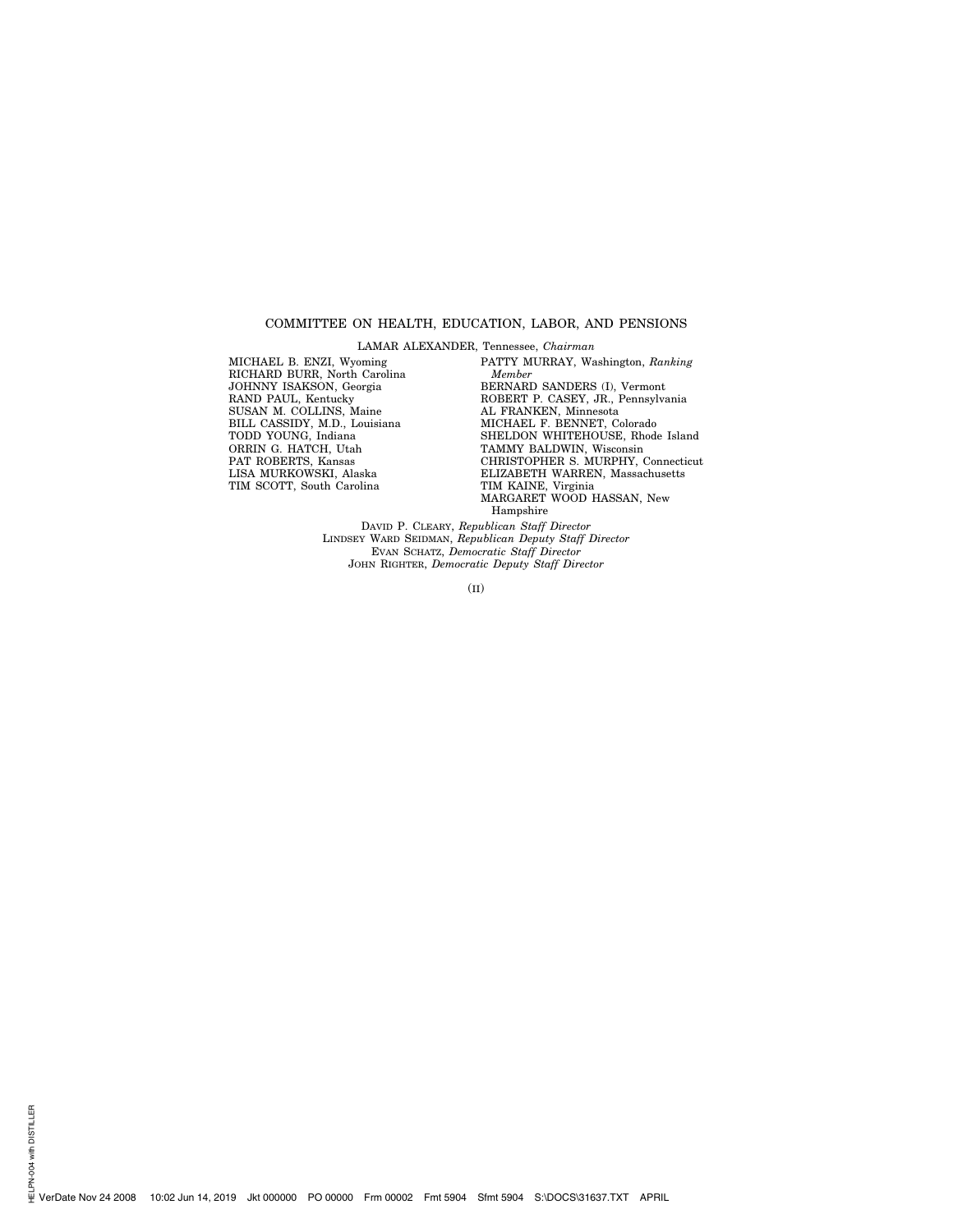COMMITTEE ON HEALTH, EDUCATION, LABOR, AND PENSIONS

LAMAR ALEXANDER, Tennessee, *Chairman*

MICHAEL B. ENZI, Wyoming
RICHARD BURR, North Carolina
JOHNNY ISAKSON, Georgia
RAND PAUL, Kentucky
SUSAN M. COLLINS, Maine
BILL CASSIDY, M.D., Louisiana
TODD YOUNG, Indiana
ORRIN G. HATCH, Utah
PAT ROBERTS, Kansas
LISA MURKOWSKI, Alaska
TIM SCOTT, South Carolina

PATTY MURRAY, Washington, *Ranking Member*
BERNARD SANDERS (I), Vermont
ROBERT P. CASEY, JR., Pennsylvania
AL FRANKEN, Minnesota
MICHAEL F. BENNET, Colorado
SHELDON WHITEHOUSE, Rhode Island
TAMMY BALDWIN, Wisconsin
CHRISTOPHER S. MURPHY, Connecticut
ELIZABETH WARREN, Massachusetts
TIM KAINE, Virginia
MARGARET WOOD HASSAN, New Hampshire

DAVID P. CLEARY, *Republican Staff Director*
LINDSEY WARD SEIDMAN, *Republican Deputy Staff Director*
EVAN SCHATZ, *Democratic Staff Director*
JOHN RIGHTER, *Democratic Deputy Staff Director*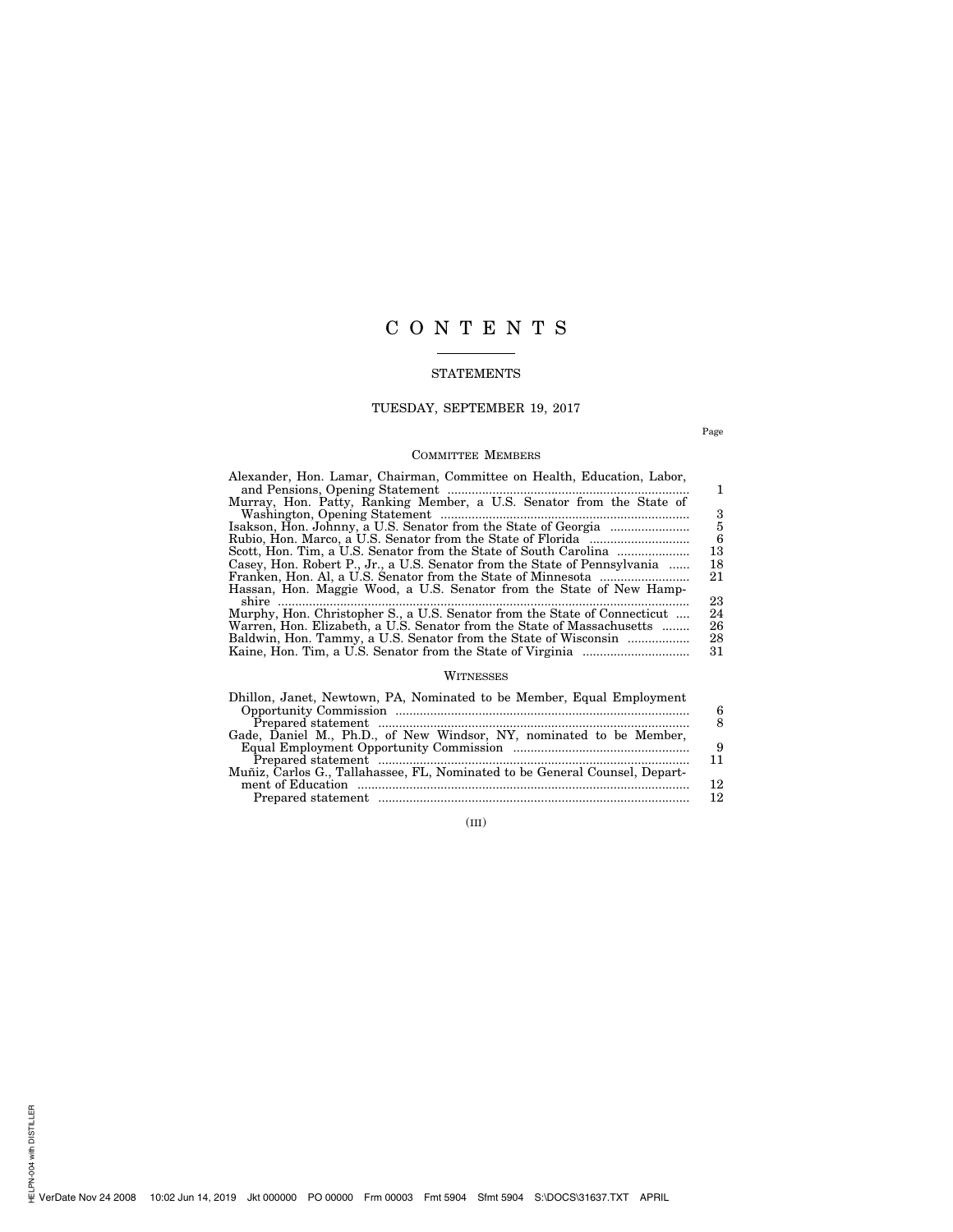# C O N T E N T S

## STATEMENTS

### TUESDAY, SEPTEMBER 19, 2017

| | Page |
|---|---|
| **COMMITTEE MEMBERS** | |
| Alexander, Hon. Lamar, Chairman, Committee on Health, Education, Labor, and Pensions, Opening Statement | 1 |
| Murray, Hon. Patty, Ranking Member, a U.S. Senator from the State of Washington, Opening Statement | 3 |
| Isakson, Hon. Johnny, a U.S. Senator from the State of Georgia | 5 |
| Rubio, Hon. Marco, a U.S. Senator from the State of Florida | 6 |
| Scott, Hon. Tim, a U.S. Senator from the State of South Carolina | 13 |
| Casey, Hon. Robert P., Jr., a U.S. Senator from the State of Pennsylvania | 18 |
| Franken, Hon. Al, a U.S. Senator from the State of Minnesota | 21 |
| Hassan, Hon. Maggie Wood, a U.S. Senator from the State of New Hampshire | 23 |
| Murphy, Hon. Christopher S., a U.S. Senator from the State of Connecticut | 24 |
| Warren, Hon. Elizabeth, a U.S. Senator from the State of Massachusetts | 26 |
| Baldwin, Hon. Tammy, a U.S. Senator from the State of Wisconsin | 28 |
| Kaine, Hon. Tim, a U.S. Senator from the State of Virginia | 31 |
| **WITNESSES** | |
| Dhillon, Janet, Newtown, PA, Nominated to be Member, Equal Employment Opportunity Commission | 6 |
| Prepared statement | 8 |
| Gade, Daniel M., Ph.D., of New Windsor, NY, nominated to be Member, Equal Employment Opportunity Commission | 9 |
| Prepared statement | 11 |
| Muñiz, Carlos G., Tallahassee, FL, Nominated to be General Counsel, Department of Education | 12 |
| Prepared statement | 12 |

(III)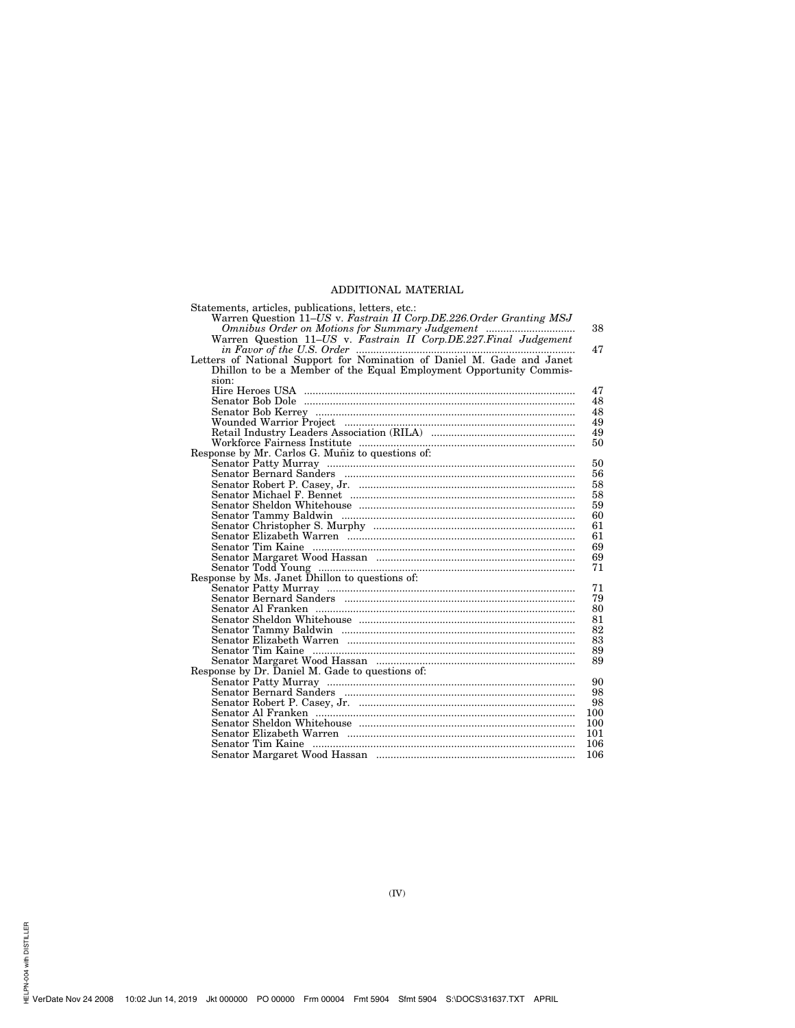# ADDITIONAL MATERIAL

| | |
|---|---|
| Statements, articles, publications, letters, etc.: | |
| Warren Question 11–*US* v. *Fastrain II Corp.DE.226.Order Granting MSJ Omnibus Order on Motions for Summary Judgement* | 38 |
| Warren Question 11–*US* v. *Fastrain II Corp.DE.227.Final Judgement in Favor of the U.S. Order* | 47 |
| Letters of National Support for Nomination of Daniel M. Gade and Janet Dhillon to be a Member of the Equal Employment Opportunity Commission: | |
| Hire Heroes USA | 47 |
| Senator Bob Dole | 48 |
| Senator Bob Kerrey | 48 |
| Wounded Warrior Project | 49 |
| Retail Industry Leaders Association (RILA) | 49 |
| Workforce Fairness Institute | 50 |
| Response by Mr. Carlos G. Muñiz to questions of: | |
| Senator Patty Murray | 50 |
| Senator Bernard Sanders | 56 |
| Senator Robert P. Casey, Jr. | 58 |
| Senator Michael F. Bennet | 58 |
| Senator Sheldon Whitehouse | 59 |
| Senator Tammy Baldwin | 60 |
| Senator Christopher S. Murphy | 61 |
| Senator Elizabeth Warren | 61 |
| Senator Tim Kaine | 69 |
| Senator Margaret Wood Hassan | 69 |
| Senator Todd Young | 71 |
| Response by Ms. Janet Dhillon to questions of: | |
| Senator Patty Murray | 71 |
| Senator Bernard Sanders | 79 |
| Senator Al Franken | 80 |
| Senator Sheldon Whitehouse | 81 |
| Senator Tammy Baldwin | 82 |
| Senator Elizabeth Warren | 83 |
| Senator Tim Kaine | 89 |
| Senator Margaret Wood Hassan | 89 |
| Response by Dr. Daniel M. Gade to questions of: | |
| Senator Patty Murray | 90 |
| Senator Bernard Sanders | 98 |
| Senator Robert P. Casey, Jr. | 98 |
| Senator Al Franken | 100 |
| Senator Sheldon Whitehouse | 100 |
| Senator Elizabeth Warren | 101 |
| Senator Tim Kaine | 106 |
| Senator Margaret Wood Hassan | 106 |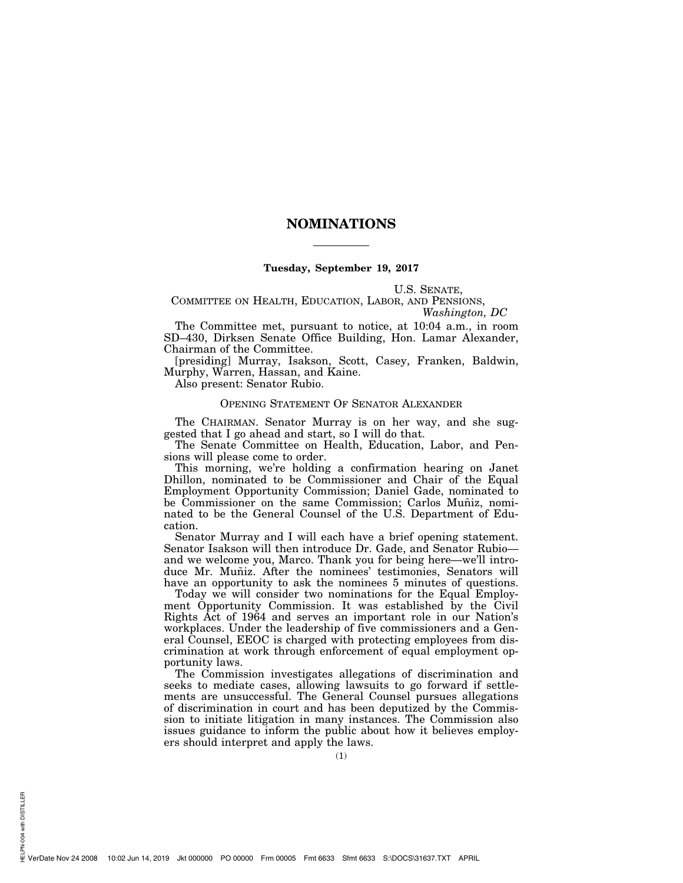# NOMINATIONS

**Tuesday, September 19, 2017**

U.S. SENATE,
COMMITTEE ON HEALTH, EDUCATION, LABOR, AND PENSIONS,
*Washington, DC*

The Committee met, pursuant to notice, at 10:04 a.m., in room SD–430, Dirksen Senate Office Building, Hon. Lamar Alexander, Chairman of the Committee.

[presiding] Murray, Isakson, Scott, Casey, Franken, Baldwin, Murphy, Warren, Hassan, and Kaine.

Also present: Senator Rubio.

## OPENING STATEMENT OF SENATOR ALEXANDER

The CHAIRMAN. Senator Murray is on her way, and she suggested that I go ahead and start, so I will do that.

The Senate Committee on Health, Education, Labor, and Pensions will please come to order.

This morning, we're holding a confirmation hearing on Janet Dhillon, nominated to be Commissioner and Chair of the Equal Employment Opportunity Commission; Daniel Gade, nominated to be Commissioner on the same Commission; Carlos Muñiz, nominated to be the General Counsel of the U.S. Department of Education.

Senator Murray and I will each have a brief opening statement. Senator Isakson will then introduce Dr. Gade, and Senator Rubio—and we welcome you, Marco. Thank you for being here—we'll introduce Mr. Muñiz. After the nominees' testimonies, Senators will have an opportunity to ask the nominees 5 minutes of questions.

Today we will consider two nominations for the Equal Employment Opportunity Commission. It was established by the Civil Rights Act of 1964 and serves an important role in our Nation's workplaces. Under the leadership of five commissioners and a General Counsel, EEOC is charged with protecting employees from discrimination at work through enforcement of equal employment opportunity laws.

The Commission investigates allegations of discrimination and seeks to mediate cases, allowing lawsuits to go forward if settlements are unsuccessful. The General Counsel pursues allegations of discrimination in court and has been deputized by the Commission to initiate litigation in many instances. The Commission also issues guidance to inform the public about how it believes employers should interpret and apply the laws.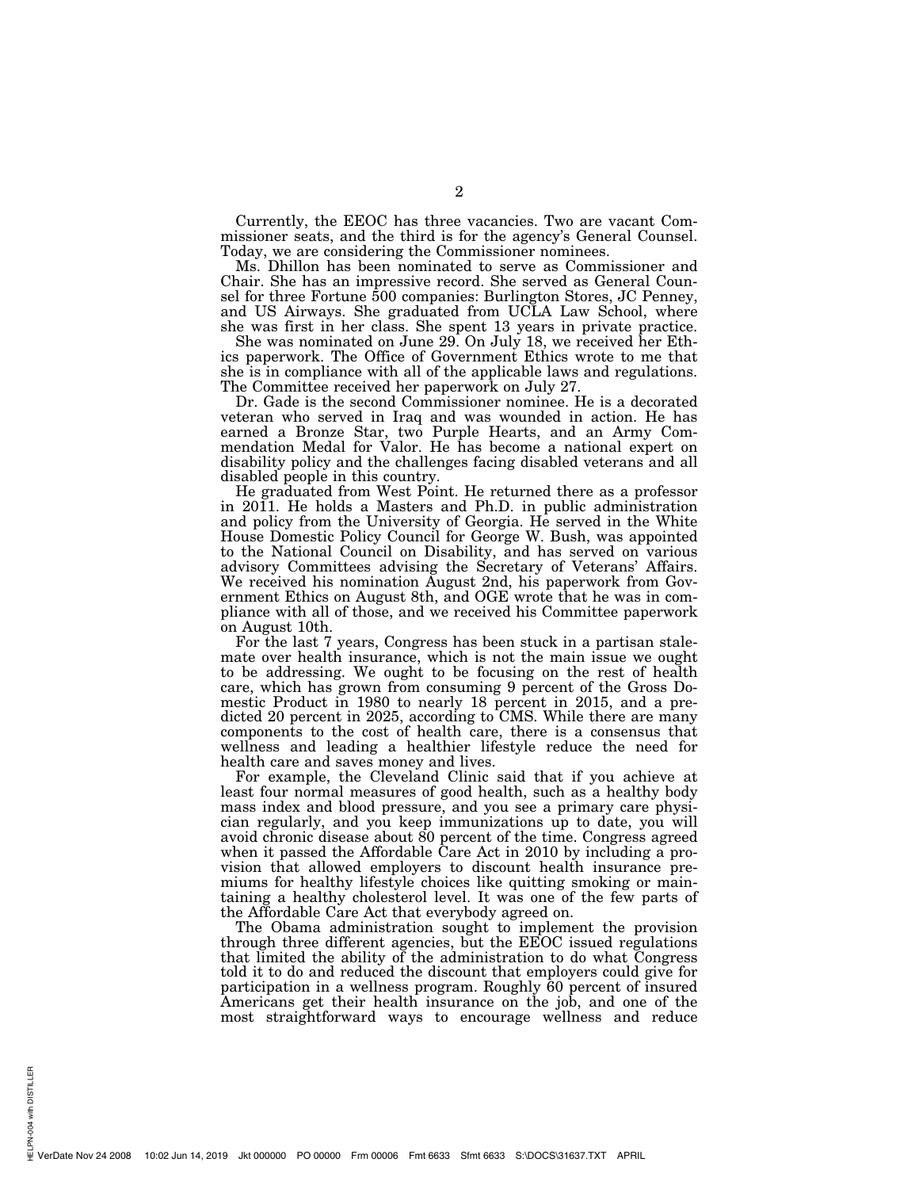Currently, the EEOC has three vacancies. Two are vacant Commissioner seats, and the third is for the agency's General Counsel. Today, we are considering the Commissioner nominees.

Ms. Dhillon has been nominated to serve as Commissioner and Chair. She has an impressive record. She served as General Counsel for three Fortune 500 companies: Burlington Stores, JC Penney, and US Airways. She graduated from UCLA Law School, where she was first in her class. She spent 13 years in private practice.

She was nominated on June 29. On July 18, we received her Ethics paperwork. The Office of Government Ethics wrote to me that she is in compliance with all of the applicable laws and regulations. The Committee received her paperwork on July 27.

Dr. Gade is the second Commissioner nominee. He is a decorated veteran who served in Iraq and was wounded in action. He has earned a Bronze Star, two Purple Hearts, and an Army Commendation Medal for Valor. He has become a national expert on disability policy and the challenges facing disabled veterans and all disabled people in this country.

He graduated from West Point. He returned there as a professor in 2011. He holds a Masters and Ph.D. in public administration and policy from the University of Georgia. He served in the White House Domestic Policy Council for George W. Bush, was appointed to the National Council on Disability, and has served on various advisory Committees advising the Secretary of Veterans' Affairs. We received his nomination August 2nd, his paperwork from Government Ethics on August 8th, and OGE wrote that he was in compliance with all of those, and we received his Committee paperwork on August 10th.

For the last 7 years, Congress has been stuck in a partisan stalemate over health insurance, which is not the main issue we ought to be addressing. We ought to be focusing on the rest of health care, which has grown from consuming 9 percent of the Gross Domestic Product in 1980 to nearly 18 percent in 2015, and a predicted 20 percent in 2025, according to CMS. While there are many components to the cost of health care, there is a consensus that wellness and leading a healthier lifestyle reduce the need for health care and saves money and lives.

For example, the Cleveland Clinic said that if you achieve at least four normal measures of good health, such as a healthy body mass index and blood pressure, and you see a primary care physician regularly, and you keep immunizations up to date, you will avoid chronic disease about 80 percent of the time. Congress agreed when it passed the Affordable Care Act in 2010 by including a provision that allowed employers to discount health insurance premiums for healthy lifestyle choices like quitting smoking or maintaining a healthy cholesterol level. It was one of the few parts of the Affordable Care Act that everybody agreed on.

The Obama administration sought to implement the provision through three different agencies, but the EEOC issued regulations that limited the ability of the administration to do what Congress told it to do and reduced the discount that employers could give for participation in a wellness program. Roughly 60 percent of insured Americans get their health insurance on the job, and one of the most straightforward ways to encourage wellness and reduce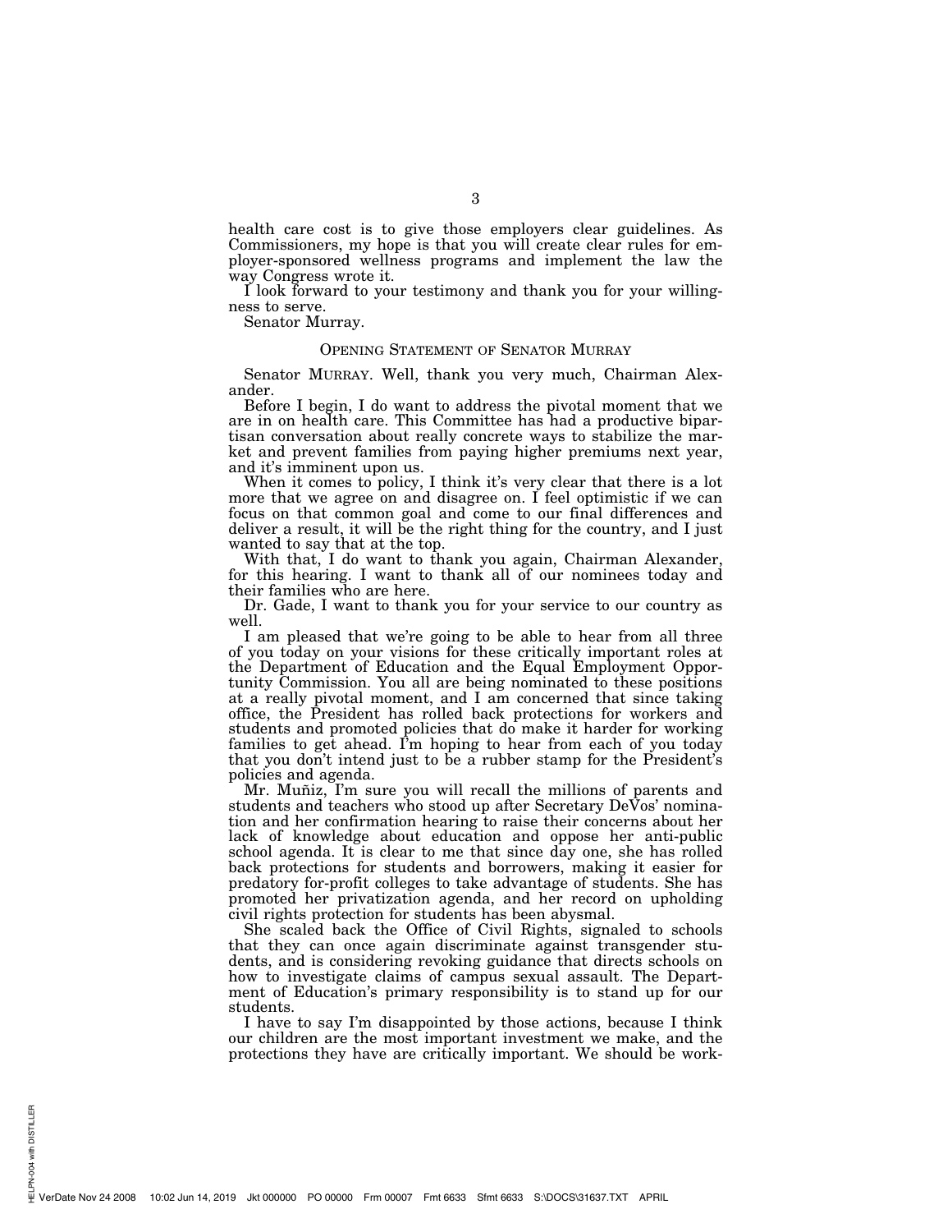health care cost is to give those employers clear guidelines. As Commissioners, my hope is that you will create clear rules for employer-sponsored wellness programs and implement the law the way Congress wrote it.

I look forward to your testimony and thank you for your willingness to serve.

Senator Murray.

## OPENING STATEMENT OF SENATOR MURRAY

Senator MURRAY. Well, thank you very much, Chairman Alexander.

Before I begin, I do want to address the pivotal moment that we are in on health care. This Committee has had a productive bipartisan conversation about really concrete ways to stabilize the market and prevent families from paying higher premiums next year, and it's imminent upon us.

When it comes to policy, I think it's very clear that there is a lot more that we agree on and disagree on. I feel optimistic if we can focus on that common goal and come to our final differences and deliver a result, it will be the right thing for the country, and I just wanted to say that at the top.

With that, I do want to thank you again, Chairman Alexander, for this hearing. I want to thank all of our nominees today and their families who are here.

Dr. Gade, I want to thank you for your service to our country as well.

I am pleased that we're going to be able to hear from all three of you today on your visions for these critically important roles at the Department of Education and the Equal Employment Opportunity Commission. You all are being nominated to these positions at a really pivotal moment, and I am concerned that since taking office, the President has rolled back protections for workers and students and promoted policies that do make it harder for working families to get ahead. I'm hoping to hear from each of you today that you don't intend just to be a rubber stamp for the President's policies and agenda.

Mr. Muñiz, I'm sure you will recall the millions of parents and students and teachers who stood up after Secretary DeVos' nomination and her confirmation hearing to raise their concerns about her lack of knowledge about education and oppose her anti-public school agenda. It is clear to me that since day one, she has rolled back protections for students and borrowers, making it easier for predatory for-profit colleges to take advantage of students. She has promoted her privatization agenda, and her record on upholding civil rights protection for students has been abysmal.

She scaled back the Office of Civil Rights, signaled to schools that they can once again discriminate against transgender students, and is considering revoking guidance that directs schools on how to investigate claims of campus sexual assault. The Department of Education's primary responsibility is to stand up for our students.

I have to say I'm disappointed by those actions, because I think our children are the most important investment we make, and the protections they have are critically important. We should be work-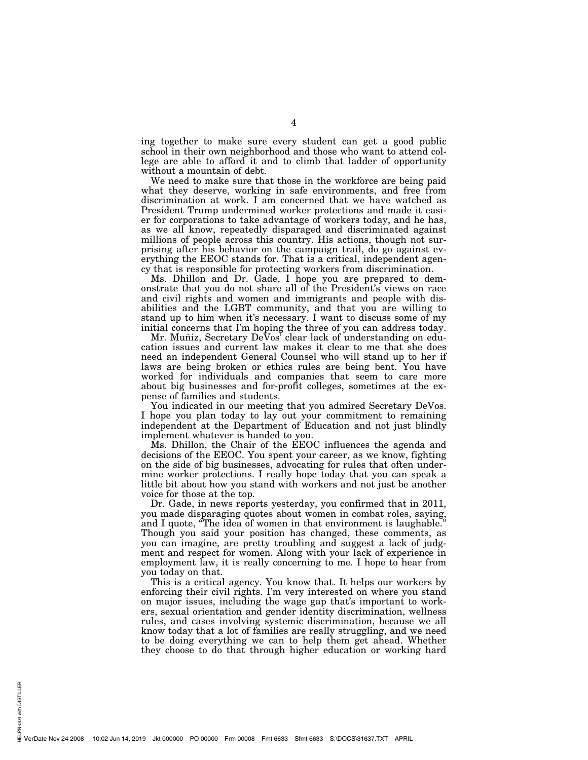ing together to make sure every student can get a good public school in their own neighborhood and those who want to attend college are able to afford it and to climb that ladder of opportunity without a mountain of debt.

We need to make sure that those in the workforce are being paid what they deserve, working in safe environments, and free from discrimination at work. I am concerned that we have watched as President Trump undermined worker protections and made it easier for corporations to take advantage of workers today, and he has, as we all know, repeatedly disparaged and discriminated against millions of people across this country. His actions, though not surprising after his behavior on the campaign trail, do go against everything the EEOC stands for. That is a critical, independent agency that is responsible for protecting workers from discrimination.

Ms. Dhillon and Dr. Gade, I hope you are prepared to demonstrate that you do not share all of the President's views on race and civil rights and women and immigrants and people with disabilities and the LGBT community, and that you are willing to stand up to him when it's necessary. I want to discuss some of my initial concerns that I'm hoping the three of you can address today.

Mr. Muñiz, Secretary DeVos' clear lack of understanding on education issues and current law makes it clear to me that she does need an independent General Counsel who will stand up to her if laws are being broken or ethics rules are being bent. You have worked for individuals and companies that seem to care more about big businesses and for-profit colleges, sometimes at the expense of families and students.

You indicated in our meeting that you admired Secretary DeVos. I hope you plan today to lay out your commitment to remaining independent at the Department of Education and not just blindly implement whatever is handed to you.

Ms. Dhillon, the Chair of the EEOC influences the agenda and decisions of the EEOC. You spent your career, as we know, fighting on the side of big businesses, advocating for rules that often undermine worker protections. I really hope today that you can speak a little bit about how you stand with workers and not just be another voice for those at the top.

Dr. Gade, in news reports yesterday, you confirmed that in 2011, you made disparaging quotes about women in combat roles, saying, and I quote, "The idea of women in that environment is laughable." Though you said your position has changed, these comments, as you can imagine, are pretty troubling and suggest a lack of judgment and respect for women. Along with your lack of experience in employment law, it is really concerning to me. I hope to hear from you today on that.

This is a critical agency. You know that. It helps our workers by enforcing their civil rights. I'm very interested on where you stand on major issues, including the wage gap that's important to workers, sexual orientation and gender identity discrimination, wellness rules, and cases involving systemic discrimination, because we all know today that a lot of families are really struggling, and we need to be doing everything we can to help them get ahead. Whether they choose to do that through higher education or working hard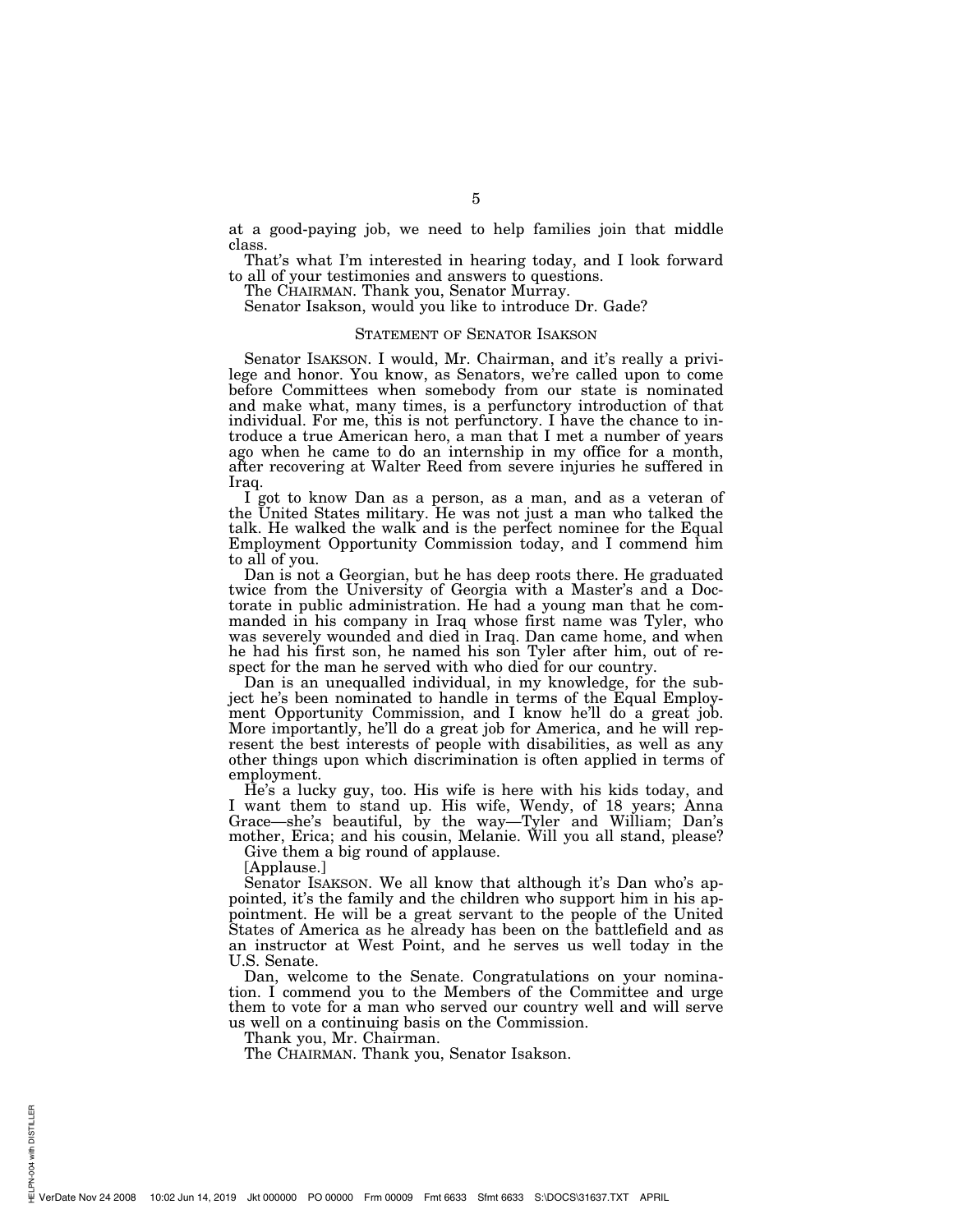at a good-paying job, we need to help families join that middle class.

That's what I'm interested in hearing today, and I look forward to all of your testimonies and answers to questions.

The CHAIRMAN. Thank you, Senator Murray.

Senator Isakson, would you like to introduce Dr. Gade?

## STATEMENT OF SENATOR ISAKSON

Senator ISAKSON. I would, Mr. Chairman, and it's really a privilege and honor. You know, as Senators, we're called upon to come before Committees when somebody from our state is nominated and make what, many times, is a perfunctory introduction of that individual. For me, this is not perfunctory. I have the chance to introduce a true American hero, a man that I met a number of years ago when he came to do an internship in my office for a month, after recovering at Walter Reed from severe injuries he suffered in Iraq.

I got to know Dan as a person, as a man, and as a veteran of the United States military. He was not just a man who talked the talk. He walked the walk and is the perfect nominee for the Equal Employment Opportunity Commission today, and I commend him to all of you.

Dan is not a Georgian, but he has deep roots there. He graduated twice from the University of Georgia with a Master's and a Doctorate in public administration. He had a young man that he commanded in his company in Iraq whose first name was Tyler, who was severely wounded and died in Iraq. Dan came home, and when he had his first son, he named his son Tyler after him, out of respect for the man he served with who died for our country.

Dan is an unequalled individual, in my knowledge, for the subject he's been nominated to handle in terms of the Equal Employment Opportunity Commission, and I know he'll do a great job. More importantly, he'll do a great job for America, and he will represent the best interests of people with disabilities, as well as any other things upon which discrimination is often applied in terms of employment.

He's a lucky guy, too. His wife is here with his kids today, and I want them to stand up. His wife, Wendy, of 18 years; Anna Grace—she's beautiful, by the way—Tyler and William; Dan's mother, Erica; and his cousin, Melanie. Will you all stand, please?

Give them a big round of applause.

[Applause.]

Senator ISAKSON. We all know that although it's Dan who's appointed, it's the family and the children who support him in his appointment. He will be a great servant to the people of the United States of America as he already has been on the battlefield and as an instructor at West Point, and he serves us well today in the U.S. Senate.

Dan, welcome to the Senate. Congratulations on your nomination. I commend you to the Members of the Committee and urge them to vote for a man who served our country well and will serve us well on a continuing basis on the Commission.

Thank you, Mr. Chairman.

The CHAIRMAN. Thank you, Senator Isakson.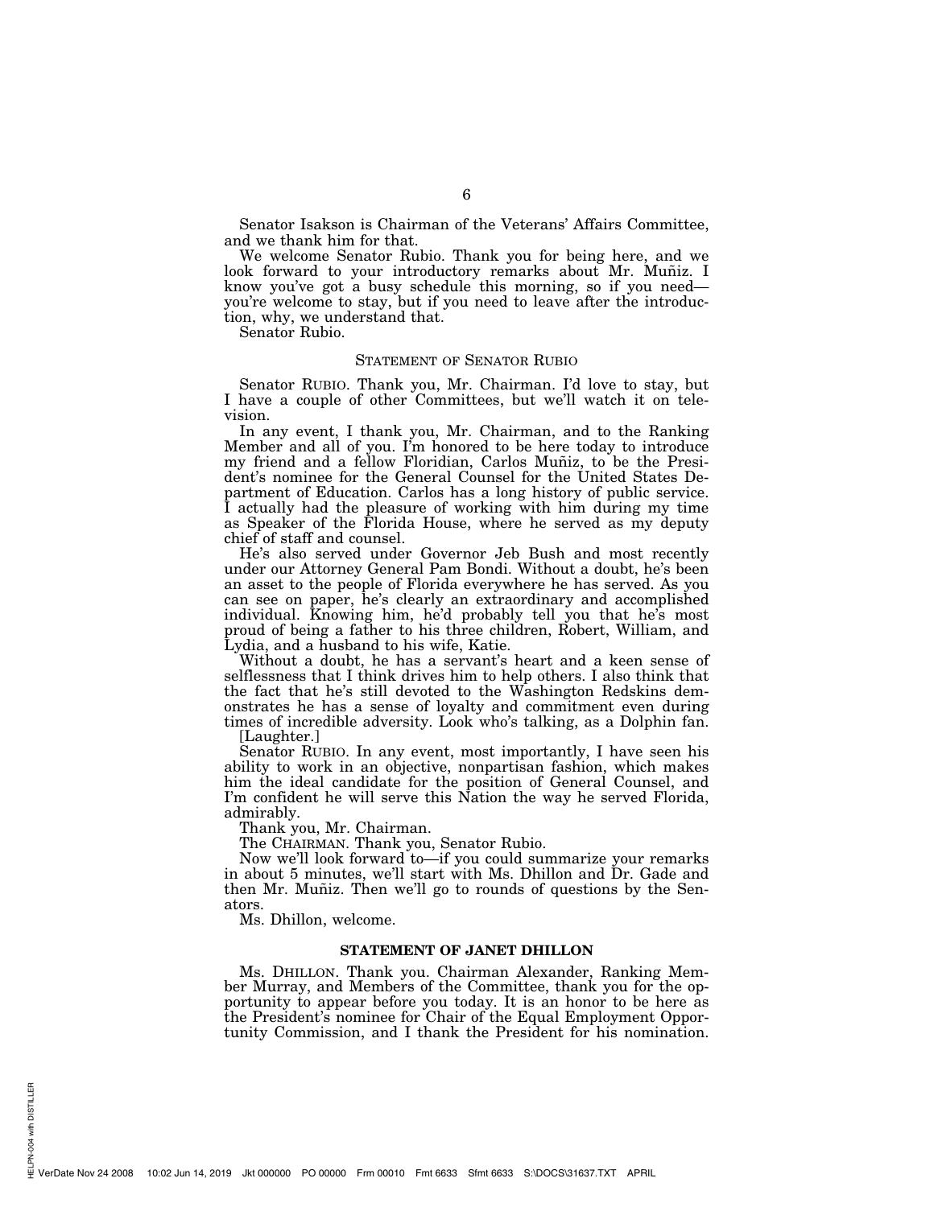Senator Isakson is Chairman of the Veterans' Affairs Committee, and we thank him for that.

We welcome Senator Rubio. Thank you for being here, and we look forward to your introductory remarks about Mr. Muñiz. I know you've got a busy schedule this morning, so if you need—you're welcome to stay, but if you need to leave after the introduction, why, we understand that.

Senator Rubio.

## STATEMENT OF SENATOR RUBIO

Senator RUBIO. Thank you, Mr. Chairman. I'd love to stay, but I have a couple of other Committees, but we'll watch it on television.

In any event, I thank you, Mr. Chairman, and to the Ranking Member and all of you. I'm honored to be here today to introduce my friend and a fellow Floridian, Carlos Muñiz, to be the President's nominee for the General Counsel for the United States Department of Education. Carlos has a long history of public service. I actually had the pleasure of working with him during my time as Speaker of the Florida House, where he served as my deputy chief of staff and counsel.

He's also served under Governor Jeb Bush and most recently under our Attorney General Pam Bondi. Without a doubt, he's been an asset to the people of Florida everywhere he has served. As you can see on paper, he's clearly an extraordinary and accomplished individual. Knowing him, he'd probably tell you that he's most proud of being a father to his three children, Robert, William, and Lydia, and a husband to his wife, Katie.

Without a doubt, he has a servant's heart and a keen sense of selflessness that I think drives him to help others. I also think that the fact that he's still devoted to the Washington Redskins demonstrates he has a sense of loyalty and commitment even during times of incredible adversity. Look who's talking, as a Dolphin fan.

[Laughter.]

Senator RUBIO. In any event, most importantly, I have seen his ability to work in an objective, nonpartisan fashion, which makes him the ideal candidate for the position of General Counsel, and I'm confident he will serve this Nation the way he served Florida, admirably.

Thank you, Mr. Chairman.

The CHAIRMAN. Thank you, Senator Rubio.

Now we'll look forward to—if you could summarize your remarks in about 5 minutes, we'll start with Ms. Dhillon and Dr. Gade and then Mr. Muñiz. Then we'll go to rounds of questions by the Senators.

Ms. Dhillon, welcome.

## STATEMENT OF JANET DHILLON

Ms. DHILLON. Thank you. Chairman Alexander, Ranking Member Murray, and Members of the Committee, thank you for the opportunity to appear before you today. It is an honor to be here as the President's nominee for Chair of the Equal Employment Opportunity Commission, and I thank the President for his nomination.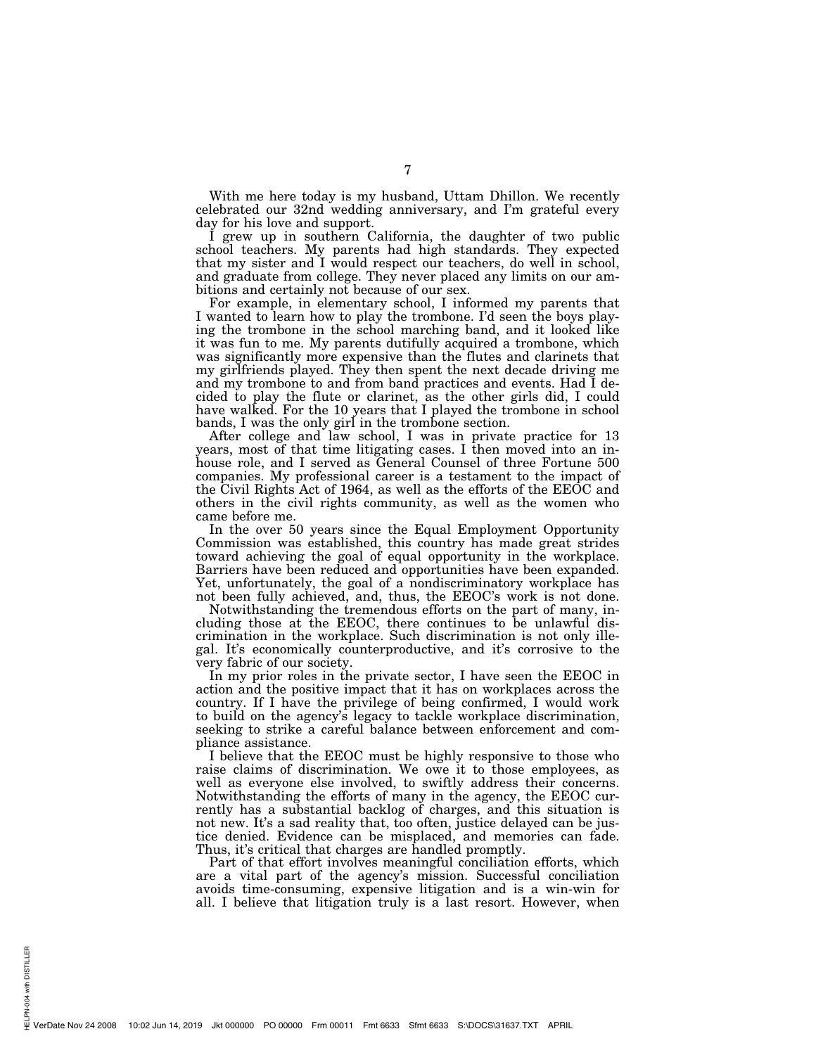With me here today is my husband, Uttam Dhillon. We recently celebrated our 32nd wedding anniversary, and I'm grateful every day for his love and support.

I grew up in southern California, the daughter of two public school teachers. My parents had high standards. They expected that my sister and I would respect our teachers, do well in school, and graduate from college. They never placed any limits on our ambitions and certainly not because of our sex.

For example, in elementary school, I informed my parents that I wanted to learn how to play the trombone. I'd seen the boys playing the trombone in the school marching band, and it looked like it was fun to me. My parents dutifully acquired a trombone, which was significantly more expensive than the flutes and clarinets that my girlfriends played. They then spent the next decade driving me and my trombone to and from band practices and events. Had I decided to play the flute or clarinet, as the other girls did, I could have walked. For the 10 years that I played the trombone in school bands, I was the only girl in the trombone section.

After college and law school, I was in private practice for 13 years, most of that time litigating cases. I then moved into an in-house role, and I served as General Counsel of three Fortune 500 companies. My professional career is a testament to the impact of the Civil Rights Act of 1964, as well as the efforts of the EEOC and others in the civil rights community, as well as the women who came before me.

In the over 50 years since the Equal Employment Opportunity Commission was established, this country has made great strides toward achieving the goal of equal opportunity in the workplace. Barriers have been reduced and opportunities have been expanded. Yet, unfortunately, the goal of a nondiscriminatory workplace has not been fully achieved, and, thus, the EEOC's work is not done.

Notwithstanding the tremendous efforts on the part of many, including those at the EEOC, there continues to be unlawful discrimination in the workplace. Such discrimination is not only illegal. It's economically counterproductive, and it's corrosive to the very fabric of our society.

In my prior roles in the private sector, I have seen the EEOC in action and the positive impact that it has on workplaces across the country. If I have the privilege of being confirmed, I would work to build on the agency's legacy to tackle workplace discrimination, seeking to strike a careful balance between enforcement and compliance assistance.

I believe that the EEOC must be highly responsive to those who raise claims of discrimination. We owe it to those employees, as well as everyone else involved, to swiftly address their concerns. Notwithstanding the efforts of many in the agency, the EEOC currently has a substantial backlog of charges, and this situation is not new. It's a sad reality that, too often, justice delayed can be justice denied. Evidence can be misplaced, and memories can fade. Thus, it's critical that charges are handled promptly.

Part of that effort involves meaningful conciliation efforts, which are a vital part of the agency's mission. Successful conciliation avoids time-consuming, expensive litigation and is a win-win for all. I believe that litigation truly is a last resort. However, when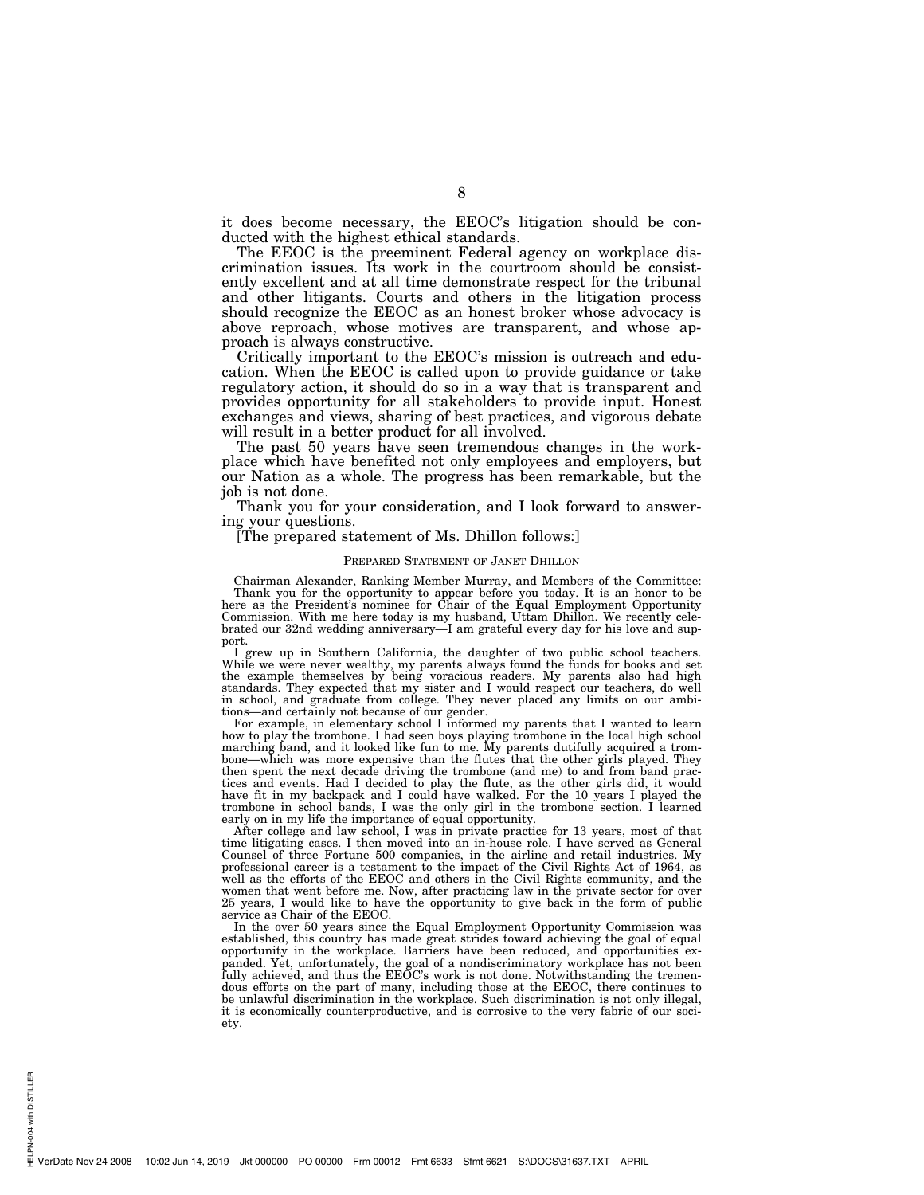it does become necessary, the EEOC's litigation should be conducted with the highest ethical standards.

The EEOC is the preeminent Federal agency on workplace discrimination issues. Its work in the courtroom should be consistently excellent and at all time demonstrate respect for the tribunal and other litigants. Courts and others in the litigation process should recognize the EEOC as an honest broker whose advocacy is above reproach, whose motives are transparent, and whose approach is always constructive.

Critically important to the EEOC's mission is outreach and education. When the EEOC is called upon to provide guidance or take regulatory action, it should do so in a way that is transparent and provides opportunity for all stakeholders to provide input. Honest exchanges and views, sharing of best practices, and vigorous debate will result in a better product for all involved.

The past 50 years have seen tremendous changes in the workplace which have benefited not only employees and employers, but our Nation as a whole. The progress has been remarkable, but the job is not done.

Thank you for your consideration, and I look forward to answering your questions.

[The prepared statement of Ms. Dhillon follows:]

PREPARED STATEMENT OF JANET DHILLON

Chairman Alexander, Ranking Member Murray, and Members of the Committee:

Thank you for the opportunity to appear before you today. It is an honor to be here as the President's nominee for Chair of the Equal Employment Opportunity Commission. With me here today is my husband, Uttam Dhillon. We recently celebrated our 32nd wedding anniversary—I am grateful every day for his love and support.

I grew up in Southern California, the daughter of two public school teachers. While we were never wealthy, my parents always found the funds for books and set the example themselves by being voracious readers. My parents also had high standards. They expected that my sister and I would respect our teachers, do well in school, and graduate from college. They never placed any limits on our ambitions—and certainly not because of our gender.

For example, in elementary school I informed my parents that I wanted to learn how to play the trombone. I had seen boys playing trombone in the local high school marching band, and it looked like fun to me. My parents dutifully acquired a trombone—which was more expensive than the flutes that the other girls played. They then spent the next decade driving the trombone (and me) to and from band practices and events. Had I decided to play the flute, as the other girls did, it would have fit in my backpack and I could have walked. For the 10 years I played the trombone in school bands, I was the only girl in the trombone section. I learned early on in my life the importance of equal opportunity.

After college and law school, I was in private practice for 13 years, most of that time litigating cases. I then moved into an in-house role. I have served as General Counsel of three Fortune 500 companies, in the airline and retail industries. My professional career is a testament to the impact of the Civil Rights Act of 1964, as well as the efforts of the EEOC and others in the Civil Rights community, and the women that went before me. Now, after practicing law in the private sector for over 25 years, I would like to have the opportunity to give back in the form of public service as Chair of the EEOC.

In the over 50 years since the Equal Employment Opportunity Commission was established, this country has made great strides toward achieving the goal of equal opportunity in the workplace. Barriers have been reduced, and opportunities expanded. Yet, unfortunately, the goal of a nondiscriminatory workplace has not been fully achieved, and thus the EEOC's work is not done. Notwithstanding the tremendous efforts on the part of many, including those at the EEOC, there continues to be unlawful discrimination in the workplace. Such discrimination is not only illegal, it is economically counterproductive, and is corrosive to the very fabric of our society.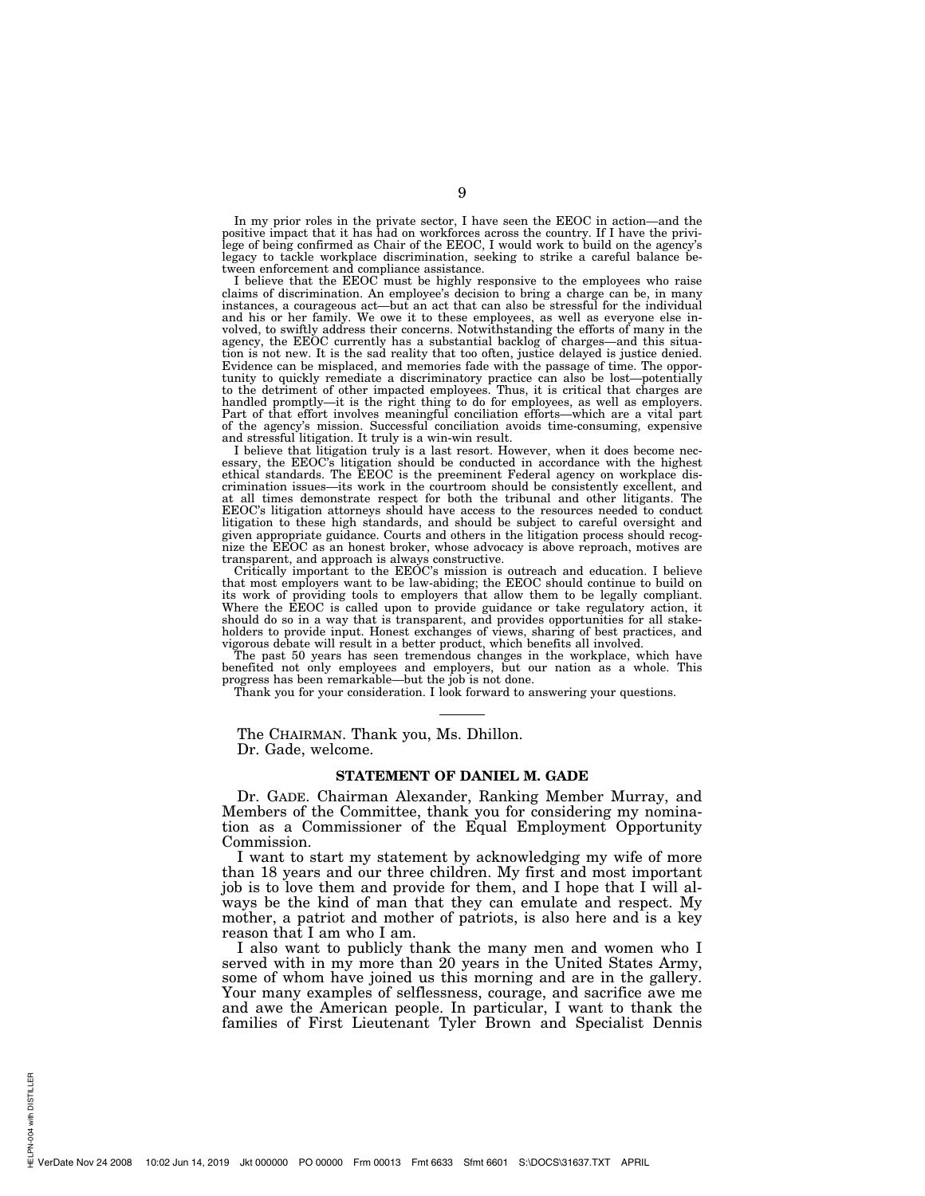In my prior roles in the private sector, I have seen the EEOC in action—and the positive impact that it has had on workforces across the country. If I have the privilege of being confirmed as Chair of the EEOC, I would work to build on the agency's legacy to tackle workplace discrimination, seeking to strike a careful balance between enforcement and compliance assistance.

I believe that the EEOC must be highly responsive to the employees who raise claims of discrimination. An employee's decision to bring a charge can be, in many instances, a courageous act—but an act that can also be stressful for the individual and his or her family. We owe it to these employees, as well as everyone else involved, to swiftly address their concerns. Notwithstanding the efforts of many in the agency, the EEOC currently has a substantial backlog of charges—and this situation is not new. It is the sad reality that too often, justice delayed is justice denied. Evidence can be misplaced, and memories fade with the passage of time. The opportunity to quickly remediate a discriminatory practice can also be lost—potentially to the detriment of other impacted employees. Thus, it is critical that charges are handled promptly—it is the right thing to do for employees, as well as employers. Part of that effort involves meaningful conciliation efforts—which are a vital part of the agency's mission. Successful conciliation avoids time-consuming, expensive and stressful litigation. It truly is a win-win result.

I believe that litigation truly is a last resort. However, when it does become necessary, the EEOC's litigation should be conducted in accordance with the highest ethical standards. The EEOC is the preeminent Federal agency on workplace discrimination issues—its work in the courtroom should be consistently excellent, and at all times demonstrate respect for both the tribunal and other litigants. The EEOC's litigation attorneys should have access to the resources needed to conduct litigation to these high standards, and should be subject to careful oversight and given appropriate guidance. Courts and others in the litigation process should recognize the EEOC as an honest broker, whose advocacy is above reproach, motives are transparent, and approach is always constructive.

Critically important to the EEOC's mission is outreach and education. I believe that most employers want to be law-abiding; the EEOC should continue to build on its work of providing tools to employers that allow them to be legally compliant. Where the EEOC is called upon to provide guidance or take regulatory action, it should do so in a way that is transparent, and provides opportunities for all stakeholders to provide input. Honest exchanges of views, sharing of best practices, and vigorous debate will result in a better product, which benefits all involved.

The past 50 years has seen tremendous changes in the workplace, which have benefited not only employees and employers, but our nation as a whole. This progress has been remarkable—but the job is not done.

Thank you for your consideration. I look forward to answering your questions.

---

The CHAIRMAN. Thank you, Ms. Dhillon.

Dr. Gade, welcome.

## STATEMENT OF DANIEL M. GADE

Dr. GADE. Chairman Alexander, Ranking Member Murray, and Members of the Committee, thank you for considering my nomination as a Commissioner of the Equal Employment Opportunity Commission.

I want to start my statement by acknowledging my wife of more than 18 years and our three children. My first and most important job is to love them and provide for them, and I hope that I will always be the kind of man that they can emulate and respect. My mother, a patriot and mother of patriots, is also here and is a key reason that I am who I am.

I also want to publicly thank the many men and women who I served with in my more than 20 years in the United States Army, some of whom have joined us this morning and are in the gallery. Your many examples of selflessness, courage, and sacrifice awe me and awe the American people. In particular, I want to thank the families of First Lieutenant Tyler Brown and Specialist Dennis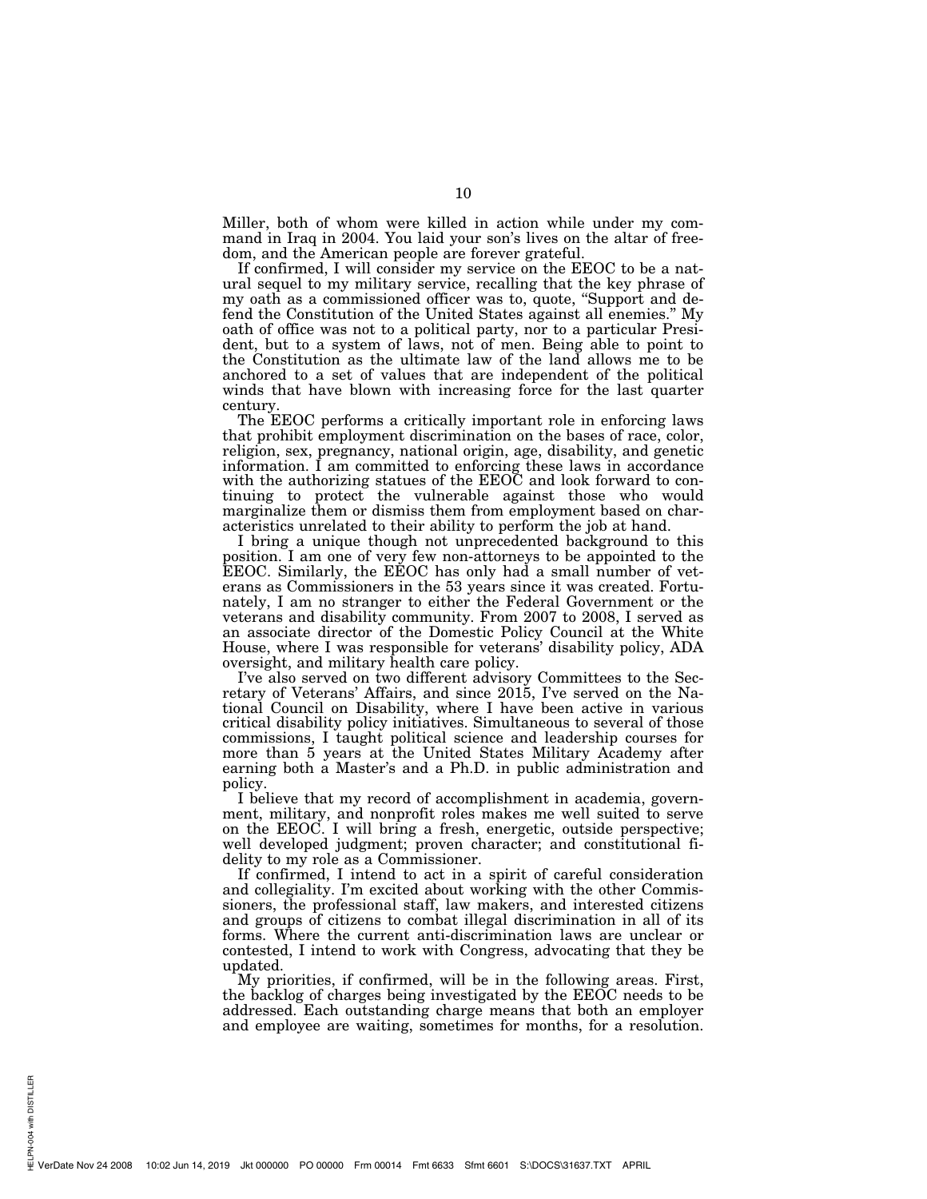Miller, both of whom were killed in action while under my command in Iraq in 2004. You laid your son's lives on the altar of freedom, and the American people are forever grateful.

If confirmed, I will consider my service on the EEOC to be a natural sequel to my military service, recalling that the key phrase of my oath as a commissioned officer was to, quote, "Support and defend the Constitution of the United States against all enemies." My oath of office was not to a political party, nor to a particular President, but to a system of laws, not of men. Being able to point to the Constitution as the ultimate law of the land allows me to be anchored to a set of values that are independent of the political winds that have blown with increasing force for the last quarter century.

The EEOC performs a critically important role in enforcing laws that prohibit employment discrimination on the bases of race, color, religion, sex, pregnancy, national origin, age, disability, and genetic information. I am committed to enforcing these laws in accordance with the authorizing statues of the EEOC and look forward to continuing to protect the vulnerable against those who would marginalize them or dismiss them from employment based on characteristics unrelated to their ability to perform the job at hand.

I bring a unique though not unprecedented background to this position. I am one of very few non-attorneys to be appointed to the EEOC. Similarly, the EEOC has only had a small number of veterans as Commissioners in the 53 years since it was created. Fortunately, I am no stranger to either the Federal Government or the veterans and disability community. From 2007 to 2008, I served as an associate director of the Domestic Policy Council at the White House, where I was responsible for veterans' disability policy, ADA oversight, and military health care policy.

I've also served on two different advisory Committees to the Secretary of Veterans' Affairs, and since 2015, I've served on the National Council on Disability, where I have been active in various critical disability policy initiatives. Simultaneous to several of those commissions, I taught political science and leadership courses for more than 5 years at the United States Military Academy after earning both a Master's and a Ph.D. in public administration and policy.

I believe that my record of accomplishment in academia, government, military, and nonprofit roles makes me well suited to serve on the EEOC. I will bring a fresh, energetic, outside perspective; well developed judgment; proven character; and constitutional fidelity to my role as a Commissioner.

If confirmed, I intend to act in a spirit of careful consideration and collegiality. I'm excited about working with the other Commissioners, the professional staff, law makers, and interested citizens and groups of citizens to combat illegal discrimination in all of its forms. Where the current anti-discrimination laws are unclear or contested, I intend to work with Congress, advocating that they be updated.

My priorities, if confirmed, will be in the following areas. First, the backlog of charges being investigated by the EEOC needs to be addressed. Each outstanding charge means that both an employer and employee are waiting, sometimes for months, for a resolution.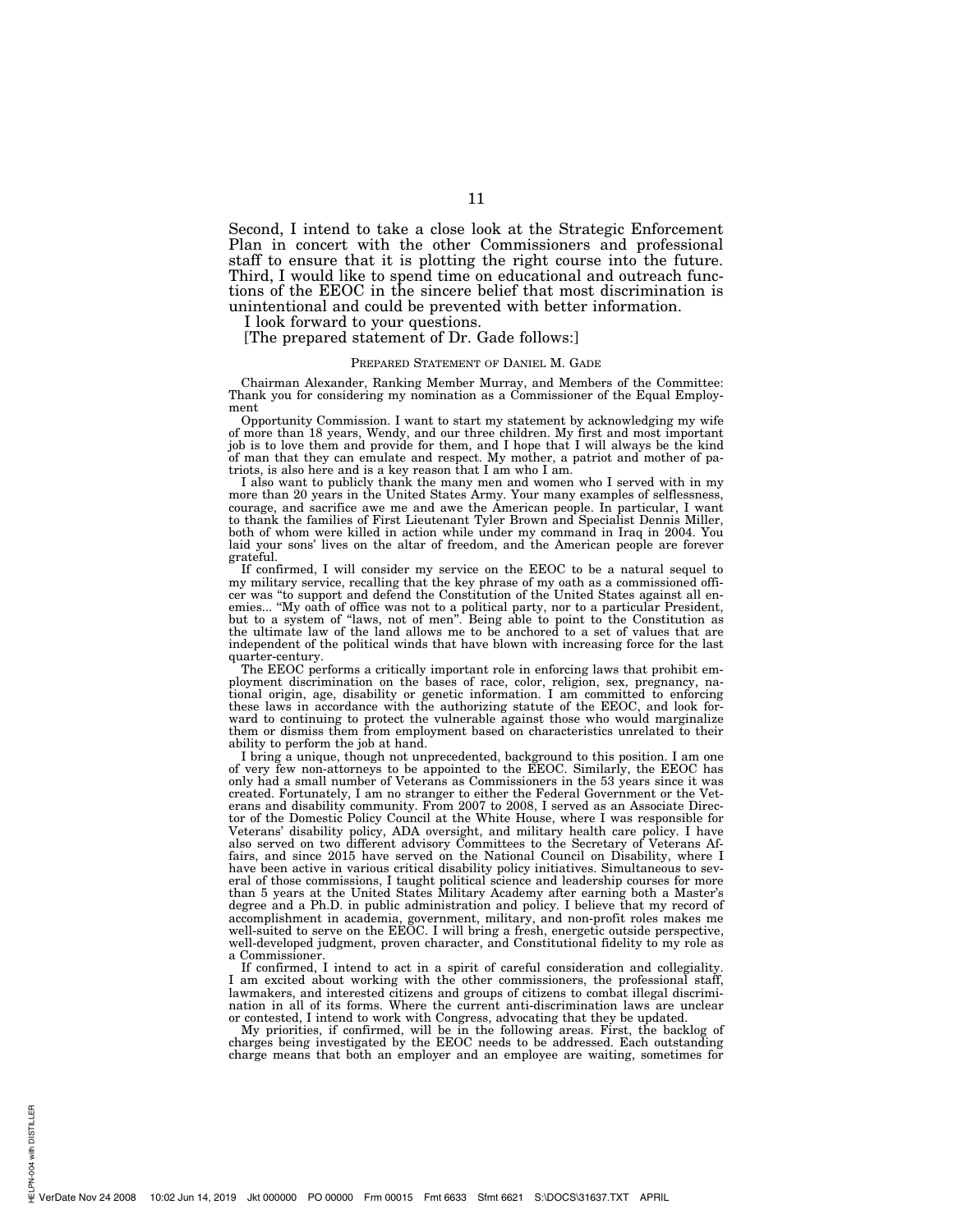Second, I intend to take a close look at the Strategic Enforcement Plan in concert with the other Commissioners and professional staff to ensure that it is plotting the right course into the future. Third, I would like to spend time on educational and outreach functions of the EEOC in the sincere belief that most discrimination is unintentional and could be prevented with better information.

I look forward to your questions.

[The prepared statement of Dr. Gade follows:]

PREPARED STATEMENT OF DANIEL M. GADE

Chairman Alexander, Ranking Member Murray, and Members of the Committee: Thank you for considering my nomination as a Commissioner of the Equal Employment

Opportunity Commission. I want to start my statement by acknowledging my wife of more than 18 years, Wendy, and our three children. My first and most important job is to love them and provide for them, and I hope that I will always be the kind of man that they can emulate and respect. My mother, a patriot and mother of patriots, is also here and is a key reason that I am who I am.

I also want to publicly thank the many men and women who I served with in my more than 20 years in the United States Army. Your many examples of selflessness, courage, and sacrifice awe me and awe the American people. In particular, I want to thank the families of First Lieutenant Tyler Brown and Specialist Dennis Miller, both of whom were killed in action while under my command in Iraq in 2004. You laid your sons' lives on the altar of freedom, and the American people are forever grateful.

If confirmed, I will consider my service on the EEOC to be a natural sequel to my military service, recalling that the key phrase of my oath as a commissioned officer was "to support and defend the Constitution of the United States against all enemies... "My oath of office was not to a political party, nor to a particular President, but to a system of "laws, not of men". Being able to point to the Constitution as the ultimate law of the land allows me to be anchored to a set of values that are independent of the political winds that have blown with increasing force for the last quarter-century.

The EEOC performs a critically important role in enforcing laws that prohibit employment discrimination on the bases of race, color, religion, sex, pregnancy, national origin, age, disability or genetic information. I am committed to enforcing these laws in accordance with the authorizing statute of the EEOC, and look forward to continuing to protect the vulnerable against those who would marginalize them or dismiss them from employment based on characteristics unrelated to their ability to perform the job at hand.

I bring a unique, though not unprecedented, background to this position. I am one of very few non-attorneys to be appointed to the EEOC. Similarly, the EEOC has only had a small number of Veterans as Commissioners in the 53 years since it was created. Fortunately, I am no stranger to either the Federal Government or the Veterans and disability community. From 2007 to 2008, I served as an Associate Director of the Domestic Policy Council at the White House, where I was responsible for Veterans' disability policy, ADA oversight, and military health care policy. I have also served on two different advisory Committees to the Secretary of Veterans Affairs, and since 2015 have served on the National Council on Disability, where I have been active in various critical disability policy initiatives. Simultaneous to several of those commissions, I taught political science and leadership courses for more than 5 years at the United States Military Academy after earning both a Master's degree and a Ph.D. in public administration and policy. I believe that my record of accomplishment in academia, government, military, and non-profit roles makes me well-suited to serve on the EEOC. I will bring a fresh, energetic outside perspective, well-developed judgment, proven character, and Constitutional fidelity to my role as a Commissioner.

If confirmed, I intend to act in a spirit of careful consideration and collegiality. I am excited about working with the other commissioners, the professional staff, lawmakers, and interested citizens and groups of citizens to combat illegal discrimination in all of its forms. Where the current anti-discrimination laws are unclear or contested, I intend to work with Congress, advocating that they be updated.

My priorities, if confirmed, will be in the following areas. First, the backlog of charges being investigated by the EEOC needs to be addressed. Each outstanding charge means that both an employer and an employee are waiting, sometimes for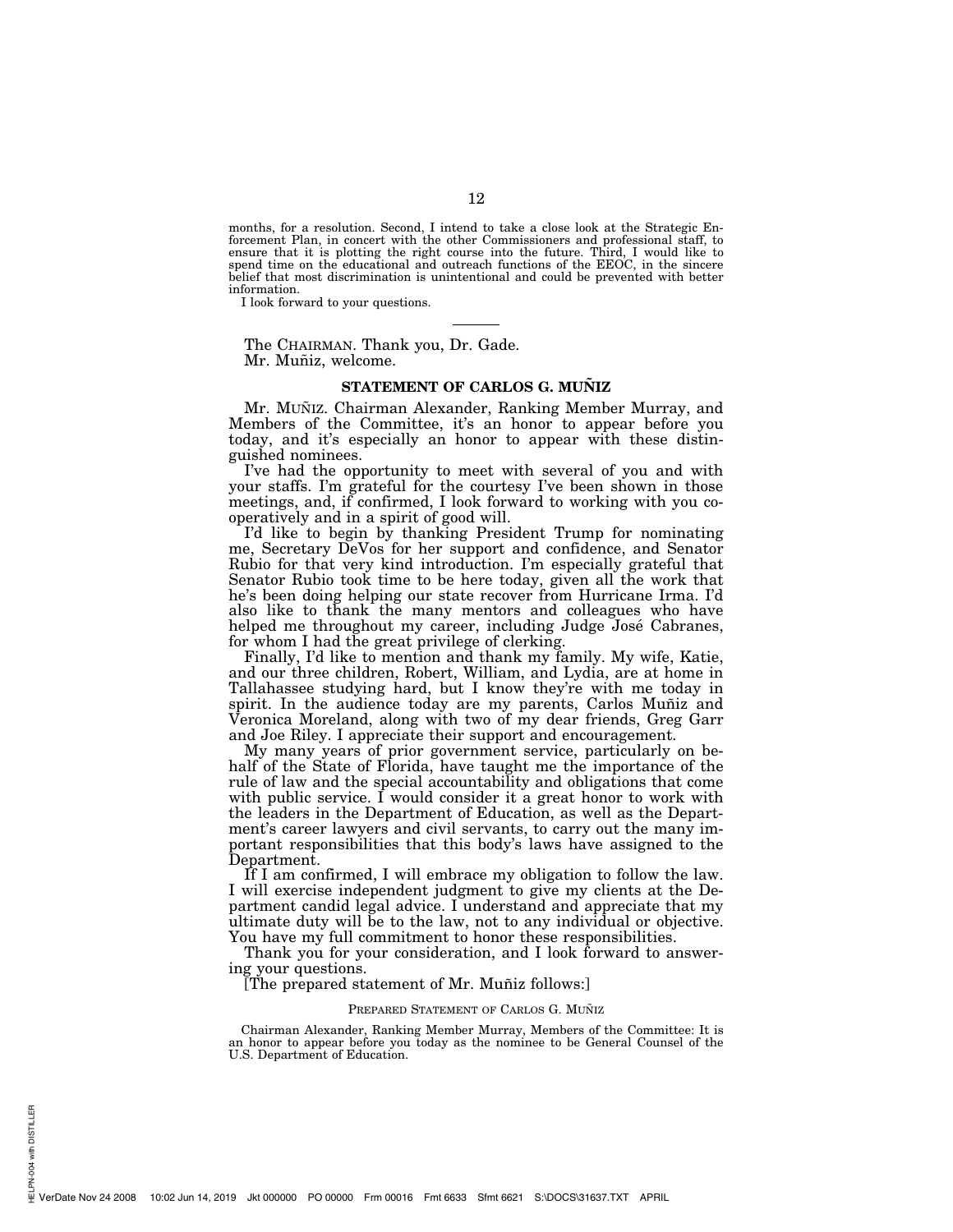months, for a resolution. Second, I intend to take a close look at the Strategic Enforcement Plan, in concert with the other Commissioners and professional staff, to ensure that it is plotting the right course into the future. Third, I would like to spend time on the educational and outreach functions of the EEOC, in the sincere belief that most discrimination is unintentional and could be prevented with better information.

I look forward to your questions.

---

The CHAIRMAN. Thank you, Dr. Gade.

Mr. Muñiz, welcome.

## STATEMENT OF CARLOS G. MUÑIZ

Mr. MUÑIZ. Chairman Alexander, Ranking Member Murray, and Members of the Committee, it's an honor to appear before you today, and it's especially an honor to appear with these distinguished nominees.

I've had the opportunity to meet with several of you and with your staffs. I'm grateful for the courtesy I've been shown in those meetings, and, if confirmed, I look forward to working with you cooperatively and in a spirit of good will.

I'd like to begin by thanking President Trump for nominating me, Secretary DeVos for her support and confidence, and Senator Rubio for that very kind introduction. I'm especially grateful that Senator Rubio took time to be here today, given all the work that he's been doing helping our state recover from Hurricane Irma. I'd also like to thank the many mentors and colleagues who have helped me throughout my career, including Judge José Cabranes, for whom I had the great privilege of clerking.

Finally, I'd like to mention and thank my family. My wife, Katie, and our three children, Robert, William, and Lydia, are at home in Tallahassee studying hard, but I know they're with me today in spirit. In the audience today are my parents, Carlos Muñiz and Veronica Moreland, along with two of my dear friends, Greg Garr and Joe Riley. I appreciate their support and encouragement.

My many years of prior government service, particularly on behalf of the State of Florida, have taught me the importance of the rule of law and the special accountability and obligations that come with public service. I would consider it a great honor to work with the leaders in the Department of Education, as well as the Department's career lawyers and civil servants, to carry out the many important responsibilities that this body's laws have assigned to the Department.

If I am confirmed, I will embrace my obligation to follow the law. I will exercise independent judgment to give my clients at the Department candid legal advice. I understand and appreciate that my ultimate duty will be to the law, not to any individual or objective. You have my full commitment to honor these responsibilities.

Thank you for your consideration, and I look forward to answering your questions.

[The prepared statement of Mr. Muñiz follows:]

PREPARED STATEMENT OF CARLOS G. MUÑIZ

Chairman Alexander, Ranking Member Murray, Members of the Committee: It is an honor to appear before you today as the nominee to be General Counsel of the U.S. Department of Education.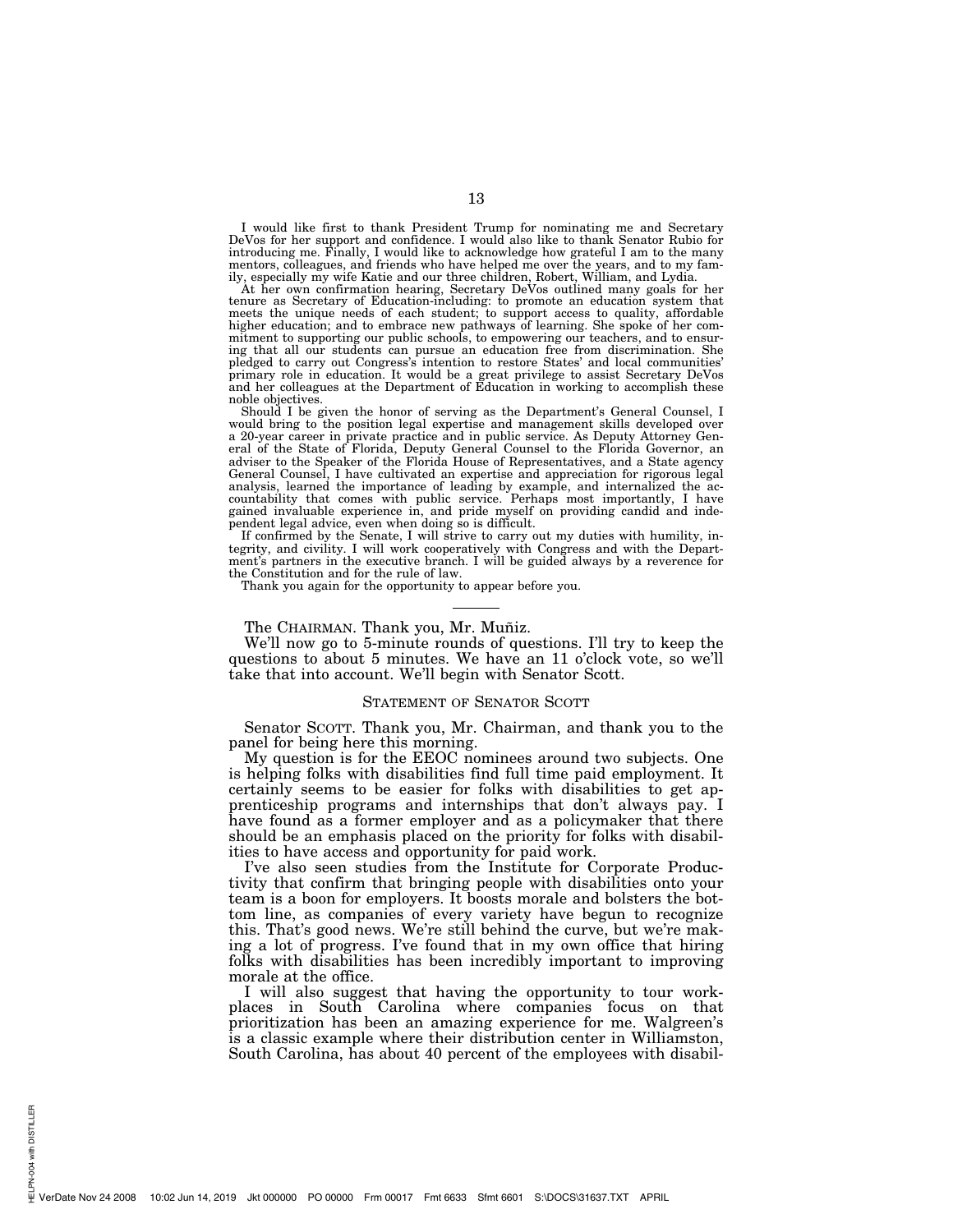I would like first to thank President Trump for nominating me and Secretary DeVos for her support and confidence. I would also like to thank Senator Rubio for introducing me. Finally, I would like to acknowledge how grateful I am to the many mentors, colleagues, and friends who have helped me over the years, and to my family, especially my wife Katie and our three children, Robert, William, and Lydia.

At her own confirmation hearing, Secretary DeVos outlined many goals for her tenure as Secretary of Education-including: to promote an education system that meets the unique needs of each student; to support access to quality, affordable higher education; and to embrace new pathways of learning. She spoke of her commitment to supporting our public schools, to empowering our teachers, and to ensuring that all our students can pursue an education free from discrimination. She pledged to carry out Congress's intention to restore States' and local communities' primary role in education. It would be a great privilege to assist Secretary DeVos and her colleagues at the Department of Education in working to accomplish these noble objectives.

Should I be given the honor of serving as the Department's General Counsel, I would bring to the position legal expertise and management skills developed over a 20-year career in private practice and in public service. As Deputy Attorney General of the State of Florida, Deputy General Counsel to the Florida Governor, an adviser to the Speaker of the Florida House of Representatives, and a State agency General Counsel, I have cultivated an expertise and appreciation for rigorous legal analysis, learned the importance of leading by example, and internalized the accountability that comes with public service. Perhaps most importantly, I have gained invaluable experience in, and pride myself on providing candid and independent legal advice, even when doing so is difficult.

If confirmed by the Senate, I will strive to carry out my duties with humility, integrity, and civility. I will work cooperatively with Congress and with the Department's partners in the executive branch. I will be guided always by a reverence for the Constitution and for the rule of law.

Thank you again for the opportunity to appear before you.

---

The CHAIRMAN. Thank you, Mr. Muñiz.

We'll now go to 5-minute rounds of questions. I'll try to keep the questions to about 5 minutes. We have an 11 o'clock vote, so we'll take that into account. We'll begin with Senator Scott.

## STATEMENT OF SENATOR SCOTT

Senator SCOTT. Thank you, Mr. Chairman, and thank you to the panel for being here this morning.

My question is for the EEOC nominees around two subjects. One is helping folks with disabilities find full time paid employment. It certainly seems to be easier for folks with disabilities to get apprenticeship programs and internships that don't always pay. I have found as a former employer and as a policymaker that there should be an emphasis placed on the priority for folks with disabilities to have access and opportunity for paid work.

I've also seen studies from the Institute for Corporate Productivity that confirm that bringing people with disabilities onto your team is a boon for employers. It boosts morale and bolsters the bottom line, as companies of every variety have begun to recognize this. That's good news. We're still behind the curve, but we're making a lot of progress. I've found that in my own office that hiring folks with disabilities has been incredibly important to improving morale at the office.

I will also suggest that having the opportunity to tour workplaces in South Carolina where companies focus on that prioritization has been an amazing experience for me. Walgreen's is a classic example where their distribution center in Williamston, South Carolina, has about 40 percent of the employees with disabil-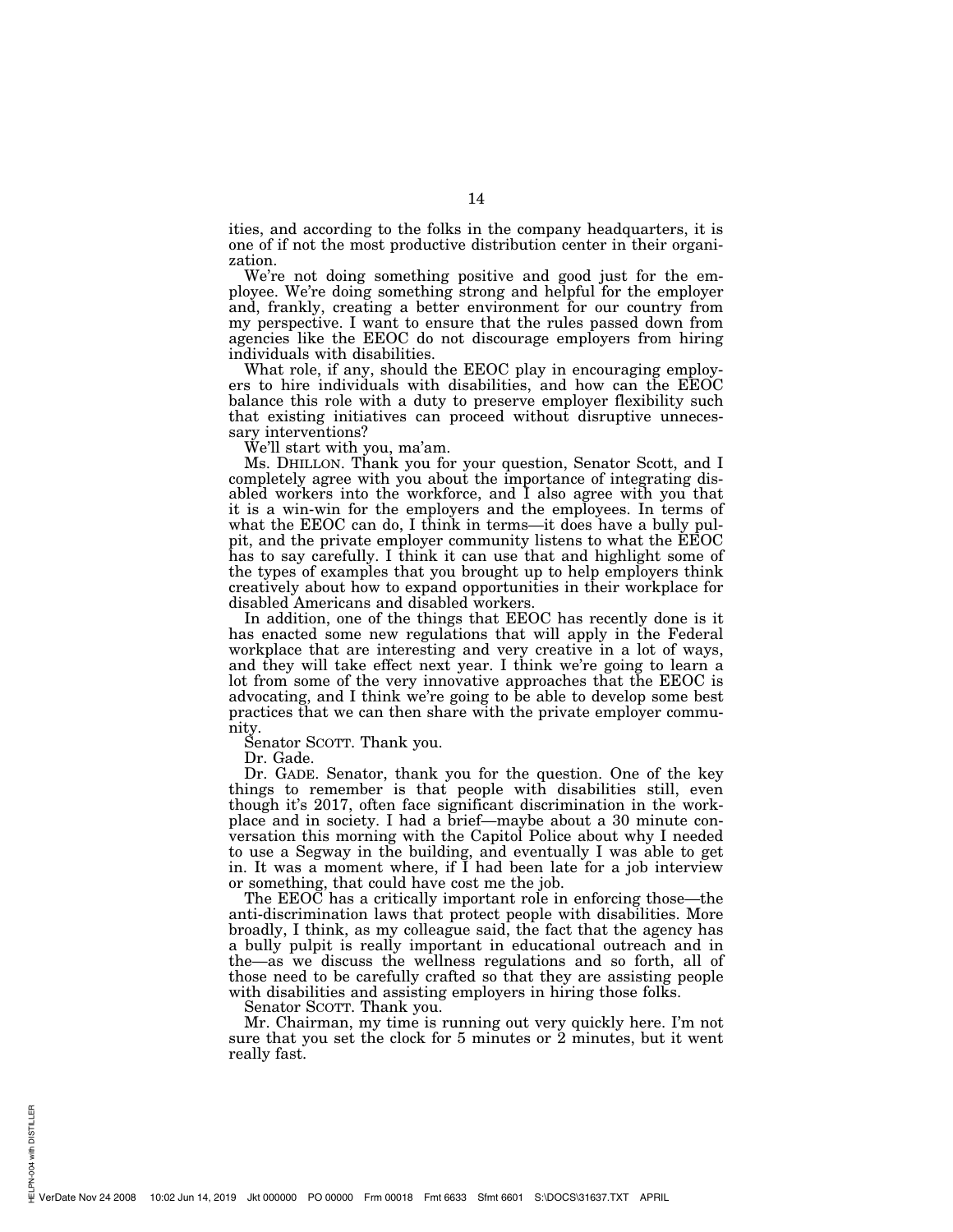ities, and according to the folks in the company headquarters, it is one of if not the most productive distribution center in their organization.

We're not doing something positive and good just for the employee. We're doing something strong and helpful for the employer and, frankly, creating a better environment for our country from my perspective. I want to ensure that the rules passed down from agencies like the EEOC do not discourage employers from hiring individuals with disabilities.

What role, if any, should the EEOC play in encouraging employers to hire individuals with disabilities, and how can the EEOC balance this role with a duty to preserve employer flexibility such that existing initiatives can proceed without disruptive unnecessary interventions?

We'll start with you, ma'am.

Ms. DHILLON. Thank you for your question, Senator Scott, and I completely agree with you about the importance of integrating disabled workers into the workforce, and I also agree with you that it is a win-win for the employers and the employees. In terms of what the EEOC can do, I think in terms—it does have a bully pulpit, and the private employer community listens to what the EEOC has to say carefully. I think it can use that and highlight some of the types of examples that you brought up to help employers think creatively about how to expand opportunities in their workplace for disabled Americans and disabled workers.

In addition, one of the things that EEOC has recently done is it has enacted some new regulations that will apply in the Federal workplace that are interesting and very creative in a lot of ways, and they will take effect next year. I think we're going to learn a lot from some of the very innovative approaches that the EEOC is advocating, and I think we're going to be able to develop some best practices that we can then share with the private employer community.

Senator SCOTT. Thank you.

Dr. Gade.

Dr. GADE. Senator, thank you for the question. One of the key things to remember is that people with disabilities still, even though it's 2017, often face significant discrimination in the workplace and in society. I had a brief—maybe about a 30 minute conversation this morning with the Capitol Police about why I needed to use a Segway in the building, and eventually I was able to get in. It was a moment where, if I had been late for a job interview or something, that could have cost me the job.

The EEOC has a critically important role in enforcing those—the anti-discrimination laws that protect people with disabilities. More broadly, I think, as my colleague said, the fact that the agency has a bully pulpit is really important in educational outreach and in the—as we discuss the wellness regulations and so forth, all of those need to be carefully crafted so that they are assisting people with disabilities and assisting employers in hiring those folks.

Senator SCOTT. Thank you.

Mr. Chairman, my time is running out very quickly here. I'm not sure that you set the clock for 5 minutes or 2 minutes, but it went really fast.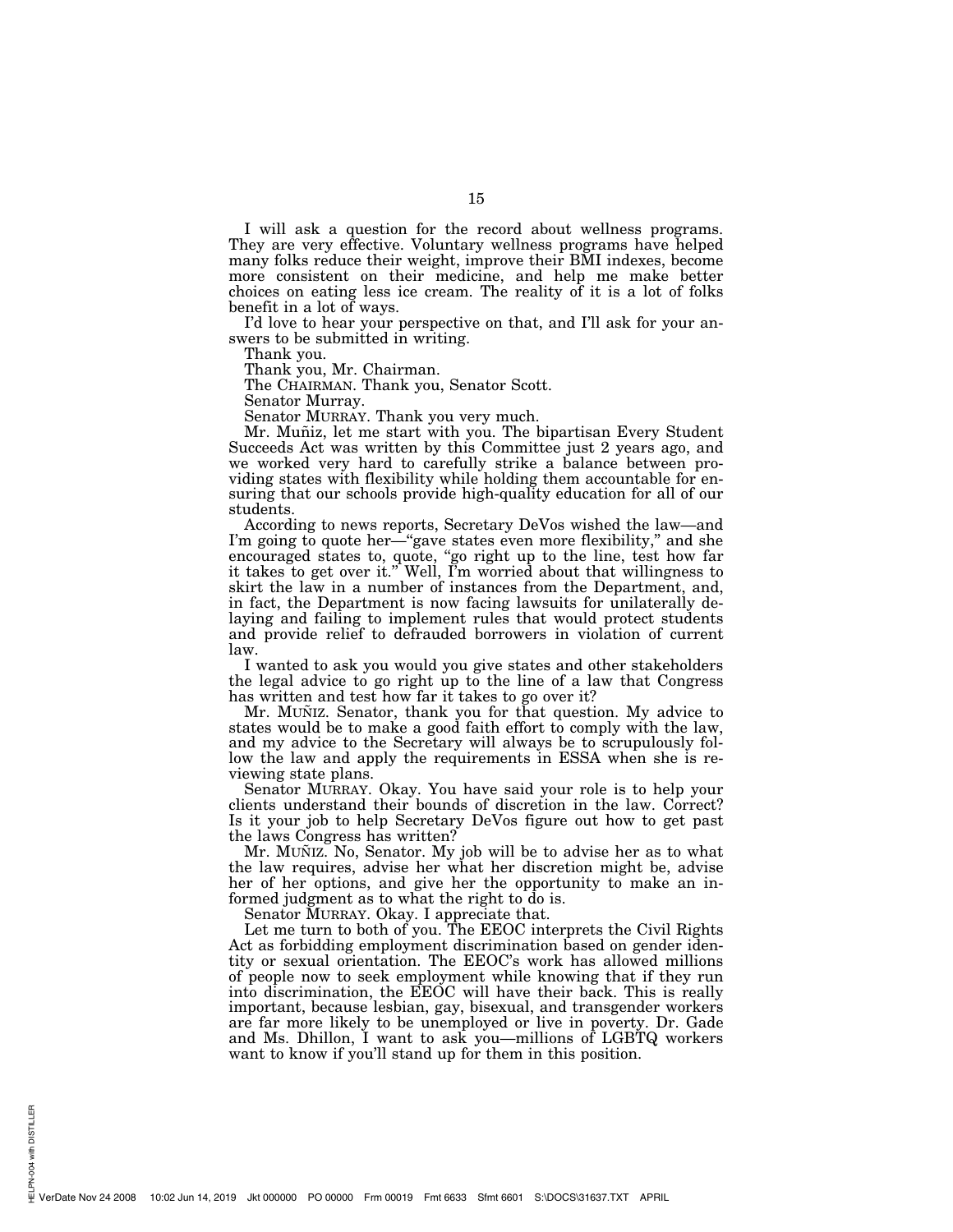I will ask a question for the record about wellness programs. They are very effective. Voluntary wellness programs have helped many folks reduce their weight, improve their BMI indexes, become more consistent on their medicine, and help me make better choices on eating less ice cream. The reality of it is a lot of folks benefit in a lot of ways.

I'd love to hear your perspective on that, and I'll ask for your answers to be submitted in writing.

Thank you.

Thank you, Mr. Chairman.

The CHAIRMAN. Thank you, Senator Scott.

Senator Murray.

Senator MURRAY. Thank you very much.

Mr. Muñiz, let me start with you. The bipartisan Every Student Succeeds Act was written by this Committee just 2 years ago, and we worked very hard to carefully strike a balance between providing states with flexibility while holding them accountable for ensuring that our schools provide high-quality education for all of our students.

According to news reports, Secretary DeVos wished the law—and I'm going to quote her—"gave states even more flexibility," and she encouraged states to, quote, "go right up to the line, test how far it takes to get over it." Well, I'm worried about that willingness to skirt the law in a number of instances from the Department, and, in fact, the Department is now facing lawsuits for unilaterally delaying and failing to implement rules that would protect students and provide relief to defrauded borrowers in violation of current law.

I wanted to ask you would you give states and other stakeholders the legal advice to go right up to the line of a law that Congress has written and test how far it takes to go over it?

Mr. MUÑIZ. Senator, thank you for that question. My advice to states would be to make a good faith effort to comply with the law, and my advice to the Secretary will always be to scrupulously follow the law and apply the requirements in ESSA when she is reviewing state plans.

Senator MURRAY. Okay. You have said your role is to help your clients understand their bounds of discretion in the law. Correct? Is it your job to help Secretary DeVos figure out how to get past the laws Congress has written?

Mr. MUÑIZ. No, Senator. My job will be to advise her as to what the law requires, advise her what her discretion might be, advise her of her options, and give her the opportunity to make an informed judgment as to what the right to do is.

Senator MURRAY. Okay. I appreciate that.

Let me turn to both of you. The EEOC interprets the Civil Rights Act as forbidding employment discrimination based on gender identity or sexual orientation. The EEOC's work has allowed millions of people now to seek employment while knowing that if they run into discrimination, the EEOC will have their back. This is really important, because lesbian, gay, bisexual, and transgender workers are far more likely to be unemployed or live in poverty. Dr. Gade and Ms. Dhillon, I want to ask you—millions of LGBTQ workers want to know if you'll stand up for them in this position.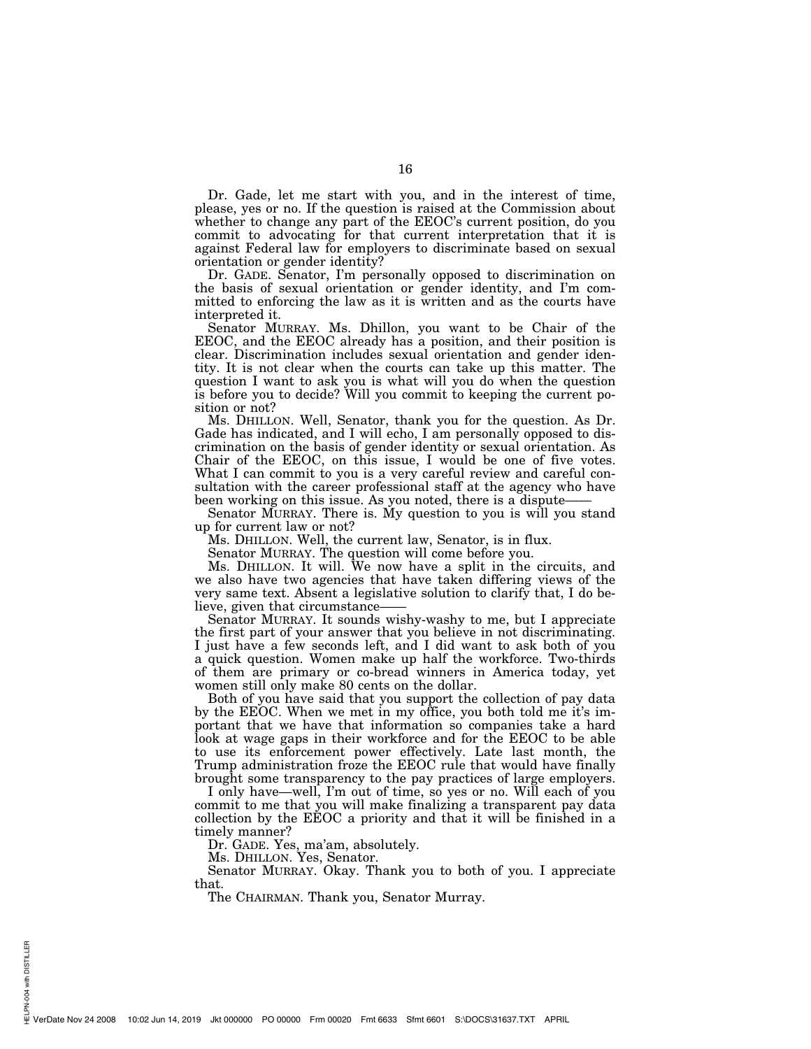Dr. Gade, let me start with you, and in the interest of time, please, yes or no. If the question is raised at the Commission about whether to change any part of the EEOC's current position, do you commit to advocating for that current interpretation that it is against Federal law for employers to discriminate based on sexual orientation or gender identity?

Dr. GADE. Senator, I'm personally opposed to discrimination on the basis of sexual orientation or gender identity, and I'm committed to enforcing the law as it is written and as the courts have interpreted it.

Senator MURRAY. Ms. Dhillon, you want to be Chair of the EEOC, and the EEOC already has a position, and their position is clear. Discrimination includes sexual orientation and gender identity. It is not clear when the courts can take up this matter. The question I want to ask you is what will you do when the question is before you to decide? Will you commit to keeping the current position or not?

Ms. DHILLON. Well, Senator, thank you for the question. As Dr. Gade has indicated, and I will echo, I am personally opposed to discrimination on the basis of gender identity or sexual orientation. As Chair of the EEOC, on this issue, I would be one of five votes. What I can commit to you is a very careful review and careful consultation with the career professional staff at the agency who have been working on this issue. As you noted, there is a dispute——

Senator MURRAY. There is. My question to you is will you stand up for current law or not?

Ms. DHILLON. Well, the current law, Senator, is in flux.

Senator MURRAY. The question will come before you.

Ms. DHILLON. It will. We now have a split in the circuits, and we also have two agencies that have taken differing views of the very same text. Absent a legislative solution to clarify that, I do believe, given that circumstance——

Senator MURRAY. It sounds wishy-washy to me, but I appreciate the first part of your answer that you believe in not discriminating. I just have a few seconds left, and I did want to ask both of you a quick question. Women make up half the workforce. Two-thirds of them are primary or co-bread winners in America today, yet women still only make 80 cents on the dollar.

Both of you have said that you support the collection of pay data by the EEOC. When we met in my office, you both told me it's important that we have that information so companies take a hard look at wage gaps in their workforce and for the EEOC to be able to use its enforcement power effectively. Late last month, the Trump administration froze the EEOC rule that would have finally brought some transparency to the pay practices of large employers.

I only have—well, I'm out of time, so yes or no. Will each of you commit to me that you will make finalizing a transparent pay data collection by the EEOC a priority and that it will be finished in a timely manner?

Dr. GADE. Yes, ma'am, absolutely.

Ms. DHILLON. Yes, Senator.

Senator MURRAY. Okay. Thank you to both of you. I appreciate that.

The CHAIRMAN. Thank you, Senator Murray.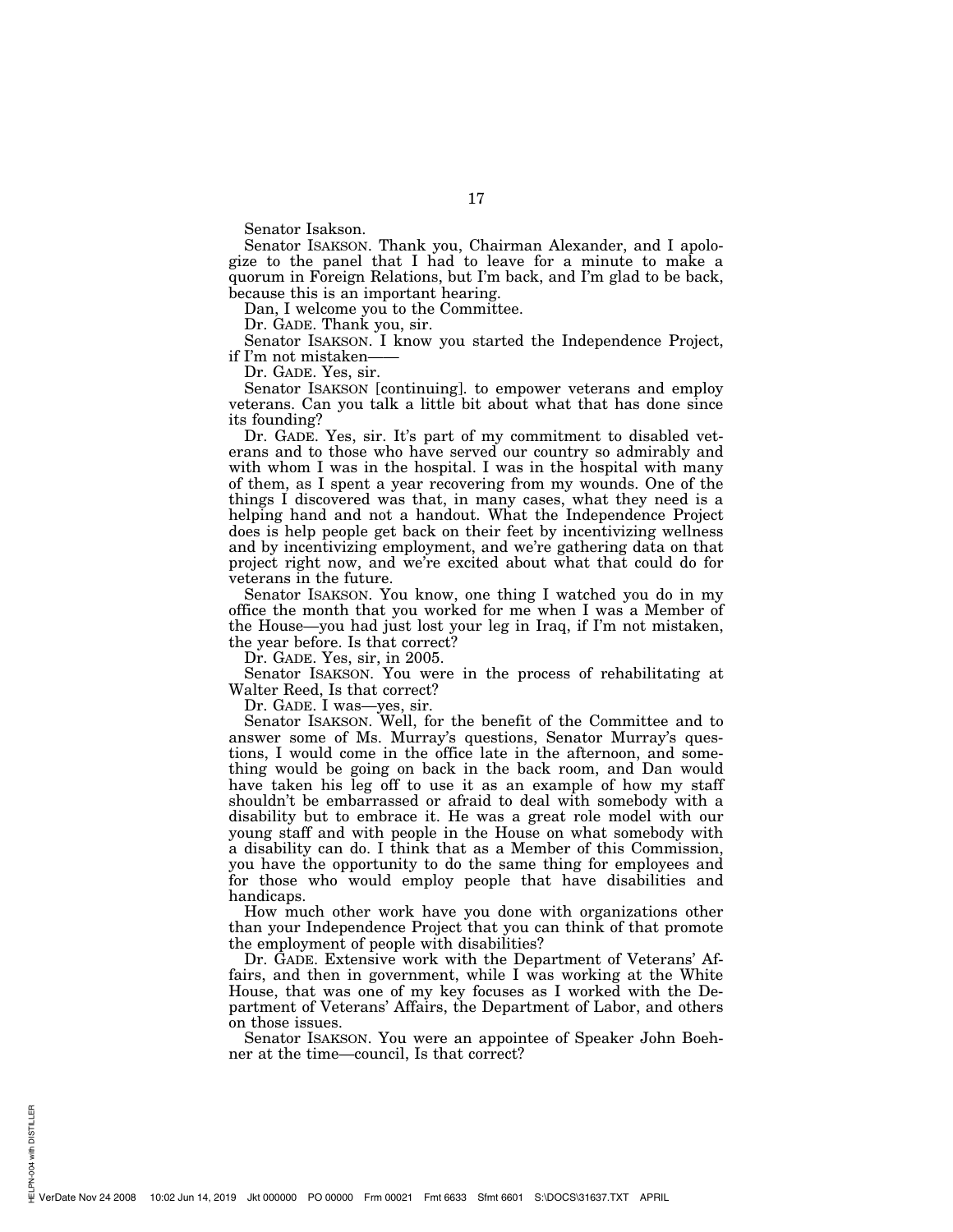Senator Isakson.

Senator ISAKSON. Thank you, Chairman Alexander, and I apologize to the panel that I had to leave for a minute to make a quorum in Foreign Relations, but I'm back, and I'm glad to be back, because this is an important hearing.

Dan, I welcome you to the Committee.

Dr. GADE. Thank you, sir.

Senator ISAKSON. I know you started the Independence Project, if I'm not mistaken——

Dr. GADE. Yes, sir.

Senator ISAKSON [continuing]. to empower veterans and employ veterans. Can you talk a little bit about what that has done since its founding?

Dr. GADE. Yes, sir. It's part of my commitment to disabled veterans and to those who have served our country so admirably and with whom I was in the hospital. I was in the hospital with many of them, as I spent a year recovering from my wounds. One of the things I discovered was that, in many cases, what they need is a helping hand and not a handout. What the Independence Project does is help people get back on their feet by incentivizing wellness and by incentivizing employment, and we're gathering data on that project right now, and we're excited about what that could do for veterans in the future.

Senator ISAKSON. You know, one thing I watched you do in my office the month that you worked for me when I was a Member of the House—you had just lost your leg in Iraq, if I'm not mistaken, the year before. Is that correct?

Dr. GADE. Yes, sir, in 2005.

Senator ISAKSON. You were in the process of rehabilitating at Walter Reed, Is that correct?

Dr. GADE. I was—yes, sir.

Senator ISAKSON. Well, for the benefit of the Committee and to answer some of Ms. Murray's questions, Senator Murray's questions, I would come in the office late in the afternoon, and something would be going on back in the back room, and Dan would have taken his leg off to use it as an example of how my staff shouldn't be embarrassed or afraid to deal with somebody with a disability but to embrace it. He was a great role model with our young staff and with people in the House on what somebody with a disability can do. I think that as a Member of this Commission, you have the opportunity to do the same thing for employees and for those who would employ people that have disabilities and handicaps.

How much other work have you done with organizations other than your Independence Project that you can think of that promote the employment of people with disabilities?

Dr. GADE. Extensive work with the Department of Veterans' Affairs, and then in government, while I was working at the White House, that was one of my key focuses as I worked with the Department of Veterans' Affairs, the Department of Labor, and others on those issues.

Senator ISAKSON. You were an appointee of Speaker John Boehner at the time—council, Is that correct?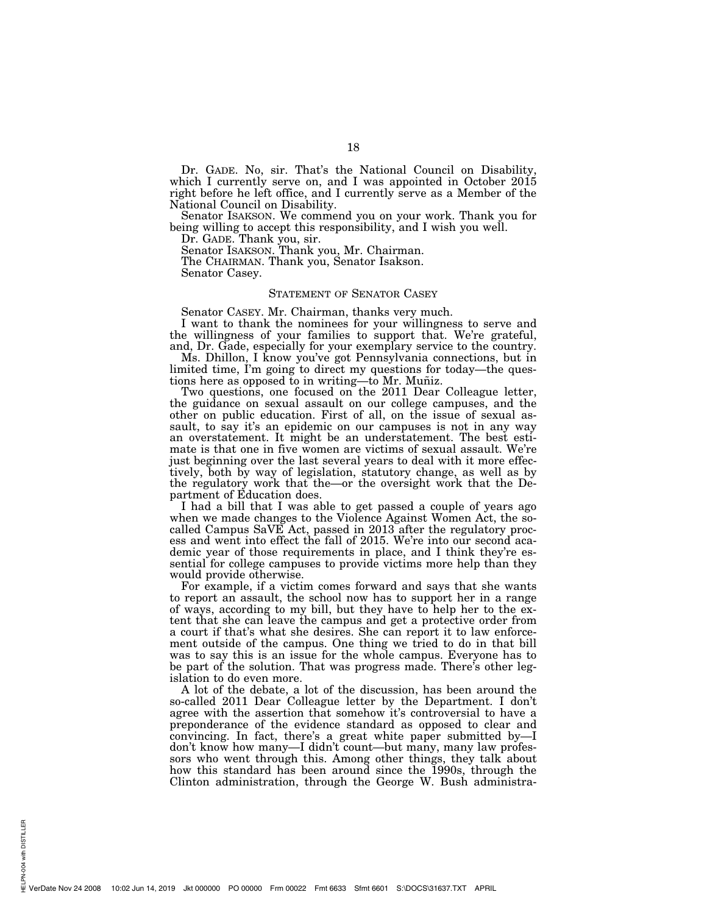Dr. GADE. No, sir. That's the National Council on Disability, which I currently serve on, and I was appointed in October 2015 right before he left office, and I currently serve as a Member of the National Council on Disability.

Senator ISAKSON. We commend you on your work. Thank you for being willing to accept this responsibility, and I wish you well.

Dr. GADE. Thank you, sir.

Senator ISAKSON. Thank you, Mr. Chairman.

The CHAIRMAN. Thank you, Senator Isakson.

Senator Casey.

## STATEMENT OF SENATOR CASEY

Senator CASEY. Mr. Chairman, thanks very much.

I want to thank the nominees for your willingness to serve and the willingness of your families to support that. We're grateful, and, Dr. Gade, especially for your exemplary service to the country.

Ms. Dhillon, I know you've got Pennsylvania connections, but in limited time, I'm going to direct my questions for today—the questions here as opposed to in writing—to Mr. Muñiz.

Two questions, one focused on the 2011 Dear Colleague letter, the guidance on sexual assault on our college campuses, and the other on public education. First of all, on the issue of sexual assault, to say it's an epidemic on our campuses is not in any way an overstatement. It might be an understatement. The best estimate is that one in five women are victims of sexual assault. We're just beginning over the last several years to deal with it more effectively, both by way of legislation, statutory change, as well as by the regulatory work that the—or the oversight work that the Department of Education does.

I had a bill that I was able to get passed a couple of years ago when we made changes to the Violence Against Women Act, the so-called Campus SaVE Act, passed in 2013 after the regulatory process and went into effect the fall of 2015. We're into our second academic year of those requirements in place, and I think they're essential for college campuses to provide victims more help than they would provide otherwise.

For example, if a victim comes forward and says that she wants to report an assault, the school now has to support her in a range of ways, according to my bill, but they have to help her to the extent that she can leave the campus and get a protective order from a court if that's what she desires. She can report it to law enforcement outside of the campus. One thing we tried to do in that bill was to say this is an issue for the whole campus. Everyone has to be part of the solution. That was progress made. There's other legislation to do even more.

A lot of the debate, a lot of the discussion, has been around the so-called 2011 Dear Colleague letter by the Department. I don't agree with the assertion that somehow it's controversial to have a preponderance of the evidence standard as opposed to clear and convincing. In fact, there's a great white paper submitted by—I don't know how many—I didn't count—but many, many law professors who went through this. Among other things, they talk about how this standard has been around since the 1990s, through the Clinton administration, through the George W. Bush administra-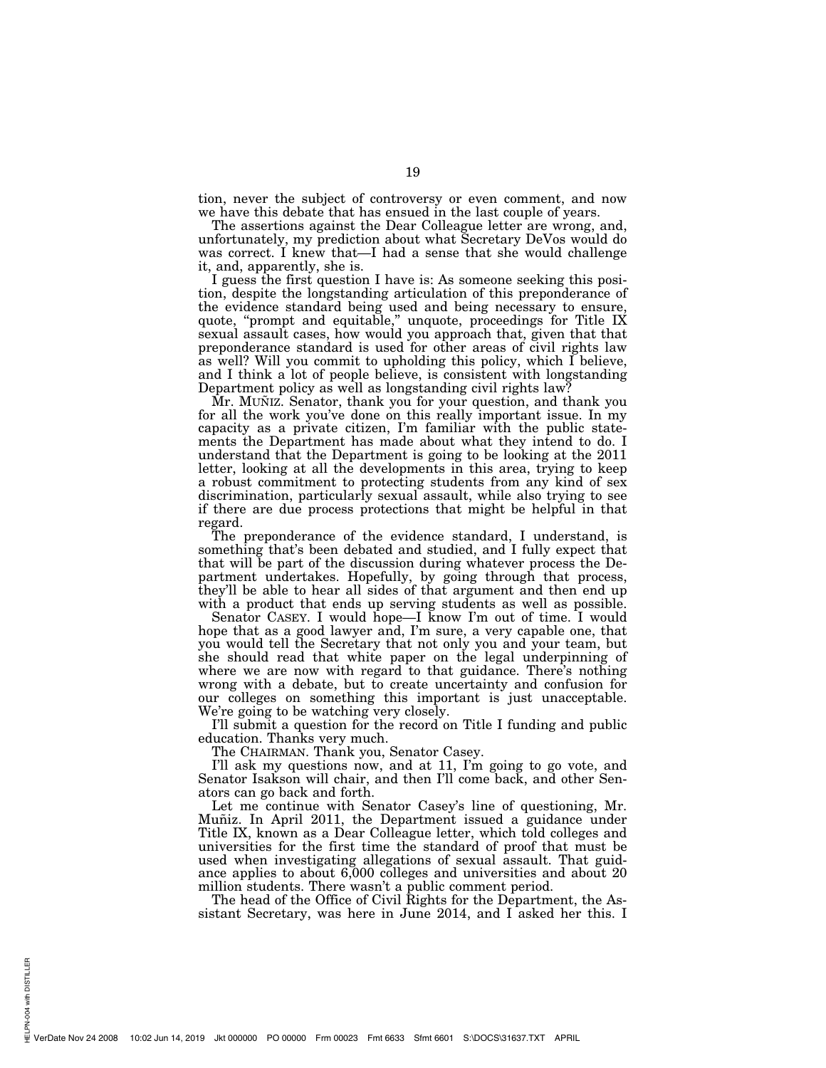tion, never the subject of controversy or even comment, and now we have this debate that has ensued in the last couple of years.

The assertions against the Dear Colleague letter are wrong, and, unfortunately, my prediction about what Secretary DeVos would do was correct. I knew that—I had a sense that she would challenge it, and, apparently, she is.

I guess the first question I have is: As someone seeking this position, despite the longstanding articulation of this preponderance of the evidence standard being used and being necessary to ensure, quote, "prompt and equitable," unquote, proceedings for Title IX sexual assault cases, how would you approach that, given that that preponderance standard is used for other areas of civil rights law as well? Will you commit to upholding this policy, which I believe, and I think a lot of people believe, is consistent with longstanding Department policy as well as longstanding civil rights law?

Mr. MUÑIZ. Senator, thank you for your question, and thank you for all the work you've done on this really important issue. In my capacity as a private citizen, I'm familiar with the public statements the Department has made about what they intend to do. I understand that the Department is going to be looking at the 2011 letter, looking at all the developments in this area, trying to keep a robust commitment to protecting students from any kind of sex discrimination, particularly sexual assault, while also trying to see if there are due process protections that might be helpful in that regard.

The preponderance of the evidence standard, I understand, is something that's been debated and studied, and I fully expect that that will be part of the discussion during whatever process the Department undertakes. Hopefully, by going through that process, they'll be able to hear all sides of that argument and then end up with a product that ends up serving students as well as possible.

Senator CASEY. I would hope—I know I'm out of time. I would hope that as a good lawyer and, I'm sure, a very capable one, that you would tell the Secretary that not only you and your team, but she should read that white paper on the legal underpinning of where we are now with regard to that guidance. There's nothing wrong with a debate, but to create uncertainty and confusion for our colleges on something this important is just unacceptable. We're going to be watching very closely.

I'll submit a question for the record on Title I funding and public education. Thanks very much.

The CHAIRMAN. Thank you, Senator Casey.

I'll ask my questions now, and at 11, I'm going to go vote, and Senator Isakson will chair, and then I'll come back, and other Senators can go back and forth.

Let me continue with Senator Casey's line of questioning, Mr. Muñiz. In April 2011, the Department issued a guidance under Title IX, known as a Dear Colleague letter, which told colleges and universities for the first time the standard of proof that must be used when investigating allegations of sexual assault. That guidance applies to about 6,000 colleges and universities and about 20 million students. There wasn't a public comment period.

The head of the Office of Civil Rights for the Department, the Assistant Secretary, was here in June 2014, and I asked her this. I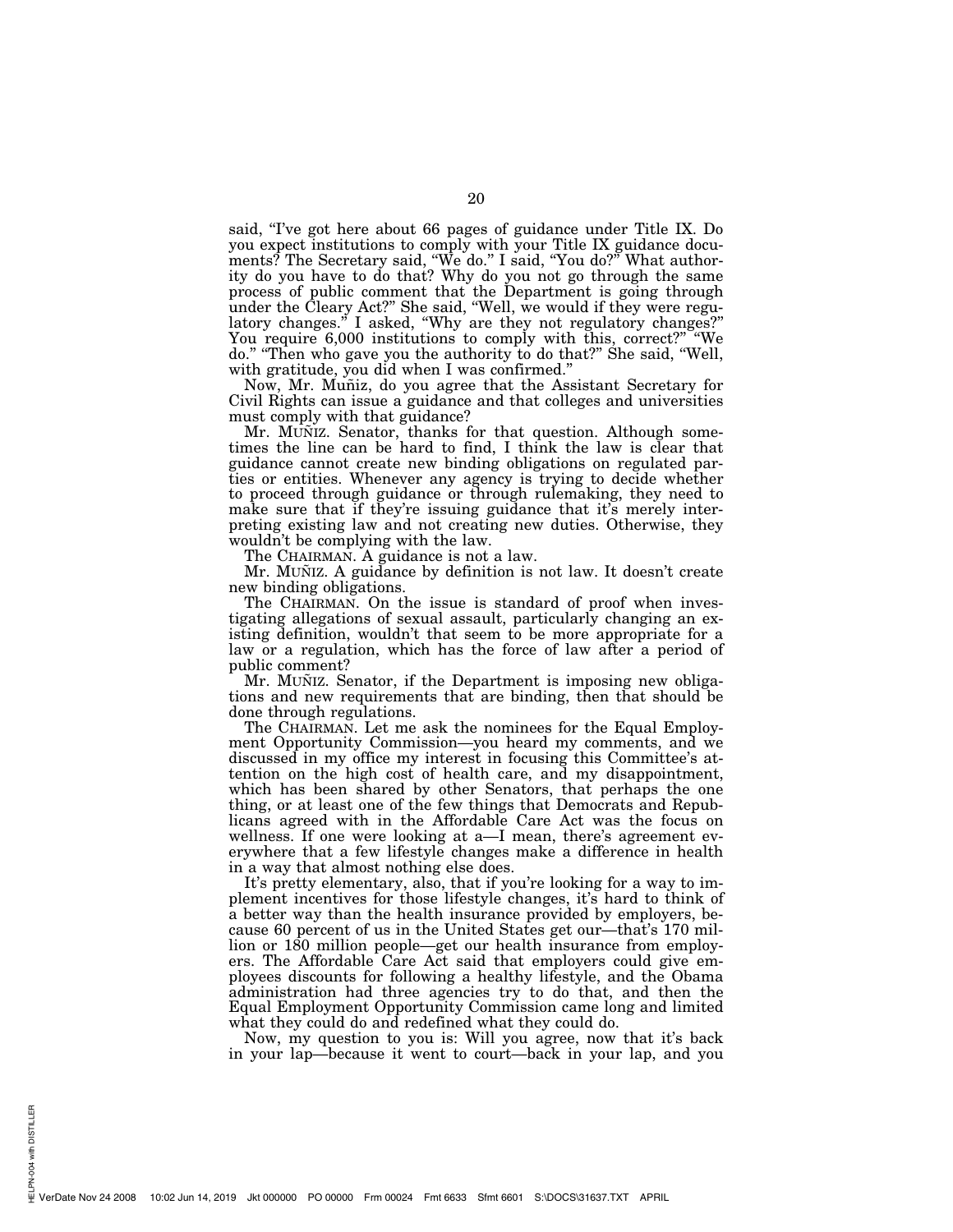said, "I've got here about 66 pages of guidance under Title IX. Do you expect institutions to comply with your Title IX guidance documents? The Secretary said, "We do." I said, "You do?" What authority do you have to do that? Why do you not go through the same process of public comment that the Department is going through under the Cleary Act?" She said, "Well, we would if they were regulatory changes." I asked, "Why are they not regulatory changes?" You require 6,000 institutions to comply with this, correct?" "We do." "Then who gave you the authority to do that?" She said, "Well, with gratitude, you did when I was confirmed."

Now, Mr. Muñiz, do you agree that the Assistant Secretary for Civil Rights can issue a guidance and that colleges and universities must comply with that guidance?

Mr. MUÑIZ. Senator, thanks for that question. Although sometimes the line can be hard to find, I think the law is clear that guidance cannot create new binding obligations on regulated parties or entities. Whenever any agency is trying to decide whether to proceed through guidance or through rulemaking, they need to make sure that if they're issuing guidance that it's merely interpreting existing law and not creating new duties. Otherwise, they wouldn't be complying with the law.

The CHAIRMAN. A guidance is not a law.

Mr. MUÑIZ. A guidance by definition is not law. It doesn't create new binding obligations.

The CHAIRMAN. On the issue is standard of proof when investigating allegations of sexual assault, particularly changing an existing definition, wouldn't that seem to be more appropriate for a law or a regulation, which has the force of law after a period of public comment?

Mr. MUÑIZ. Senator, if the Department is imposing new obligations and new requirements that are binding, then that should be done through regulations.

The CHAIRMAN. Let me ask the nominees for the Equal Employment Opportunity Commission—you heard my comments, and we discussed in my office my interest in focusing this Committee's attention on the high cost of health care, and my disappointment, which has been shared by other Senators, that perhaps the one thing, or at least one of the few things that Democrats and Republicans agreed with in the Affordable Care Act was the focus on wellness. If one were looking at a—I mean, there's agreement everywhere that a few lifestyle changes make a difference in health in a way that almost nothing else does.

It's pretty elementary, also, that if you're looking for a way to implement incentives for those lifestyle changes, it's hard to think of a better way than the health insurance provided by employers, because 60 percent of us in the United States get our—that's 170 million or 180 million people—get our health insurance from employers. The Affordable Care Act said that employers could give employees discounts for following a healthy lifestyle, and the Obama administration had three agencies try to do that, and then the Equal Employment Opportunity Commission came long and limited what they could do and redefined what they could do.

Now, my question to you is: Will you agree, now that it's back in your lap—because it went to court—back in your lap, and you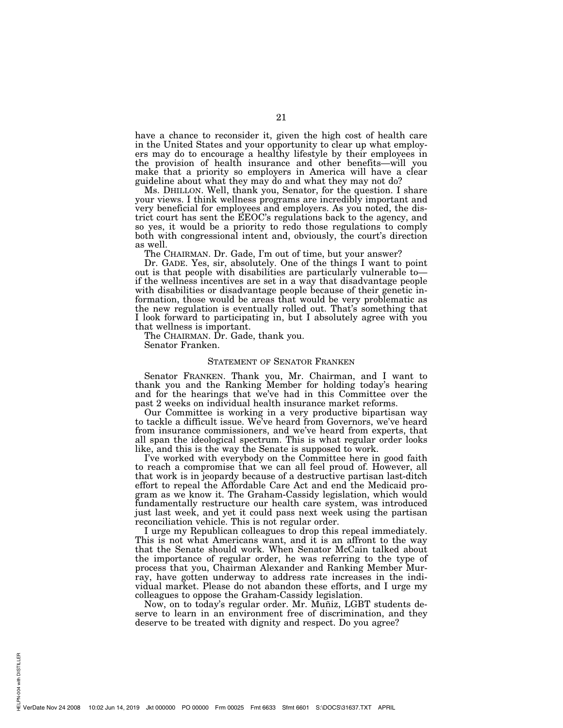have a chance to reconsider it, given the high cost of health care in the United States and your opportunity to clear up what employers may do to encourage a healthy lifestyle by their employees in the provision of health insurance and other benefits—will you make that a priority so employers in America will have a clear guideline about what they may do and what they may not do?

Ms. DHILLON. Well, thank you, Senator, for the question. I share your views. I think wellness programs are incredibly important and very beneficial for employees and employers. As you noted, the district court has sent the EEOC's regulations back to the agency, and so yes, it would be a priority to redo those regulations to comply both with congressional intent and, obviously, the court's direction as well.

The CHAIRMAN. Dr. Gade, I'm out of time, but your answer?

Dr. GADE. Yes, sir, absolutely. One of the things I want to point out is that people with disabilities are particularly vulnerable to—if the wellness incentives are set in a way that disadvantage people with disabilities or disadvantage people because of their genetic information, those would be areas that would be very problematic as the new regulation is eventually rolled out. That's something that I look forward to participating in, but I absolutely agree with you that wellness is important.

The CHAIRMAN. Dr. Gade, thank you.

Senator Franken.

## STATEMENT OF SENATOR FRANKEN

Senator FRANKEN. Thank you, Mr. Chairman, and I want to thank you and the Ranking Member for holding today's hearing and for the hearings that we've had in this Committee over the past 2 weeks on individual health insurance market reforms.

Our Committee is working in a very productive bipartisan way to tackle a difficult issue. We've heard from Governors, we've heard from insurance commissioners, and we've heard from experts, that all span the ideological spectrum. This is what regular order looks like, and this is the way the Senate is supposed to work.

I've worked with everybody on the Committee here in good faith to reach a compromise that we can all feel proud of. However, all that work is in jeopardy because of a destructive partisan last-ditch effort to repeal the Affordable Care Act and end the Medicaid program as we know it. The Graham-Cassidy legislation, which would fundamentally restructure our health care system, was introduced just last week, and yet it could pass next week using the partisan reconciliation vehicle. This is not regular order.

I urge my Republican colleagues to drop this repeal immediately. This is not what Americans want, and it is an affront to the way that the Senate should work. When Senator McCain talked about the importance of regular order, he was referring to the type of process that you, Chairman Alexander and Ranking Member Murray, have gotten underway to address rate increases in the individual market. Please do not abandon these efforts, and I urge my colleagues to oppose the Graham-Cassidy legislation.

Now, on to today's regular order. Mr. Muñiz, LGBT students deserve to learn in an environment free of discrimination, and they deserve to be treated with dignity and respect. Do you agree?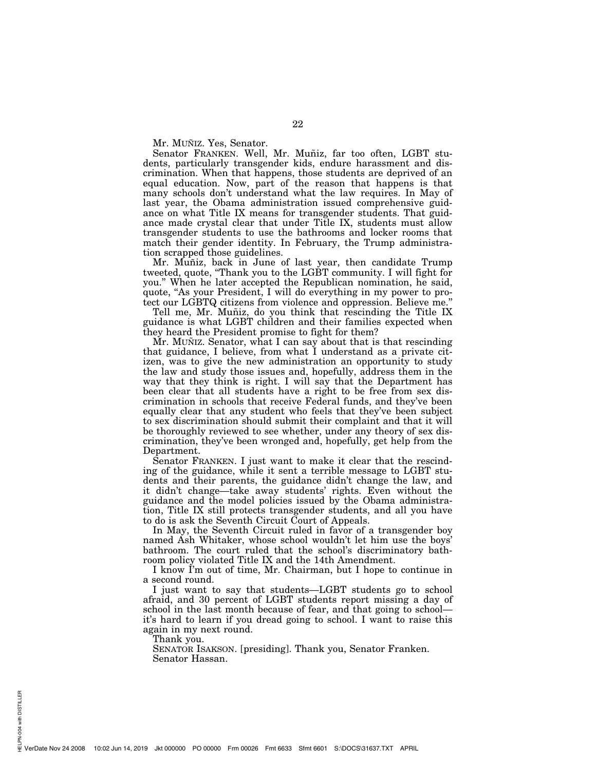Mr. MUÑIZ. Yes, Senator.

Senator FRANKEN. Well, Mr. Muñiz, far too often, LGBT students, particularly transgender kids, endure harassment and discrimination. When that happens, those students are deprived of an equal education. Now, part of the reason that happens is that many schools don't understand what the law requires. In May of last year, the Obama administration issued comprehensive guidance on what Title IX means for transgender students. That guidance made crystal clear that under Title IX, students must allow transgender students to use the bathrooms and locker rooms that match their gender identity. In February, the Trump administration scrapped those guidelines.

Mr. Muñiz, back in June of last year, then candidate Trump tweeted, quote, "Thank you to the LGBT community. I will fight for you." When he later accepted the Republican nomination, he said, quote, "As your President, I will do everything in my power to protect our LGBTQ citizens from violence and oppression. Believe me."

Tell me, Mr. Muñiz, do you think that rescinding the Title IX guidance is what LGBT children and their families expected when they heard the President promise to fight for them?

Mr. MUÑIZ. Senator, what I can say about that is that rescinding that guidance, I believe, from what I understand as a private citizen, was to give the new administration an opportunity to study the law and study those issues and, hopefully, address them in the way that they think is right. I will say that the Department has been clear that all students have a right to be free from sex discrimination in schools that receive Federal funds, and they've been equally clear that any student who feels that they've been subject to sex discrimination should submit their complaint and that it will be thoroughly reviewed to see whether, under any theory of sex discrimination, they've been wronged and, hopefully, get help from the Department.

Senator FRANKEN. I just want to make it clear that the rescinding of the guidance, while it sent a terrible message to LGBT students and their parents, the guidance didn't change the law, and it didn't change—take away students' rights. Even without the guidance and the model policies issued by the Obama administration, Title IX still protects transgender students, and all you have to do is ask the Seventh Circuit Court of Appeals.

In May, the Seventh Circuit ruled in favor of a transgender boy named Ash Whitaker, whose school wouldn't let him use the boys' bathroom. The court ruled that the school's discriminatory bathroom policy violated Title IX and the 14th Amendment.

I know I'm out of time, Mr. Chairman, but I hope to continue in a second round.

I just want to say that students—LGBT students go to school afraid, and 30 percent of LGBT students report missing a day of school in the last month because of fear, and that going to school—it's hard to learn if you dread going to school. I want to raise this again in my next round.

Thank you.

SENATOR ISAKSON. [presiding]. Thank you, Senator Franken.

Senator Hassan.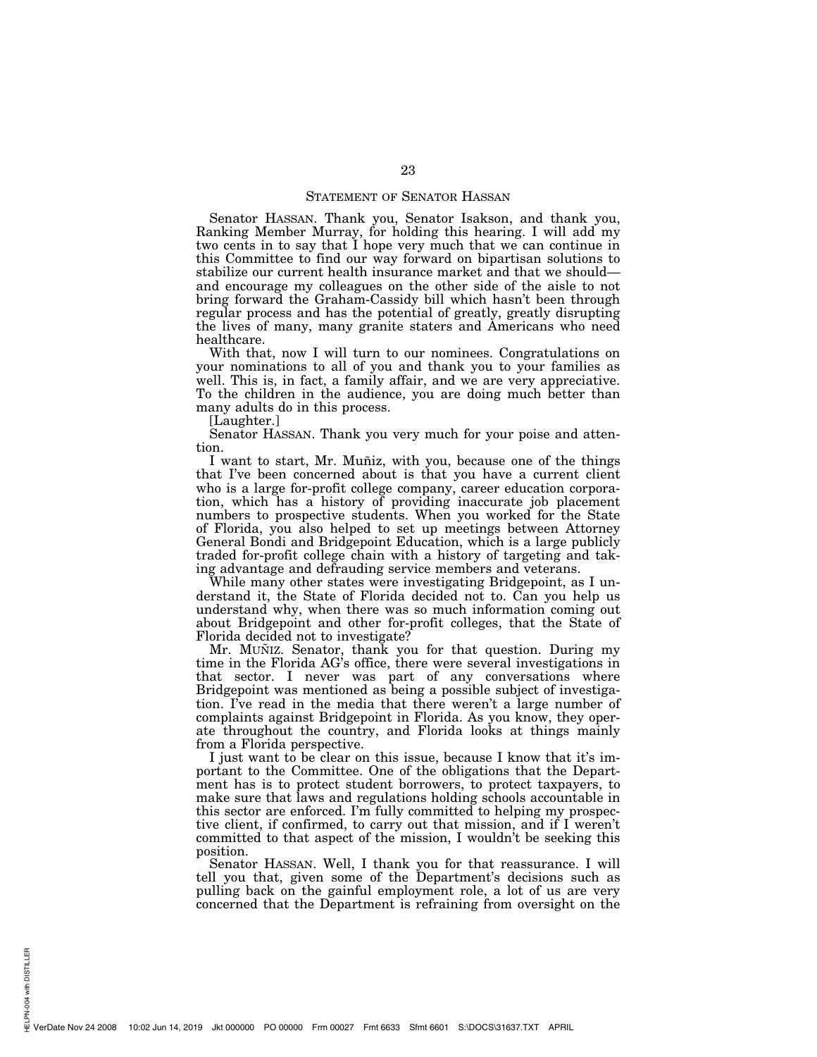## STATEMENT OF SENATOR HASSAN

Senator HASSAN. Thank you, Senator Isakson, and thank you, Ranking Member Murray, for holding this hearing. I will add my two cents in to say that I hope very much that we can continue in this Committee to find our way forward on bipartisan solutions to stabilize our current health insurance market and that we should—and encourage my colleagues on the other side of the aisle to not bring forward the Graham-Cassidy bill which hasn't been through regular process and has the potential of greatly, greatly disrupting the lives of many, many granite staters and Americans who need healthcare.

With that, now I will turn to our nominees. Congratulations on your nominations to all of you and thank you to your families as well. This is, in fact, a family affair, and we are very appreciative. To the children in the audience, you are doing much better than many adults do in this process.

[Laughter.]

Senator HASSAN. Thank you very much for your poise and attention.

I want to start, Mr. Muñiz, with you, because one of the things that I've been concerned about is that you have a current client who is a large for-profit college company, career education corporation, which has a history of providing inaccurate job placement numbers to prospective students. When you worked for the State of Florida, you also helped to set up meetings between Attorney General Bondi and Bridgepoint Education, which is a large publicly traded for-profit college chain with a history of targeting and taking advantage and defrauding service members and veterans.

While many other states were investigating Bridgepoint, as I understand it, the State of Florida decided not to. Can you help us understand why, when there was so much information coming out about Bridgepoint and other for-profit colleges, that the State of Florida decided not to investigate?

Mr. MUÑIZ. Senator, thank you for that question. During my time in the Florida AG's office, there were several investigations in that sector. I never was part of any conversations where Bridgepoint was mentioned as being a possible subject of investigation. I've read in the media that there weren't a large number of complaints against Bridgepoint in Florida. As you know, they operate throughout the country, and Florida looks at things mainly from a Florida perspective.

I just want to be clear on this issue, because I know that it's important to the Committee. One of the obligations that the Department has is to protect student borrowers, to protect taxpayers, to make sure that laws and regulations holding schools accountable in this sector are enforced. I'm fully committed to helping my prospective client, if confirmed, to carry out that mission, and if I weren't committed to that aspect of the mission, I wouldn't be seeking this position.

Senator HASSAN. Well, I thank you for that reassurance. I will tell you that, given some of the Department's decisions such as pulling back on the gainful employment role, a lot of us are very concerned that the Department is refraining from oversight on the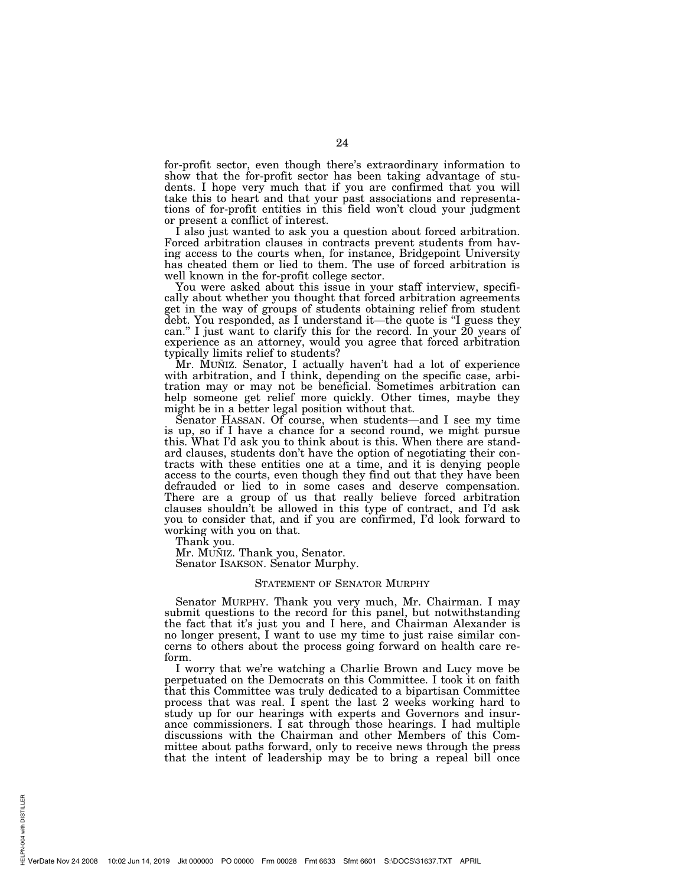for-profit sector, even though there's extraordinary information to show that the for-profit sector has been taking advantage of students. I hope very much that if you are confirmed that you will take this to heart and that your past associations and representations of for-profit entities in this field won't cloud your judgment or present a conflict of interest.

I also just wanted to ask you a question about forced arbitration. Forced arbitration clauses in contracts prevent students from having access to the courts when, for instance, Bridgepoint University has cheated them or lied to them. The use of forced arbitration is well known in the for-profit college sector.

You were asked about this issue in your staff interview, specifically about whether you thought that forced arbitration agreements get in the way of groups of students obtaining relief from student debt. You responded, as I understand it—the quote is "I guess they can." I just want to clarify this for the record. In your 20 years of experience as an attorney, would you agree that forced arbitration typically limits relief to students?

Mr. MUÑIZ. Senator, I actually haven't had a lot of experience with arbitration, and I think, depending on the specific case, arbitration may or may not be beneficial. Sometimes arbitration can help someone get relief more quickly. Other times, maybe they might be in a better legal position without that.

Senator HASSAN. Of course, when students—and I see my time is up, so if I have a chance for a second round, we might pursue this. What I'd ask you to think about is this. When there are standard clauses, students don't have the option of negotiating their contracts with these entities one at a time, and it is denying people access to the courts, even though they find out that they have been defrauded or lied to in some cases and deserve compensation. There are a group of us that really believe forced arbitration clauses shouldn't be allowed in this type of contract, and I'd ask you to consider that, and if you are confirmed, I'd look forward to working with you on that.

Thank you.

Mr. MUÑIZ. Thank you, Senator.

Senator ISAKSON. Senator Murphy.

## STATEMENT OF SENATOR MURPHY

Senator MURPHY. Thank you very much, Mr. Chairman. I may submit questions to the record for this panel, but notwithstanding the fact that it's just you and I here, and Chairman Alexander is no longer present, I want to use my time to just raise similar concerns to others about the process going forward on health care reform.

I worry that we're watching a Charlie Brown and Lucy move be perpetuated on the Democrats on this Committee. I took it on faith that this Committee was truly dedicated to a bipartisan Committee process that was real. I spent the last 2 weeks working hard to study up for our hearings with experts and Governors and insurance commissioners. I sat through those hearings. I had multiple discussions with the Chairman and other Members of this Committee about paths forward, only to receive news through the press that the intent of leadership may be to bring a repeal bill once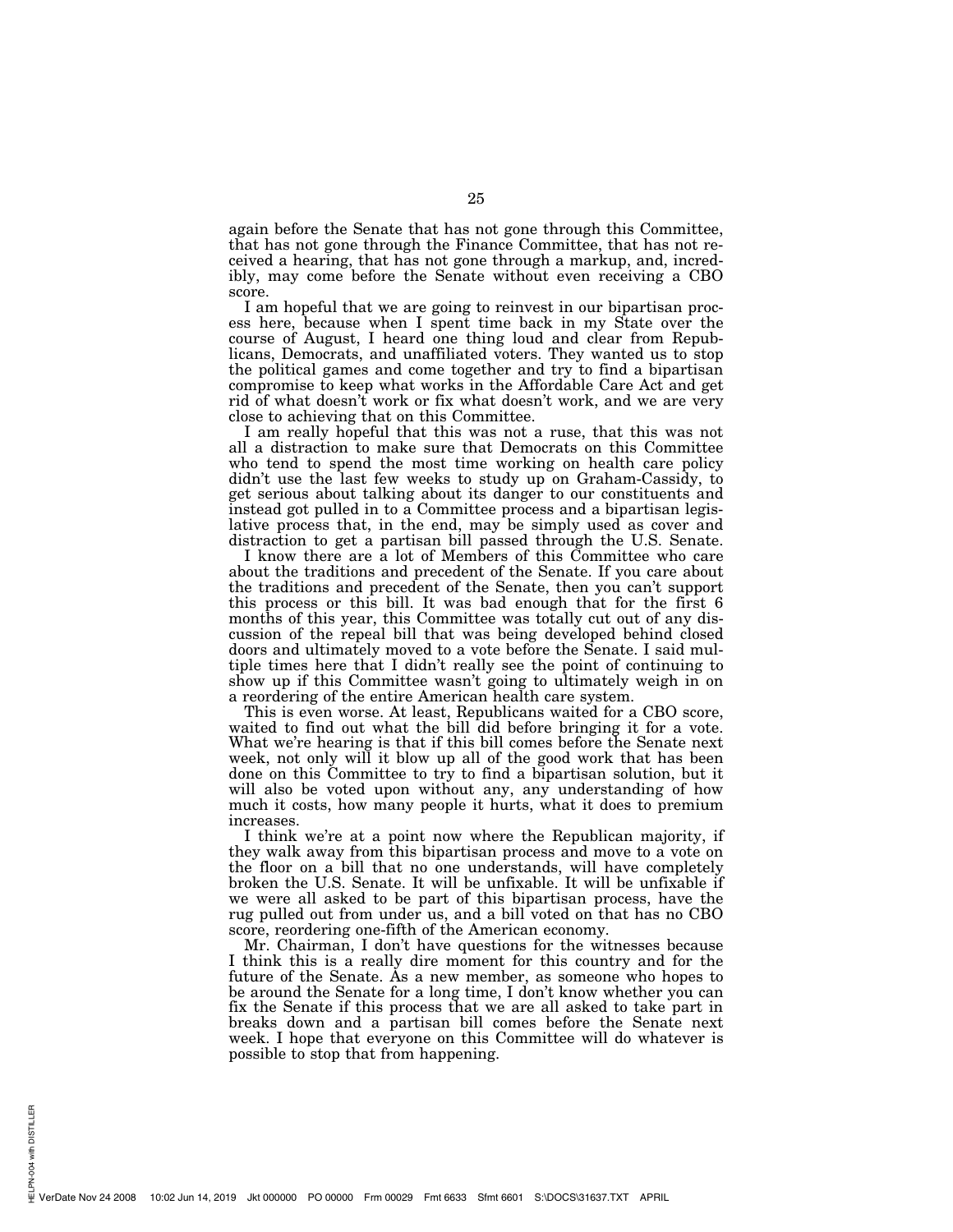again before the Senate that has not gone through this Committee, that has not gone through the Finance Committee, that has not received a hearing, that has not gone through a markup, and, incredibly, may come before the Senate without even receiving a CBO score.

I am hopeful that we are going to reinvest in our bipartisan process here, because when I spent time back in my State over the course of August, I heard one thing loud and clear from Republicans, Democrats, and unaffiliated voters. They wanted us to stop the political games and come together and try to find a bipartisan compromise to keep what works in the Affordable Care Act and get rid of what doesn't work or fix what doesn't work, and we are very close to achieving that on this Committee.

I am really hopeful that this was not a ruse, that this was not all a distraction to make sure that Democrats on this Committee who tend to spend the most time working on health care policy didn't use the last few weeks to study up on Graham-Cassidy, to get serious about talking about its danger to our constituents and instead got pulled in to a Committee process and a bipartisan legislative process that, in the end, may be simply used as cover and distraction to get a partisan bill passed through the U.S. Senate.

I know there are a lot of Members of this Committee who care about the traditions and precedent of the Senate. If you care about the traditions and precedent of the Senate, then you can't support this process or this bill. It was bad enough that for the first 6 months of this year, this Committee was totally cut out of any discussion of the repeal bill that was being developed behind closed doors and ultimately moved to a vote before the Senate. I said multiple times here that I didn't really see the point of continuing to show up if this Committee wasn't going to ultimately weigh in on a reordering of the entire American health care system.

This is even worse. At least, Republicans waited for a CBO score, waited to find out what the bill did before bringing it for a vote. What we're hearing is that if this bill comes before the Senate next week, not only will it blow up all of the good work that has been done on this Committee to try to find a bipartisan solution, but it will also be voted upon without any, any understanding of how much it costs, how many people it hurts, what it does to premium increases.

I think we're at a point now where the Republican majority, if they walk away from this bipartisan process and move to a vote on the floor on a bill that no one understands, will have completely broken the U.S. Senate. It will be unfixable. It will be unfixable if we were all asked to be part of this bipartisan process, have the rug pulled out from under us, and a bill voted on that has no CBO score, reordering one-fifth of the American economy.

Mr. Chairman, I don't have questions for the witnesses because I think this is a really dire moment for this country and for the future of the Senate. As a new member, as someone who hopes to be around the Senate for a long time, I don't know whether you can fix the Senate if this process that we are all asked to take part in breaks down and a partisan bill comes before the Senate next week. I hope that everyone on this Committee will do whatever is possible to stop that from happening.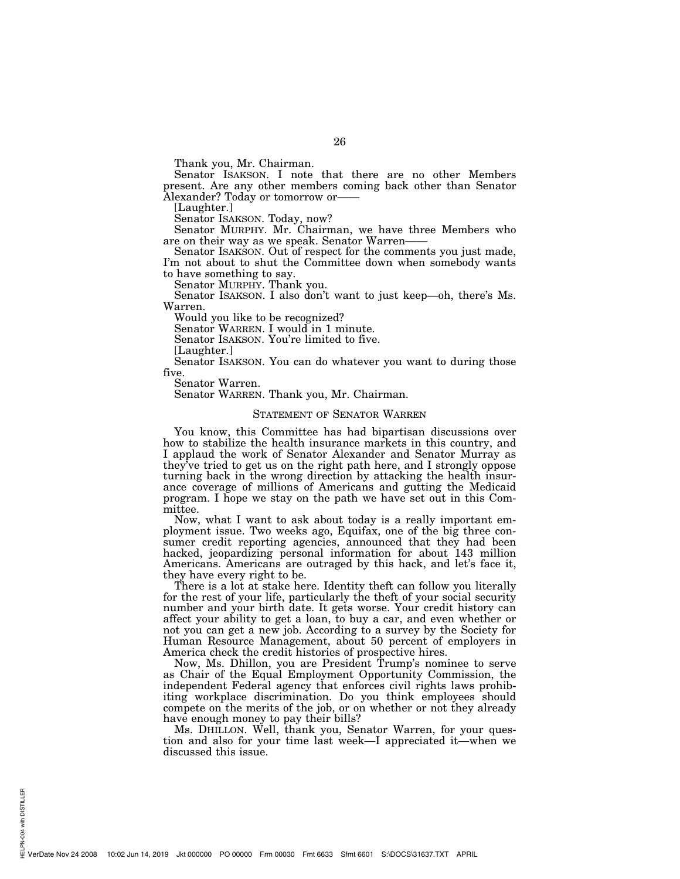Thank you, Mr. Chairman.

Senator ISAKSON. I note that there are no other Members present. Are any other members coming back other than Senator Alexander? Today or tomorrow or——

[Laughter.]

Senator ISAKSON. Today, now?

Senator MURPHY. Mr. Chairman, we have three Members who are on their way as we speak. Senator Warren——

Senator ISAKSON. Out of respect for the comments you just made, I'm not about to shut the Committee down when somebody wants to have something to say.

Senator MURPHY. Thank you.

Senator ISAKSON. I also don't want to just keep—oh, there's Ms. Warren.

Would you like to be recognized?

Senator WARREN. I would in 1 minute.

Senator ISAKSON. You're limited to five.

[Laughter.]

Senator ISAKSON. You can do whatever you want to during those five.

Senator Warren.

Senator WARREN. Thank you, Mr. Chairman.

## STATEMENT OF SENATOR WARREN

You know, this Committee has had bipartisan discussions over how to stabilize the health insurance markets in this country, and I applaud the work of Senator Alexander and Senator Murray as they've tried to get us on the right path here, and I strongly oppose turning back in the wrong direction by attacking the health insurance coverage of millions of Americans and gutting the Medicaid program. I hope we stay on the path we have set out in this Committee.

Now, what I want to ask about today is a really important employment issue. Two weeks ago, Equifax, one of the big three consumer credit reporting agencies, announced that they had been hacked, jeopardizing personal information for about 143 million Americans. Americans are outraged by this hack, and let's face it, they have every right to be.

There is a lot at stake here. Identity theft can follow you literally for the rest of your life, particularly the theft of your social security number and your birth date. It gets worse. Your credit history can affect your ability to get a loan, to buy a car, and even whether or not you can get a new job. According to a survey by the Society for Human Resource Management, about 50 percent of employers in America check the credit histories of prospective hires.

Now, Ms. Dhillon, you are President Trump's nominee to serve as Chair of the Equal Employment Opportunity Commission, the independent Federal agency that enforces civil rights laws prohibiting workplace discrimination. Do you think employees should compete on the merits of the job, or on whether or not they already have enough money to pay their bills?

Ms. DHILLON. Well, thank you, Senator Warren, for your question and also for your time last week—I appreciated it—when we discussed this issue.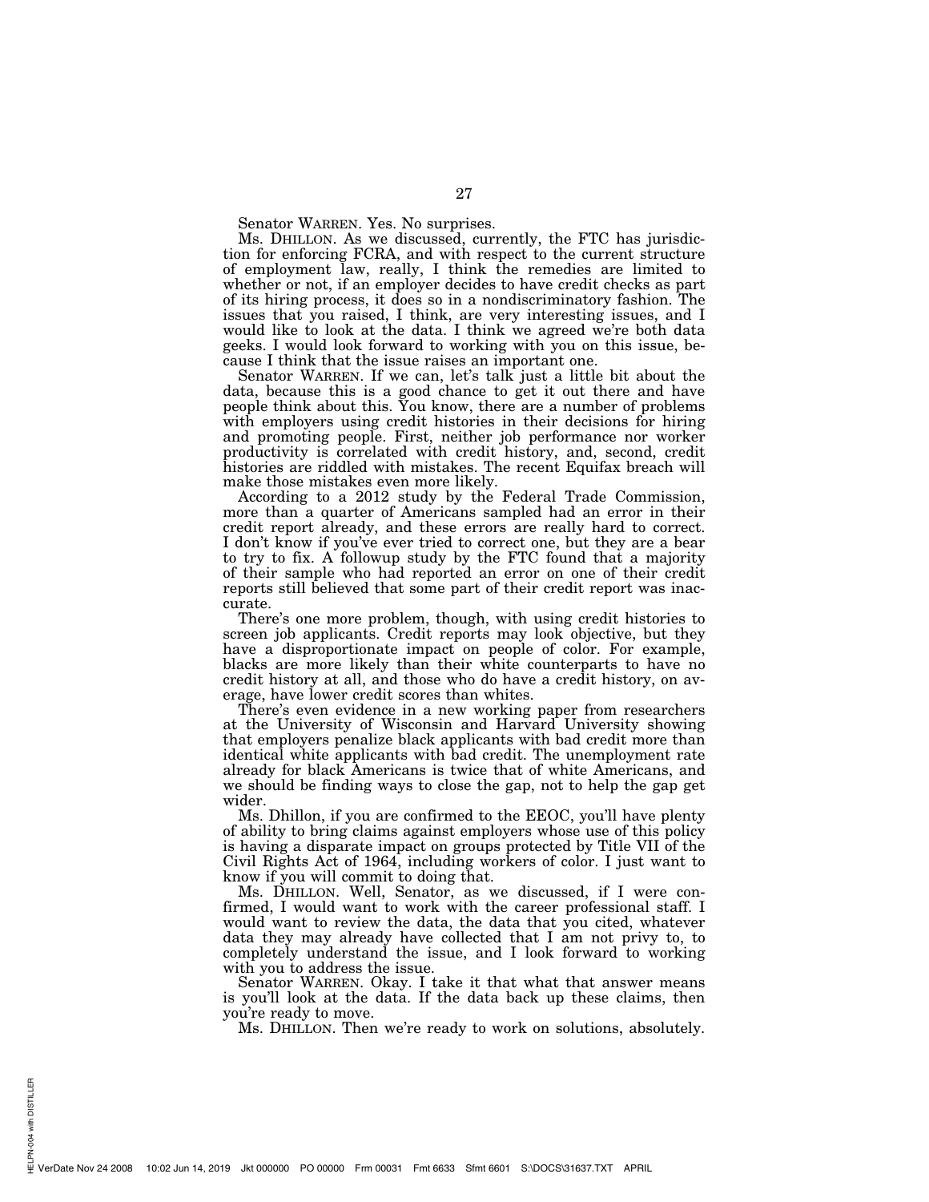Senator WARREN. Yes. No surprises.

Ms. DHILLON. As we discussed, currently, the FTC has jurisdiction for enforcing FCRA, and with respect to the current structure of employment law, really, I think the remedies are limited to whether or not, if an employer decides to have credit checks as part of its hiring process, it does so in a nondiscriminatory fashion. The issues that you raised, I think, are very interesting issues, and I would like to look at the data. I think we agreed we're both data geeks. I would look forward to working with you on this issue, because I think that the issue raises an important one.

Senator WARREN. If we can, let's talk just a little bit about the data, because this is a good chance to get it out there and have people think about this. You know, there are a number of problems with employers using credit histories in their decisions for hiring and promoting people. First, neither job performance nor worker productivity is correlated with credit history, and, second, credit histories are riddled with mistakes. The recent Equifax breach will make those mistakes even more likely.

According to a 2012 study by the Federal Trade Commission, more than a quarter of Americans sampled had an error in their credit report already, and these errors are really hard to correct. I don't know if you've ever tried to correct one, but they are a bear to try to fix. A followup study by the FTC found that a majority of their sample who had reported an error on one of their credit reports still believed that some part of their credit report was inaccurate.

There's one more problem, though, with using credit histories to screen job applicants. Credit reports may look objective, but they have a disproportionate impact on people of color. For example, blacks are more likely than their white counterparts to have no credit history at all, and those who do have a credit history, on average, have lower credit scores than whites.

There's even evidence in a new working paper from researchers at the University of Wisconsin and Harvard University showing that employers penalize black applicants with bad credit more than identical white applicants with bad credit. The unemployment rate already for black Americans is twice that of white Americans, and we should be finding ways to close the gap, not to help the gap get wider.

Ms. Dhillon, if you are confirmed to the EEOC, you'll have plenty of ability to bring claims against employers whose use of this policy is having a disparate impact on groups protected by Title VII of the Civil Rights Act of 1964, including workers of color. I just want to know if you will commit to doing that.

Ms. DHILLON. Well, Senator, as we discussed, if I were confirmed, I would want to work with the career professional staff. I would want to review the data, the data that you cited, whatever data they may already have collected that I am not privy to, to completely understand the issue, and I look forward to working with you to address the issue.

Senator WARREN. Okay. I take it that what that answer means is you'll look at the data. If the data back up these claims, then you're ready to move.

Ms. DHILLON. Then we're ready to work on solutions, absolutely.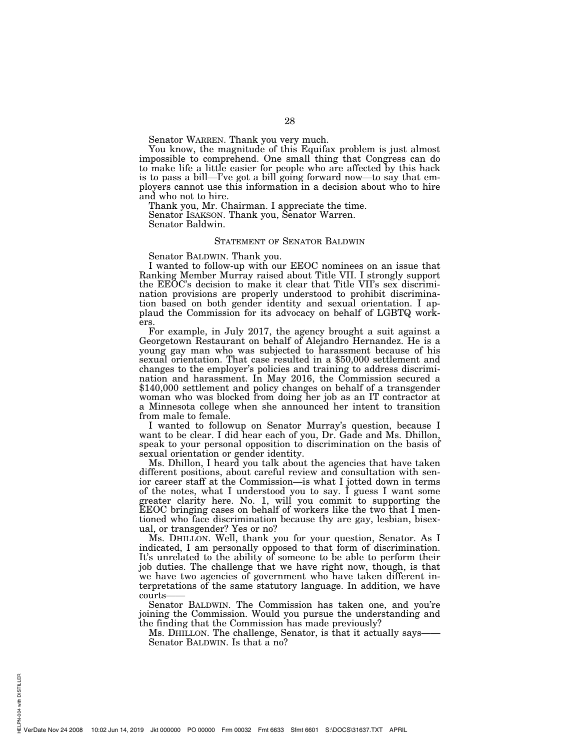Senator WARREN. Thank you very much.

You know, the magnitude of this Equifax problem is just almost impossible to comprehend. One small thing that Congress can do to make life a little easier for people who are affected by this hack is to pass a bill—I've got a bill going forward now—to say that employers cannot use this information in a decision about who to hire and who not to hire.

Thank you, Mr. Chairman. I appreciate the time.

Senator ISAKSON. Thank you, Senator Warren.

Senator Baldwin.

## STATEMENT OF SENATOR BALDWIN

Senator BALDWIN. Thank you.

I wanted to follow-up with our EEOC nominees on an issue that Ranking Member Murray raised about Title VII. I strongly support the EEOC's decision to make it clear that Title VII's sex discrimination provisions are properly understood to prohibit discrimination based on both gender identity and sexual orientation. I applaud the Commission for its advocacy on behalf of LGBTQ workers.

For example, in July 2017, the agency brought a suit against a Georgetown Restaurant on behalf of Alejandro Hernandez. He is a young gay man who was subjected to harassment because of his sexual orientation. That case resulted in a $50,000 settlement and changes to the employer's policies and training to address discrimination and harassment. In May 2016, the Commission secured a $140,000 settlement and policy changes on behalf of a transgender woman who was blocked from doing her job as an IT contractor at a Minnesota college when she announced her intent to transition from male to female.

I wanted to followup on Senator Murray's question, because I want to be clear. I did hear each of you, Dr. Gade and Ms. Dhillon, speak to your personal opposition to discrimination on the basis of sexual orientation or gender identity.

Ms. Dhillon, I heard you talk about the agencies that have taken different positions, about careful review and consultation with senior career staff at the Commission—is what I jotted down in terms of the notes, what I understood you to say. I guess I want some greater clarity here. No. 1, will you commit to supporting the EEOC bringing cases on behalf of workers like the two that I mentioned who face discrimination because thy are gay, lesbian, bisexual, or transgender? Yes or no?

Ms. DHILLON. Well, thank you for your question, Senator. As I indicated, I am personally opposed to that form of discrimination. It's unrelated to the ability of someone to be able to perform their job duties. The challenge that we have right now, though, is that we have two agencies of government who have taken different interpretations of the same statutory language. In addition, we have courts——

Senator BALDWIN. The Commission has taken one, and you're joining the Commission. Would you pursue the understanding and the finding that the Commission has made previously?

Ms. DHILLON. The challenge, Senator, is that it actually says——

Senator BALDWIN. Is that a no?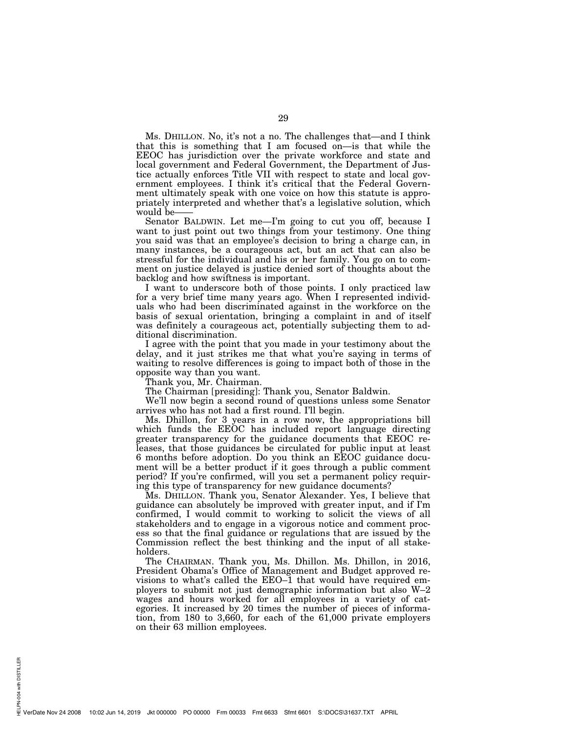Ms. DHILLON. No, it's not a no. The challenges that—and I think that this is something that I am focused on—is that while the EEOC has jurisdiction over the private workforce and state and local government and Federal Government, the Department of Justice actually enforces Title VII with respect to state and local government employees. I think it's critical that the Federal Government ultimately speak with one voice on how this statute is appropriately interpreted and whether that's a legislative solution, which would be——

Senator BALDWIN. Let me—I'm going to cut you off, because I want to just point out two things from your testimony. One thing you said was that an employee's decision to bring a charge can, in many instances, be a courageous act, but an act that can also be stressful for the individual and his or her family. You go on to comment on justice delayed is justice denied sort of thoughts about the backlog and how swiftness is important.

I want to underscore both of those points. I only practiced law for a very brief time many years ago. When I represented individuals who had been discriminated against in the workforce on the basis of sexual orientation, bringing a complaint in and of itself was definitely a courageous act, potentially subjecting them to additional discrimination.

I agree with the point that you made in your testimony about the delay, and it just strikes me that what you're saying in terms of waiting to resolve differences is going to impact both of those in the opposite way than you want.

Thank you, Mr. Chairman.

The Chairman [presiding]: Thank you, Senator Baldwin.

We'll now begin a second round of questions unless some Senator arrives who has not had a first round. I'll begin.

Ms. Dhillon, for 3 years in a row now, the appropriations bill which funds the EEOC has included report language directing greater transparency for the guidance documents that EEOC releases, that those guidances be circulated for public input at least 6 months before adoption. Do you think an EEOC guidance document will be a better product if it goes through a public comment period? If you're confirmed, will you set a permanent policy requiring this type of transparency for new guidance documents?

Ms. DHILLON. Thank you, Senator Alexander. Yes, I believe that guidance can absolutely be improved with greater input, and if I'm confirmed, I would commit to working to solicit the views of all stakeholders and to engage in a vigorous notice and comment process so that the final guidance or regulations that are issued by the Commission reflect the best thinking and the input of all stakeholders.

The CHAIRMAN. Thank you, Ms. Dhillon. Ms. Dhillon, in 2016, President Obama's Office of Management and Budget approved revisions to what's called the EEO–1 that would have required employers to submit not just demographic information but also W–2 wages and hours worked for all employees in a variety of categories. It increased by 20 times the number of pieces of information, from 180 to 3,660, for each of the 61,000 private employers on their 63 million employees.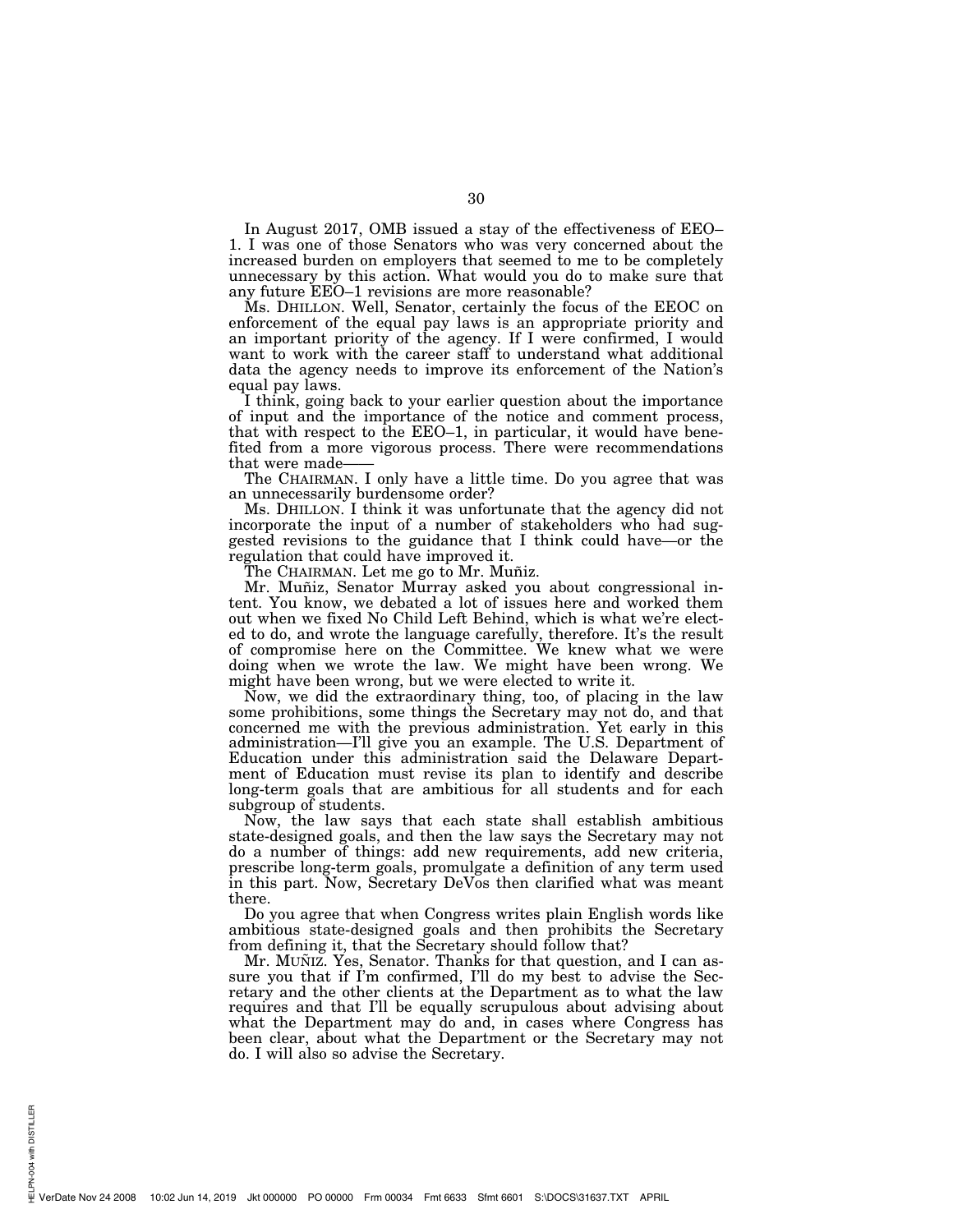In August 2017, OMB issued a stay of the effectiveness of EEO–1. I was one of those Senators who was very concerned about the increased burden on employers that seemed to me to be completely unnecessary by this action. What would you do to make sure that any future EEO–1 revisions are more reasonable?

Ms. DHILLON. Well, Senator, certainly the focus of the EEOC on enforcement of the equal pay laws is an appropriate priority and an important priority of the agency. If I were confirmed, I would want to work with the career staff to understand what additional data the agency needs to improve its enforcement of the Nation's equal pay laws.

I think, going back to your earlier question about the importance of input and the importance of the notice and comment process, that with respect to the EEO–1, in particular, it would have benefited from a more vigorous process. There were recommendations that were made——

The CHAIRMAN. I only have a little time. Do you agree that was an unnecessarily burdensome order?

Ms. DHILLON. I think it was unfortunate that the agency did not incorporate the input of a number of stakeholders who had suggested revisions to the guidance that I think could have—or the regulation that could have improved it.

The CHAIRMAN. Let me go to Mr. Muñiz.

Mr. Muñiz, Senator Murray asked you about congressional intent. You know, we debated a lot of issues here and worked them out when we fixed No Child Left Behind, which is what we're elected to do, and wrote the language carefully, therefore. It's the result of compromise here on the Committee. We knew what we were doing when we wrote the law. We might have been wrong. We might have been wrong, but we were elected to write it.

Now, we did the extraordinary thing, too, of placing in the law some prohibitions, some things the Secretary may not do, and that concerned me with the previous administration. Yet early in this administration—I'll give you an example. The U.S. Department of Education under this administration said the Delaware Department of Education must revise its plan to identify and describe long-term goals that are ambitious for all students and for each subgroup of students.

Now, the law says that each state shall establish ambitious state-designed goals, and then the law says the Secretary may not do a number of things: add new requirements, add new criteria, prescribe long-term goals, promulgate a definition of any term used in this part. Now, Secretary DeVos then clarified what was meant there.

Do you agree that when Congress writes plain English words like ambitious state-designed goals and then prohibits the Secretary from defining it, that the Secretary should follow that?

Mr. MUÑIZ. Yes, Senator. Thanks for that question, and I can assure you that if I'm confirmed, I'll do my best to advise the Secretary and the other clients at the Department as to what the law requires and that I'll be equally scrupulous about advising about what the Department may do and, in cases where Congress has been clear, about what the Department or the Secretary may not do. I will also so advise the Secretary.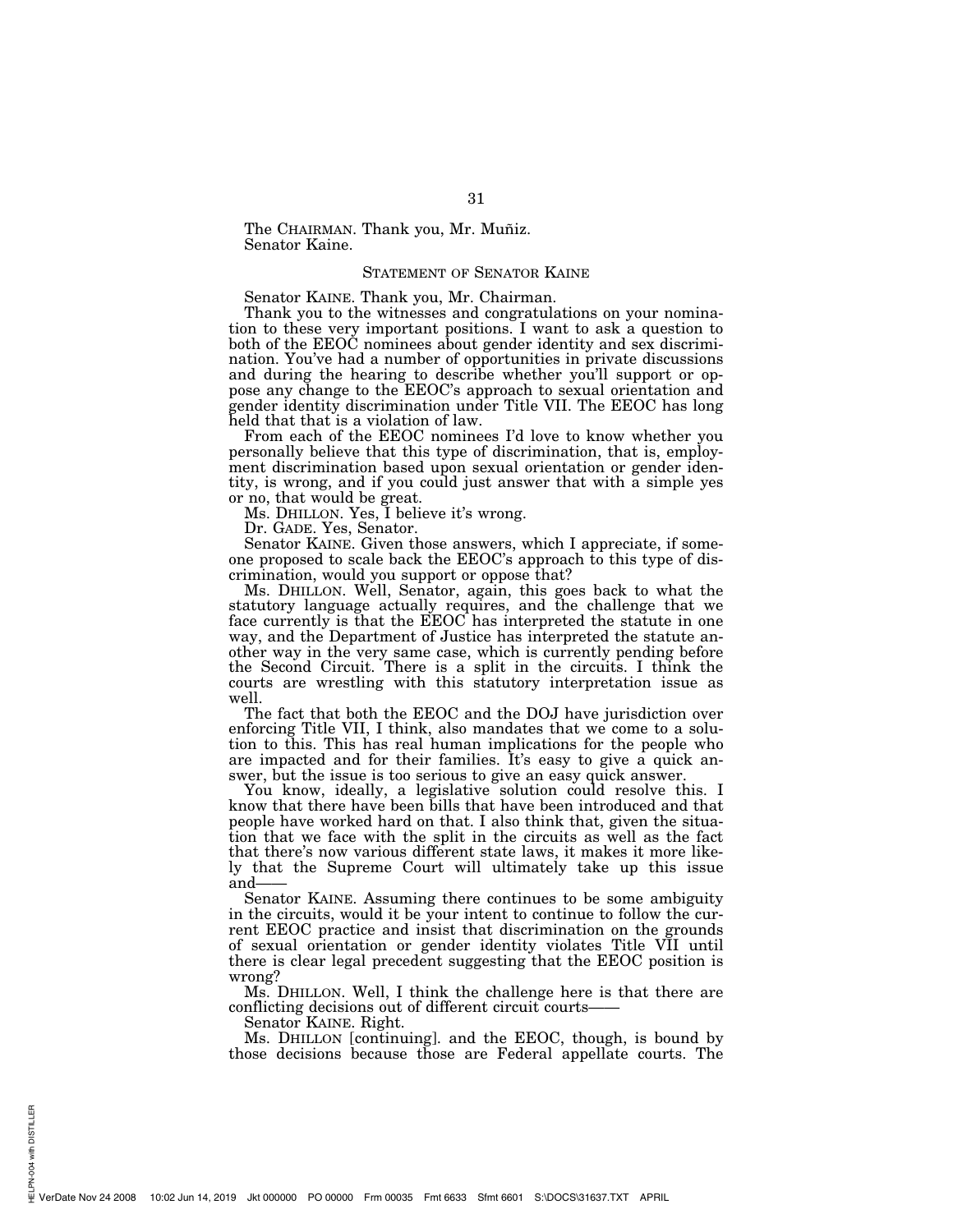The CHAIRMAN. Thank you, Mr. Muñiz.
Senator Kaine.

## STATEMENT OF SENATOR KAINE

Senator KAINE. Thank you, Mr. Chairman.

Thank you to the witnesses and congratulations on your nomination to these very important positions. I want to ask a question to both of the EEOC nominees about gender identity and sex discrimination. You've had a number of opportunities in private discussions and during the hearing to describe whether you'll support or oppose any change to the EEOC's approach to sexual orientation and gender identity discrimination under Title VII. The EEOC has long held that that is a violation of law.

From each of the EEOC nominees I'd love to know whether you personally believe that this type of discrimination, that is, employment discrimination based upon sexual orientation or gender identity, is wrong, and if you could just answer that with a simple yes or no, that would be great.

Ms. DHILLON. Yes, I believe it's wrong.

Dr. GADE. Yes, Senator.

Senator KAINE. Given those answers, which I appreciate, if someone proposed to scale back the EEOC's approach to this type of discrimination, would you support or oppose that?

Ms. DHILLON. Well, Senator, again, this goes back to what the statutory language actually requires, and the challenge that we face currently is that the EEOC has interpreted the statute in one way, and the Department of Justice has interpreted the statute another way in the very same case, which is currently pending before the Second Circuit. There is a split in the circuits. I think the courts are wrestling with this statutory interpretation issue as well.

The fact that both the EEOC and the DOJ have jurisdiction over enforcing Title VII, I think, also mandates that we come to a solution to this. This has real human implications for the people who are impacted and for their families. It's easy to give a quick answer, but the issue is too serious to give an easy quick answer.

You know, ideally, a legislative solution could resolve this. I know that there have been bills that have been introduced and that people have worked hard on that. I also think that, given the situation that we face with the split in the circuits as well as the fact that there's now various different state laws, it makes it more likely that the Supreme Court will ultimately take up this issue and——

Senator KAINE. Assuming there continues to be some ambiguity in the circuits, would it be your intent to continue to follow the current EEOC practice and insist that discrimination on the grounds of sexual orientation or gender identity violates Title VII until there is clear legal precedent suggesting that the EEOC position is wrong?

Ms. DHILLON. Well, I think the challenge here is that there are conflicting decisions out of different circuit courts——

Senator KAINE. Right.

Ms. DHILLON [continuing]. and the EEOC, though, is bound by those decisions because those are Federal appellate courts. The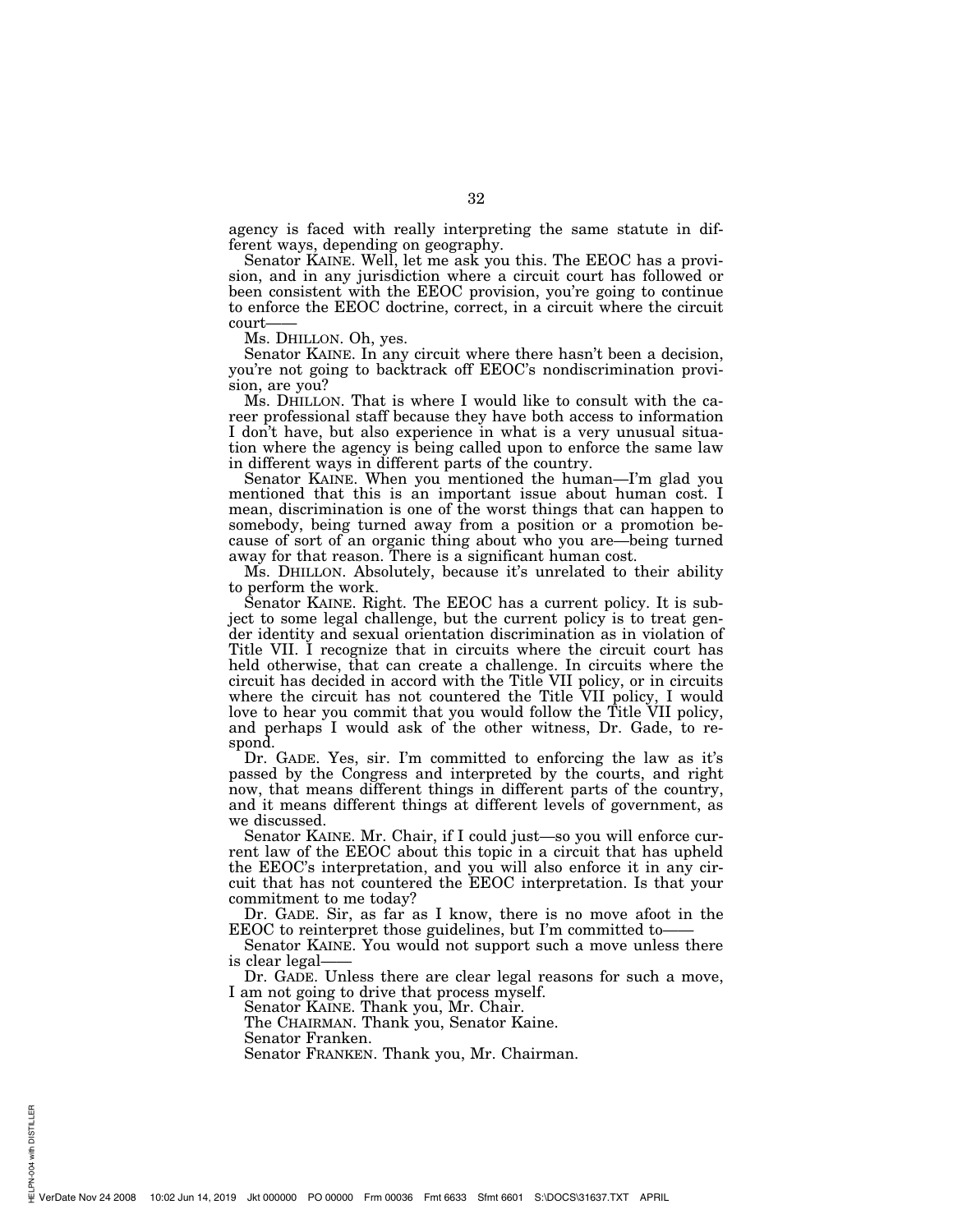agency is faced with really interpreting the same statute in different ways, depending on geography.

Senator KAINE. Well, let me ask you this. The EEOC has a provision, and in any jurisdiction where a circuit court has followed or been consistent with the EEOC provision, you're going to continue to enforce the EEOC doctrine, correct, in a circuit where the circuit court——

Ms. DHILLON. Oh, yes.

Senator KAINE. In any circuit where there hasn't been a decision, you're not going to backtrack off EEOC's nondiscrimination provision, are you?

Ms. DHILLON. That is where I would like to consult with the career professional staff because they have both access to information I don't have, but also experience in what is a very unusual situation where the agency is being called upon to enforce the same law in different ways in different parts of the country.

Senator KAINE. When you mentioned the human—I'm glad you mentioned that this is an important issue about human cost. I mean, discrimination is one of the worst things that can happen to somebody, being turned away from a position or a promotion because of sort of an organic thing about who you are—being turned away for that reason. There is a significant human cost.

Ms. DHILLON. Absolutely, because it's unrelated to their ability to perform the work.

Senator KAINE. Right. The EEOC has a current policy. It is subject to some legal challenge, but the current policy is to treat gender identity and sexual orientation discrimination as in violation of Title VII. I recognize that in circuits where the circuit court has held otherwise, that can create a challenge. In circuits where the circuit has decided in accord with the Title VII policy, or in circuits where the circuit has not countered the Title VII policy, I would love to hear you commit that you would follow the Title VII policy, and perhaps I would ask of the other witness, Dr. Gade, to respond.

Dr. GADE. Yes, sir. I'm committed to enforcing the law as it's passed by the Congress and interpreted by the courts, and right now, that means different things in different parts of the country, and it means different things at different levels of government, as we discussed.

Senator KAINE. Mr. Chair, if I could just—so you will enforce current law of the EEOC about this topic in a circuit that has upheld the EEOC's interpretation, and you will also enforce it in any circuit that has not countered the EEOC interpretation. Is that your commitment to me today?

Dr. GADE. Sir, as far as I know, there is no move afoot in the EEOC to reinterpret those guidelines, but I'm committed to——

Senator KAINE. You would not support such a move unless there is clear legal——

Dr. GADE. Unless there are clear legal reasons for such a move, I am not going to drive that process myself.

Senator KAINE. Thank you, Mr. Chair.

The CHAIRMAN. Thank you, Senator Kaine.

Senator Franken.

Senator FRANKEN. Thank you, Mr. Chairman.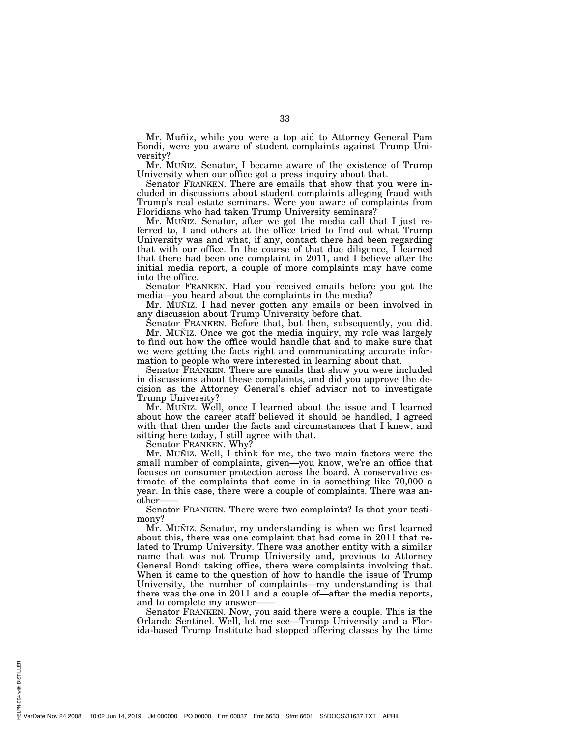Mr. Muñiz, while you were a top aid to Attorney General Pam Bondi, were you aware of student complaints against Trump University?

Mr. MUÑIZ. Senator, I became aware of the existence of Trump University when our office got a press inquiry about that.

Senator FRANKEN. There are emails that show that you were included in discussions about student complaints alleging fraud with Trump's real estate seminars. Were you aware of complaints from Floridians who had taken Trump University seminars?

Mr. MUÑIZ. Senator, after we got the media call that I just referred to, I and others at the office tried to find out what Trump University was and what, if any, contact there had been regarding that with our office. In the course of that due diligence, I learned that there had been one complaint in 2011, and I believe after the initial media report, a couple of more complaints may have come into the office.

Senator FRANKEN. Had you received emails before you got the media—you heard about the complaints in the media?

Mr. MUÑIZ. I had never gotten any emails or been involved in any discussion about Trump University before that.

Senator FRANKEN. Before that, but then, subsequently, you did.

Mr. MUÑIZ. Once we got the media inquiry, my role was largely to find out how the office would handle that and to make sure that we were getting the facts right and communicating accurate information to people who were interested in learning about that.

Senator FRANKEN. There are emails that show you were included in discussions about these complaints, and did you approve the decision as the Attorney General's chief advisor not to investigate Trump University?

Mr. MUÑIZ. Well, once I learned about the issue and I learned about how the career staff believed it should be handled, I agreed with that then under the facts and circumstances that I knew, and sitting here today, I still agree with that.

Senator FRANKEN. Why?

Mr. MUÑIZ. Well, I think for me, the two main factors were the small number of complaints, given—you know, we're an office that focuses on consumer protection across the board. A conservative estimate of the complaints that come in is something like 70,000 a year. In this case, there were a couple of complaints. There was another——

Senator FRANKEN. There were two complaints? Is that your testimony?

Mr. MUÑIZ. Senator, my understanding is when we first learned about this, there was one complaint that had come in 2011 that related to Trump University. There was another entity with a similar name that was not Trump University and, previous to Attorney General Bondi taking office, there were complaints involving that. When it came to the question of how to handle the issue of Trump University, the number of complaints—my understanding is that there was the one in 2011 and a couple of—after the media reports, and to complete my answer——

Senator FRANKEN. Now, you said there were a couple. This is the Orlando Sentinel. Well, let me see—Trump University and a Florida-based Trump Institute had stopped offering classes by the time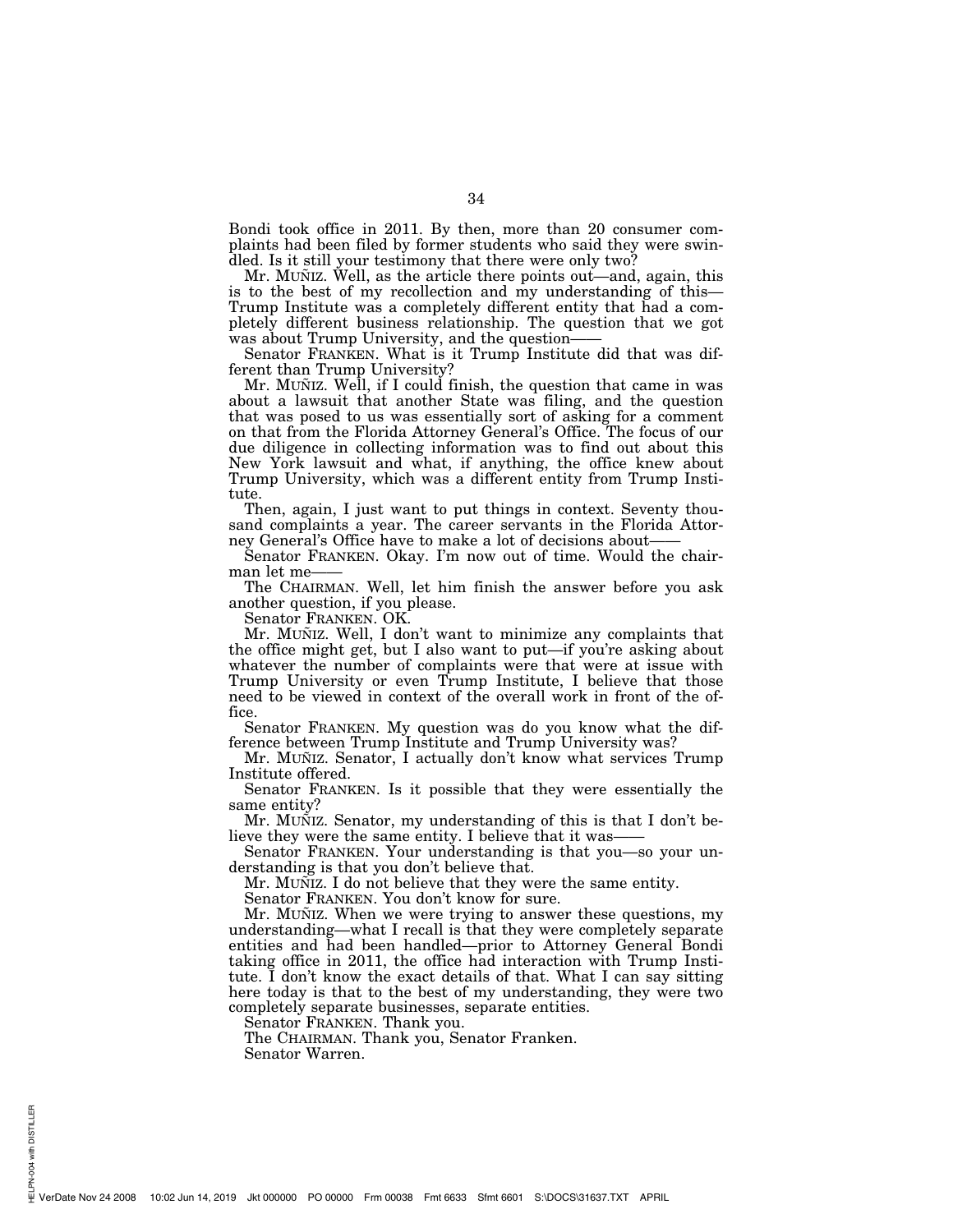Bondi took office in 2011. By then, more than 20 consumer complaints had been filed by former students who said they were swindled. Is it still your testimony that there were only two?

Mr. MUÑIZ. Well, as the article there points out—and, again, this is to the best of my recollection and my understanding of this—Trump Institute was a completely different entity that had a completely different business relationship. The question that we got was about Trump University, and the question——

Senator FRANKEN. What is it Trump Institute did that was different than Trump University?

Mr. MUÑIZ. Well, if I could finish, the question that came in was about a lawsuit that another State was filing, and the question that was posed to us was essentially sort of asking for a comment on that from the Florida Attorney General's Office. The focus of our due diligence in collecting information was to find out about this New York lawsuit and what, if anything, the office knew about Trump University, which was a different entity from Trump Institute.

Then, again, I just want to put things in context. Seventy thousand complaints a year. The career servants in the Florida Attorney General's Office have to make a lot of decisions about——

Senator FRANKEN. Okay. I'm now out of time. Would the chairman let me——

The CHAIRMAN. Well, let him finish the answer before you ask another question, if you please.

Senator FRANKEN. OK.

Mr. MUÑIZ. Well, I don't want to minimize any complaints that the office might get, but I also want to put—if you're asking about whatever the number of complaints were that were at issue with Trump University or even Trump Institute, I believe that those need to be viewed in context of the overall work in front of the office.

Senator FRANKEN. My question was do you know what the difference between Trump Institute and Trump University was?

Mr. MUÑIZ. Senator, I actually don't know what services Trump Institute offered.

Senator FRANKEN. Is it possible that they were essentially the same entity?

Mr. MUÑIZ. Senator, my understanding of this is that I don't believe they were the same entity. I believe that it was——

Senator FRANKEN. Your understanding is that you—so your understanding is that you don't believe that.

Mr. MUÑIZ. I do not believe that they were the same entity.

Senator FRANKEN. You don't know for sure.

Mr. MUÑIZ. When we were trying to answer these questions, my understanding—what I recall is that they were completely separate entities and had been handled—prior to Attorney General Bondi taking office in 2011, the office had interaction with Trump Institute. I don't know the exact details of that. What I can say sitting here today is that to the best of my understanding, they were two completely separate businesses, separate entities.

Senator FRANKEN. Thank you.

The CHAIRMAN. Thank you, Senator Franken.

Senator Warren.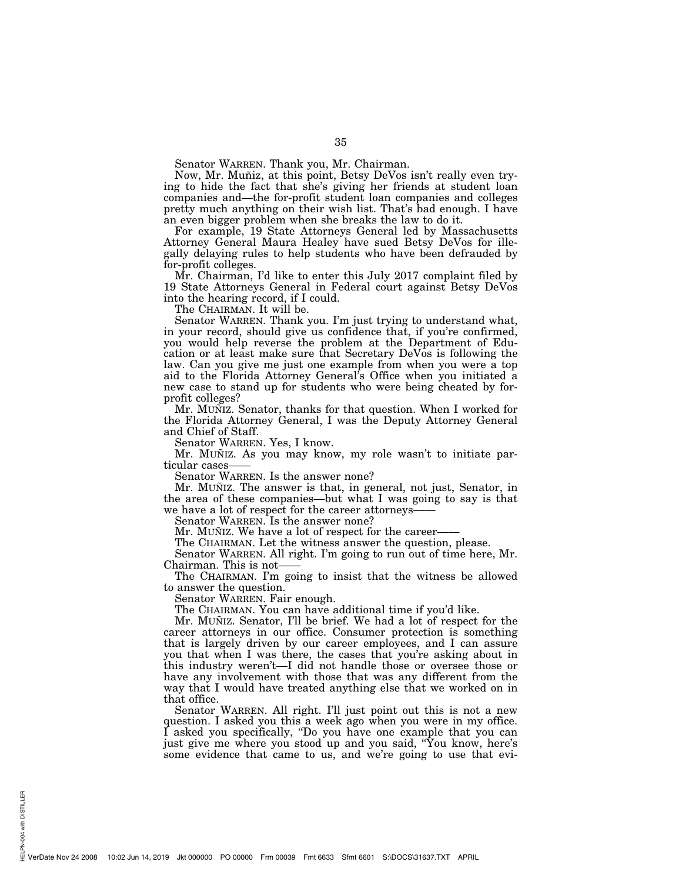Senator WARREN. Thank you, Mr. Chairman.

Now, Mr. Muñiz, at this point, Betsy DeVos isn't really even trying to hide the fact that she's giving her friends at student loan companies and—the for-profit student loan companies and colleges pretty much anything on their wish list. That's bad enough. I have an even bigger problem when she breaks the law to do it.

For example, 19 State Attorneys General led by Massachusetts Attorney General Maura Healey have sued Betsy DeVos for illegally delaying rules to help students who have been defrauded by for-profit colleges.

Mr. Chairman, I'd like to enter this July 2017 complaint filed by 19 State Attorneys General in Federal court against Betsy DeVos into the hearing record, if I could.

The CHAIRMAN. It will be.

Senator WARREN. Thank you. I'm just trying to understand what, in your record, should give us confidence that, if you're confirmed, you would help reverse the problem at the Department of Education or at least make sure that Secretary DeVos is following the law. Can you give me just one example from when you were a top aid to the Florida Attorney General's Office when you initiated a new case to stand up for students who were being cheated by for-profit colleges?

Mr. MUÑIZ. Senator, thanks for that question. When I worked for the Florida Attorney General, I was the Deputy Attorney General and Chief of Staff.

Senator WARREN. Yes, I know.

Mr. MUÑIZ. As you may know, my role wasn't to initiate particular cases——

Senator WARREN. Is the answer none?

Mr. MUÑIZ. The answer is that, in general, not just, Senator, in the area of these companies—but what I was going to say is that we have a lot of respect for the career attorneys——

Senator WARREN. Is the answer none?

Mr. MUÑIZ. We have a lot of respect for the career——

The CHAIRMAN. Let the witness answer the question, please.

Senator WARREN. All right. I'm going to run out of time here, Mr. Chairman. This is not——

The CHAIRMAN. I'm going to insist that the witness be allowed to answer the question.

Senator WARREN. Fair enough.

The CHAIRMAN. You can have additional time if you'd like.

Mr. MUÑIZ. Senator, I'll be brief. We had a lot of respect for the career attorneys in our office. Consumer protection is something that is largely driven by our career employees, and I can assure you that when I was there, the cases that you're asking about in this industry weren't—I did not handle those or oversee those or have any involvement with those that was any different from the way that I would have treated anything else that we worked on in that office.

Senator WARREN. All right. I'll just point out this is not a new question. I asked you this a week ago when you were in my office. I asked you specifically, "Do you have one example that you can just give me where you stood up and you said, "You know, here's some evidence that came to us, and we're going to use that evi-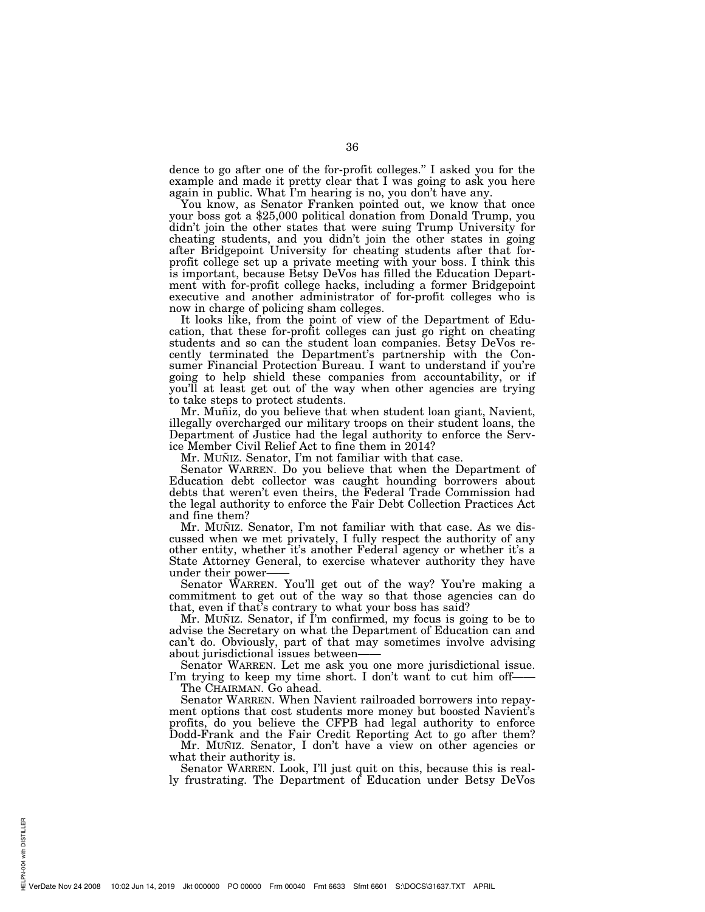dence to go after one of the for-profit colleges." I asked you for the example and made it pretty clear that I was going to ask you here again in public. What I'm hearing is no, you don't have any.

You know, as Senator Franken pointed out, we know that once your boss got a $25,000 political donation from Donald Trump, you didn't join the other states that were suing Trump University for cheating students, and you didn't join the other states in going after Bridgepoint University for cheating students after that for-profit college set up a private meeting with your boss. I think this is important, because Betsy DeVos has filled the Education Department with for-profit college hacks, including a former Bridgepoint executive and another administrator of for-profit colleges who is now in charge of policing sham colleges.

It looks like, from the point of view of the Department of Education, that these for-profit colleges can just go right on cheating students and so can the student loan companies. Betsy DeVos recently terminated the Department's partnership with the Consumer Financial Protection Bureau. I want to understand if you're going to help shield these companies from accountability, or if you'll at least get out of the way when other agencies are trying to take steps to protect students.

Mr. Muñiz, do you believe that when student loan giant, Navient, illegally overcharged our military troops on their student loans, the Department of Justice had the legal authority to enforce the Service Member Civil Relief Act to fine them in 2014?

Mr. MUÑIZ. Senator, I'm not familiar with that case.

Senator WARREN. Do you believe that when the Department of Education debt collector was caught hounding borrowers about debts that weren't even theirs, the Federal Trade Commission had the legal authority to enforce the Fair Debt Collection Practices Act and fine them?

Mr. MUÑIZ. Senator, I'm not familiar with that case. As we discussed when we met privately, I fully respect the authority of any other entity, whether it's another Federal agency or whether it's a State Attorney General, to exercise whatever authority they have under their power——

Senator WARREN. You'll get out of the way? You're making a commitment to get out of the way so that those agencies can do that, even if that's contrary to what your boss has said?

Mr. MUÑIZ. Senator, if I'm confirmed, my focus is going to be to advise the Secretary on what the Department of Education can and can't do. Obviously, part of that may sometimes involve advising about jurisdictional issues between——

Senator WARREN. Let me ask you one more jurisdictional issue. I'm trying to keep my time short. I don't want to cut him off——

The CHAIRMAN. Go ahead.

Senator WARREN. When Navient railroaded borrowers into repayment options that cost students more money but boosted Navient's profits, do you believe the CFPB had legal authority to enforce Dodd-Frank and the Fair Credit Reporting Act to go after them?

Mr. MUÑIZ. Senator, I don't have a view on other agencies or what their authority is.

Senator WARREN. Look, I'll just quit on this, because this is really frustrating. The Department of Education under Betsy DeVos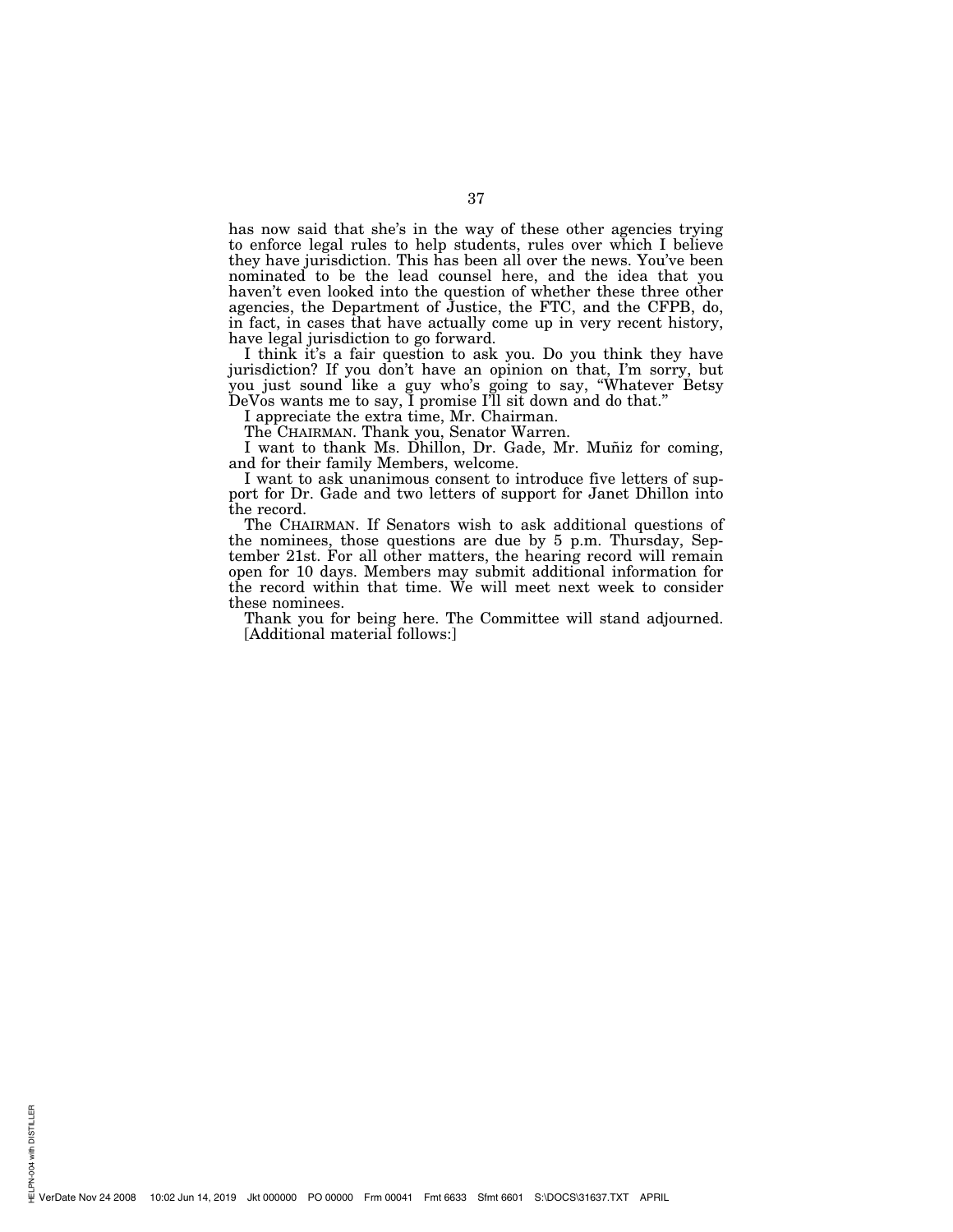has now said that she's in the way of these other agencies trying to enforce legal rules to help students, rules over which I believe they have jurisdiction. This has been all over the news. You've been nominated to be the lead counsel here, and the idea that you haven't even looked into the question of whether these three other agencies, the Department of Justice, the FTC, and the CFPB, do, in fact, in cases that have actually come up in very recent history, have legal jurisdiction to go forward.

I think it's a fair question to ask you. Do you think they have jurisdiction? If you don't have an opinion on that, I'm sorry, but you just sound like a guy who's going to say, "Whatever Betsy DeVos wants me to say, I promise I'll sit down and do that."

I appreciate the extra time, Mr. Chairman.

The CHAIRMAN. Thank you, Senator Warren.

I want to thank Ms. Dhillon, Dr. Gade, Mr. Muñiz for coming, and for their family Members, welcome.

I want to ask unanimous consent to introduce five letters of support for Dr. Gade and two letters of support for Janet Dhillon into the record.

The CHAIRMAN. If Senators wish to ask additional questions of the nominees, those questions are due by 5 p.m. Thursday, September 21st. For all other matters, the hearing record will remain open for 10 days. Members may submit additional information for the record within that time. We will meet next week to consider these nominees.

Thank you for being here. The Committee will stand adjourned.

[Additional material follows:]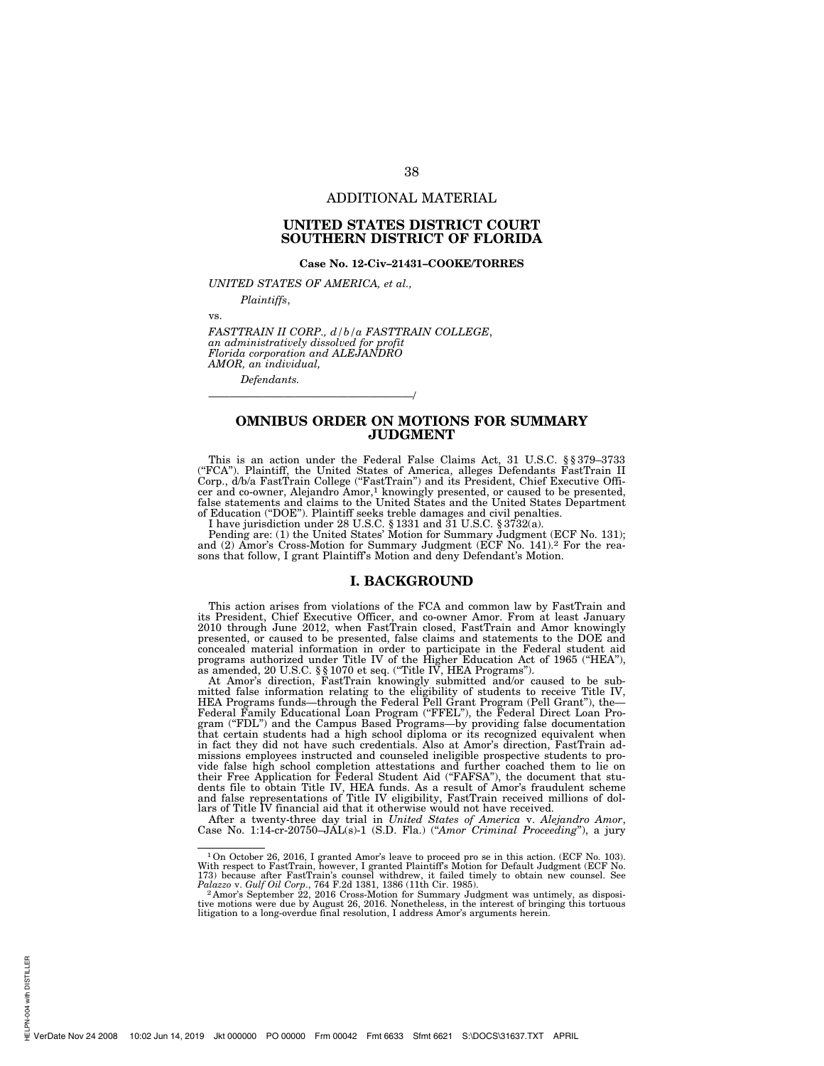ADDITIONAL MATERIAL

## UNITED STATES DISTRICT COURT SOUTHERN DISTRICT OF FLORIDA

**Case No. 12-Civ–21431–COOKE/TORRES**

*UNITED STATES OF AMERICA, et al.,*

*Plaintiffs*,

vs.

*FASTTRAIN II CORP., d/b/a FASTTRAIN COLLEGE, an administratively dissolved for profit Florida corporation and ALEJANDRO AMOR, an individual,*

*Defendants.*

\_\_\_\_\_\_\_\_\_\_\_\_\_\_\_\_\_\_\_\_\_\_\_\_\_\_\_\_\_\_\_\_\_\_\_\_/

## OMNIBUS ORDER ON MOTIONS FOR SUMMARY JUDGMENT

This is an action under the Federal False Claims Act, 31 U.S.C. §§ 379–3733 ("FCA"). Plaintiff, the United States of America, alleges Defendants FastTrain II Corp., d/b/a FastTrain College ("FastTrain") and its President, Chief Executive Officer and co-owner, Alejandro Amor,[1] knowingly presented, or caused to be presented, false statements and claims to the United States and the United States Department of Education ("DOE"). Plaintiff seeks treble damages and civil penalties.

I have jurisdiction under 28 U.S.C. § 1331 and 31 U.S.C. § 3732(a).

Pending are: (1) the United States' Motion for Summary Judgment (ECF No. 131); and (2) Amor's Cross-Motion for Summary Judgment (ECF No. 141).[2] For the reasons that follow, I grant Plaintiff's Motion and deny Defendant's Motion.

## I. BACKGROUND

This action arises from violations of the FCA and common law by FastTrain and its President, Chief Executive Officer, and co-owner Amor. From at least January 2010 through June 2012, when FastTrain closed, FastTrain and Amor knowingly presented, or caused to be presented, false claims and statements to the DOE and concealed material information in order to participate in the Federal student aid programs authorized under Title IV of the Higher Education Act of 1965 ("HEA"), as amended, 20 U.S.C. §§ 1070 et seq. ("Title IV, HEA Programs").

At Amor's direction, FastTrain knowingly submitted and/or caused to be submitted false information relating to the eligibility of students to receive Title IV, HEA Programs funds—through the Federal Pell Grant Program (Pell Grant"), the—Federal Family Educational Loan Program ("FFEL"), the Federal Direct Loan Program ("FDL") and the Campus Based Programs—by providing false documentation that certain students had a high school diploma or its recognized equivalent when in fact they did not have such credentials. Also at Amor's direction, FastTrain admissions employees instructed and counseled ineligible prospective students to provide false high school completion attestations and further coached them to lie on their Free Application for Federal Student Aid ("FAFSA"), the document that students file to obtain Title IV, HEA funds. As a result of Amor's fraudulent scheme and false representations of Title IV eligibility, FastTrain received millions of dollars of Title IV financial aid that it otherwise would not have received.

After a twenty-three day trial in *United States of America* v. *Alejandro Amor*, Case No. 1:14-cr-20750–JAL(s)-1 (S.D. Fla.) ("*Amor Criminal Proceeding*"), a jury

---

[1] On October 26, 2016, I granted Amor's leave to proceed pro se in this action. (ECF No. 103). With respect to FastTrain, however, I granted Plaintiff's Motion for Default Judgment (ECF No. 173) because after FastTrain's counsel withdrew, it failed timely to obtain new counsel. See *Palazzo* v. *Gulf Oil Corp*., 764 F.2d 1381, 1386 (11th Cir. 1985).

[2] Amor's September 22, 2016 Cross-Motion for Summary Judgment was untimely, as dispositive motions were due by August 26, 2016. Nonetheless, in the interest of bringing this tortuous litigation to a long-overdue final resolution, I address Amor's arguments herein.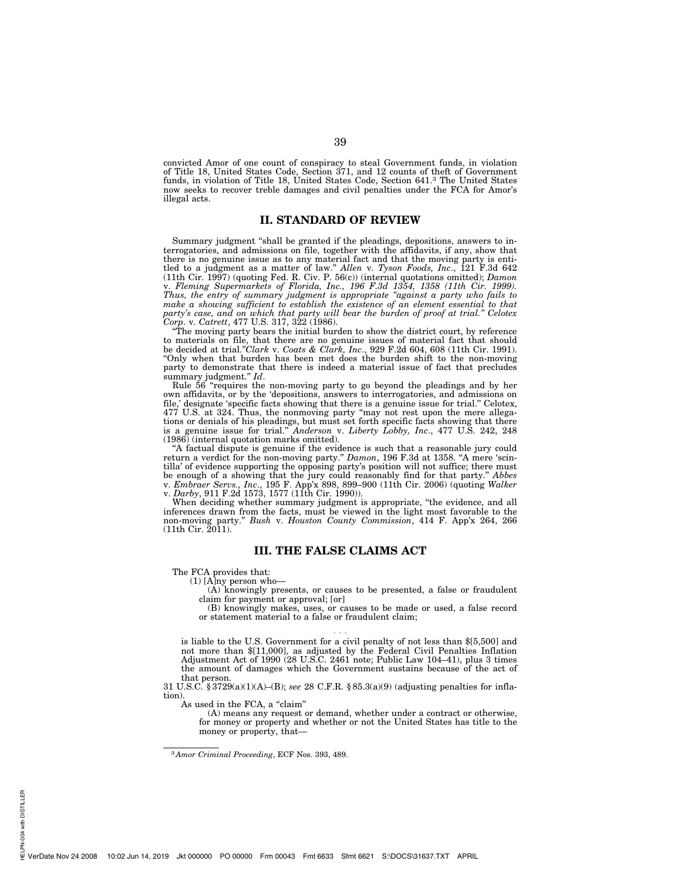convicted Amor of one count of conspiracy to steal Government funds, in violation of Title 18, United States Code, Section 371, and 12 counts of theft of Government funds, in violation of Title 18, United States Code, Section 641.[3] The United States now seeks to recover treble damages and civil penalties under the FCA for Amor's illegal acts.

## II. STANDARD OF REVIEW

Summary judgment "shall be granted if the pleadings, depositions, answers to interrogatories, and admissions on file, together with the affidavits, if any, show that there is no genuine issue as to any material fact and that the moving party is entitled to a judgment as a matter of law." *Allen* v. *Tyson Foods, Inc*., 121 F.3d 642 (11th Cir. 1997) (quoting Fed. R. Civ. P. 56(c)) (internal quotations omitted); *Damon* v. *Fleming Supermarkets of Florida, Inc., 196 F.3d 1354, 1358 (11th Cir. 1999). Thus, the entry of summary judgment is appropriate "against a party who fails to make a showing sufficient to establish the existence of an element essential to that party's case, and on which that party will bear the burden of proof at trial." Celotex Corp*. v. *Catrett*, 477 U.S. 317, 322 (1986).

"The moving party bears the initial burden to show the district court, by reference to materials on file, that there are no genuine issues of material fact that should be decided at trial."*Clark* v. *Coats & Clark, Inc*., 929 F.2d 604, 608 (11th Cir. 1991). "Only when that burden has been met does the burden shift to the non-moving party to demonstrate that there is indeed a material issue of fact that precludes summary judgment." *Id*.

Rule 56 "requires the non-moving party to go beyond the pleadings and by her own affidavits, or by the 'depositions, answers to interrogatories, and admissions on file,' designate 'specific facts showing that there is a genuine issue for trial." Celotex, 477 U.S. at 324. Thus, the nonmoving party "may not rest upon the mere allegations or denials of his pleadings, but must set forth specific facts showing that there is a genuine issue for trial." *Anderson* v. *Liberty Lobby, Inc*., 477 U.S. 242, 248 (1986) (internal quotation marks omitted).

"A factual dispute is genuine if the evidence is such that a reasonable jury could return a verdict for the non-moving party." *Damon*, 196 F.3d at 1358. "A mere 'scintilla' of evidence supporting the opposing party's position will not suffice; there must be enough of a showing that the jury could reasonably find for that party." *Abbes* v. *Embraer Servs., Inc*., 195 F. App'x 898, 899–900 (11th Cir. 2006) (quoting *Walker* v. *Darby*, 911 F.2d 1573, 1577 (11th Cir. 1990)).

When deciding whether summary judgment is appropriate, "the evidence, and all inferences drawn from the facts, must be viewed in the light most favorable to the non-moving party." *Bush* v. *Houston County Commission*, 414 F. App'x 264, 266 (11th Cir. 2011).

## III. THE FALSE CLAIMS ACT

The FCA provides that:

> (1) [A]ny person who—
>
> (A) knowingly presents, or causes to be presented, a false or fraudulent claim for payment or approval; [or]
>
> (B) knowingly makes, uses, or causes to be made or used, a false record or statement material to a false or fraudulent claim;
>
> . . .
>
> is liable to the U.S. Government for a civil penalty of not less than $[5,500] and not more than $[11,000], as adjusted by the Federal Civil Penalties Inflation Adjustment Act of 1990 (28 U.S.C. 2461 note; Public Law 104–41), plus 3 times the amount of damages which the Government sustains because of the act of that person.

31 U.S.C. § 3729(a)(1)(A)–(B); *see* 28 C.F.R. § 85.3(a)(9) (adjusting penalties for inflation).

As used in the FCA, a "claim"

> (A) means any request or demand, whether under a contract or otherwise, for money or property and whether or not the United States has title to the money or property, that—

---

[3] *Amor Criminal Proceeding*, ECF Nos. 393, 489.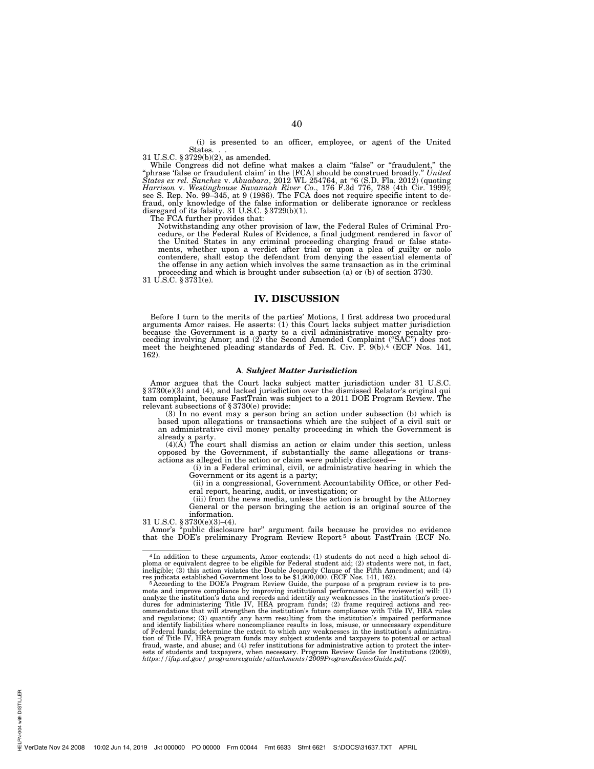(i) is presented to an officer, employee, or agent of the United States. . .

31 U.S.C. § 3729(b)(2), as amended.

While Congress did not define what makes a claim "false" or "fraudulent," the "phrase 'false or fraudulent claim' in the [FCA] should be construed broadly." *United States ex rel. Sanchez* v. *Abuabara*, 2012 WL 254764, at *6 (S.D. Fla. 2012) (quoting *Harrison* v. *Westinghouse Savannah River Co*., 176 F.3d 776, 788 (4th Cir. 1999); see S. Rep. No. 99–345, at 9 (1986). The FCA does not require specific intent to defraud, only knowledge of the false information or deliberate ignorance or reckless disregard of its falsity. 31 U.S.C. § 3729(b)(1).

The FCA further provides that:

> Notwithstanding any other provision of law, the Federal Rules of Criminal Procedure, or the Federal Rules of Evidence, a final judgment rendered in favor of the United States in any criminal proceeding charging fraud or false statements, whether upon a verdict after trial or upon a plea of guilty or nolo contendere, shall estop the defendant from denying the essential elements of the offense in any action which involves the same transaction as in the criminal proceeding and which is brought under subsection (a) or (b) of section 3730.

31 U.S.C. § 3731(e).

## IV. DISCUSSION

Before I turn to the merits of the parties' Motions, I first address two procedural arguments Amor raises. He asserts: (1) this Court lacks subject matter jurisdiction because the Government is a party to a civil administrative money penalty proceeding involving Amor; and (2) the Second Amended Complaint ("SAC") does not meet the heightened pleading standards of Fed. R. Civ. P. 9(b).[4] (ECF Nos. 141, 162).

### A. *Subject Matter Jurisdiction*

Amor argues that the Court lacks subject matter jurisdiction under 31 U.S.C. § 3730(e)(3) and (4), and lacked jurisdiction over the dismissed Relator's original qui tam complaint, because FastTrain was subject to a 2011 DOE Program Review. The relevant subsections of § 3730(e) provide:

> (3) In no event may a person bring an action under subsection (b) which is based upon allegations or transactions which are the subject of a civil suit or an administrative civil money penalty proceeding in which the Government is already a party.
>
> (4)(A) The court shall dismiss an action or claim under this section, unless opposed by the Government, if substantially the same allegations or transactions as alleged in the action or claim were publicly disclosed—
>
> (i) in a Federal criminal, civil, or administrative hearing in which the Government or its agent is a party;
>
> (ii) in a congressional, Government Accountability Office, or other Federal report, hearing, audit, or investigation; or
>
> (iii) from the news media, unless the action is brought by the Attorney General or the person bringing the action is an original source of the information.

31 U.S.C. § 3730(e)(3)–(4).

Amor's "public disclosure bar" argument fails because he provides no evidence that the DOE's preliminary Program Review Report[5] about FastTrain (ECF No.

---

[4] In addition to these arguments, Amor contends: (1) students do not need a high school diploma or equivalent degree to be eligible for Federal student aid; (2) students were not, in fact, ineligible; (3) this action violates the Double Jeopardy Clause of the Fifth Amendment; and (4) res judicata established Government loss to be $1,900,000. (ECF Nos. 141, 162).

[5] According to the DOE's Program Review Guide, the purpose of a program review is to promote and improve compliance by improving institutional performance. The reviewer(s) will: (1) analyze the institution's data and records and identify any weaknesses in the institution's procedures for administering Title IV, HEA program funds; (2) frame required actions and recommendations that will strengthen the institution's future compliance with Title IV, HEA rules and regulations; (3) quantify any harm resulting from the institution's impaired performance and identify liabilities where noncompliance results in loss, misuse, or unnecessary expenditure of Federal funds; determine the extent to which any weaknesses in the institution's administration of Title IV, HEA program funds may subject students and taxpayers to potential or actual fraud, waste, and abuse; and (4) refer institutions for administrative action to protect the interests of students and taxpayers, when necessary. Program Review Guide for Institutions (2009), *https://ifap.ed.gov/programrevguide/attachments/2009ProgramReviewGuide.pdf*.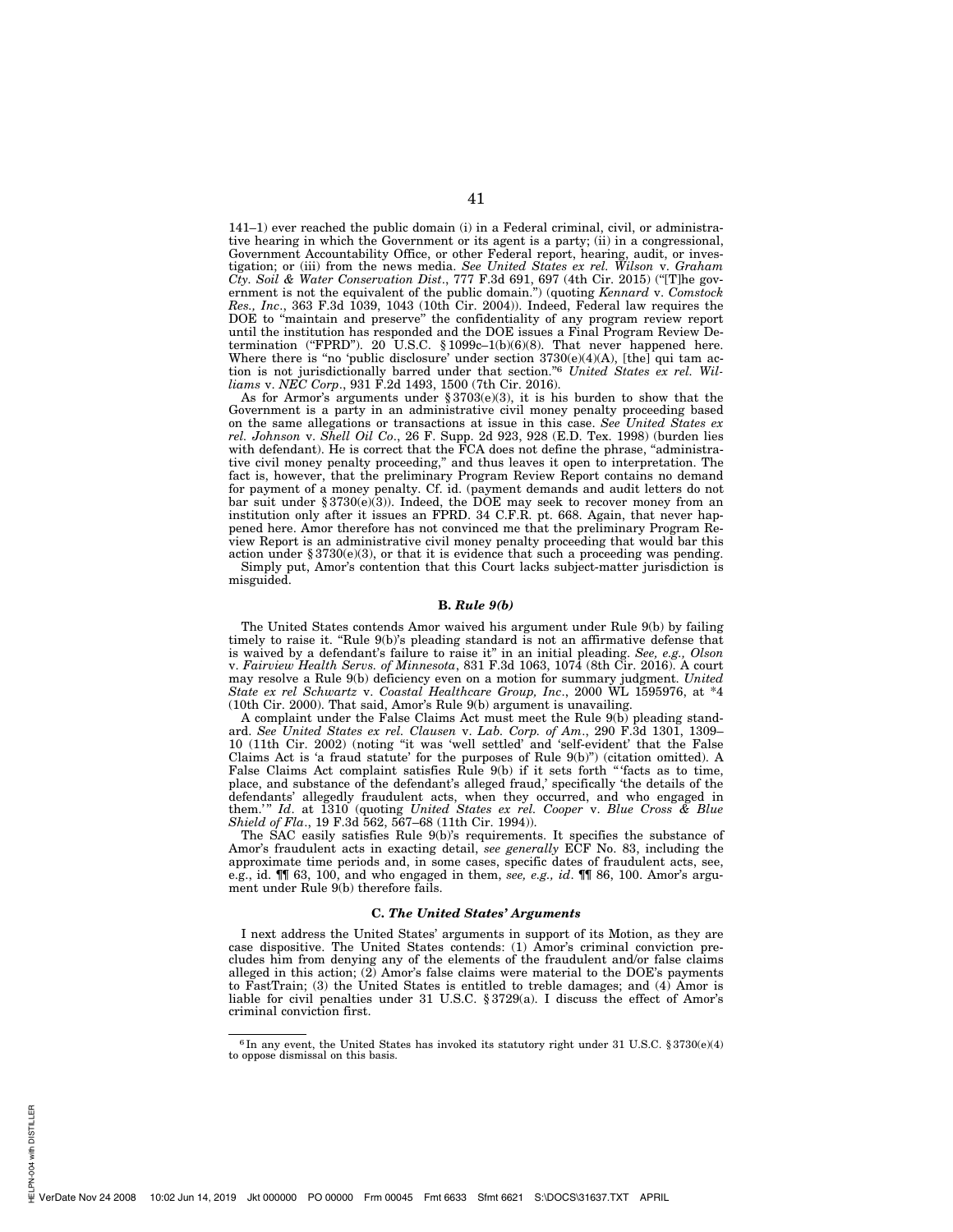141–1) ever reached the public domain (i) in a Federal criminal, civil, or administrative hearing in which the Government or its agent is a party; (ii) in a congressional, Government Accountability Office, or other Federal report, hearing, audit, or investigation; or (iii) from the news media. *See United States ex rel. Wilson* v. *Graham Cty. Soil & Water Conservation Dist*., 777 F.3d 691, 697 (4th Cir. 2015) ("[T]he government is not the equivalent of the public domain.") (quoting *Kennard* v. *Comstock Res., Inc*., 363 F.3d 1039, 1043 (10th Cir. 2004)). Indeed, Federal law requires the DOE to "maintain and preserve" the confidentiality of any program review report until the institution has responded and the DOE issues a Final Program Review Determination ("FPRD"). 20 U.S.C. § 1099c–1(b)(6)(8). That never happened here. Where there is "no 'public disclosure' under section 3730(e)(4)(A), [the] qui tam action is not jurisdictionally barred under that section."[6] *United States ex rel. Williams* v. *NEC Corp*., 931 F.2d 1493, 1500 (7th Cir. 2016).

As for Armor's arguments under § 3703(e)(3), it is his burden to show that the Government is a party in an administrative civil money penalty proceeding based on the same allegations or transactions at issue in this case. *See United States ex rel. Johnson* v. *Shell Oil Co*., 26 F. Supp. 2d 923, 928 (E.D. Tex. 1998) (burden lies with defendant). He is correct that the FCA does not define the phrase, "administrative civil money penalty proceeding," and thus leaves it open to interpretation. The fact is, however, that the preliminary Program Review Report contains no demand for payment of a money penalty. Cf. id. (payment demands and audit letters do not bar suit under § 3730(e)(3)). Indeed, the DOE may seek to recover money from an institution only after it issues an FPRD. 34 C.F.R. pt. 668. Again, that never happened here. Amor therefore has not convinced me that the preliminary Program Review Report is an administrative civil money penalty proceeding that would bar this action under § 3730(e)(3), or that it is evidence that such a proceeding was pending.

Simply put, Amor's contention that this Court lacks subject-matter jurisdiction is misguided.

### B. *Rule 9(b)*

The United States contends Amor waived his argument under Rule 9(b) by failing timely to raise it. "Rule 9(b)'s pleading standard is not an affirmative defense that is waived by a defendant's failure to raise it" in an initial pleading. *See, e.g., Olson* v. *Fairview Health Servs. of Minnesota*, 831 F.3d 1063, 1074 (8th Cir. 2016). A court may resolve a Rule 9(b) deficiency even on a motion for summary judgment. *United State ex rel Schwartz* v. *Coastal Healthcare Group, Inc*., 2000 WL 1595976, at *4 (10th Cir. 2000). That said, Amor's Rule 9(b) argument is unavailing.

A complaint under the False Claims Act must meet the Rule 9(b) pleading standard. *See United States ex rel. Clausen* v. *Lab. Corp. of Am*., 290 F.3d 1301, 1309–10 (11th Cir. 2002) (noting "it was 'well settled' and 'self-evident' that the False Claims Act is 'a fraud statute' for the purposes of Rule 9(b)") (citation omitted). A False Claims Act complaint satisfies Rule 9(b) if it sets forth "'facts as to time, place, and substance of the defendant's alleged fraud,' specifically 'the details of the defendants' allegedly fraudulent acts, when they occurred, and who engaged in them.'" *Id*. at 1310 (quoting *United States ex rel. Cooper* v. *Blue Cross & Blue Shield of Fla*., 19 F.3d 562, 567–68 (11th Cir. 1994)).

The SAC easily satisfies Rule 9(b)'s requirements. It specifies the substance of Amor's fraudulent acts in exacting detail, *see generally* ECF No. 83, including the approximate time periods and, in some cases, specific dates of fraudulent acts, see, e.g., id. ¶¶ 63, 100, and who engaged in them, *see, e.g., id*. ¶¶ 86, 100. Amor's argument under Rule 9(b) therefore fails.

### C. *The United States' Arguments*

I next address the United States' arguments in support of its Motion, as they are case dispositive. The United States contends: (1) Amor's criminal conviction precludes him from denying any of the elements of the fraudulent and/or false claims alleged in this action; (2) Amor's false claims were material to the DOE's payments to FastTrain; (3) the United States is entitled to treble damages; and (4) Amor is liable for civil penalties under 31 U.S.C. § 3729(a). I discuss the effect of Amor's criminal conviction first.

---

[6] In any event, the United States has invoked its statutory right under 31 U.S.C. § 3730(e)(4) to oppose dismissal on this basis.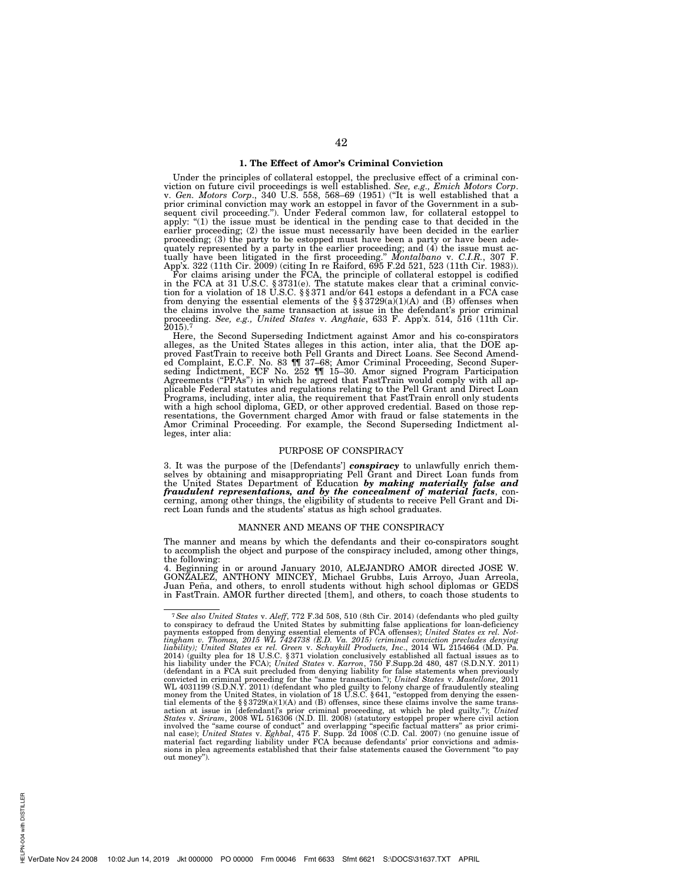### 1. The Effect of Amor's Criminal Conviction

Under the principles of collateral estoppel, the preclusive effect of a criminal conviction on future civil proceedings is well established. *See, e.g., Emich Motors Corp.* v. *Gen. Motors Corp.*, 340 U.S. 558, 568–69 (1951) ("It is well established that a prior criminal conviction may work an estoppel in favor of the Government in a subsequent civil proceeding."). Under Federal common law, for collateral estoppel to apply: "(1) the issue must be identical in the pending case to that decided in the earlier proceeding; (2) the issue must necessarily have been decided in the earlier proceeding; (3) the party to be estopped must have been a party or have been adequately represented by a party in the earlier proceeding; and (4) the issue must actually have been litigated in the first proceeding." *Montalbano* v. *C.I.R.*, 307 F. App'x. 322 (11th Cir. 2009) (citing In re Raiford, 695 F.2d 521, 523 (11th Cir. 1983)).

For claims arising under the FCA, the principle of collateral estoppel is codified in the FCA at 31 U.S.C. § 3731(e). The statute makes clear that a criminal conviction for a violation of 18 U.S.C. §§ 371 and/or 641 estops a defendant in a FCA case from denying the essential elements of the §§ 3729(a)(1)(A) and (B) offenses when the claims involve the same transaction at issue in the defendant's prior criminal proceeding. *See, e.g., United States* v. *Anghaie*, 633 F. App'x. 514, 516 (11th Cir. 2015).[7]

Here, the Second Superseding Indictment against Amor and his co-conspirators alleges, as the United States alleges in this action, inter alia, that the DOE approved FastTrain to receive both Pell Grants and Direct Loans. See Second Amended Complaint, E.C.F. No. 83 ¶¶ 37–68; Amor Criminal Proceeding, Second Superseding Indictment, ECF No. 252 ¶¶ 15–30. Amor signed Program Participation Agreements ("PPAs") in which he agreed that FastTrain would comply with all applicable Federal statutes and regulations relating to the Pell Grant and Direct Loan Programs, including, inter alia, the requirement that FastTrain enroll only students with a high school diploma, GED, or other approved credential. Based on those representations, the Government charged Amor with fraud or false statements in the Amor Criminal Proceeding. For example, the Second Superseding Indictment alleges, inter alia:

PURPOSE OF CONSPIRACY

3. It was the purpose of the [Defendants'] ***conspiracy*** to unlawfully enrich themselves by obtaining and misappropriating Pell Grant and Direct Loan funds from the United States Department of Education ***by making materially false and fraudulent representations, and by the concealment of material facts***, concerning, among other things, the eligibility of students to receive Pell Grant and Direct Loan funds and the students' status as high school graduates.

MANNER AND MEANS OF THE CONSPIRACY

The manner and means by which the defendants and their co-conspirators sought to accomplish the object and purpose of the conspiracy included, among other things, the following:

4. Beginning in or around January 2010, ALEJANDRO AMOR directed JOSE W. GONZALEZ, ANTHONY MINCEY, Michael Grubbs, Luis Arroyo, Juan Arreola, Juan Peña, and others, to enroll students without high school diplomas or GEDS in FastTrain. AMOR further directed [them], and others, to coach those students to

---

[7] *See also United States* v. *Aleff*, 772 F.3d 508, 510 (8th Cir. 2014) (defendants who pled guilty to conspiracy to defraud the United States by submitting false applications for loan-deficiency payments estopped from denying essential elements of FCA offenses); *United States ex rel. Nottingham v. Thomas, 2015 WL 7424738 (E.D. Va. 2015) (criminal conviction precludes denying liability); United States ex rel. Green* v. *Schuykill Products, Inc.*, 2014 WL 2154664 (M.D. Pa. 2014) (guilty plea for 18 U.S.C. § 371 violation conclusively established all factual issues as to his liability under the FCA); *United States* v. *Karron*, 750 F.Supp.2d 480, 487 (S.D.N.Y. 2011) (defendant in a FCA suit precluded from denying liability for false statements when previously convicted in criminal proceeding for the "same transaction."); *United States* v. *Mastellone*, 2011 WL 4031199 (S.D.N.Y. 2011) (defendant who pled guilty to felony charge of fraudulently stealing money from the United States, in violation of 18 U.S.C. § 641, "estopped from denying the essential elements of the §§ 3729(a)(1)(A) and (B) offenses, since these claims involve the same transaction at issue in [defendant]'s prior criminal proceeding, at which he pled guilty."); *United States* v. *Sriram*, 2008 WL 516306 (N.D. Ill. 2008) (statutory estoppel proper where civil action involved the "same course of conduct" and overlapping "specific factual matters" as prior criminal case); *United States* v. *Eghbal*, 475 F. Supp. 2d 1008 (C.D. Cal. 2007) (no genuine issue of material fact regarding liability under FCA because defendants' prior convictions and admissions in plea agreements established that their false statements caused the Government "to pay out money").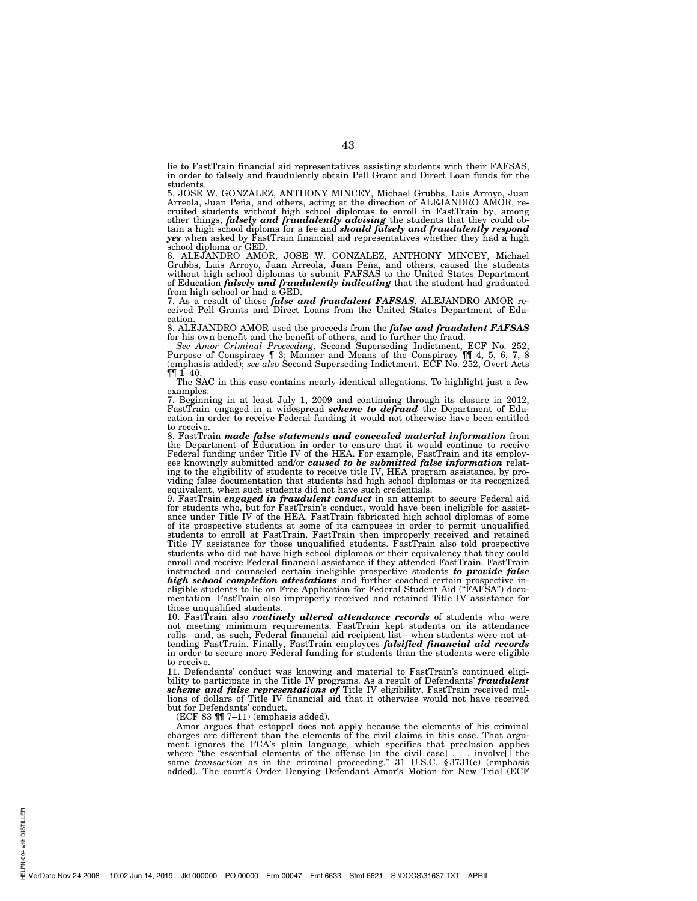lie to FastTrain financial aid representatives assisting students with their FAFSAS, in order to falsely and fraudulently obtain Pell Grant and Direct Loan funds for the students.

5. JOSE W. GONZALEZ, ANTHONY MINCEY, Michael Grubbs, Luis Arroyo, Juan Arreola, Juan Peña, and others, acting at the direction of ALEJANDRO AMOR, recruited students without high school diplomas to enroll in FastTrain by, among other things, ***falsely and fraudulently advising*** the students that they could obtain a high school diploma for a fee and ***should falsely and fraudulently respond yes*** when asked by FastTrain financial aid representatives whether they had a high school diploma or GED.

6. ALEJANDRO AMOR, JOSE W. GONZALEZ, ANTHONY MINCEY, Michael Grubbs, Luis Arroyo, Juan Arreola, Juan Peña, and others, caused the students without high school diplomas to submit FAFSAS to the United States Department of Education ***falsely and fraudulently indicating*** that the student had graduated from high school or had a GED.

7. As a result of these ***false and fraudulent FAFSAS***, ALEJANDRO AMOR received Pell Grants and Direct Loans from the United States Department of Education.

8. ALEJANDRO AMOR used the proceeds from the ***false and fraudulent FAFSAS*** for his own benefit and the benefit of others, and to further the fraud.

*See Amor Criminal Proceeding*, Second Superseding Indictment, ECF No. 252, Purpose of Conspiracy ¶ 3; Manner and Means of the Conspiracy ¶¶ 4, 5, 6, 7, 8 (emphasis added); *see also* Second Superseding Indictment, ECF No. 252, Overt Acts ¶¶ 1–40.

The SAC in this case contains nearly identical allegations. To highlight just a few examples:

7. Beginning in at least July 1, 2009 and continuing through its closure in 2012, FastTrain engaged in a widespread ***scheme to defraud*** the Department of Education in order to receive Federal funding it would not otherwise have been entitled to receive.

8. FastTrain ***made false statements and concealed material information*** from the Department of Education in order to ensure that it would continue to receive Federal funding under Title IV of the HEA. For example, FastTrain and its employees knowingly submitted and/or ***caused to be submitted false information*** relating to the eligibility of students to receive title IV, HEA program assistance, by providing false documentation that students had high school diplomas or its recognized equivalent, when such students did not have such credentials.

9. FastTrain ***engaged in fraudulent conduct*** in an attempt to secure Federal aid for students who, but for FastTrain's conduct, would have been ineligible for assistance under Title IV of the HEA. FastTrain fabricated high school diplomas of some of its prospective students at some of its campuses in order to permit unqualified students to enroll at FastTrain. FastTrain then improperly received and retained Title IV assistance for those unqualified students. FastTrain also told prospective students who did not have high school diplomas or their equivalency that they could enroll and receive Federal financial assistance if they attended FastTrain. FastTrain instructed and counseled certain ineligible prospective students ***to provide false high school completion attestations*** and further coached certain prospective ineligible students to lie on Free Application for Federal Student Aid ("FAFSA") documentation. FastTrain also improperly received and retained Title IV assistance for those unqualified students.

10. FastTrain also ***routinely altered attendance records*** of students who were not meeting minimum requirements. FastTrain kept students on its attendance rolls—and, as such, Federal financial aid recipient list—when students were not attending FastTrain. Finally, FastTrain employees ***falsified financial aid records*** in order to secure more Federal funding for students than the students were eligible to receive.

11. Defendants' conduct was knowing and material to FastTrain's continued eligibility to participate in the Title IV programs. As a result of Defendants' ***fraudulent scheme and false representations of*** Title IV eligibility, FastTrain received millions of dollars of Title IV financial aid that it otherwise would not have received but for Defendants' conduct.

(ECF 83 ¶¶ 7–11) (emphasis added).

Amor argues that estoppel does not apply because the elements of his criminal charges are different than the elements of the civil claims in this case. That argument ignores the FCA's plain language, which specifies that preclusion applies where "the essential elements of the offense [in the civil case] . . . involve[] the same *transaction* as in the criminal proceeding." 31 U.S.C. § 3731(e) (emphasis added). The court's Order Denying Defendant Amor's Motion for New Trial (ECF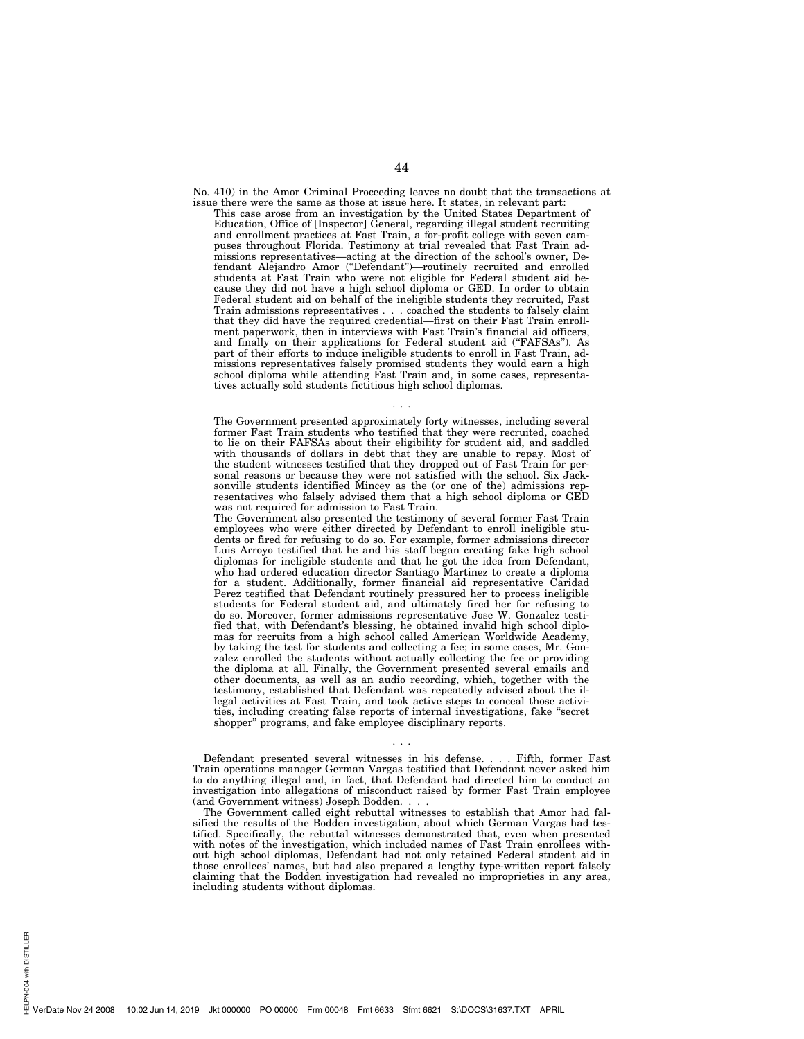No. 410) in the Amor Criminal Proceeding leaves no doubt that the transactions at issue there were the same as those at issue here. It states, in relevant part:

> This case arose from an investigation by the United States Department of Education, Office of [Inspector] General, regarding illegal student recruiting and enrollment practices at Fast Train, a for-profit college with seven campuses throughout Florida. Testimony at trial revealed that Fast Train admissions representatives—acting at the direction of the school's owner, Defendant Alejandro Amor ("Defendant")—routinely recruited and enrolled students at Fast Train who were not eligible for Federal student aid because they did not have a high school diploma or GED. In order to obtain Federal student aid on behalf of the ineligible students they recruited, Fast Train admissions representatives . . . coached the students to falsely claim that they did have the required credential—first on their Fast Train enrollment paperwork, then in interviews with Fast Train's financial aid officers, and finally on their applications for Federal student aid ("FAFSAs"). As part of their efforts to induce ineligible students to enroll in Fast Train, admissions representatives falsely promised students they would earn a high school diploma while attending Fast Train and, in some cases, representatives actually sold students fictitious high school diplomas.
>
> . . .
>
> The Government presented approximately forty witnesses, including several former Fast Train students who testified that they were recruited, coached to lie on their FAFSAs about their eligibility for student aid, and saddled with thousands of dollars in debt that they are unable to repay. Most of the student witnesses testified that they dropped out of Fast Train for personal reasons or because they were not satisfied with the school. Six Jacksonville students identified Mincey as the (or one of the) admissions representatives who falsely advised them that a high school diploma or GED was not required for admission to Fast Train.
>
> The Government also presented the testimony of several former Fast Train employees who were either directed by Defendant to enroll ineligible students or fired for refusing to do so. For example, former admissions director Luis Arroyo testified that he and his staff began creating fake high school diplomas for ineligible students and that he got the idea from Defendant, who had ordered education director Santiago Martinez to create a diploma for a student. Additionally, former financial aid representative Caridad Perez testified that Defendant routinely pressured her to process ineligible students for Federal student aid, and ultimately fired her for refusing to do so. Moreover, former admissions representative Jose W. Gonzalez testified that, with Defendant's blessing, he obtained invalid high school diplomas for recruits from a high school called American Worldwide Academy, by taking the test for students and collecting a fee; in some cases, Mr. Gonzalez enrolled the students without actually collecting the fee or providing the diploma at all. Finally, the Government presented several emails and other documents, as well as an audio recording, which, together with the testimony, established that Defendant was repeatedly advised about the illegal activities at Fast Train, and took active steps to conceal those activities, including creating false reports of internal investigations, fake "secret shopper" programs, and fake employee disciplinary reports.
>
> . . .
>
> Defendant presented several witnesses in his defense. . . . Fifth, former Fast Train operations manager German Vargas testified that Defendant never asked him to do anything illegal and, in fact, that Defendant had directed him to conduct an investigation into allegations of misconduct raised by former Fast Train employee (and Government witness) Joseph Bodden. . . .
>
> The Government called eight rebuttal witnesses to establish that Amor had falsified the results of the Bodden investigation, about which German Vargas had testified. Specifically, the rebuttal witnesses demonstrated that, even when presented with notes of the investigation, which included names of Fast Train enrollees without high school diplomas, Defendant had not only retained Federal student aid in those enrollees' names, but had also prepared a lengthy type-written report falsely claiming that the Bodden investigation had revealed no improprieties in any area, including students without diplomas.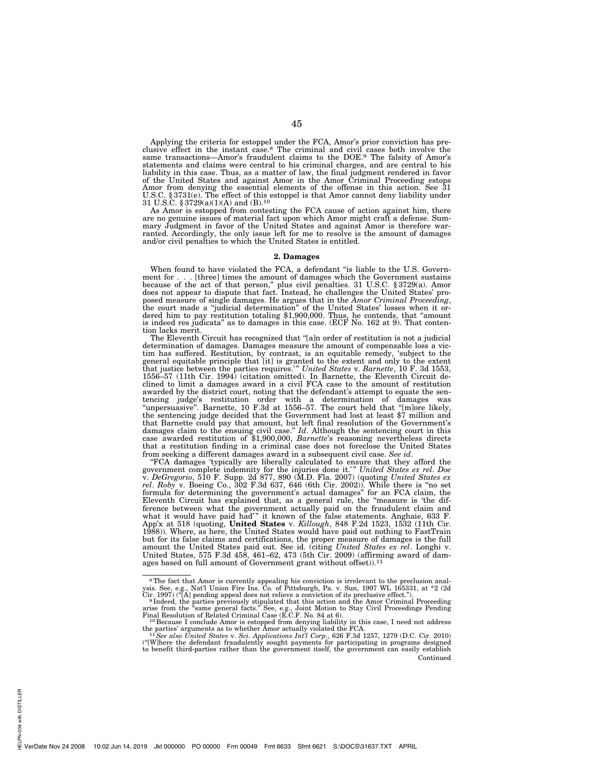Applying the criteria for estoppel under the FCA, Amor's prior conviction has preclusive effect in the instant case.[8] The criminal and civil cases both involve the same transactions—Amor's fraudulent claims to the DOE.[9] The falsity of Amor's statements and claims were central to his criminal charges, and are central to his liability in this case. Thus, as a matter of law, the final judgment rendered in favor of the United States and against Amor in the Amor Criminal Proceeding estops Amor from denying the essential elements of the offense in this action. See 31 U.S.C. § 3731(e). The effect of this estoppel is that Amor cannot deny liability under 31 U.S.C. § 3729(a)(1)(A) and (B).[10]

As Amor is estopped from contesting the FCA cause of action against him, there are no genuine issues of material fact upon which Amor might craft a defense. Summary Judgment in favor of the United States and against Amor is therefore warranted. Accordingly, the only issue left for me to resolve is the amount of damages and/or civil penalties to which the United States is entitled.

### 2. Damages

When found to have violated the FCA, a defendant "is liable to the U.S. Government for . . . [three] times the amount of damages which the Government sustains because of the act of that person," plus civil penalties. 31 U.S.C. § 3729(a). Amor does not appear to dispute that fact. Instead, he challenges the United States' proposed measure of single damages. He argues that in the *Amor Criminal Proceeding*, the court made a "judicial determination" of the United States' losses when it ordered him to pay restitution totaling $1,900,000. Thus, he contends, that "amount is indeed res judicata" as to damages in this case. (ECF No. 162 at 9). That contention lacks merit.

The Eleventh Circuit has recognized that "[a]n order of restitution is not a judicial determination of damages. Damages measure the amount of compensable loss a victim has suffered. Restitution, by contrast, is an equitable remedy, 'subject to the general equitable principle that [it] is granted to the extent and only to the extent that justice between the parties requires.'" *United States* v. *Barnette*, 10 F. 3d 1553, 1556–57 (11th Cir. 1994) (citation omitted). In Barnette, the Eleventh Circuit declined to limit a damages award in a civil FCA case to the amount of restitution awarded by the district court, noting that the defendant's attempt to equate the sentencing judge's restitution order with a determination of damages was "unpersuasive". Barnette, 10 F.3d at 1556–57. The court held that "[m]ore likely, the sentencing judge decided that the Government had lost at least $7 million and that Barnette could pay that amount, but left final resolution of the Government's damages claim to the ensuing civil case." *Id*. Although the sentencing court in this case awarded restitution of $1,900,000, *Barnette*'s reasoning nevertheless directs that a restitution finding in a criminal case does not foreclose the United States from seeking a different damages award in a subsequent civil case. *See id*.

"FCA damages 'typically are liberally calculated to ensure that they afford the government complete indemnity for the injuries done it.'" *United States ex rel*. *Doe* v. *DeGregorio*, 510 F. Supp. 2d 877, 890 (M.D. Fla. 2007) (quoting *United States ex rel*. *Roby* v. Boeing Co., 302 F.3d 637, 646 (6th Cir. 2002)). While there is "no set formula for determining the government's actual damages" for an FCA claim, the Eleventh Circuit has explained that, as a general rule, the "measure is 'the difference between what the government actually paid on the fraudulent claim and what it would have paid had'" it known of the false statements. Anghaie, 633 F. App'x at 518 (quoting, **United States** v. *Killough*, 848 F.2d 1523, 1532 (11th Cir. 1988)). Where, as here, the United States would have paid out nothing to FastTrain but for its false claims and certifications, the proper measure of damages is the full amount the United States paid out. See id. (citing *United States ex rel*. Longhi v. United States, 575 F.3d 458, 461–62, 473 (5th Cir. 2009) (affirming award of damages based on full amount of Government grant without offset)).[11]

---

[8] The fact that Amor is currently appealing his conviction is irrelevant to the preclusion analysis. See, e.g., Nat'l Union Fire Ins. Co. of Pittsburgh, Pa. v. Sun, 1997 WL 165331, at *2 (2d Cir. 1997) ("[A] pending appeal does not relieve a conviction of its preclusive effect.").

[9] Indeed, the parties previously stipulated that this action and the Amor Criminal Proceeding arise from the "same general facts." See, e.g., Joint Motion to Stay Civil Proceedings Pending Final Resolution of Related Criminal Case (E.C.F. No. 84 at 6).

[10] Because I conclude Amor is estopped from denying liability in this case, I need not address the parties' arguments as to whether Amor actually violated the FCA.

[11] *See also United States* v. *Sci. Applications Int'l Corp*., 626 F.3d 1257, 1279 (D.C. Cir. 2010) ("[W]here the defendant fraudulently sought payments for participating in programs designed to benefit third-parties rather than the government itself, the government can easily establish

Continued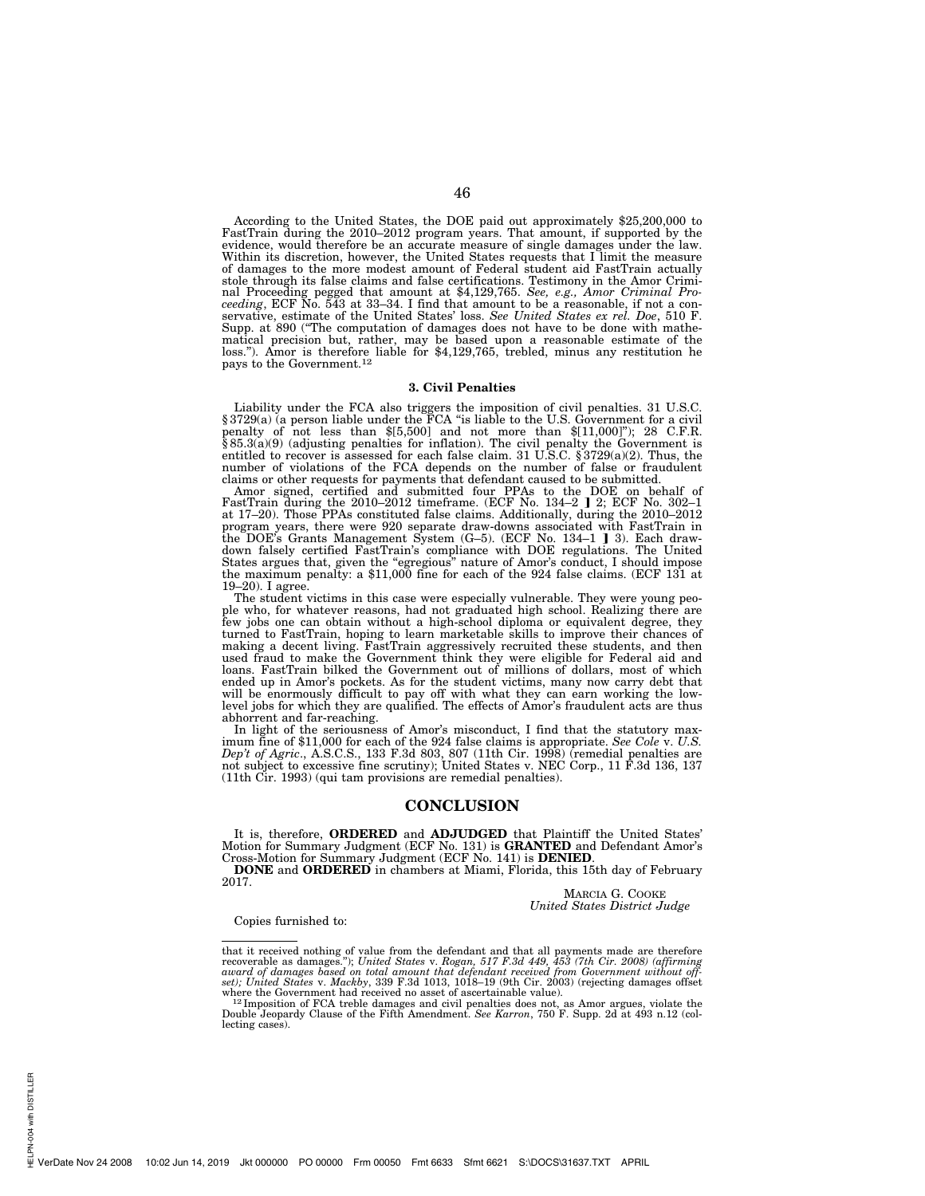According to the United States, the DOE paid out approximately $25,200,000 to FastTrain during the 2010–2012 program years. That amount, if supported by the evidence, would therefore be an accurate measure of single damages under the law. Within its discretion, however, the United States requests that I limit the measure of damages to the more modest amount of Federal student aid FastTrain actually stole through its false claims and false certifications. Testimony in the Amor Criminal Proceeding pegged that amount at $4,129,765. *See, e.g., Amor Criminal Proceeding*, ECF No. 543 at 33–34. I find that amount to be a reasonable, if not a conservative, estimate of the United States' loss. *See United States ex rel. Doe*, 510 F. Supp. at 890 ("The computation of damages does not have to be done with mathematical precision but, rather, may be based upon a reasonable estimate of the loss."). Amor is therefore liable for $4,129,765, trebled, minus any restitution he pays to the Government.[12]

### 3. Civil Penalties

Liability under the FCA also triggers the imposition of civil penalties. 31 U.S.C. § 3729(a) (a person liable under the FCA "is liable to the U.S. Government for a civil penalty of not less than $[5,500] and not more than $[11,000]"); 28 C.F.R. § 85.3(a)(9) (adjusting penalties for inflation). The civil penalty the Government is entitled to recover is assessed for each false claim. 31 U.S.C. § 3729(a)(2). Thus, the number of violations of the FCA depends on the number of false or fraudulent claims or other requests for payments that defendant caused to be submitted.

Amor signed, certified and submitted four PPAs to the DOE on behalf of FastTrain during the 2010–2012 timeframe. (ECF No. 134–2 ¶ 2; ECF No. 302–1 at 17–20). Those PPAs constituted false claims. Additionally, during the 2010–2012 program years, there were 920 separate draw-downs associated with FastTrain in the DOE's Grants Management System (G–5). (ECF No. 134–1 ¶ 3). Each draw-down falsely certified FastTrain's compliance with DOE regulations. The United States argues that, given the "egregious" nature of Amor's conduct, I should impose the maximum penalty: a $11,000 fine for each of the 924 false claims. (ECF 131 at 19–20). I agree.

The student victims in this case were especially vulnerable. They were young people who, for whatever reasons, had not graduated high school. Realizing there are few jobs one can obtain without a high-school diploma or equivalent degree, they turned to FastTrain, hoping to learn marketable skills to improve their chances of making a decent living. FastTrain aggressively recruited these students, and then used fraud to make the Government think they were eligible for Federal aid and loans. FastTrain bilked the Government out of millions of dollars, most of which ended up in Amor's pockets. As for the student victims, many now carry debt that will be enormously difficult to pay off with what they can earn working the low-level jobs for which they are qualified. The effects of Amor's fraudulent acts are thus abhorrent and far-reaching.

In light of the seriousness of Amor's misconduct, I find that the statutory maximum fine of $11,000 for each of the 924 false claims is appropriate. *See Cole* v. *U.S. Dep't of Agric*., A.S.C.S., 133 F.3d 803, 807 (11th Cir. 1998) (remedial penalties are not subject to excessive fine scrutiny); United States v. NEC Corp., 11 F.3d 136, 137 (11th Cir. 1993) (qui tam provisions are remedial penalties).

## CONCLUSION

It is, therefore, **ORDERED** and **ADJUDGED** that Plaintiff the United States' Motion for Summary Judgment (ECF No. 131) is **GRANTED** and Defendant Amor's Cross-Motion for Summary Judgment (ECF No. 141) is **DENIED**.

**DONE** and **ORDERED** in chambers at Miami, Florida, this 15th day of February 2017.

MARCIA G. COOKE
*United States District Judge*

Copies furnished to:

---

that it received nothing of value from the defendant and that all payments made are therefore recoverable as damages."); *United States* v. *Rogan, 517 F.3d 449, 453 (7th Cir. 2008) (affirming award of damages based on total amount that defendant received from Government without offset); United States* v. *Mackby*, 339 F.3d 1013, 1018–19 (9th Cir. 2003) (rejecting damages offset where the Government had received no asset of ascertainable value).

[12] Imposition of FCA treble damages and civil penalties does not, as Amor argues, violate the Double Jeopardy Clause of the Fifth Amendment. *See Karron*, 750 F. Supp. 2d at 493 n.12 (collecting cases).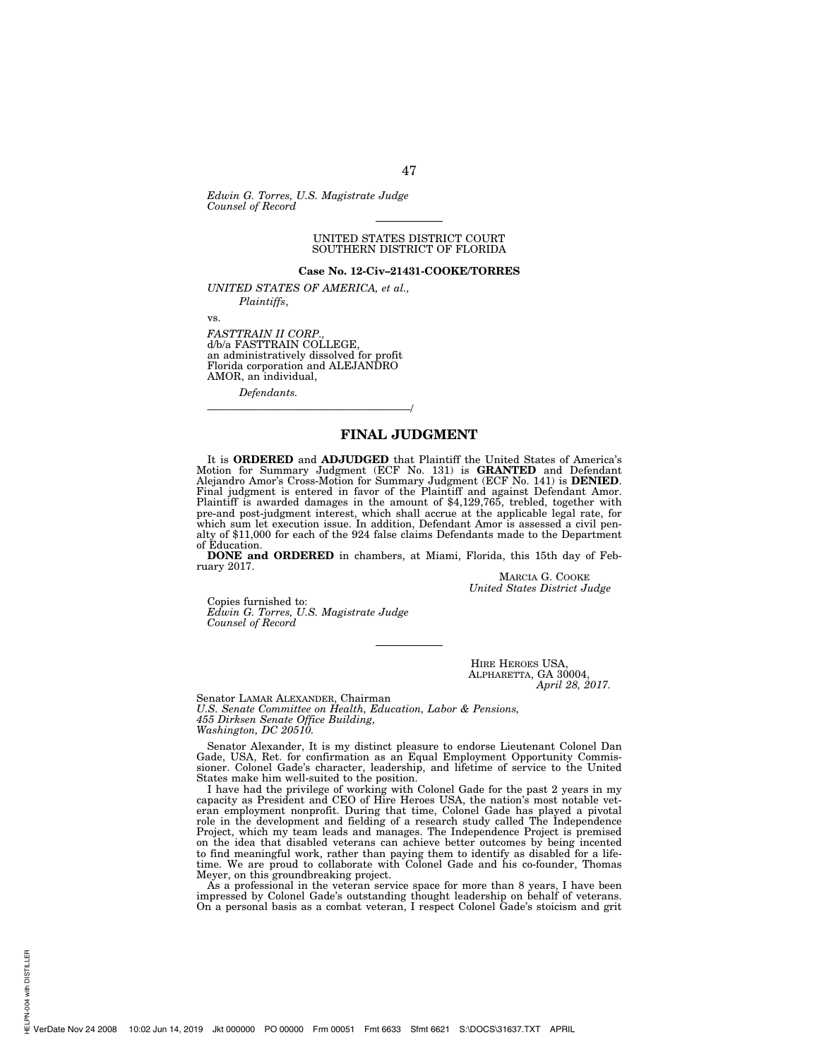*Edwin G. Torres, U.S. Magistrate Judge*
*Counsel of Record*

---

UNITED STATES DISTRICT COURT
SOUTHERN DISTRICT OF FLORIDA

**Case No. 12-Civ–21431-COOKE/TORRES**

*UNITED STATES OF AMERICA, et al.,*
*Plaintiffs*,

vs.

*FASTTRAIN II CORP.*,
d/b/a FASTTRAIN COLLEGE,
an administratively dissolved for profit
Florida corporation and ALEJANDRO
AMOR, an individual,

*Defendants.*

______________________________________/

## FINAL JUDGMENT

It is **ORDERED** and **ADJUDGED** that Plaintiff the United States of America's Motion for Summary Judgment (ECF No. 131) is **GRANTED** and Defendant Alejandro Amor's Cross-Motion for Summary Judgment (ECF No. 141) is **DENIED**. Final judgment is entered in favor of the Plaintiff and against Defendant Amor. Plaintiff is awarded damages in the amount of $4,129,765, trebled, together with pre-and post-judgment interest, which shall accrue at the applicable legal rate, for which sum let execution issue. In addition, Defendant Amor is assessed a civil penalty of $11,000 for each of the 924 false claims Defendants made to the Department of Education.

**DONE and ORDERED** in chambers, at Miami, Florida, this 15th day of February 2017.

MARCIA G. COOKE
*United States District Judge*

Copies furnished to:
*Edwin G. Torres, U.S. Magistrate Judge*
*Counsel of Record*

---

HIRE HEROES USA,
ALPHARETTA, GA 30004,
*April 28, 2017.*

Senator LAMAR ALEXANDER, Chairman
*U.S. Senate Committee on Health, Education, Labor & Pensions,*
*455 Dirksen Senate Office Building,*
*Washington, DC 20510.*

Senator Alexander, It is my distinct pleasure to endorse Lieutenant Colonel Dan Gade, USA, Ret. for confirmation as an Equal Employment Opportunity Commissioner. Colonel Gade's character, leadership, and lifetime of service to the United States make him well-suited to the position.

I have had the privilege of working with Colonel Gade for the past 2 years in my capacity as President and CEO of Hire Heroes USA, the nation's most notable veteran employment nonprofit. During that time, Colonel Gade has played a pivotal role in the development and fielding of a research study called The Independence Project, which my team leads and manages. The Independence Project is premised on the idea that disabled veterans can achieve better outcomes by being incented to find meaningful work, rather than paying them to identify as disabled for a lifetime. We are proud to collaborate with Colonel Gade and his co-founder, Thomas Meyer, on this groundbreaking project.

As a professional in the veteran service space for more than 8 years, I have been impressed by Colonel Gade's outstanding thought leadership on behalf of veterans. On a personal basis as a combat veteran, I respect Colonel Gade's stoicism and grit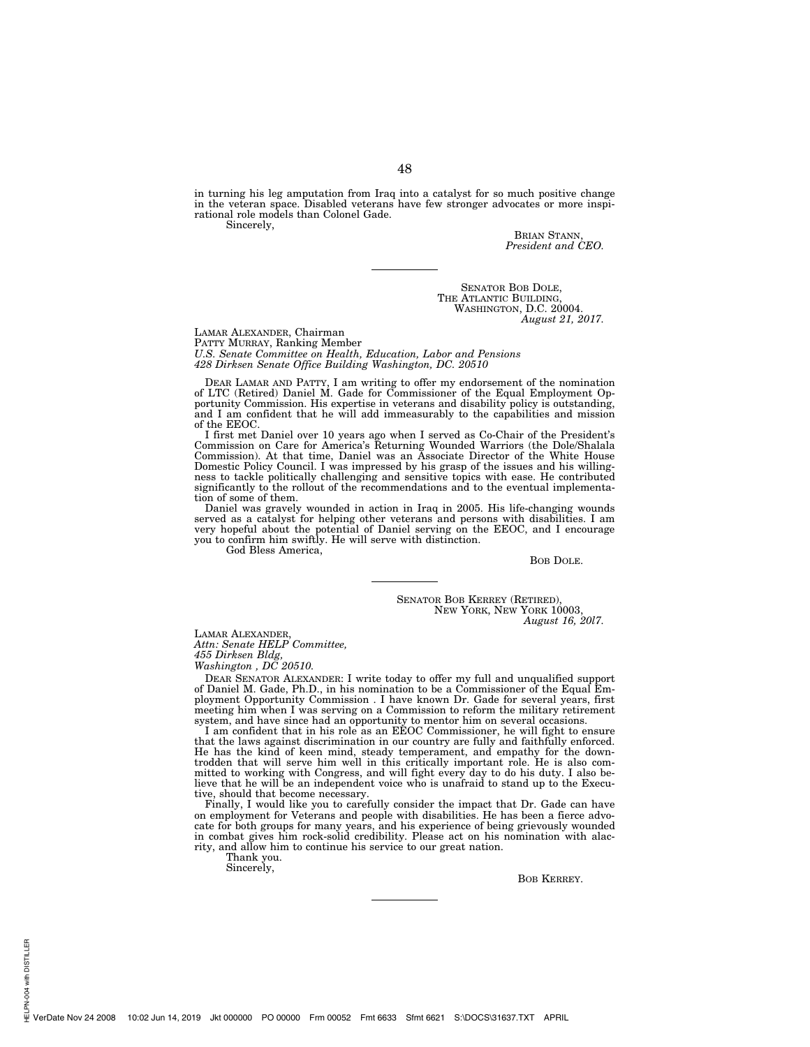in turning his leg amputation from Iraq into a catalyst for so much positive change in the veteran space. Disabled veterans have few stronger advocates or more inspirational role models than Colonel Gade.

Sincerely,

BRIAN STANN,
*President and CEO.*

---

SENATOR BOB DOLE,
THE ATLANTIC BUILDING,
WASHINGTON, D.C. 20004.
*August 21, 2017.*

LAMAR ALEXANDER, Chairman
PATTY MURRAY, Ranking Member
*U.S. Senate Committee on Health, Education, Labor and Pensions*
*428 Dirksen Senate Office Building Washington, DC. 20510*

DEAR LAMAR AND PATTY, I am writing to offer my endorsement of the nomination of LTC (Retired) Daniel M. Gade for Commissioner of the Equal Employment Opportunity Commission. His expertise in veterans and disability policy is outstanding, and I am confident that he will add immeasurably to the capabilities and mission of the EEOC.

I first met Daniel over 10 years ago when I served as Co-Chair of the President's Commission on Care for America's Returning Wounded Warriors (the Dole/Shalala Commission). At that time, Daniel was an Associate Director of the White House Domestic Policy Council. I was impressed by his grasp of the issues and his willingness to tackle politically challenging and sensitive topics with ease. He contributed significantly to the rollout of the recommendations and to the eventual implementation of some of them.

Daniel was gravely wounded in action in Iraq in 2005. His life-changing wounds served as a catalyst for helping other veterans and persons with disabilities. I am very hopeful about the potential of Daniel serving on the EEOC, and I encourage you to confirm him swiftly. He will serve with distinction.

God Bless America,

BOB DOLE.

---

SENATOR BOB KERREY (RETIRED),
NEW YORK, NEW YORK 10003,
*August 16, 20l7.*

LAMAR ALEXANDER,
*Attn: Senate HELP Committee,*
*455 Dirksen Bldg,*
*Washington , DC 20510.*

DEAR SENATOR ALEXANDER: I write today to offer my full and unqualified support of Daniel M. Gade, Ph.D., in his nomination to be a Commissioner of the Equal Employment Opportunity Commission . I have known Dr. Gade for several years, first meeting him when I was serving on a Commission to reform the military retirement system, and have since had an opportunity to mentor him on several occasions.

I am confident that in his role as an EEOC Commissioner, he will fight to ensure that the laws against discrimination in our country are fully and faithfully enforced. He has the kind of keen mind, steady temperament, and empathy for the downtrodden that will serve him well in this critically important role. He is also committed to working with Congress, and will fight every day to do his duty. I also believe that he will be an independent voice who is unafraid to stand up to the Executive, should that become necessary.

Finally, I would like you to carefully consider the impact that Dr. Gade can have on employment for Veterans and people with disabilities. He has been a fierce advocate for both groups for many years, and his experience of being grievously wounded in combat gives him rock-solid credibility. Please act on his nomination with alacrity, and allow him to continue his service to our great nation.

Thank you.

Sincerely,

BOB KERREY.

---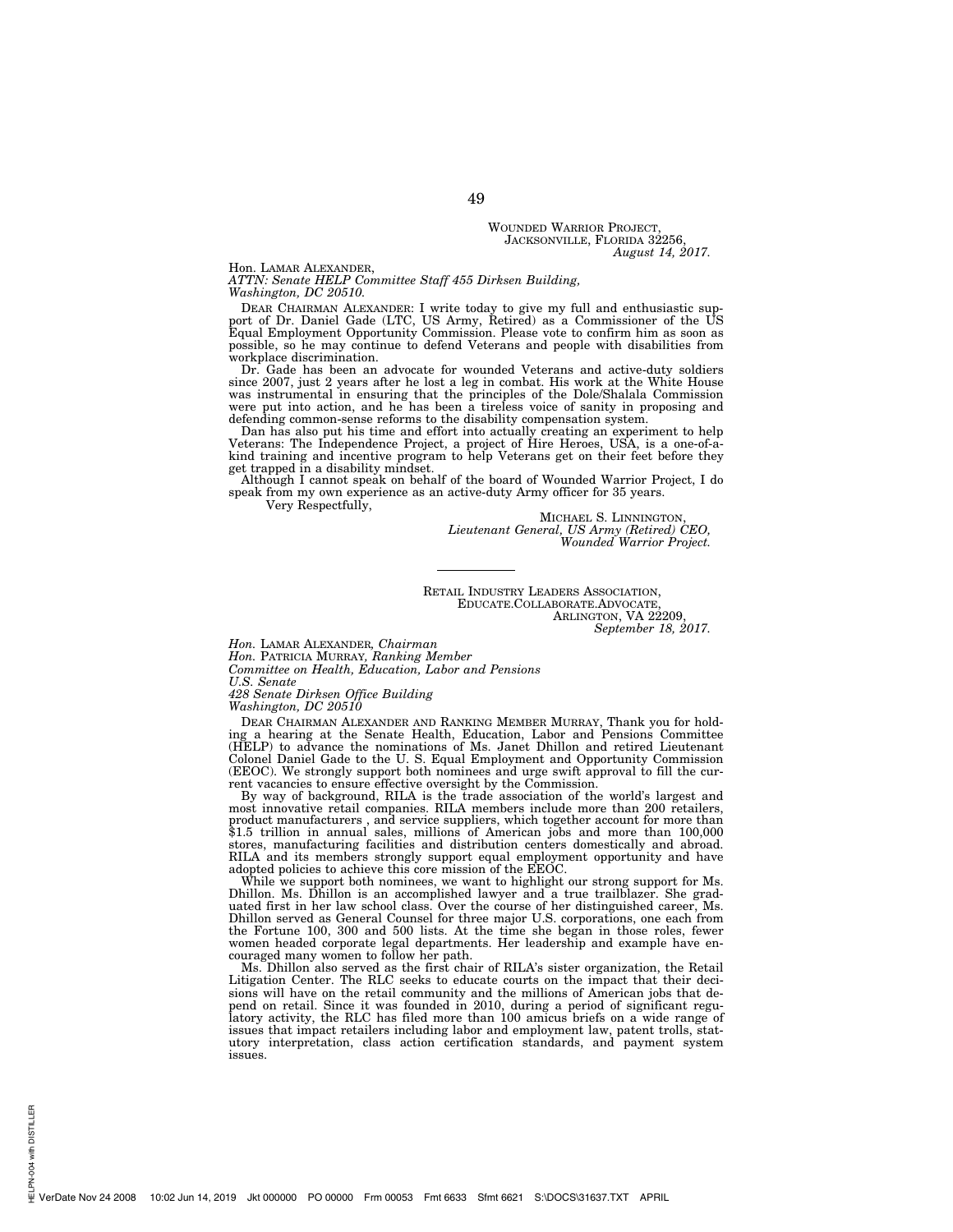WOUNDED WARRIOR PROJECT,
JACKSONVILLE, FLORIDA 32256,
*August 14, 2017.*

Hon. LAMAR ALEXANDER,
*ATTN: Senate HELP Committee Staff 455 Dirksen Building,*
*Washington, DC 20510.*

DEAR CHAIRMAN ALEXANDER: I write today to give my full and enthusiastic support of Dr. Daniel Gade (LTC, US Army, Retired) as a Commissioner of the US Equal Employment Opportunity Commission. Please vote to confirm him as soon as possible, so he may continue to defend Veterans and people with disabilities from workplace discrimination.

Dr. Gade has been an advocate for wounded Veterans and active-duty soldiers since 2007, just 2 years after he lost a leg in combat. His work at the White House was instrumental in ensuring that the principles of the Dole/Shalala Commission were put into action, and he has been a tireless voice of sanity in proposing and defending common-sense reforms to the disability compensation system.

Dan has also put his time and effort into actually creating an experiment to help Veterans: The Independence Project, a project of Hire Heroes, USA, is a one-of-a-kind training and incentive program to help Veterans get on their feet before they get trapped in a disability mindset.

Although I cannot speak on behalf of the board of Wounded Warrior Project, I do speak from my own experience as an active-duty Army officer for 35 years.

Very Respectfully,

MICHAEL S. LINNINGTON,
*Lieutenant General, US Army (Retired) CEO,*
*Wounded Warrior Project.*

---

RETAIL INDUSTRY LEADERS ASSOCIATION,
EDUCATE.COLLABORATE.ADVOCATE,
ARLINGTON, VA 22209,
*September 18, 2017.*

*Hon.* LAMAR ALEXANDER, *Chairman*
*Hon.* PATRICIA MURRAY, *Ranking Member*
*Committee on Health, Education, Labor and Pensions*
*U.S. Senate*
*428 Senate Dirksen Office Building*
*Washington, DC 20510*

DEAR CHAIRMAN ALEXANDER AND RANKING MEMBER MURRAY, Thank you for holding a hearing at the Senate Health, Education, Labor and Pensions Committee (HELP) to advance the nominations of Ms. Janet Dhillon and retired Lieutenant Colonel Daniel Gade to the U. S. Equal Employment and Opportunity Commission (EEOC). We strongly support both nominees and urge swift approval to fill the current vacancies to ensure effective oversight by the Commission.

By way of background, RILA is the trade association of the world's largest and most innovative retail companies. RILA members include more than 200 retailers, product manufacturers , and service suppliers, which together account for more than $1.5 trillion in annual sales, millions of American jobs and more than 100,000 stores, manufacturing facilities and distribution centers domestically and abroad. RILA and its members strongly support equal employment opportunity and have adopted policies to achieve this core mission of the EEOC.

While we support both nominees, we want to highlight our strong support for Ms. Dhillon. Ms. Dhillon is an accomplished lawyer and a true trailblazer. She graduated first in her law school class. Over the course of her distinguished career, Ms. Dhillon served as General Counsel for three major U.S. corporations, one each from the Fortune 100, 300 and 500 lists. At the time she began in those roles, fewer women headed corporate legal departments. Her leadership and example have encouraged many women to follow her path.

Ms. Dhillon also served as the first chair of RILA's sister organization, the Retail Litigation Center. The RLC seeks to educate courts on the impact that their decisions will have on the retail community and the millions of American jobs that depend on retail. Since it was founded in 2010, during a period of significant regulatory activity, the RLC has filed more than 100 amicus briefs on a wide range of issues that impact retailers including labor and employment law, patent trolls, statutory interpretation, class action certification standards, and payment system issues.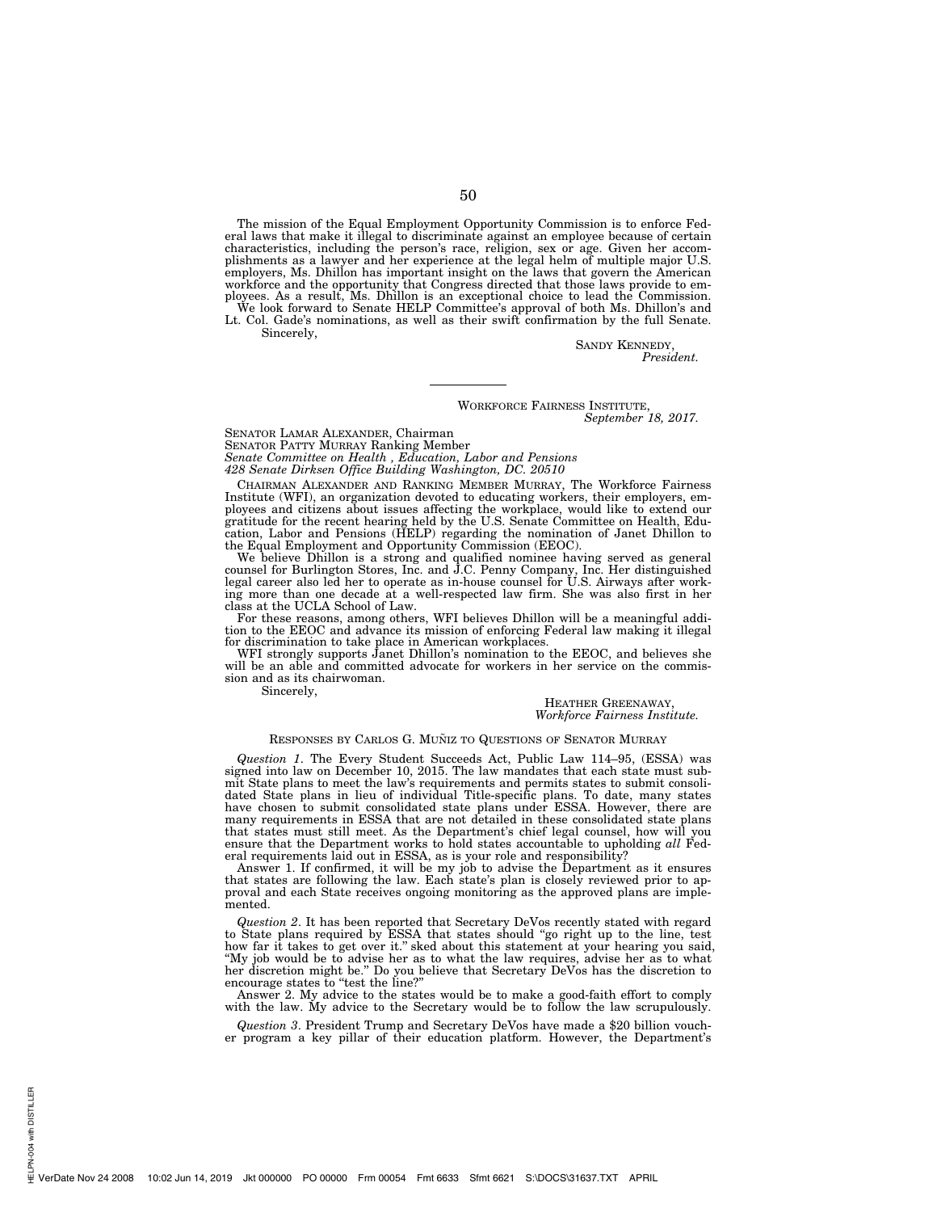The mission of the Equal Employment Opportunity Commission is to enforce Federal laws that make it illegal to discriminate against an employee because of certain characteristics, including the person's race, religion, sex or age. Given her accomplishments as a lawyer and her experience at the legal helm of multiple major U.S. employers, Ms. Dhillon has important insight on the laws that govern the American workforce and the opportunity that Congress directed that those laws provide to employees. As a result, Ms. Dhillon is an exceptional choice to lead the Commission.

We look forward to Senate HELP Committee's approval of both Ms. Dhillon's and Lt. Col. Gade's nominations, as well as their swift confirmation by the full Senate.

Sincerely,

SANDY KENNEDY,
*President.*

---

WORKFORCE FAIRNESS INSTITUTE,
*September 18, 2017.*

SENATOR LAMAR ALEXANDER, Chairman
SENATOR PATTY MURRAY Ranking Member
*Senate Committee on Health , Education, Labor and Pensions*
*428 Senate Dirksen Office Building Washington, DC. 20510*

CHAIRMAN ALEXANDER AND RANKING MEMBER MURRAY, The Workforce Fairness Institute (WFI), an organization devoted to educating workers, their employers, employees and citizens about issues affecting the workplace, would like to extend our gratitude for the recent hearing held by the U.S. Senate Committee on Health, Education, Labor and Pensions (HELP) regarding the nomination of Janet Dhillon to the Equal Employment and Opportunity Commission (EEOC).

We believe Dhillon is a strong and qualified nominee having served as general counsel for Burlington Stores, Inc. and J.C. Penny Company, Inc. Her distinguished legal career also led her to operate as in-house counsel for U.S. Airways after working more than one decade at a well-respected law firm. She was also first in her class at the UCLA School of Law.

For these reasons, among others, WFI believes Dhillon will be a meaningful addition to the EEOC and advance its mission of enforcing Federal law making it illegal for discrimination to take place in American workplaces.

WFI strongly supports Janet Dhillon's nomination to the EEOC, and believes she will be an able and committed advocate for workers in her service on the commission and as its chairwoman.

Sincerely,

HEATHER GREENAWAY,
*Workforce Fairness Institute.*

RESPONSES BY CARLOS G. MUÑIZ TO QUESTIONS OF SENATOR MURRAY

*Question 1*. The Every Student Succeeds Act, Public Law 114–95, (ESSA) was signed into law on December 10, 2015. The law mandates that each state must submit State plans to meet the law's requirements and permits states to submit consolidated State plans in lieu of individual Title-specific plans. To date, many states have chosen to submit consolidated state plans under ESSA. However, there are many requirements in ESSA that are not detailed in these consolidated state plans that states must still meet. As the Department's chief legal counsel, how will you ensure that the Department works to hold states accountable to upholding *all* Federal requirements laid out in ESSA, as is your role and responsibility?

Answer 1. If confirmed, it will be my job to advise the Department as it ensures that states are following the law. Each state's plan is closely reviewed prior to approval and each State receives ongoing monitoring as the approved plans are implemented.

*Question 2*. It has been reported that Secretary DeVos recently stated with regard to State plans required by ESSA that states should "go right up to the line, test how far it takes to get over it." sked about this statement at your hearing you said, "My job would be to advise her as to what the law requires, advise her as to what her discretion might be." Do you believe that Secretary DeVos has the discretion to encourage states to "test the line?"

Answer 2. My advice to the states would be to make a good-faith effort to comply with the law. My advice to the Secretary would be to follow the law scrupulously.

*Question 3*. President Trump and Secretary DeVos have made a $20 billion voucher program a key pillar of their education platform. However, the Department's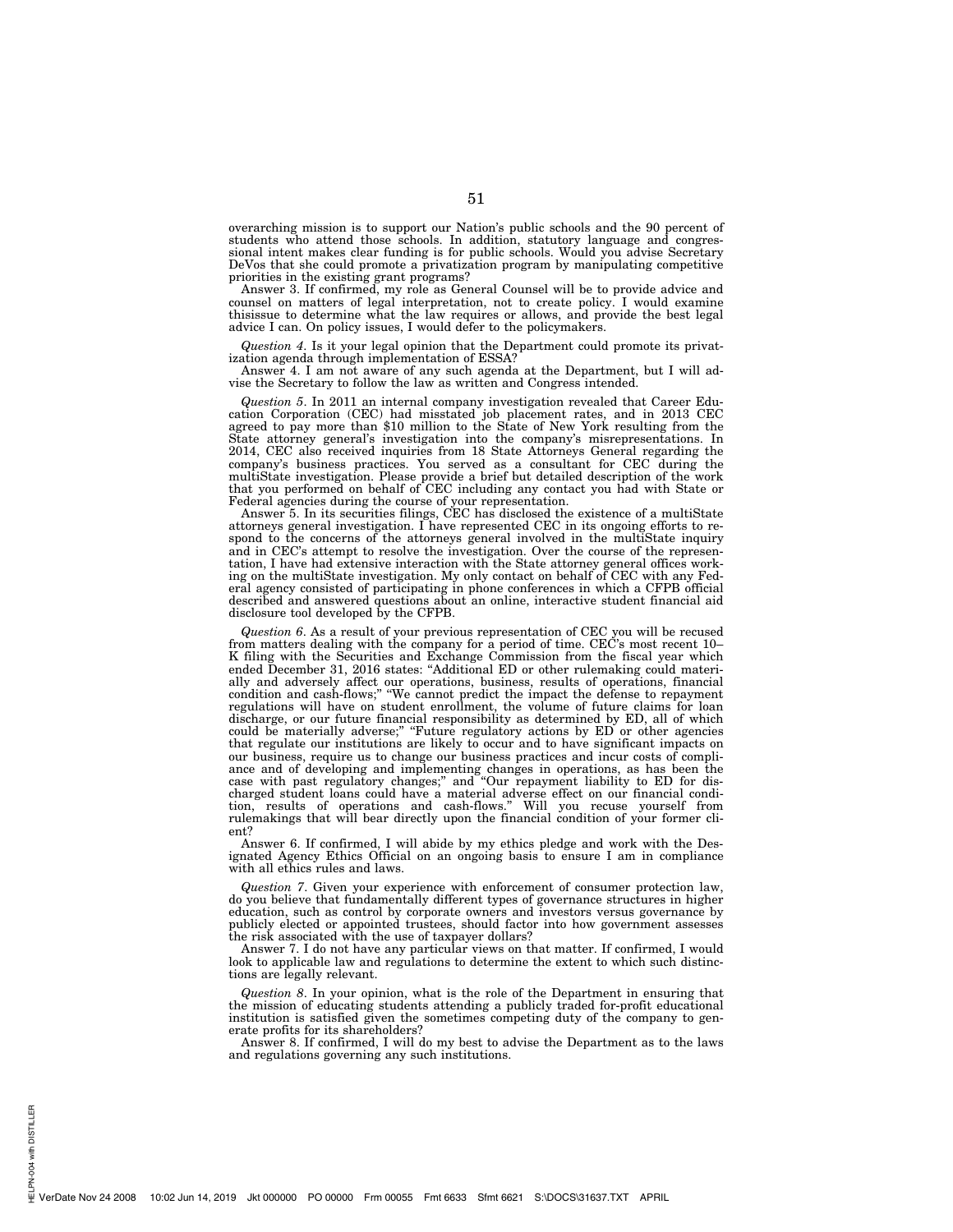overarching mission is to support our Nation's public schools and the 90 percent of students who attend those schools. In addition, statutory language and congressional intent makes clear funding is for public schools. Would you advise Secretary DeVos that she could promote a privatization program by manipulating competitive priorities in the existing grant programs?

Answer 3. If confirmed, my role as General Counsel will be to provide advice and counsel on matters of legal interpretation, not to create policy. I would examine thisissue to determine what the law requires or allows, and provide the best legal advice I can. On policy issues, I would defer to the policymakers.

*Question 4*. Is it your legal opinion that the Department could promote its privatization agenda through implementation of ESSA?

Answer 4. I am not aware of any such agenda at the Department, but I will advise the Secretary to follow the law as written and Congress intended.

*Question 5*. In 2011 an internal company investigation revealed that Career Education Corporation (CEC) had misstated job placement rates, and in 2013 CEC agreed to pay more than $10 million to the State of New York resulting from the State attorney general's investigation into the company's misrepresentations. In 2014, CEC also received inquiries from 18 State Attorneys General regarding the company's business practices. You served as a consultant for CEC during the multiState investigation. Please provide a brief but detailed description of the work that you performed on behalf of CEC including any contact you had with State or Federal agencies during the course of your representation.

Answer 5. In its securities filings, CEC has disclosed the existence of a multiState attorneys general investigation. I have represented CEC in its ongoing efforts to respond to the concerns of the attorneys general involved in the multiState inquiry and in CEC's attempt to resolve the investigation. Over the course of the representation, I have had extensive interaction with the State attorney general offices working on the multiState investigation. My only contact on behalf of CEC with any Federal agency consisted of participating in phone conferences in which a CFPB official described and answered questions about an online, interactive student financial aid disclosure tool developed by the CFPB.

*Question 6*. As a result of your previous representation of CEC you will be recused from matters dealing with the company for a period of time. CEC's most recent 10–K filing with the Securities and Exchange Commission from the fiscal year which ended December 31, 2016 states: "Additional ED or other rulemaking could materially and adversely affect our operations, business, results of operations, financial condition and cash-flows;" "We cannot predict the impact the defense to repayment regulations will have on student enrollment, the volume of future claims for loan discharge, or our future financial responsibility as determined by ED, all of which could be materially adverse;" "Future regulatory actions by ED or other agencies that regulate our institutions are likely to occur and to have significant impacts on our business, require us to change our business practices and incur costs of compliance and of developing and implementing changes in operations, as has been the case with past regulatory changes;" and "Our repayment liability to ED for discharged student loans could have a material adverse effect on our financial condition, results of operations and cash-flows." Will you recuse yourself from rulemakings that will bear directly upon the financial condition of your former client?

Answer 6. If confirmed, I will abide by my ethics pledge and work with the Designated Agency Ethics Official on an ongoing basis to ensure I am in compliance with all ethics rules and laws.

*Question 7*. Given your experience with enforcement of consumer protection law, do you believe that fundamentally different types of governance structures in higher education, such as control by corporate owners and investors versus governance by publicly elected or appointed trustees, should factor into how government assesses the risk associated with the use of taxpayer dollars?

Answer 7. I do not have any particular views on that matter. If confirmed, I would look to applicable law and regulations to determine the extent to which such distinctions are legally relevant.

*Question 8*. In your opinion, what is the role of the Department in ensuring that the mission of educating students attending a publicly traded for-profit educational institution is satisfied given the sometimes competing duty of the company to generate profits for its shareholders?

Answer 8. If confirmed, I will do my best to advise the Department as to the laws and regulations governing any such institutions.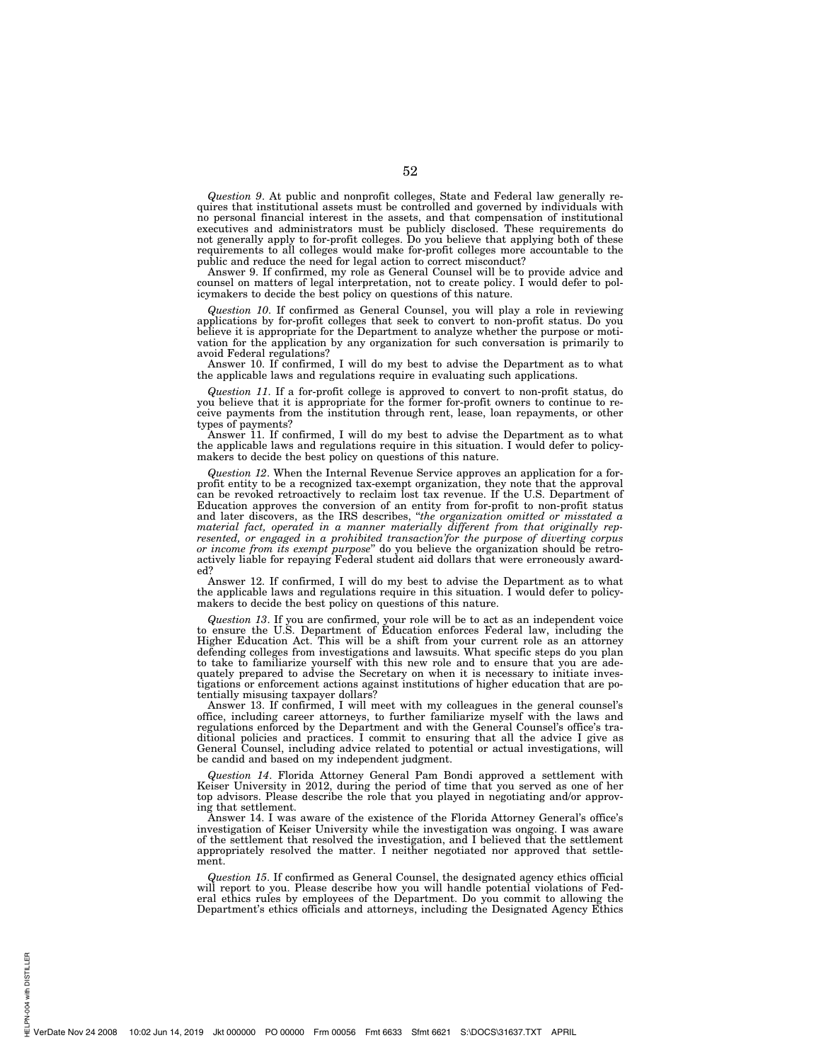*Question 9*. At public and nonprofit colleges, State and Federal law generally requires that institutional assets must be controlled and governed by individuals with no personal financial interest in the assets, and that compensation of institutional executives and administrators must be publicly disclosed. These requirements do not generally apply to for-profit colleges. Do you believe that applying both of these requirements to all colleges would make for-profit colleges more accountable to the public and reduce the need for legal action to correct misconduct?

Answer 9. If confirmed, my role as General Counsel will be to provide advice and counsel on matters of legal interpretation, not to create policy. I would defer to policymakers to decide the best policy on questions of this nature.

*Question 10*. If confirmed as General Counsel, you will play a role in reviewing applications by for-profit colleges that seek to convert to non-profit status. Do you believe it is appropriate for the Department to analyze whether the purpose or motivation for the application by any organization for such conversation is primarily to avoid Federal regulations?

Answer 10. If confirmed, I will do my best to advise the Department as to what the applicable laws and regulations require in evaluating such applications.

*Question 11*. If a for-profit college is approved to convert to non-profit status, do you believe that it is appropriate for the former for-profit owners to continue to receive payments from the institution through rent, lease, loan repayments, or other types of payments?

Answer 11. If confirmed, I will do my best to advise the Department as to what the applicable laws and regulations require in this situation. I would defer to policymakers to decide the best policy on questions of this nature.

*Question 12*. When the Internal Revenue Service approves an application for a for-profit entity to be a recognized tax-exempt organization, they note that the approval can be revoked retroactively to reclaim lost tax revenue. If the U.S. Department of Education approves the conversion of an entity from for-profit to non-profit status and later discovers, as the IRS describes, "*the organization omitted or misstated a material fact, operated in a manner materially different from that originally represented, or engaged in a prohibited transaction'for the purpose of diverting corpus or income from its exempt purpose*" do you believe the organization should be retroactively liable for repaying Federal student aid dollars that were erroneously awarded?

Answer 12. If confirmed, I will do my best to advise the Department as to what the applicable laws and regulations require in this situation. I would defer to policymakers to decide the best policy on questions of this nature.

*Question 13*. If you are confirmed, your role will be to act as an independent voice to ensure the U.S. Department of Education enforces Federal law, including the Higher Education Act. This will be a shift from your current role as an attorney defending colleges from investigations and lawsuits. What specific steps do you plan to take to familiarize yourself with this new role and to ensure that you are adequately prepared to advise the Secretary on when it is necessary to initiate investigations or enforcement actions against institutions of higher education that are potentially misusing taxpayer dollars?

Answer 13. If confirmed, I will meet with my colleagues in the general counsel's office, including career attorneys, to further familiarize myself with the laws and regulations enforced by the Department and with the General Counsel's office's traditional policies and practices. I commit to ensuring that all the advice I give as General Counsel, including advice related to potential or actual investigations, will be candid and based on my independent judgment.

*Question 14*. Florida Attorney General Pam Bondi approved a settlement with Keiser University in 2012, during the period of time that you served as one of her top advisors. Please describe the role that you played in negotiating and/or approving that settlement.

Answer 14. I was aware of the existence of the Florida Attorney General's office's investigation of Keiser University while the investigation was ongoing. I was aware of the settlement that resolved the investigation, and I believed that the settlement appropriately resolved the matter. I neither negotiated nor approved that settlement.

*Question 15*. If confirmed as General Counsel, the designated agency ethics official will report to you. Please describe how you will handle potential violations of Federal ethics rules by employees of the Department. Do you commit to allowing the Department's ethics officials and attorneys, including the Designated Agency Ethics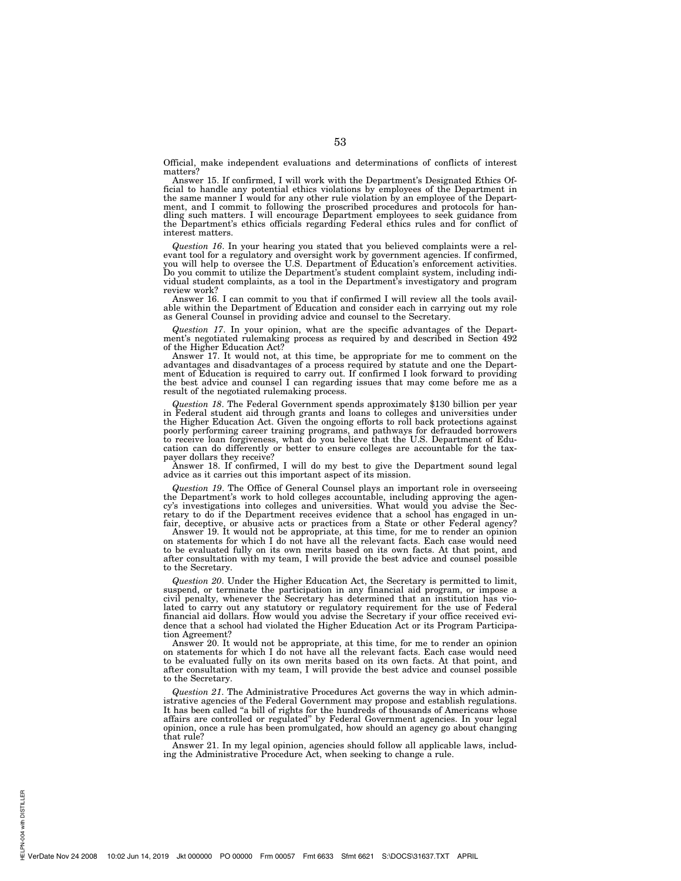Official, make independent evaluations and determinations of conflicts of interest matters?

Answer 15. If confirmed, I will work with the Department's Designated Ethics Official to handle any potential ethics violations by employees of the Department in the same manner I would for any other rule violation by an employee of the Department, and I commit to following the proscribed procedures and protocols for handling such matters. I will encourage Department employees to seek guidance from the Department's ethics officials regarding Federal ethics rules and for conflict of interest matters.

*Question 16*. In your hearing you stated that you believed complaints were a relevant tool for a regulatory and oversight work by government agencies. If confirmed, you will help to oversee the U.S. Department of Education's enforcement activities. Do you commit to utilize the Department's student complaint system, including individual student complaints, as a tool in the Department's investigatory and program review work?

Answer 16. I can commit to you that if confirmed I will review all the tools available within the Department of Education and consider each in carrying out my role as General Counsel in providing advice and counsel to the Secretary.

*Question 17*. In your opinion, what are the specific advantages of the Department's negotiated rulemaking process as required by and described in Section 492 of the Higher Education Act?

Answer 17. It would not, at this time, be appropriate for me to comment on the advantages and disadvantages of a process required by statute and one the Department of Education is required to carry out. If confirmed I look forward to providing the best advice and counsel I can regarding issues that may come before me as a result of the negotiated rulemaking process.

*Question 18*. The Federal Government spends approximately $130 billion per year in Federal student aid through grants and loans to colleges and universities under the Higher Education Act. Given the ongoing efforts to roll back protections against poorly performing career training programs, and pathways for defrauded borrowers to receive loan forgiveness, what do you believe that the U.S. Department of Education can do differently or better to ensure colleges are accountable for the taxpayer dollars they receive?

Answer 18. If confirmed, I will do my best to give the Department sound legal advice as it carries out this important aspect of its mission.

*Question 19*. The Office of General Counsel plays an important role in overseeing the Department's work to hold colleges accountable, including approving the agency's investigations into colleges and universities. What would you advise the Secretary to do if the Department receives evidence that a school has engaged in unfair, deceptive, or abusive acts or practices from a State or other Federal agency?

Answer 19. It would not be appropriate, at this time, for me to render an opinion on statements for which I do not have all the relevant facts. Each case would need to be evaluated fully on its own merits based on its own facts. At that point, and after consultation with my team, I will provide the best advice and counsel possible to the Secretary.

*Question 20*. Under the Higher Education Act, the Secretary is permitted to limit, suspend, or terminate the participation in any financial aid program, or impose a civil penalty, whenever the Secretary has determined that an institution has violated to carry out any statutory or regulatory requirement for the use of Federal financial aid dollars. How would you advise the Secretary if your office received evidence that a school had violated the Higher Education Act or its Program Participation Agreement?

Answer 20. It would not be appropriate, at this time, for me to render an opinion on statements for which I do not have all the relevant facts. Each case would need to be evaluated fully on its own merits based on its own facts. At that point, and after consultation with my team, I will provide the best advice and counsel possible to the Secretary.

*Question 21*. The Administrative Procedures Act governs the way in which administrative agencies of the Federal Government may propose and establish regulations. It has been called "a bill of rights for the hundreds of thousands of Americans whose affairs are controlled or regulated" by Federal Government agencies. In your legal opinion, once a rule has been promulgated, how should an agency go about changing that rule?

Answer 21. In my legal opinion, agencies should follow all applicable laws, including the Administrative Procedure Act, when seeking to change a rule.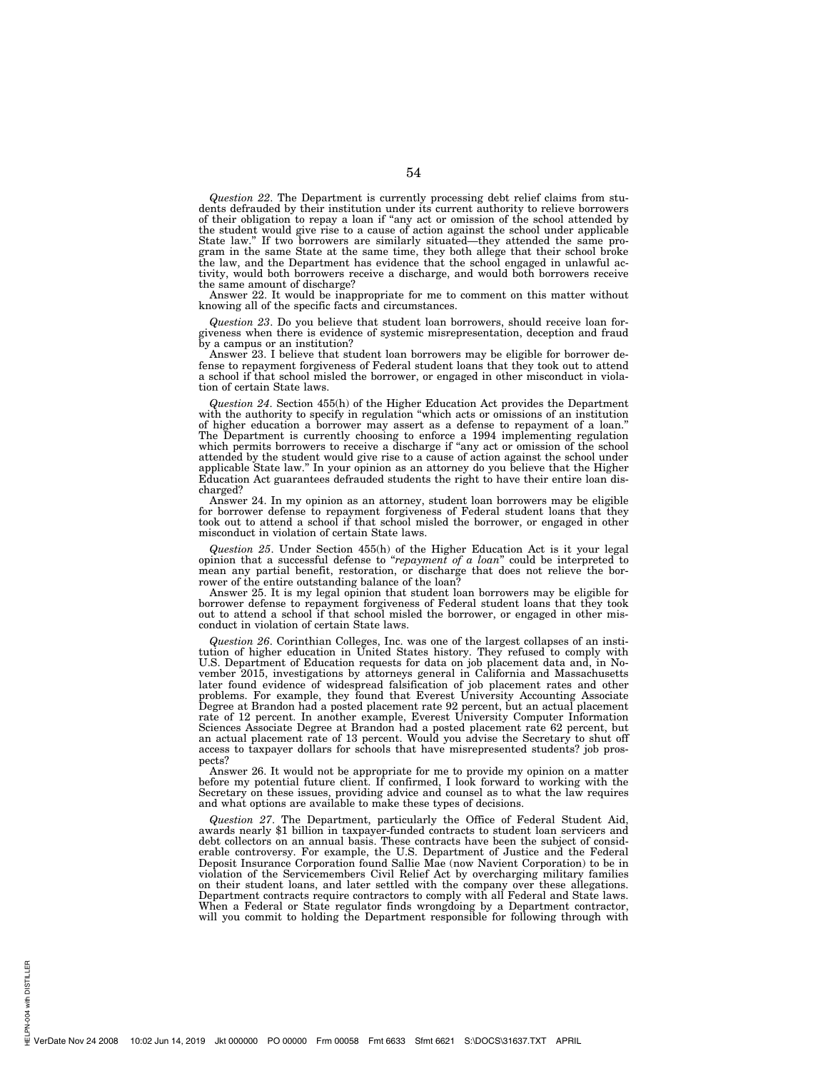*Question 22*. The Department is currently processing debt relief claims from students defrauded by their institution under its current authority to relieve borrowers of their obligation to repay a loan if "any act or omission of the school attended by the student would give rise to a cause of action against the school under applicable State law." If two borrowers are similarly situated—they attended the same program in the same State at the same time, they both allege that their school broke the law, and the Department has evidence that the school engaged in unlawful activity, would both borrowers receive a discharge, and would both borrowers receive the same amount of discharge?

Answer 22. It would be inappropriate for me to comment on this matter without knowing all of the specific facts and circumstances.

*Question 23*. Do you believe that student loan borrowers, should receive loan forgiveness when there is evidence of systemic misrepresentation, deception and fraud by a campus or an institution?

Answer 23. I believe that student loan borrowers may be eligible for borrower defense to repayment forgiveness of Federal student loans that they took out to attend a school if that school misled the borrower, or engaged in other misconduct in violation of certain State laws.

*Question 24*. Section 455(h) of the Higher Education Act provides the Department with the authority to specify in regulation "which acts or omissions of an institution of higher education a borrower may assert as a defense to repayment of a loan." The Department is currently choosing to enforce a 1994 implementing regulation which permits borrowers to receive a discharge if "any act or omission of the school attended by the student would give rise to a cause of action against the school under applicable State law." In your opinion as an attorney do you believe that the Higher Education Act guarantees defrauded students the right to have their entire loan discharged?

Answer 24. In my opinion as an attorney, student loan borrowers may be eligible for borrower defense to repayment forgiveness of Federal student loans that they took out to attend a school if that school misled the borrower, or engaged in other misconduct in violation of certain State laws.

*Question 25*. Under Section 455(h) of the Higher Education Act is it your legal opinion that a successful defense to "*repayment of a loan*" could be interpreted to mean any partial benefit, restoration, or discharge that does not relieve the borrower of the entire outstanding balance of the loan?

Answer 25. It is my legal opinion that student loan borrowers may be eligible for borrower defense to repayment forgiveness of Federal student loans that they took out to attend a school if that school misled the borrower, or engaged in other misconduct in violation of certain State laws.

*Question 26*. Corinthian Colleges, Inc. was one of the largest collapses of an institution of higher education in United States history. They refused to comply with U.S. Department of Education requests for data on job placement data and, in November 2015, investigations by attorneys general in California and Massachusetts later found evidence of widespread falsification of job placement rates and other problems. For example, they found that Everest University Accounting Associate Degree at Brandon had a posted placement rate 92 percent, but an actual placement rate of 12 percent. In another example, Everest University Computer Information Sciences Associate Degree at Brandon had a posted placement rate 62 percent, but an actual placement rate of 13 percent. Would you advise the Secretary to shut off access to taxpayer dollars for schools that have misrepresented students? job prospects?

Answer 26. It would not be appropriate for me to provide my opinion on a matter before my potential future client. If confirmed, I look forward to working with the Secretary on these issues, providing advice and counsel as to what the law requires and what options are available to make these types of decisions.

*Question 27*. The Department, particularly the Office of Federal Student Aid, awards nearly $1 billion in taxpayer-funded contracts to student loan servicers and debt collectors on an annual basis. These contracts have been the subject of considerable controversy. For example, the U.S. Department of Justice and the Federal Deposit Insurance Corporation found Sallie Mae (now Navient Corporation) to be in violation of the Servicemembers Civil Relief Act by overcharging military families on their student loans, and later settled with the company over these allegations. Department contracts require contractors to comply with all Federal and State laws. When a Federal or State regulator finds wrongdoing by a Department contractor, will you commit to holding the Department responsible for following through with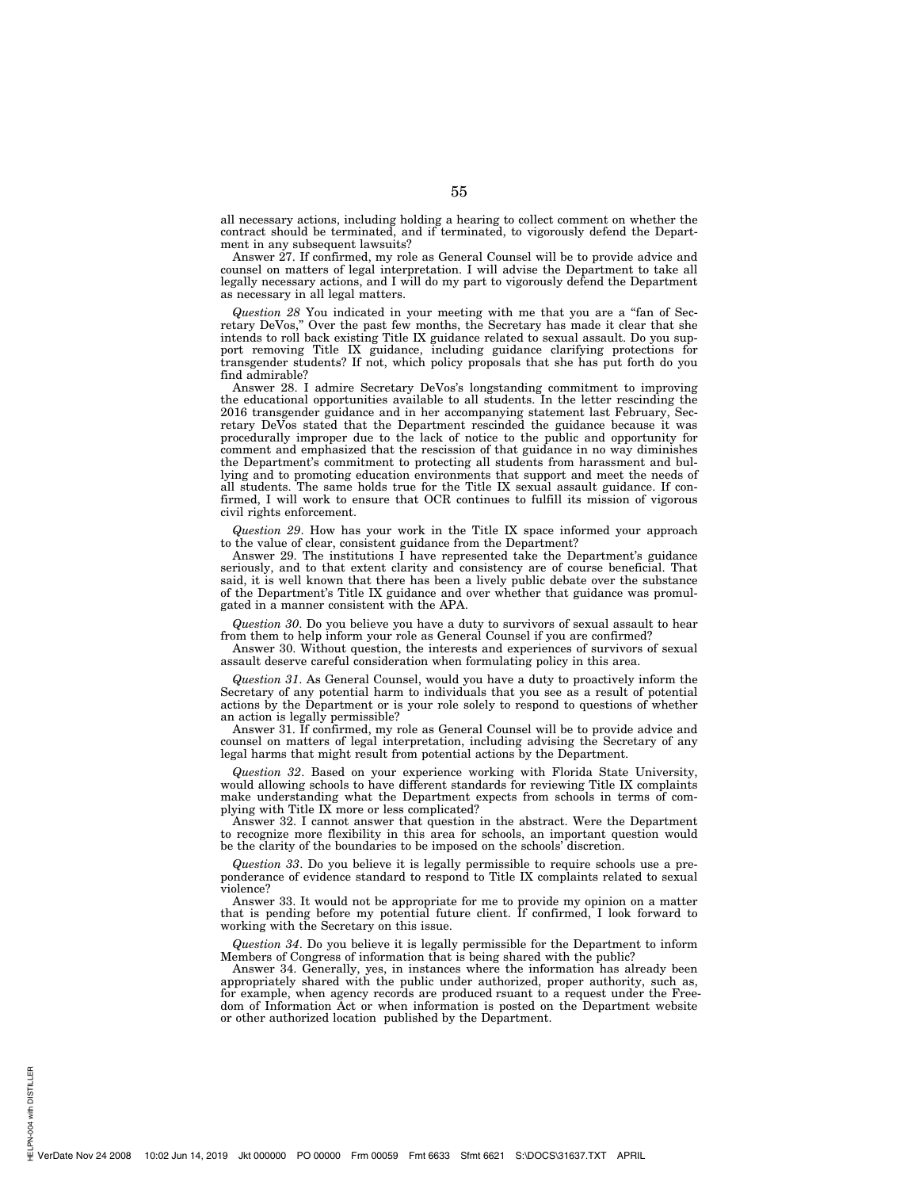all necessary actions, including holding a hearing to collect comment on whether the contract should be terminated, and if terminated, to vigorously defend the Department in any subsequent lawsuits?

Answer 27. If confirmed, my role as General Counsel will be to provide advice and counsel on matters of legal interpretation. I will advise the Department to take all legally necessary actions, and I will do my part to vigorously defend the Department as necessary in all legal matters.

*Question 28* You indicated in your meeting with me that you are a "fan of Secretary DeVos," Over the past few months, the Secretary has made it clear that she intends to roll back existing Title IX guidance related to sexual assault. Do you support removing Title IX guidance, including guidance clarifying protections for transgender students? If not, which policy proposals that she has put forth do you find admirable?

Answer 28. I admire Secretary DeVos's longstanding commitment to improving the educational opportunities available to all students. In the letter rescinding the 2016 transgender guidance and in her accompanying statement last February, Secretary DeVos stated that the Department rescinded the guidance because it was procedurally improper due to the lack of notice to the public and opportunity for comment and emphasized that the rescission of that guidance in no way diminishes the Department's commitment to protecting all students from harassment and bullying and to promoting education environments that support and meet the needs of all students. The same holds true for the Title IX sexual assault guidance. If confirmed, I will work to ensure that OCR continues to fulfill its mission of vigorous civil rights enforcement.

*Question 29*. How has your work in the Title IX space informed your approach to the value of clear, consistent guidance from the Department?

Answer 29. The institutions I have represented take the Department's guidance seriously, and to that extent clarity and consistency are of course beneficial. That said, it is well known that there has been a lively public debate over the substance of the Department's Title IX guidance and over whether that guidance was promulgated in a manner consistent with the APA.

*Question 30*. Do you believe you have a duty to survivors of sexual assault to hear from them to help inform your role as General Counsel if you are confirmed?

Answer 30. Without question, the interests and experiences of survivors of sexual assault deserve careful consideration when formulating policy in this area.

*Question 31*. As General Counsel, would you have a duty to proactively inform the Secretary of any potential harm to individuals that you see as a result of potential actions by the Department or is your role solely to respond to questions of whether an action is legally permissible?

Answer 31. If confirmed, my role as General Counsel will be to provide advice and counsel on matters of legal interpretation, including advising the Secretary of any legal harms that might result from potential actions by the Department.

*Question 32*. Based on your experience working with Florida State University, would allowing schools to have different standards for reviewing Title IX complaints make understanding what the Department expects from schools in terms of complying with Title IX more or less complicated?

Answer 32. I cannot answer that question in the abstract. Were the Department to recognize more flexibility in this area for schools, an important question would be the clarity of the boundaries to be imposed on the schools' discretion.

*Question 33*. Do you believe it is legally permissible to require schools use a preponderance of evidence standard to respond to Title IX complaints related to sexual violence?

Answer 33. It would not be appropriate for me to provide my opinion on a matter that is pending before my potential future client. If confirmed, I look forward to working with the Secretary on this issue.

*Question 34*. Do you believe it is legally permissible for the Department to inform Members of Congress of information that is being shared with the public?

Answer 34. Generally, yes, in instances where the information has already been appropriately shared with the public under authorized, proper authority, such as, for example, when agency records are produced rsuant to a request under the Freedom of Information Act or when information is posted on the Department website or other authorized location published by the Department.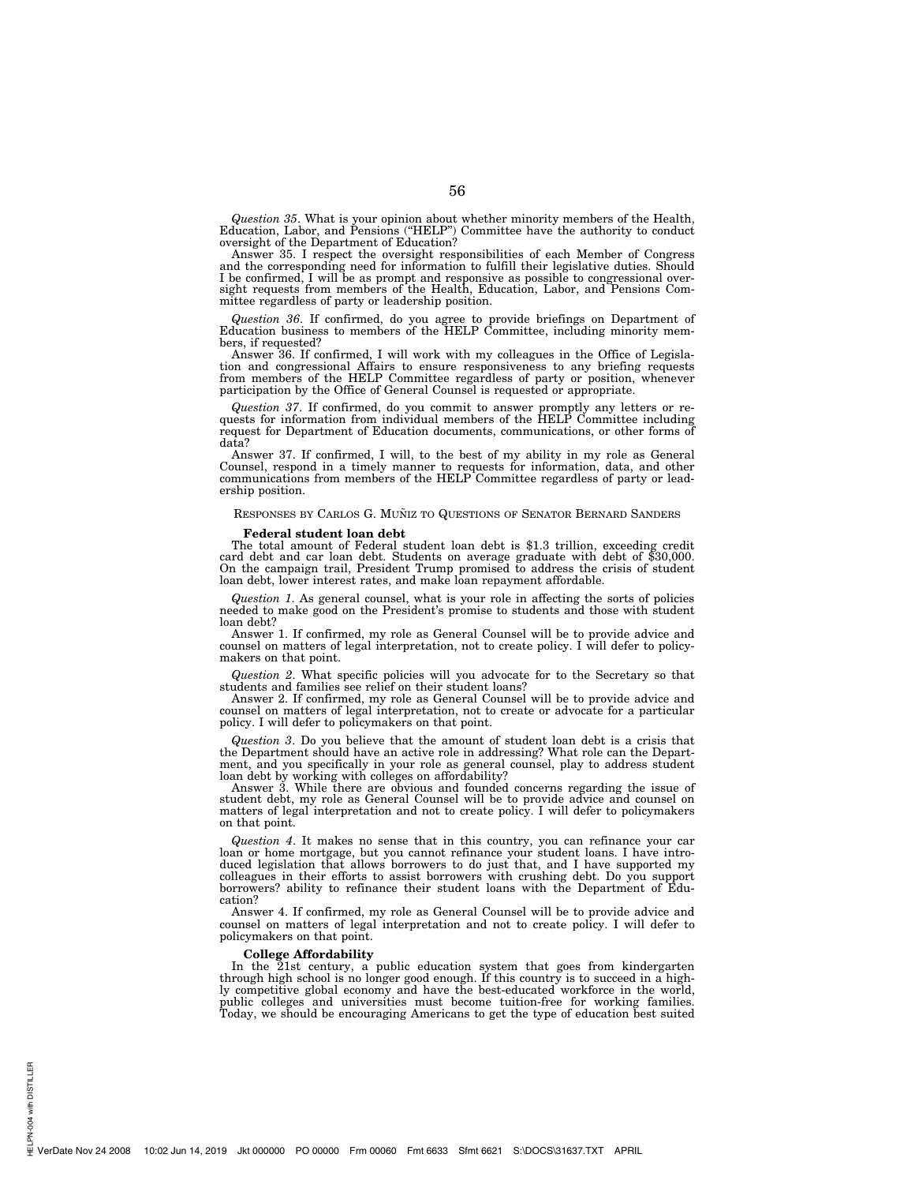*Question 35*. What is your opinion about whether minority members of the Health, Education, Labor, and Pensions ("HELP") Committee have the authority to conduct oversight of the Department of Education?

Answer 35. I respect the oversight responsibilities of each Member of Congress and the corresponding need for information to fulfill their legislative duties. Should I be confirmed, I will be as prompt and responsive as possible to congressional oversight requests from members of the Health, Education, Labor, and Pensions Committee regardless of party or leadership position.

*Question 36*. If confirmed, do you agree to provide briefings on Department of Education business to members of the HELP Committee, including minority members, if requested?

Answer 36. If confirmed, I will work with my colleagues in the Office of Legislation and congressional Affairs to ensure responsiveness to any briefing requests from members of the HELP Committee regardless of party or position, whenever participation by the Office of General Counsel is requested or appropriate.

*Question 37*. If confirmed, do you commit to answer promptly any letters or requests for information from individual members of the HELP Committee including request for Department of Education documents, communications, or other forms of data?

Answer 37. If confirmed, I will, to the best of my ability in my role as General Counsel, respond in a timely manner to requests for information, data, and other communications from members of the HELP Committee regardless of party or leadership position.

RESPONSES BY CARLOS G. MUÑIZ TO QUESTIONS OF SENATOR BERNARD SANDERS

**Federal student loan debt**

The total amount of Federal student loan debt is $1.3 trillion, exceeding credit card debt and car loan debt. Students on average graduate with debt of $30,000. On the campaign trail, President Trump promised to address the crisis of student loan debt, lower interest rates, and make loan repayment affordable.

*Question 1*. As general counsel, what is your role in affecting the sorts of policies needed to make good on the President's promise to students and those with student loan debt?

Answer 1. If confirmed, my role as General Counsel will be to provide advice and counsel on matters of legal interpretation, not to create policy. I will defer to policymakers on that point.

*Question 2*. What specific policies will you advocate for to the Secretary so that students and families see relief on their student loans?

Answer 2. If confirmed, my role as General Counsel will be to provide advice and counsel on matters of legal interpretation, not to create or advocate for a particular policy. I will defer to policymakers on that point.

*Question 3*. Do you believe that the amount of student loan debt is a crisis that the Department should have an active role in addressing? What role can the Department, and you specifically in your role as general counsel, play to address student loan debt by working with colleges on affordability?

Answer 3. While there are obvious and founded concerns regarding the issue of student debt, my role as General Counsel will be to provide advice and counsel on matters of legal interpretation and not to create policy. I will defer to policymakers on that point.

*Question 4*. It makes no sense that in this country, you can refinance your car loan or home mortgage, but you cannot refinance your student loans. I have introduced legislation that allows borrowers to do just that, and I have supported my colleagues in their efforts to assist borrowers with crushing debt. Do you support borrowers? ability to refinance their student loans with the Department of Education?

Answer 4. If confirmed, my role as General Counsel will be to provide advice and counsel on matters of legal interpretation and not to create policy. I will defer to policymakers on that point.

**College Affordability**

In the 21st century, a public education system that goes from kindergarten through high school is no longer good enough. If this country is to succeed in a highly competitive global economy and have the best-educated workforce in the world, public colleges and universities must become tuition-free for working families. Today, we should be encouraging Americans to get the type of education best suited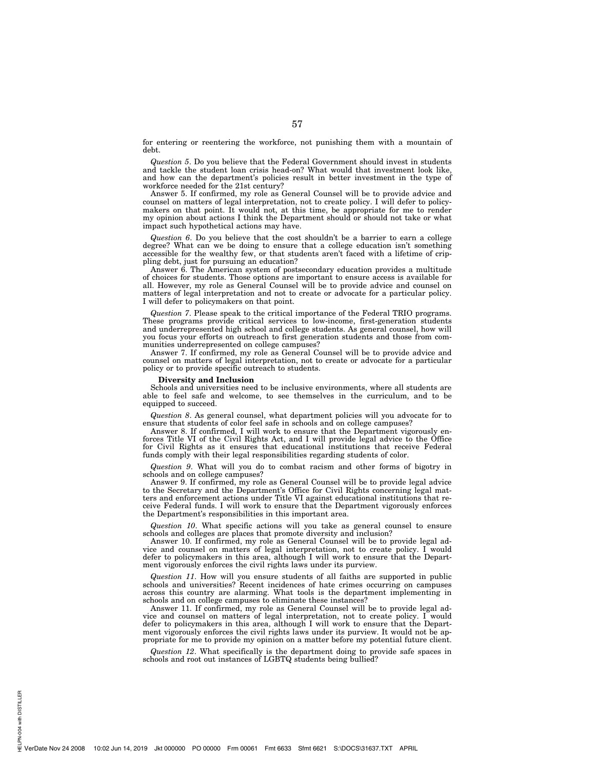for entering or reentering the workforce, not punishing them with a mountain of debt.

*Question 5*. Do you believe that the Federal Government should invest in students and tackle the student loan crisis head-on? What would that investment look like, and how can the department's policies result in better investment in the type of workforce needed for the 21st century?

Answer 5. If confirmed, my role as General Counsel will be to provide advice and counsel on matters of legal interpretation, not to create policy. I will defer to policymakers on that point. It would not, at this time, be appropriate for me to render my opinion about actions I think the Department should or should not take or what impact such hypothetical actions may have.

*Question 6*. Do you believe that the cost shouldn't be a barrier to earn a college degree? What can we be doing to ensure that a college education isn't something accessible for the wealthy few, or that students aren't faced with a lifetime of crippling debt, just for pursuing an education?

Answer 6. The American system of postsecondary education provides a multitude of choices for students. Those options are important to ensure access is available for all. However, my role as General Counsel will be to provide advice and counsel on matters of legal interpretation and not to create or advocate for a particular policy. I will defer to policymakers on that point.

*Question 7*. Please speak to the critical importance of the Federal TRIO programs. These programs provide critical services to low-income, first-generation students and underrepresented high school and college students. As general counsel, how will you focus your efforts on outreach to first generation students and those from communities underrepresented on college campuses?

Answer 7. If confirmed, my role as General Counsel will be to provide advice and counsel on matters of legal interpretation, not to create or advocate for a particular policy or to provide specific outreach to students.

**Diversity and Inclusion**

Schools and universities need to be inclusive environments, where all students are able to feel safe and welcome, to see themselves in the curriculum, and to be equipped to succeed.

*Question 8*. As general counsel, what department policies will you advocate for to ensure that students of color feel safe in schools and on college campuses?

Answer 8. If confirmed, I will work to ensure that the Department vigorously enforces Title VI of the Civil Rights Act, and I will provide legal advice to the Office for Civil Rights as it ensures that educational institutions that receive Federal funds comply with their legal responsibilities regarding students of color.

*Question 9*. What will you do to combat racism and other forms of bigotry in schools and on college campuses?

Answer 9. If confirmed, my role as General Counsel will be to provide legal advice to the Secretary and the Department's Office for Civil Rights concerning legal matters and enforcement actions under Title VI against educational institutions that receive Federal funds. I will work to ensure that the Department vigorously enforces the Department's responsibilities in this important area.

*Question 10*. What specific actions will you take as general counsel to ensure schools and colleges are places that promote diversity and inclusion?

Answer 10. If confirmed, my role as General Counsel will be to provide legal advice and counsel on matters of legal interpretation, not to create policy. I would defer to policymakers in this area, although I will work to ensure that the Department vigorously enforces the civil rights laws under its purview.

*Question 11*. How will you ensure students of all faiths are supported in public schools and universities? Recent incidences of hate crimes occurring on campuses across this country are alarming. What tools is the department implementing in schools and on college campuses to eliminate these instances?

Answer 11. If confirmed, my role as General Counsel will be to provide legal advice and counsel on matters of legal interpretation, not to create policy. I would defer to policymakers in this area, although I will work to ensure that the Department vigorously enforces the civil rights laws under its purview. It would not be appropriate for me to provide my opinion on a matter before my potential future client.

*Question 12*. What specifically is the department doing to provide safe spaces in schools and root out instances of LGBTQ students being bullied?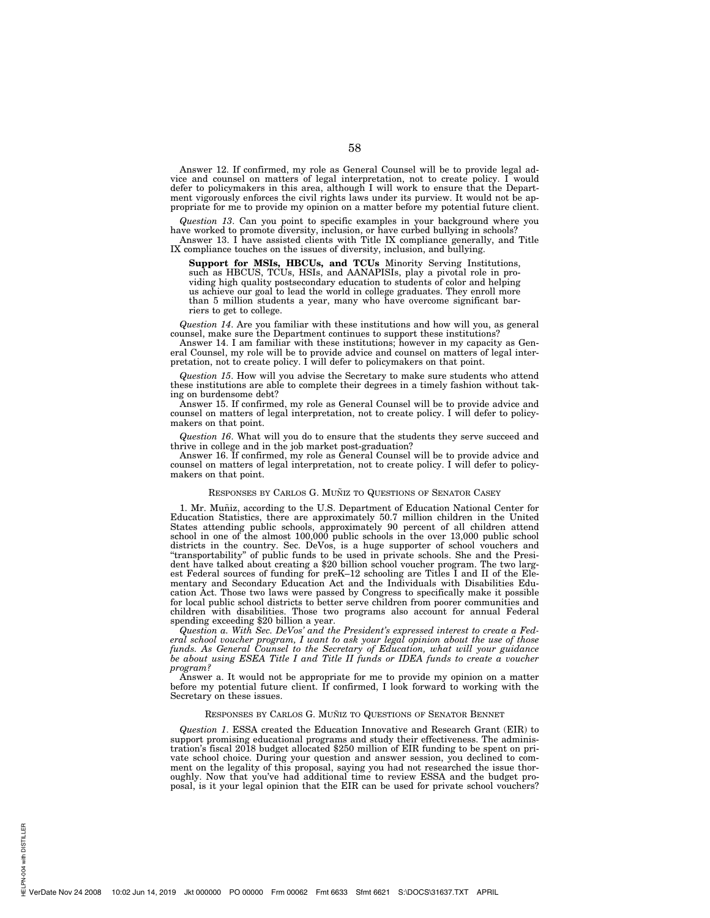Answer 12. If confirmed, my role as General Counsel will be to provide legal advice and counsel on matters of legal interpretation, not to create policy. I would defer to policymakers in this area, although I will work to ensure that the Department vigorously enforces the civil rights laws under its purview. It would not be appropriate for me to provide my opinion on a matter before my potential future client.

*Question 13*. Can you point to specific examples in your background where you have worked to promote diversity, inclusion, or have curbed bullying in schools?

Answer 13. I have assisted clients with Title IX compliance generally, and Title IX compliance touches on the issues of diversity, inclusion, and bullying.

> **Support for MSIs, HBCUs, and TCUs** Minority Serving Institutions, such as HBCUS, TCUs, HSIs, and AANAPISIs, play a pivotal role in providing high quality postsecondary education to students of color and helping us achieve our goal to lead the world in college graduates. They enroll more than 5 million students a year, many who have overcome significant barriers to get to college.

*Question 14*. Are you familiar with these institutions and how will you, as general counsel, make sure the Department continues to support these institutions?

Answer 14. I am familiar with these institutions; however in my capacity as General Counsel, my role will be to provide advice and counsel on matters of legal interpretation, not to create policy. I will defer to policymakers on that point.

*Question 15*. How will you advise the Secretary to make sure students who attend these institutions are able to complete their degrees in a timely fashion without taking on burdensome debt?

Answer 15. If confirmed, my role as General Counsel will be to provide advice and counsel on matters of legal interpretation, not to create policy. I will defer to policymakers on that point.

*Question 16*. What will you do to ensure that the students they serve succeed and thrive in college and in the job market post-graduation?

Answer 16. If confirmed, my role as General Counsel will be to provide advice and counsel on matters of legal interpretation, not to create policy. I will defer to policymakers on that point.

RESPONSES BY CARLOS G. MUÑIZ TO QUESTIONS OF SENATOR CASEY

1. Mr. Muñiz, according to the U.S. Department of Education National Center for Education Statistics, there are approximately 50.7 million children in the United States attending public schools, approximately 90 percent of all children attend school in one of the almost 100,000 public schools in the over 13,000 public school districts in the country. Sec. DeVos, is a huge supporter of school vouchers and "transportability" of public funds to be used in private schools. She and the President have talked about creating a $20 billion school voucher program. The two largest Federal sources of funding for preK–12 schooling are Titles I and II of the Elementary and Secondary Education Act and the Individuals with Disabilities Education Act. Those two laws were passed by Congress to specifically make it possible for local public school districts to better serve children from poorer communities and children with disabilities. Those two programs also account for annual Federal spending exceeding $20 billion a year.

*Question a. With Sec. DeVos' and the President's expressed interest to create a Federal school voucher program, I want to ask your legal opinion about the use of those funds. As General Counsel to the Secretary of Education, what will your guidance be about using ESEA Title I and Title II funds or IDEA funds to create a voucher program?*

Answer a. It would not be appropriate for me to provide my opinion on a matter before my potential future client. If confirmed, I look forward to working with the Secretary on these issues.

RESPONSES BY CARLOS G. MUÑIZ TO QUESTIONS OF SENATOR BENNET

*Question 1*. ESSA created the Education Innovative and Research Grant (EIR) to support promising educational programs and study their effectiveness. The administration's fiscal 2018 budget allocated $250 million of EIR funding to be spent on private school choice. During your question and answer session, you declined to comment on the legality of this proposal, saying you had not researched the issue thoroughly. Now that you've had additional time to review ESSA and the budget proposal, is it your legal opinion that the EIR can be used for private school vouchers?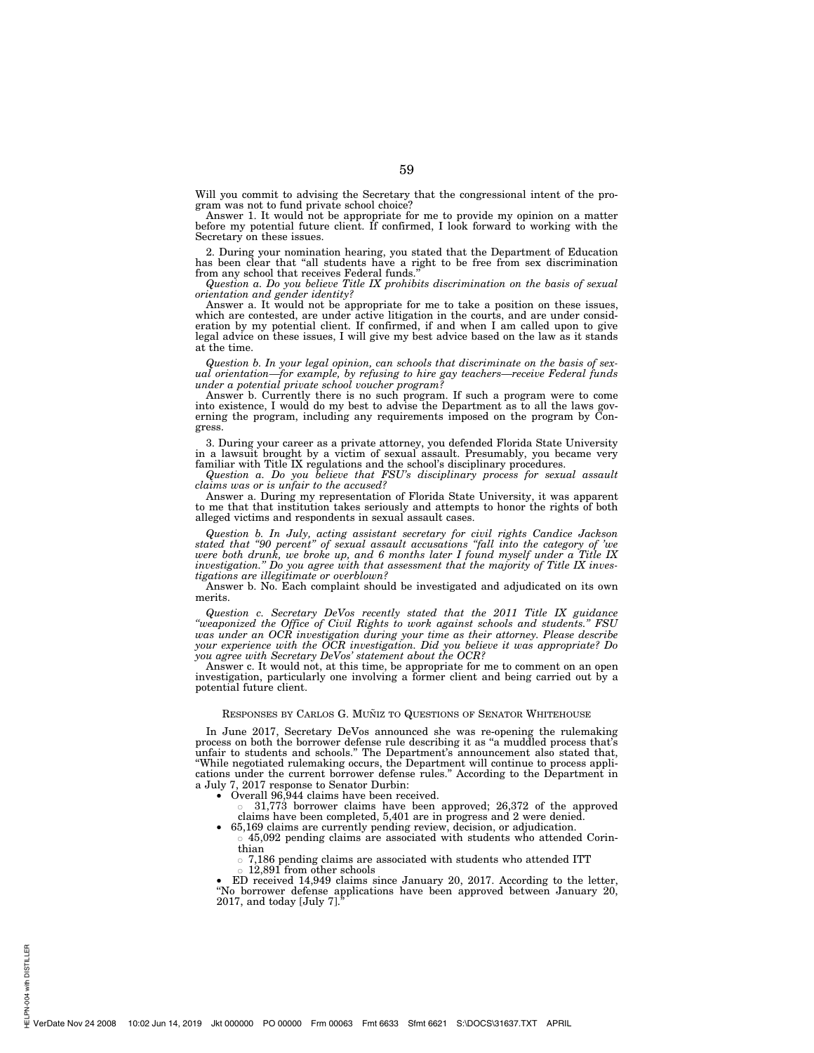Will you commit to advising the Secretary that the congressional intent of the program was not to fund private school choice?

Answer 1. It would not be appropriate for me to provide my opinion on a matter before my potential future client. If confirmed, I look forward to working with the Secretary on these issues.

2. During your nomination hearing, you stated that the Department of Education has been clear that "all students have a right to be free from sex discrimination from any school that receives Federal funds."

*Question a. Do you believe Title IX prohibits discrimination on the basis of sexual orientation and gender identity?*

Answer a. It would not be appropriate for me to take a position on these issues, which are contested, are under active litigation in the courts, and are under consideration by my potential client. If confirmed, if and when I am called upon to give legal advice on these issues, I will give my best advice based on the law as it stands at the time.

*Question b. In your legal opinion, can schools that discriminate on the basis of sexual orientation—for example, by refusing to hire gay teachers—receive Federal funds under a potential private school voucher program?*

Answer b. Currently there is no such program. If such a program were to come into existence, I would do my best to advise the Department as to all the laws governing the program, including any requirements imposed on the program by Congress.

3. During your career as a private attorney, you defended Florida State University in a lawsuit brought by a victim of sexual assault. Presumably, you became very familiar with Title IX regulations and the school's disciplinary procedures.

*Question a. Do you believe that FSU's disciplinary process for sexual assault claims was or is unfair to the accused?*

Answer a. During my representation of Florida State University, it was apparent to me that that institution takes seriously and attempts to honor the rights of both alleged victims and respondents in sexual assault cases.

*Question b. In July, acting assistant secretary for civil rights Candice Jackson stated that "90 percent" of sexual assault accusations "fall into the category of 'we were both drunk, we broke up, and 6 months later I found myself under a Title IX investigation." Do you agree with that assessment that the majority of Title IX investigations are illegitimate or overblown?*

Answer b. No. Each complaint should be investigated and adjudicated on its own merits.

*Question c. Secretary DeVos recently stated that the 2011 Title IX guidance "weaponized the Office of Civil Rights to work against schools and students." FSU was under an OCR investigation during your time as their attorney. Please describe your experience with the OCR investigation. Did you believe it was appropriate? Do you agree with Secretary DeVos' statement about the OCR?*

Answer c. It would not, at this time, be appropriate for me to comment on an open investigation, particularly one involving a former client and being carried out by a potential future client.

## RESPONSES BY CARLOS G. MUÑIZ TO QUESTIONS OF SENATOR WHITEHOUSE

In June 2017, Secretary DeVos announced she was re-opening the rulemaking process on both the borrower defense rule describing it as "a muddled process that's unfair to students and schools." The Department's announcement also stated that, "While negotiated rulemaking occurs, the Department will continue to process applications under the current borrower defense rules." According to the Department in a July 7, 2017 response to Senator Durbin:

- Overall 96,944 claims have been received.
  - 31,773 borrower claims have been approved; 26,372 of the approved claims have been completed, 5,401 are in progress and 2 were denied.
- 65,169 claims are currently pending review, decision, or adjudication.
  - 45,092 pending claims are associated with students who attended Corinthian
  - 7,186 pending claims are associated with students who attended ITT
  - 12,891 from other schools
- ED received 14,949 claims since January 20, 2017. According to the letter, "No borrower defense applications have been approved between January 20, 2017, and today [July 7]."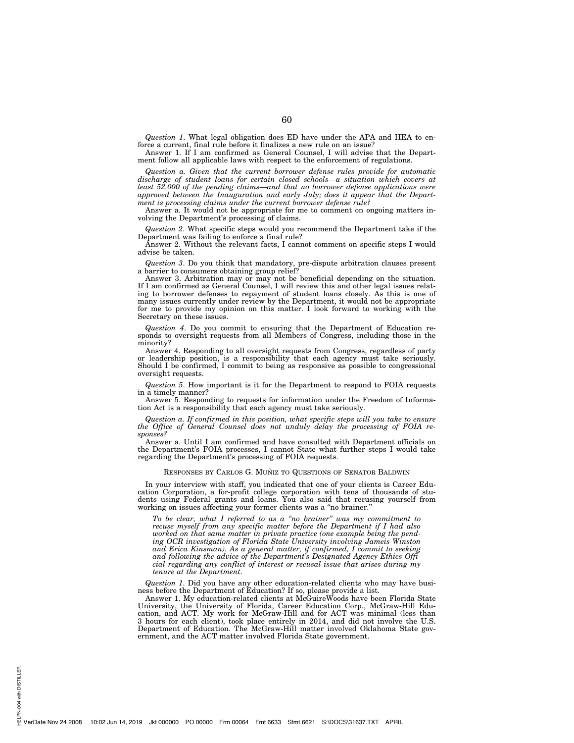*Question 1*. What legal obligation does ED have under the APA and HEA to enforce a current, final rule before it finalizes a new rule on an issue?

Answer 1. If I am confirmed as General Counsel, I will advise that the Department follow all applicable laws with respect to the enforcement of regulations.

*Question a. Given that the current borrower defense rules provide for automatic discharge of student loans for certain closed schools—a situation which covers at least 52,000 of the pending claims—and that no borrower defense applications were approved between the Inauguration and early July; does it appear that the Department is processing claims under the current borrower defense rule?*

Answer a. It would not be appropriate for me to comment on ongoing matters involving the Department's processing of claims.

*Question 2*. What specific steps would you recommend the Department take if the Department was failing to enforce a final rule?

Answer 2. Without the relevant facts, I cannot comment on specific steps I would advise be taken.

*Question 3*. Do you think that mandatory, pre-dispute arbitration clauses present a barrier to consumers obtaining group relief?

Answer 3. Arbitration may or may not be beneficial depending on the situation. If I am confirmed as General Counsel, I will review this and other legal issues relating to borrower defenses to repayment of student loans closely. As this is one of many issues currently under review by the Department, it would not be appropriate for me to provide my opinion on this matter. I look forward to working with the Secretary on these issues.

*Question 4*. Do you commit to ensuring that the Department of Education responds to oversight requests from all Members of Congress, including those in the minority?

Answer 4. Responding to all oversight requests from Congress, regardless of party or leadership position, is a responsibility that each agency must take seriously. Should I be confirmed, I commit to being as responsive as possible to congressional oversight requests.

*Question 5*. How important is it for the Department to respond to FOIA requests in a timely manner?

Answer 5. Responding to requests for information under the Freedom of Information Act is a responsibility that each agency must take seriously.

*Question a. If confirmed in this position, what specific steps will you take to ensure the Office of General Counsel does not unduly delay the processing of FOIA responses?*

Answer a. Until I am confirmed and have consulted with Department officials on the Department's FOIA processes, I cannot State what further steps I would take regarding the Department's processing of FOIA requests.

RESPONSES BY CARLOS G. MUÑIZ TO QUESTIONS OF SENATOR BALDWIN

In your interview with staff, you indicated that one of your clients is Career Education Corporation, a for-profit college corporation with tens of thousands of students using Federal grants and loans. You also said that recusing yourself from working on issues affecting your former clients was a "no brainer."

> *To be clear, what I referred to as a "no brainer" was my commitment to recuse myself from any specific matter before the Department if I had also worked on that same matter in private practice (one example being the pending OCR investigation of Florida State University involving Jameis Winston and Erica Kinsman). As a general matter, if confirmed, I commit to seeking and following the advice of the Department's Designated Agency Ethics Official regarding any conflict of interest or recusal issue that arises during my tenure at the Department.*

*Question 1*. Did you have any other education-related clients who may have business before the Department of Education? If so, please provide a list.

Answer 1. My education-related clients at McGuireWoods have been Florida State University, the University of Florida, Career Education Corp., McGraw-Hill Education, and ACT. My work for McGraw-Hill and for ACT was minimal (less than 3 hours for each client), took place entirely in 2014, and did not involve the U.S. Department of Education. The McGraw-Hill matter involved Oklahoma State government, and the ACT matter involved Florida State government.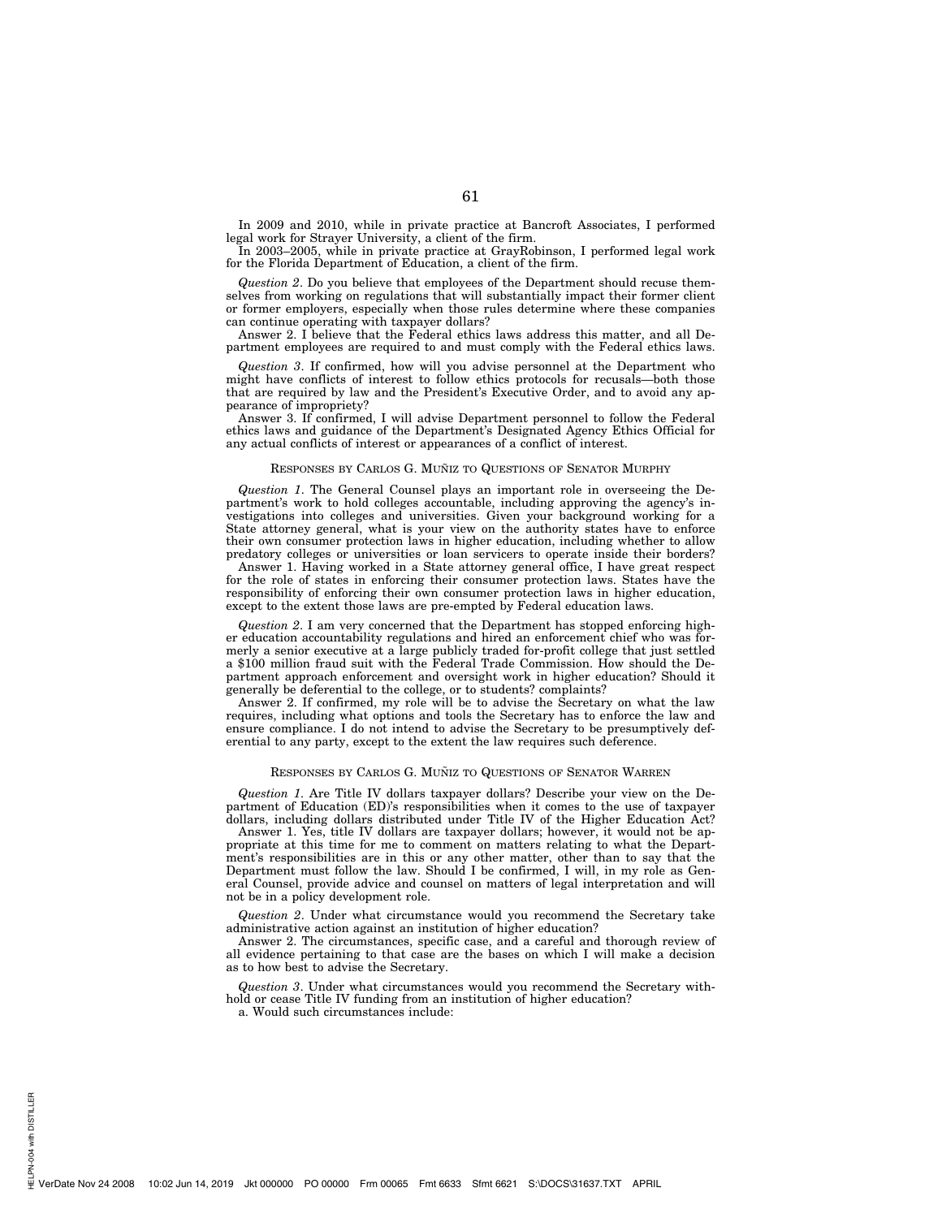In 2009 and 2010, while in private practice at Bancroft Associates, I performed legal work for Strayer University, a client of the firm.

In 2003–2005, while in private practice at GrayRobinson, I performed legal work for the Florida Department of Education, a client of the firm.

*Question 2*. Do you believe that employees of the Department should recuse themselves from working on regulations that will substantially impact their former client or former employers, especially when those rules determine where these companies can continue operating with taxpayer dollars?

Answer 2. I believe that the Federal ethics laws address this matter, and all Department employees are required to and must comply with the Federal ethics laws.

*Question 3*. If confirmed, how will you advise personnel at the Department who might have conflicts of interest to follow ethics protocols for recusals—both those that are required by law and the President's Executive Order, and to avoid any appearance of impropriety?

Answer 3. If confirmed, I will advise Department personnel to follow the Federal ethics laws and guidance of the Department's Designated Agency Ethics Official for any actual conflicts of interest or appearances of a conflict of interest.

## RESPONSES BY CARLOS G. MUÑIZ TO QUESTIONS OF SENATOR MURPHY

*Question 1*. The General Counsel plays an important role in overseeing the Department's work to hold colleges accountable, including approving the agency's investigations into colleges and universities. Given your background working for a State attorney general, what is your view on the authority states have to enforce their own consumer protection laws in higher education, including whether to allow predatory colleges or universities or loan servicers to operate inside their borders?

Answer 1. Having worked in a State attorney general office, I have great respect for the role of states in enforcing their consumer protection laws. States have the responsibility of enforcing their own consumer protection laws in higher education, except to the extent those laws are pre-empted by Federal education laws.

*Question 2*. I am very concerned that the Department has stopped enforcing higher education accountability regulations and hired an enforcement chief who was formerly a senior executive at a large publicly traded for-profit college that just settled a $100 million fraud suit with the Federal Trade Commission. How should the Department approach enforcement and oversight work in higher education? Should it generally be deferential to the college, or to students? complaints?

Answer 2. If confirmed, my role will be to advise the Secretary on what the law requires, including what options and tools the Secretary has to enforce the law and ensure compliance. I do not intend to advise the Secretary to be presumptively deferential to any party, except to the extent the law requires such deference.

## RESPONSES BY CARLOS G. MUÑIZ TO QUESTIONS OF SENATOR WARREN

*Question 1*. Are Title IV dollars taxpayer dollars? Describe your view on the Department of Education (ED)'s responsibilities when it comes to the use of taxpayer dollars, including dollars distributed under Title IV of the Higher Education Act?

Answer 1. Yes, title IV dollars are taxpayer dollars; however, it would not be appropriate at this time for me to comment on matters relating to what the Department's responsibilities are in this or any other matter, other than to say that the Department must follow the law. Should I be confirmed, I will, in my role as General Counsel, provide advice and counsel on matters of legal interpretation and will not be in a policy development role.

*Question 2*. Under what circumstance would you recommend the Secretary take administrative action against an institution of higher education?

Answer 2. The circumstances, specific case, and a careful and thorough review of all evidence pertaining to that case are the bases on which I will make a decision as to how best to advise the Secretary.

*Question 3*. Under what circumstances would you recommend the Secretary withhold or cease Title IV funding from an institution of higher education?

a. Would such circumstances include: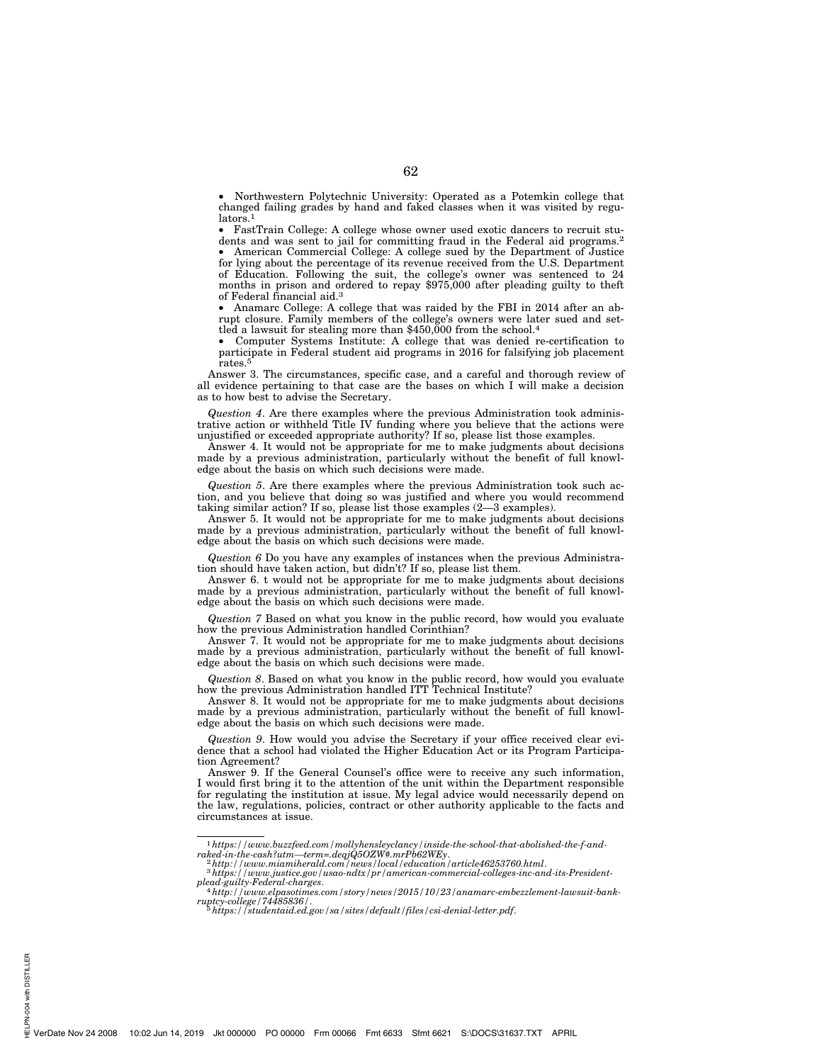- Northwestern Polytechnic University: Operated as a Potemkin college that changed failing grades by hand and faked classes when it was visited by regulators.[1]
- FastTrain College: A college whose owner used exotic dancers to recruit students and was sent to jail for committing fraud in the Federal aid programs.[2]
- American Commercial College: A college sued by the Department of Justice for lying about the percentage of its revenue received from the U.S. Department of Education. Following the suit, the college's owner was sentenced to 24 months in prison and ordered to repay $975,000 after pleading guilty to theft of Federal financial aid.[3]
- Anamarc College: A college that was raided by the FBI in 2014 after an abrupt closure. Family members of the college's owners were later sued and settled a lawsuit for stealing more than $450,000 from the school.[4]
- Computer Systems Institute: A college that was denied re-certification to participate in Federal student aid programs in 2016 for falsifying job placement rates.[5]

Answer 3. The circumstances, specific case, and a careful and thorough review of all evidence pertaining to that case are the bases on which I will make a decision as to how best to advise the Secretary.

*Question 4*. Are there examples where the previous Administration took administrative action or withheld Title IV funding where you believe that the actions were unjustified or exceeded appropriate authority? If so, please list those examples.

Answer 4. It would not be appropriate for me to make judgments about decisions made by a previous administration, particularly without the benefit of full knowledge about the basis on which such decisions were made.

*Question 5*. Are there examples where the previous Administration took such action, and you believe that doing so was justified and where you would recommend taking similar action? If so, please list those examples (2—3 examples).

Answer 5. It would not be appropriate for me to make judgments about decisions made by a previous administration, particularly without the benefit of full knowledge about the basis on which such decisions were made.

*Question 6* Do you have any examples of instances when the previous Administration should have taken action, but didn't? If so, please list them.

Answer 6. t would not be appropriate for me to make judgments about decisions made by a previous administration, particularly without the benefit of full knowledge about the basis on which such decisions were made.

*Question 7* Based on what you know in the public record, how would you evaluate how the previous Administration handled Corinthian?

Answer 7. It would not be appropriate for me to make judgments about decisions made by a previous administration, particularly without the benefit of full knowledge about the basis on which such decisions were made.

*Question 8*. Based on what you know in the public record, how would you evaluate how the previous Administration handled ITT Technical Institute?

Answer 8. It would not be appropriate for me to make judgments about decisions made by a previous administration, particularly without the benefit of full knowledge about the basis on which such decisions were made.

*Question 9*. How would you advise the Secretary if your office received clear evidence that a school had violated the Higher Education Act or its Program Participation Agreement?

Answer 9. If the General Counsel's office were to receive any such information, I would first bring it to the attention of the unit within the Department responsible for regulating the institution at issue. My legal advice would necessarily depend on the law, regulations, policies, contract or other authority applicable to the facts and circumstances at issue.

---

[1] *https://www.buzzfeed.com/mollyhensleyclancy/inside-the-school-that-abolished-the-f-and-raked-in-the-cash?utm—term=.deqjQ5OZW#.mrPb62WEy.*

[2] *http://www.miamiherald.com/news/local/education/article46253760.html.*

[3] *https://www.justice.gov/usao-ndtx/pr/american-commercial-colleges-inc-and-its-President-plead-guilty-Federal-charges.*

[4] *http://www.elpasotimes.com/story/news/2015/10/23/anamarc-embezzlement-lawsuit-bankruptcy-college/74485836/.*

[5] *https://studentaid.ed.gov/sa/sites/default/files/csi-denial-letter.pdf.*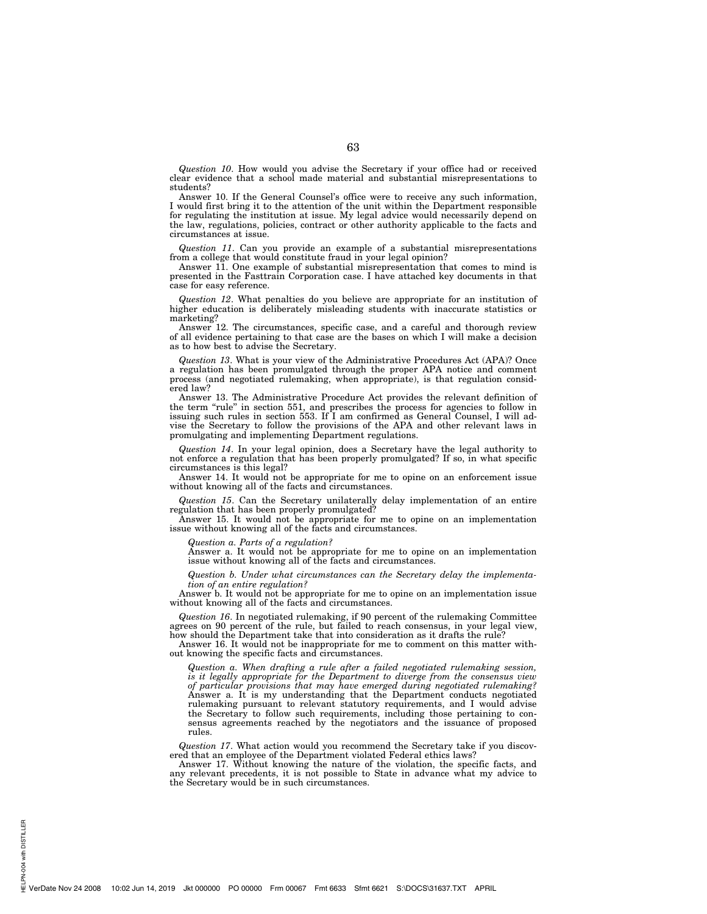*Question 10*. How would you advise the Secretary if your office had or received clear evidence that a school made material and substantial misrepresentations to students?

Answer 10. If the General Counsel's office were to receive any such information, I would first bring it to the attention of the unit within the Department responsible for regulating the institution at issue. My legal advice would necessarily depend on the law, regulations, policies, contract or other authority applicable to the facts and circumstances at issue.

*Question 11*. Can you provide an example of a substantial misrepresentations from a college that would constitute fraud in your legal opinion?

Answer 11. One example of substantial misrepresentation that comes to mind is presented in the Fasttrain Corporation case. I have attached key documents in that case for easy reference.

*Question 12*. What penalties do you believe are appropriate for an institution of higher education is deliberately misleading students with inaccurate statistics or marketing?

Answer 12. The circumstances, specific case, and a careful and thorough review of all evidence pertaining to that case are the bases on which I will make a decision as to how best to advise the Secretary.

*Question 13*. What is your view of the Administrative Procedures Act (APA)? Once a regulation has been promulgated through the proper APA notice and comment process (and negotiated rulemaking, when appropriate), is that regulation considered law?

Answer 13. The Administrative Procedure Act provides the relevant definition of the term "rule" in section 551, and prescribes the process for agencies to follow in issuing such rules in section 553. If I am confirmed as General Counsel, I will advise the Secretary to follow the provisions of the APA and other relevant laws in promulgating and implementing Department regulations.

*Question 14*. In your legal opinion, does a Secretary have the legal authority to not enforce a regulation that has been properly promulgated? If so, in what specific circumstances is this legal?

Answer 14. It would not be appropriate for me to opine on an enforcement issue without knowing all of the facts and circumstances.

*Question 15*. Can the Secretary unilaterally delay implementation of an entire regulation that has been properly promulgated?

Answer 15. It would not be appropriate for me to opine on an implementation issue without knowing all of the facts and circumstances.

> *Question a. Parts of a regulation?*
>
> Answer a. It would not be appropriate for me to opine on an implementation issue without knowing all of the facts and circumstances.
>
> *Question b. Under what circumstances can the Secretary delay the implementation of an entire regulation?*

Answer b. It would not be appropriate for me to opine on an implementation issue without knowing all of the facts and circumstances.

*Question 16*. In negotiated rulemaking, if 90 percent of the rulemaking Committee agrees on 90 percent of the rule, but failed to reach consensus, in your legal view, how should the Department take that into consideration as it drafts the rule?

Answer 16. It would not be inappropriate for me to comment on this matter without knowing the specific facts and circumstances.

> *Question a. When drafting a rule after a failed negotiated rulemaking session, is it legally appropriate for the Department to diverge from the consensus view of particular provisions that may have emerged during negotiated rulemaking?*
>
> Answer a. It is my understanding that the Department conducts negotiated rulemaking pursuant to relevant statutory requirements, and I would advise the Secretary to follow such requirements, including those pertaining to consensus agreements reached by the negotiators and the issuance of proposed rules.

*Question 17*. What action would you recommend the Secretary take if you discovered that an employee of the Department violated Federal ethics laws?

Answer 17. Without knowing the nature of the violation, the specific facts, and any relevant precedents, it is not possible to State in advance what my advice to the Secretary would be in such circumstances.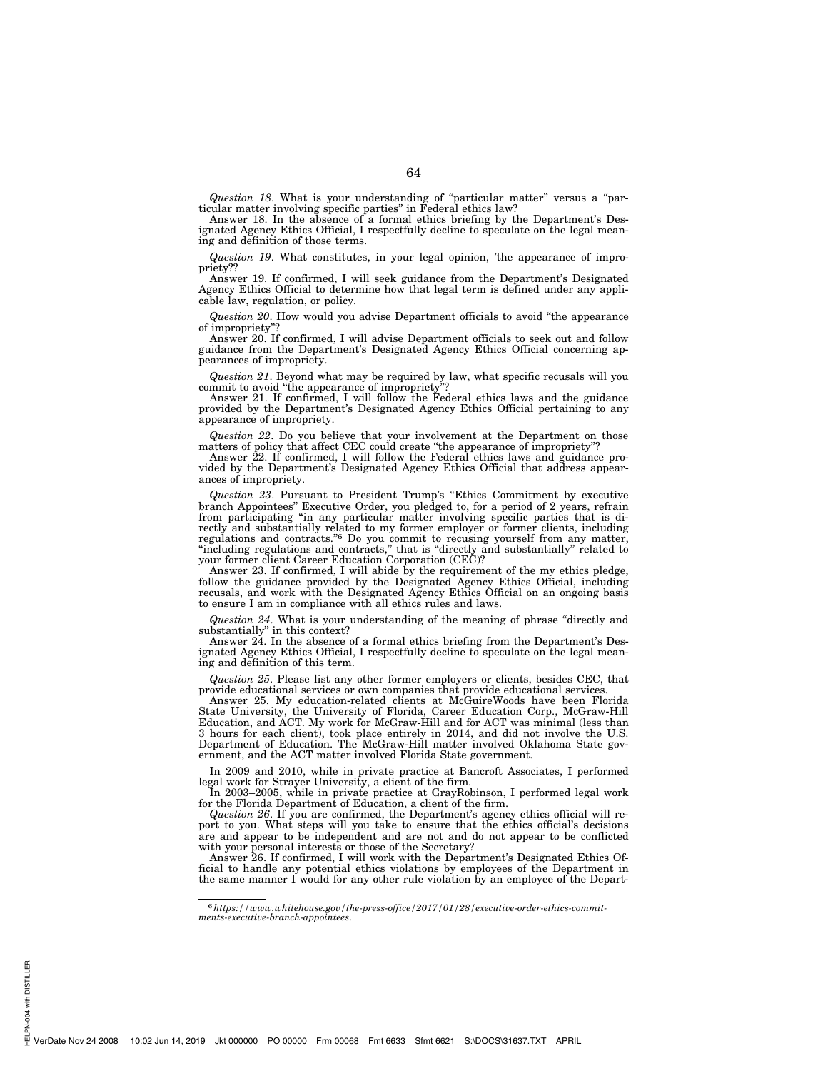*Question 18*. What is your understanding of "particular matter" versus a "particular matter involving specific parties" in Federal ethics law?

Answer 18. In the absence of a formal ethics briefing by the Department's Designated Agency Ethics Official, I respectfully decline to speculate on the legal meaning and definition of those terms.

*Question 19*. What constitutes, in your legal opinion, 'the appearance of impropriety??

Answer 19. If confirmed, I will seek guidance from the Department's Designated Agency Ethics Official to determine how that legal term is defined under any applicable law, regulation, or policy.

*Question 20*. How would you advise Department officials to avoid "the appearance of impropriety"?

Answer 20. If confirmed, I will advise Department officials to seek out and follow guidance from the Department's Designated Agency Ethics Official concerning appearances of impropriety.

*Question 21*. Beyond what may be required by law, what specific recusals will you commit to avoid "the appearance of impropriety"?

Answer 21. If confirmed, I will follow the Federal ethics laws and the guidance provided by the Department's Designated Agency Ethics Official pertaining to any appearance of impropriety.

*Question 22*. Do you believe that your involvement at the Department on those matters of policy that affect CEC could create "the appearance of impropriety"?

Answer 22. If confirmed, I will follow the Federal ethics laws and guidance provided by the Department's Designated Agency Ethics Official that address appearances of impropriety.

*Question 23*. Pursuant to President Trump's "Ethics Commitment by executive branch Appointees" Executive Order, you pledged to, for a period of 2 years, refrain from participating "in any particular matter involving specific parties that is directly and substantially related to my former employer or former clients, including regulations and contracts."[6] Do you commit to recusing yourself from any matter, "including regulations and contracts," that is "directly and substantially" related to your former client Career Education Corporation (CEC)?

Answer 23. If confirmed, I will abide by the requirement of the my ethics pledge, follow the guidance provided by the Designated Agency Ethics Official, including recusals, and work with the Designated Agency Ethics Official on an ongoing basis to ensure I am in compliance with all ethics rules and laws.

*Question 24*. What is your understanding of the meaning of phrase "directly and substantially" in this context?

Answer 24. In the absence of a formal ethics briefing from the Department's Designated Agency Ethics Official, I respectfully decline to speculate on the legal meaning and definition of this term.

*Question 25*. Please list any other former employers or clients, besides CEC, that provide educational services or own companies that provide educational services.

Answer 25. My education-related clients at McGuireWoods have been Florida State University, the University of Florida, Career Education Corp., McGraw-Hill Education, and ACT. My work for McGraw-Hill and for ACT was minimal (less than 3 hours for each client), took place entirely in 2014, and did not involve the U.S. Department of Education. The McGraw-Hill matter involved Oklahoma State government, and the ACT matter involved Florida State government.

In 2009 and 2010, while in private practice at Bancroft Associates, I performed legal work for Strayer University, a client of the firm.

In 2003–2005, while in private practice at GrayRobinson, I performed legal work for the Florida Department of Education, a client of the firm.

*Question 26*. If you are confirmed, the Department's agency ethics official will report to you. What steps will you take to ensure that the ethics official's decisions are and appear to be independent and are not and do not appear to be conflicted with your personal interests or those of the Secretary?

Answer 26. If confirmed, I will work with the Department's Designated Ethics Official to handle any potential ethics violations by employees of the Department in the same manner I would for any other rule violation by an employee of the Depart-

[6] *https://www.whitehouse.gov/the-press-office/2017/01/28/executive-order-ethics-commitments-executive-branch-appointees.*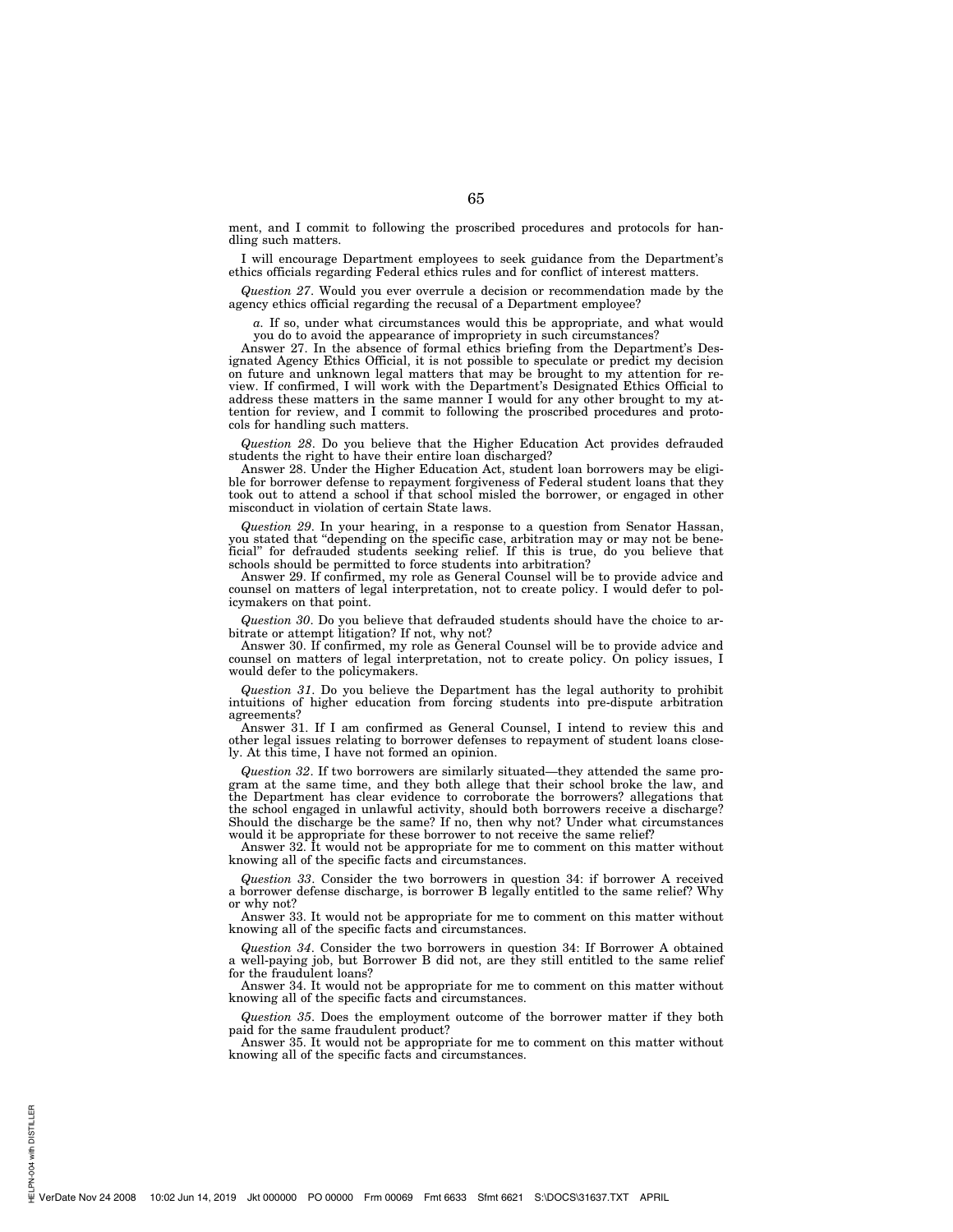ment, and I commit to following the proscribed procedures and protocols for handling such matters.

I will encourage Department employees to seek guidance from the Department's ethics officials regarding Federal ethics rules and for conflict of interest matters.

*Question 27*. Would you ever overrule a decision or recommendation made by the agency ethics official regarding the recusal of a Department employee?

*a*. If so, under what circumstances would this be appropriate, and what would you do to avoid the appearance of impropriety in such circumstances?

Answer 27. In the absence of formal ethics briefing from the Department's Designated Agency Ethics Official, it is not possible to speculate or predict my decision on future and unknown legal matters that may be brought to my attention for review. If confirmed, I will work with the Department's Designated Ethics Official to address these matters in the same manner I would for any other brought to my attention for review, and I commit to following the proscribed procedures and protocols for handling such matters.

*Question 28*. Do you believe that the Higher Education Act provides defrauded students the right to have their entire loan discharged?

Answer 28. Under the Higher Education Act, student loan borrowers may be eligible for borrower defense to repayment forgiveness of Federal student loans that they took out to attend a school if that school misled the borrower, or engaged in other misconduct in violation of certain State laws.

*Question 29*. In your hearing, in a response to a question from Senator Hassan, you stated that "depending on the specific case, arbitration may or may not be beneficial" for defrauded students seeking relief. If this is true, do you believe that schools should be permitted to force students into arbitration?

Answer 29. If confirmed, my role as General Counsel will be to provide advice and counsel on matters of legal interpretation, not to create policy. I would defer to policymakers on that point.

*Question 30*. Do you believe that defrauded students should have the choice to arbitrate or attempt litigation? If not, why not?

Answer 30. If confirmed, my role as General Counsel will be to provide advice and counsel on matters of legal interpretation, not to create policy. On policy issues, I would defer to the policymakers.

*Question 31*. Do you believe the Department has the legal authority to prohibit intuitions of higher education from forcing students into pre-dispute arbitration agreements?

Answer 31. If I am confirmed as General Counsel, I intend to review this and other legal issues relating to borrower defenses to repayment of student loans closely. At this time, I have not formed an opinion.

*Question 32*. If two borrowers are similarly situated—they attended the same program at the same time, and they both allege that their school broke the law, and the Department has clear evidence to corroborate the borrowers? allegations that the school engaged in unlawful activity, should both borrowers receive a discharge? Should the discharge be the same? If no, then why not? Under what circumstances would it be appropriate for these borrower to not receive the same relief?

Answer 32. It would not be appropriate for me to comment on this matter without knowing all of the specific facts and circumstances.

*Question 33*. Consider the two borrowers in question 34: if borrower A received a borrower defense discharge, is borrower B legally entitled to the same relief? Why or why not?

Answer 33. It would not be appropriate for me to comment on this matter without knowing all of the specific facts and circumstances.

*Question 34*. Consider the two borrowers in question 34: If Borrower A obtained a well-paying job, but Borrower B did not, are they still entitled to the same relief for the fraudulent loans?

Answer 34. It would not be appropriate for me to comment on this matter without knowing all of the specific facts and circumstances.

*Question 35*. Does the employment outcome of the borrower matter if they both paid for the same fraudulent product?

Answer 35. It would not be appropriate for me to comment on this matter without knowing all of the specific facts and circumstances.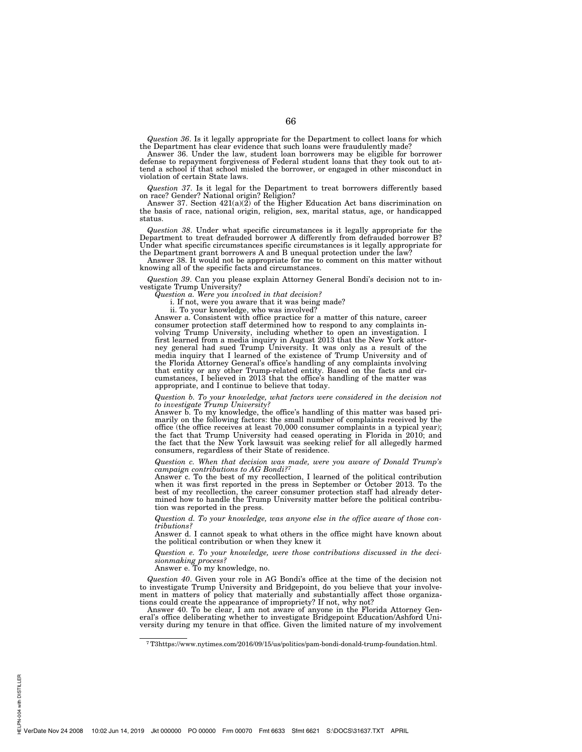*Question 36*. Is it legally appropriate for the Department to collect loans for which the Department has clear evidence that such loans were fraudulently made?

Answer 36. Under the law, student loan borrowers may be eligible for borrower defense to repayment forgiveness of Federal student loans that they took out to attend a school if that school misled the borrower, or engaged in other misconduct in violation of certain State laws.

*Question 37*. Is it legal for the Department to treat borrowers differently based on race? Gender? National origin? Religion?

Answer 37. Section 421(a)(2) of the Higher Education Act bans discrimination on the basis of race, national origin, religion, sex, marital status, age, or handicapped status.

*Question 38*. Under what specific circumstances is it legally appropriate for the Department to treat defrauded borrower A differently from defrauded borrower B? Under what specific circumstances specific circumstances is it legally appropriate for the Department grant borrowers A and B unequal protection under the law?

Answer 38. It would not be appropriate for me to comment on this matter without knowing all of the specific facts and circumstances.

*Question 39*. Can you please explain Attorney General Bondi's decision not to investigate Trump University?

*Question a. Were you involved in that decision?*

i. If not, were you aware that it was being made?

ii. To your knowledge, who was involved?

Answer a. Consistent with office practice for a matter of this nature, career consumer protection staff determined how to respond to any complaints involving Trump University, including whether to open an investigation. I first learned from a media inquiry in August 2013 that the New York attorney general had sued Trump University. It was only as a result of the media inquiry that I learned of the existence of Trump University and of the Florida Attorney General's office's handling of any complaints involving that entity or any other Trump-related entity. Based on the facts and circumstances, I believed in 2013 that the office's handling of the matter was appropriate, and I continue to believe that today.

*Question b. To your knowledge, what factors were considered in the decision not to investigate Trump University?*

Answer b. To my knowledge, the office's handling of this matter was based primarily on the following factors: the small number of complaints received by the office (the office receives at least 70,000 consumer complaints in a typical year); the fact that Trump University had ceased operating in Florida in 2010; and the fact that the New York lawsuit was seeking relief for all allegedly harmed consumers, regardless of their State of residence.

*Question c. When that decision was made, were you aware of Donald Trump's campaign contributions to AG Bondi?*[7]

Answer c. To the best of my recollection, I learned of the political contribution when it was first reported in the press in September or October 2013. To the best of my recollection, the career consumer protection staff had already determined how to handle the Trump University matter before the political contribution was reported in the press.

*Question d. To your knowledge, was anyone else in the office aware of those contributions?*

Answer d. I cannot speak to what others in the office might have known about the political contribution or when they knew it

*Question e. To your knowledge, were those contributions discussed in the decisionmaking process?*

Answer e. To my knowledge, no.

*Question 40*. Given your role in AG Bondi's office at the time of the decision not to investigate Trump University and Bridgepoint, do you believe that your involvement in matters of policy that materially and substantially affect those organizations could create the appearance of impropriety? If not, why not?

Answer 40. To be clear, I am not aware of anyone in the Florida Attorney General's office deliberating whether to investigate Bridgepoint Education/Ashford University during my tenure in that office. Given the limited nature of my involvement

[7] T3https://www.nytimes.com/2016/09/15/us/politics/pam-bondi-donald-trump-foundation.html.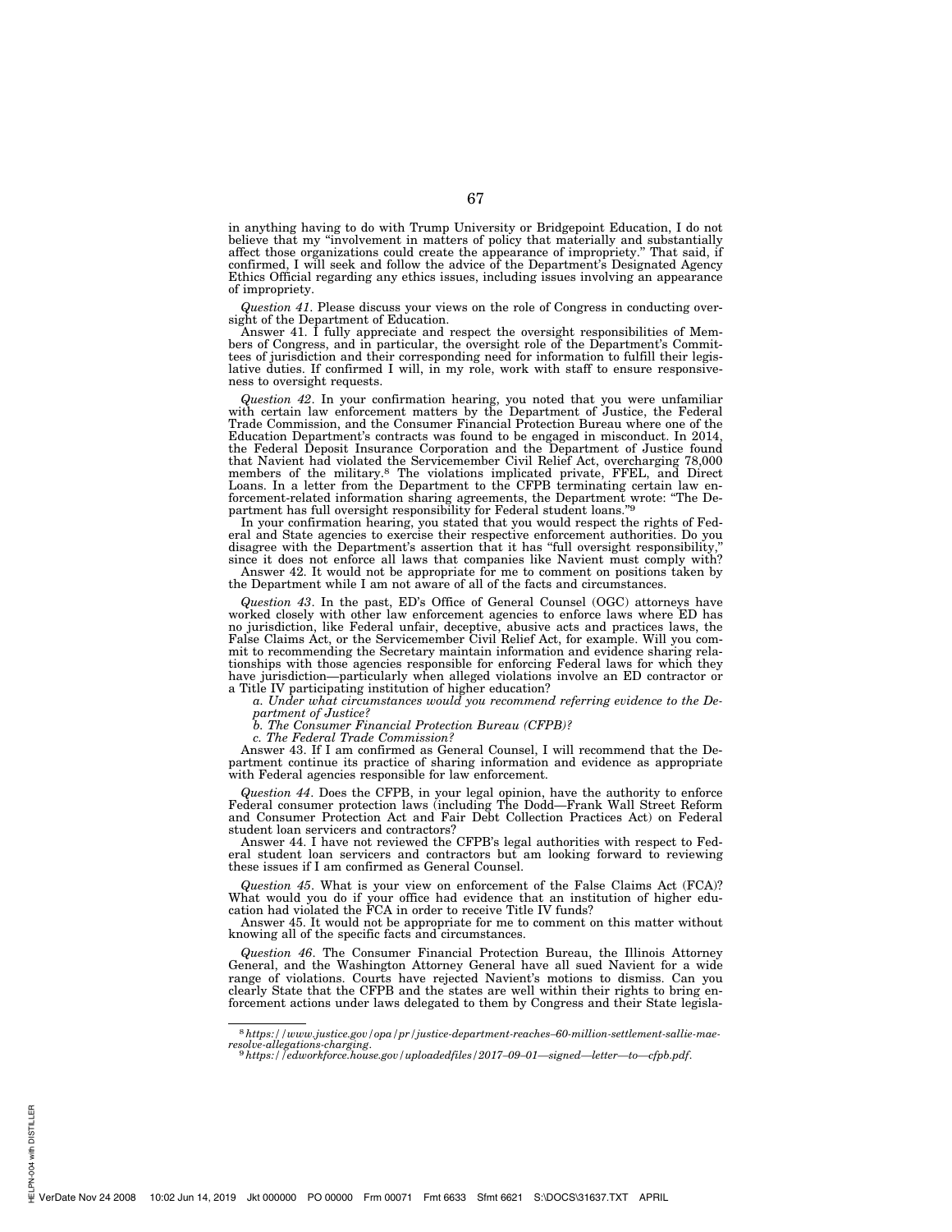in anything having to do with Trump University or Bridgepoint Education, I do not believe that my "involvement in matters of policy that materially and substantially affect those organizations could create the appearance of impropriety." That said, if confirmed, I will seek and follow the advice of the Department's Designated Agency Ethics Official regarding any ethics issues, including issues involving an appearance of impropriety.

*Question 41.* Please discuss your views on the role of Congress in conducting oversight of the Department of Education.

Answer 41. I fully appreciate and respect the oversight responsibilities of Members of Congress, and in particular, the oversight role of the Department's Committees of jurisdiction and their corresponding need for information to fulfill their legislative duties. If confirmed I will, in my role, work with staff to ensure responsiveness to oversight requests.

*Question 42.* In your confirmation hearing, you noted that you were unfamiliar with certain law enforcement matters by the Department of Justice, the Federal Trade Commission, and the Consumer Financial Protection Bureau where one of the Education Department's contracts was found to be engaged in misconduct. In 2014, the Federal Deposit Insurance Corporation and the Department of Justice found that Navient had violated the Servicemember Civil Relief Act, overcharging 78,000 members of the military.[8] The violations implicated private, FFEL, and Direct Loans. In a letter from the Department to the CFPB terminating certain law enforcement-related information sharing agreements, the Department wrote: "The Department has full oversight responsibility for Federal student loans."[9]

In your confirmation hearing, you stated that you would respect the rights of Federal and State agencies to exercise their respective enforcement authorities. Do you disagree with the Department's assertion that it has "full oversight responsibility," since it does not enforce all laws that companies like Navient must comply with?

Answer 42. It would not be appropriate for me to comment on positions taken by the Department while I am not aware of all of the facts and circumstances.

*Question 43.* In the past, ED's Office of General Counsel (OGC) attorneys have worked closely with other law enforcement agencies to enforce laws where ED has no jurisdiction, like Federal unfair, deceptive, abusive acts and practices laws, the False Claims Act, or the Servicemember Civil Relief Act, for example. Will you commit to recommending the Secretary maintain information and evidence sharing relationships with those agencies responsible for enforcing Federal laws for which they have jurisdiction—particularly when alleged violations involve an ED contractor or a Title IV participating institution of higher education?

*a. Under what circumstances would you recommend referring evidence to the Department of Justice?*

*b. The Consumer Financial Protection Bureau (CFPB)?*

*c. The Federal Trade Commission?*

Answer 43. If I am confirmed as General Counsel, I will recommend that the Department continue its practice of sharing information and evidence as appropriate with Federal agencies responsible for law enforcement.

*Question 44.* Does the CFPB, in your legal opinion, have the authority to enforce Federal consumer protection laws (including The Dodd—Frank Wall Street Reform and Consumer Protection Act and Fair Debt Collection Practices Act) on Federal student loan servicers and contractors?

Answer 44. I have not reviewed the CFPB's legal authorities with respect to Federal student loan servicers and contractors but am looking forward to reviewing these issues if I am confirmed as General Counsel.

*Question 45.* What is your view on enforcement of the False Claims Act (FCA)? What would you do if your office had evidence that an institution of higher education had violated the FCA in order to receive Title IV funds?

Answer 45. It would not be appropriate for me to comment on this matter without knowing all of the specific facts and circumstances.

*Question 46.* The Consumer Financial Protection Bureau, the Illinois Attorney General, and the Washington Attorney General have all sued Navient for a wide range of violations. Courts have rejected Navient's motions to dismiss. Can you clearly State that the CFPB and the states are well within their rights to bring enforcement actions under laws delegated to them by Congress and their State legisla-

---

[8] *https://www.justice.gov/opa/pr/justice-department-reaches-60-million-settlement-sallie-mae-resolve-allegations-charging.*

[9] *https://edworkforce.house.gov/uploadedfiles/2017-09-01—signed—letter—to—cfpb.pdf.*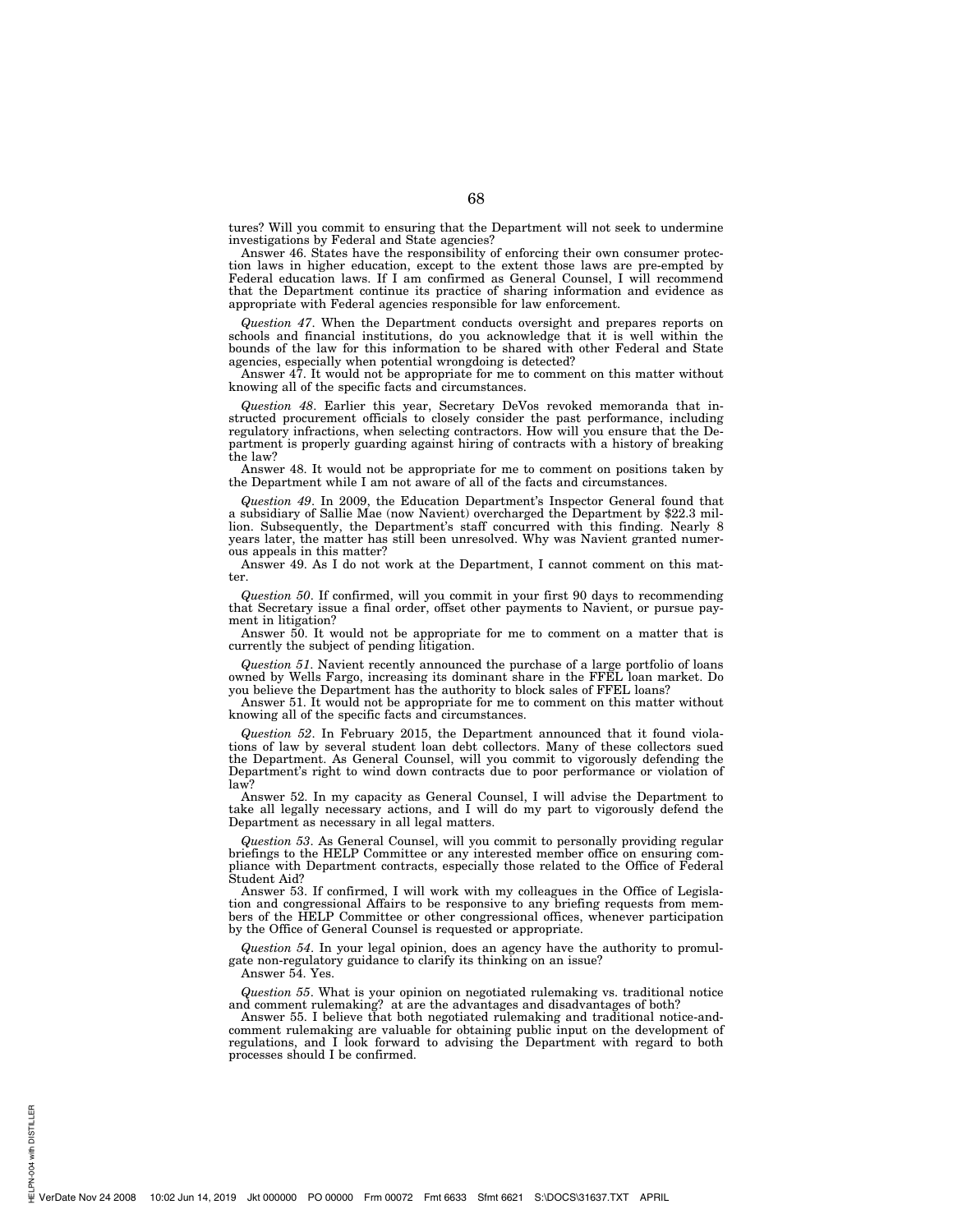tures? Will you commit to ensuring that the Department will not seek to undermine investigations by Federal and State agencies?

Answer 46. States have the responsibility of enforcing their own consumer protection laws in higher education, except to the extent those laws are pre-empted by Federal education laws. If I am confirmed as General Counsel, I will recommend that the Department continue its practice of sharing information and evidence as appropriate with Federal agencies responsible for law enforcement.

*Question 47*. When the Department conducts oversight and prepares reports on schools and financial institutions, do you acknowledge that it is well within the bounds of the law for this information to be shared with other Federal and State agencies, especially when potential wrongdoing is detected?

Answer 47. It would not be appropriate for me to comment on this matter without knowing all of the specific facts and circumstances.

*Question 48*. Earlier this year, Secretary DeVos revoked memoranda that instructed procurement officials to closely consider the past performance, including regulatory infractions, when selecting contractors. How will you ensure that the Department is properly guarding against hiring of contracts with a history of breaking the law?

Answer 48. It would not be appropriate for me to comment on positions taken by the Department while I am not aware of all of the facts and circumstances.

*Question 49*. In 2009, the Education Department's Inspector General found that a subsidiary of Sallie Mae (now Navient) overcharged the Department by $22.3 million. Subsequently, the Department's staff concurred with this finding. Nearly 8 years later, the matter has still been unresolved. Why was Navient granted numerous appeals in this matter?

Answer 49. As I do not work at the Department, I cannot comment on this matter.

*Question 50*. If confirmed, will you commit in your first 90 days to recommending that Secretary issue a final order, offset other payments to Navient, or pursue payment in litigation?

Answer 50. It would not be appropriate for me to comment on a matter that is currently the subject of pending litigation.

*Question 51*. Navient recently announced the purchase of a large portfolio of loans owned by Wells Fargo, increasing its dominant share in the FFEL loan market. Do you believe the Department has the authority to block sales of FFEL loans?

Answer 51. It would not be appropriate for me to comment on this matter without knowing all of the specific facts and circumstances.

*Question 52*. In February 2015, the Department announced that it found violations of law by several student loan debt collectors. Many of these collectors sued the Department. As General Counsel, will you commit to vigorously defending the Department's right to wind down contracts due to poor performance or violation of law?

Answer 52. In my capacity as General Counsel, I will advise the Department to take all legally necessary actions, and I will do my part to vigorously defend the Department as necessary in all legal matters.

*Question 53*. As General Counsel, will you commit to personally providing regular briefings to the HELP Committee or any interested member office on ensuring compliance with Department contracts, especially those related to the Office of Federal Student Aid?

Answer 53. If confirmed, I will work with my colleagues in the Office of Legislation and congressional Affairs to be responsive to any briefing requests from members of the HELP Committee or other congressional offices, whenever participation by the Office of General Counsel is requested or appropriate.

*Question 54*. In your legal opinion, does an agency have the authority to promulgate non-regulatory guidance to clarify its thinking on an issue?

Answer 54. Yes.

*Question 55*. What is your opinion on negotiated rulemaking vs. traditional notice and comment rulemaking? at are the advantages and disadvantages of both?

Answer 55. I believe that both negotiated rulemaking and traditional notice-and-comment rulemaking are valuable for obtaining public input on the development of regulations, and I look forward to advising the Department with regard to both processes should I be confirmed.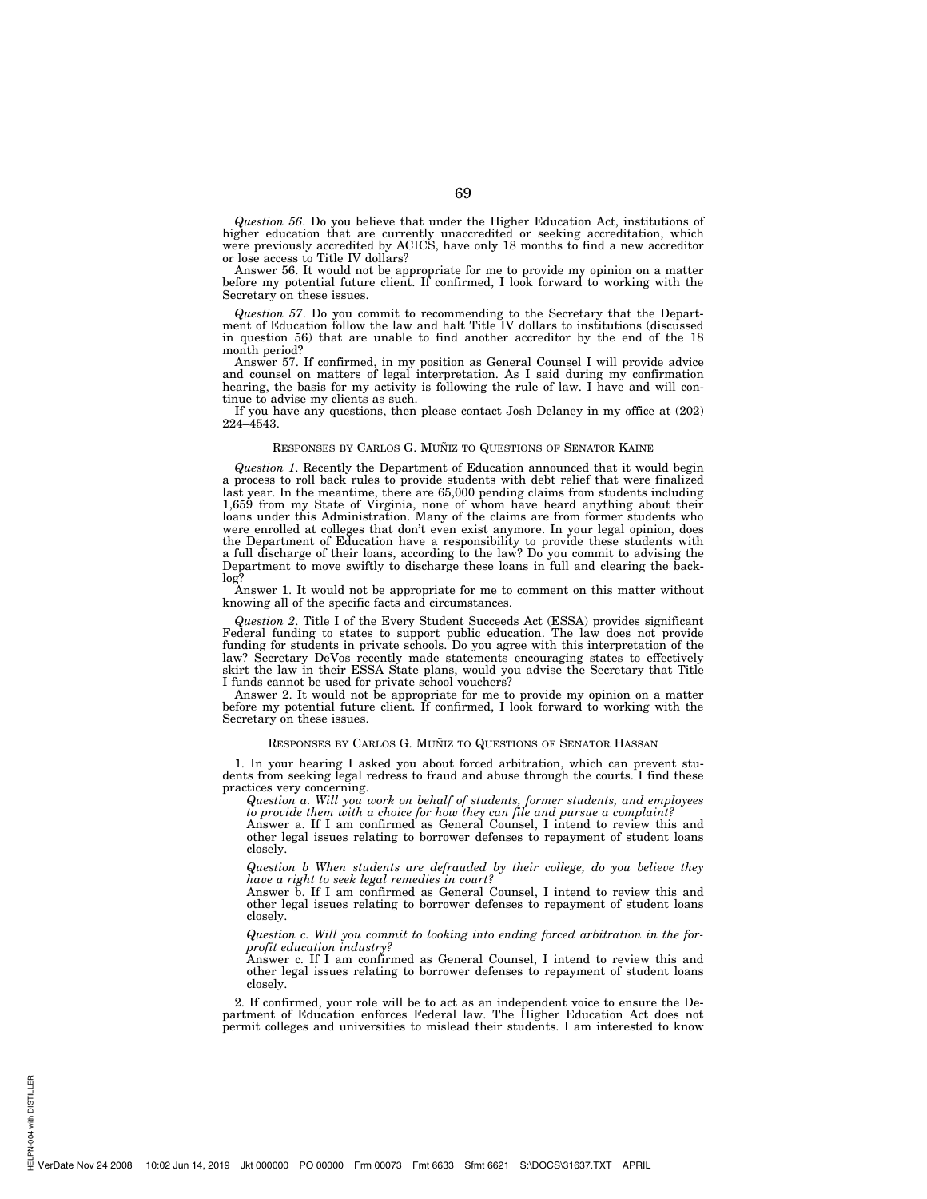*Question 56*. Do you believe that under the Higher Education Act, institutions of higher education that are currently unaccredited or seeking accreditation, which were previously accredited by ACICS, have only 18 months to find a new accreditor or lose access to Title IV dollars?

Answer 56. It would not be appropriate for me to provide my opinion on a matter before my potential future client. If confirmed, I look forward to working with the Secretary on these issues.

*Question 57*. Do you commit to recommending to the Secretary that the Department of Education follow the law and halt Title IV dollars to institutions (discussed in question 56) that are unable to find another accreditor by the end of the 18 month period?

Answer 57. If confirmed, in my position as General Counsel I will provide advice and counsel on matters of legal interpretation. As I said during my confirmation hearing, the basis for my activity is following the rule of law. I have and will continue to advise my clients as such.

If you have any questions, then please contact Josh Delaney in my office at (202) 224–4543.

## RESPONSES BY CARLOS G. MUÑIZ TO QUESTIONS OF SENATOR KAINE

*Question 1*. Recently the Department of Education announced that it would begin a process to roll back rules to provide students with debt relief that were finalized last year. In the meantime, there are 65,000 pending claims from students including 1,659 from my State of Virginia, none of whom have heard anything about their loans under this Administration. Many of the claims are from former students who were enrolled at colleges that don't even exist anymore. In your legal opinion, does the Department of Education have a responsibility to provide these students with a full discharge of their loans, according to the law? Do you commit to advising the Department to move swiftly to discharge these loans in full and clearing the backlog?

Answer 1. It would not be appropriate for me to comment on this matter without knowing all of the specific facts and circumstances.

*Question 2*. Title I of the Every Student Succeeds Act (ESSA) provides significant Federal funding to states to support public education. The law does not provide funding for students in private schools. Do you agree with this interpretation of the law? Secretary DeVos recently made statements encouraging states to effectively skirt the law in their ESSA State plans, would you advise the Secretary that Title I funds cannot be used for private school vouchers?

Answer 2. It would not be appropriate for me to provide my opinion on a matter before my potential future client. If confirmed, I look forward to working with the Secretary on these issues.

## RESPONSES BY CARLOS G. MUÑIZ TO QUESTIONS OF SENATOR HASSAN

1. In your hearing I asked you about forced arbitration, which can prevent students from seeking legal redress to fraud and abuse through the courts. I find these practices very concerning.

*Question a. Will you work on behalf of students, former students, and employees to provide them with a choice for how they can file and pursue a complaint?*

Answer a. If I am confirmed as General Counsel, I intend to review this and other legal issues relating to borrower defenses to repayment of student loans closely.

*Question b When students are defrauded by their college, do you believe they have a right to seek legal remedies in court?*

Answer b. If I am confirmed as General Counsel, I intend to review this and other legal issues relating to borrower defenses to repayment of student loans closely.

*Question c. Will you commit to looking into ending forced arbitration in the for-profit education industry?*

Answer c. If I am confirmed as General Counsel, I intend to review this and other legal issues relating to borrower defenses to repayment of student loans closely.

2. If confirmed, your role will be to act as an independent voice to ensure the Department of Education enforces Federal law. The Higher Education Act does not permit colleges and universities to mislead their students. I am interested to know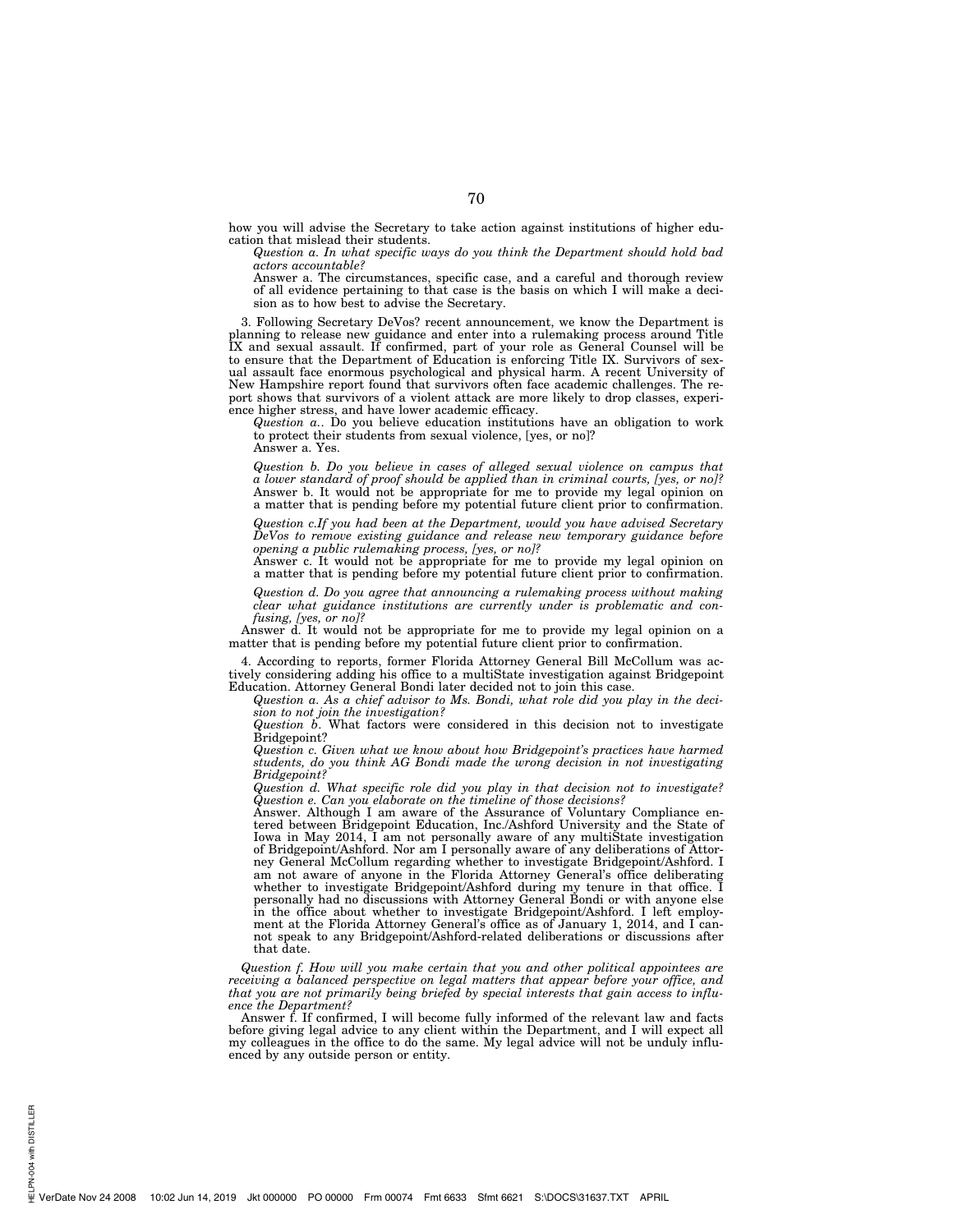how you will advise the Secretary to take action against institutions of higher education that mislead their students.

*Question a. In what specific ways do you think the Department should hold bad actors accountable?*

Answer a. The circumstances, specific case, and a careful and thorough review of all evidence pertaining to that case is the basis on which I will make a decision as to how best to advise the Secretary.

3. Following Secretary DeVos? recent announcement, we know the Department is planning to release new guidance and enter into a rulemaking process around Title IX and sexual assault. If confirmed, part of your role as General Counsel will be to ensure that the Department of Education is enforcing Title IX. Survivors of sexual assault face enormous psychological and physical harm. A recent University of New Hampshire report found that survivors often face academic challenges. The report shows that survivors of a violent attack are more likely to drop classes, experience higher stress, and have lower academic efficacy.

*Question a.*. Do you believe education institutions have an obligation to work to protect their students from sexual violence, [yes, or no]?

Answer a. Yes.

*Question b. Do you believe in cases of alleged sexual violence on campus that a lower standard of proof should be applied than in criminal courts, [yes, or no]?*

Answer b. It would not be appropriate for me to provide my legal opinion on a matter that is pending before my potential future client prior to confirmation.

*Question c.If you had been at the Department, would you have advised Secretary DeVos to remove existing guidance and release new temporary guidance before opening a public rulemaking process, [yes, or no]?*

Answer c. It would not be appropriate for me to provide my legal opinion on a matter that is pending before my potential future client prior to confirmation.

*Question d. Do you agree that announcing a rulemaking process without making clear what guidance institutions are currently under is problematic and confusing, [yes, or no]?*

Answer d. It would not be appropriate for me to provide my legal opinion on a matter that is pending before my potential future client prior to confirmation.

4. According to reports, former Florida Attorney General Bill McCollum was actively considering adding his office to a multiState investigation against Bridgepoint Education. Attorney General Bondi later decided not to join this case.

*Question a. As a chief advisor to Ms. Bondi, what role did you play in the decision to not join the investigation?*

*Question b*. What factors were considered in this decision not to investigate Bridgepoint?

*Question c. Given what we know about how Bridgepoint's practices have harmed students, do you think AG Bondi made the wrong decision in not investigating Bridgepoint?*

*Question d. What specific role did you play in that decision not to investigate?*

*Question e. Can you elaborate on the timeline of those decisions?*

Answer. Although I am aware of the Assurance of Voluntary Compliance entered between Bridgepoint Education, Inc./Ashford University and the State of Iowa in May 2014, I am not personally aware of any multiState investigation of Bridgepoint/Ashford. Nor am I personally aware of any deliberations of Attorney General McCollum regarding whether to investigate Bridgepoint/Ashford. I am not aware of anyone in the Florida Attorney General's office deliberating whether to investigate Bridgepoint/Ashford during my tenure in that office. I personally had no discussions with Attorney General Bondi or with anyone else in the office about whether to investigate Bridgepoint/Ashford. I left employment at the Florida Attorney General's office as of January 1, 2014, and I cannot speak to any Bridgepoint/Ashford-related deliberations or discussions after that date.

*Question f. How will you make certain that you and other political appointees are receiving a balanced perspective on legal matters that appear before your office, and that you are not primarily being briefed by special interests that gain access to influence the Department?*

Answer f. If confirmed, I will become fully informed of the relevant law and facts before giving legal advice to any client within the Department, and I will expect all my colleagues in the office to do the same. My legal advice will not be unduly influenced by any outside person or entity.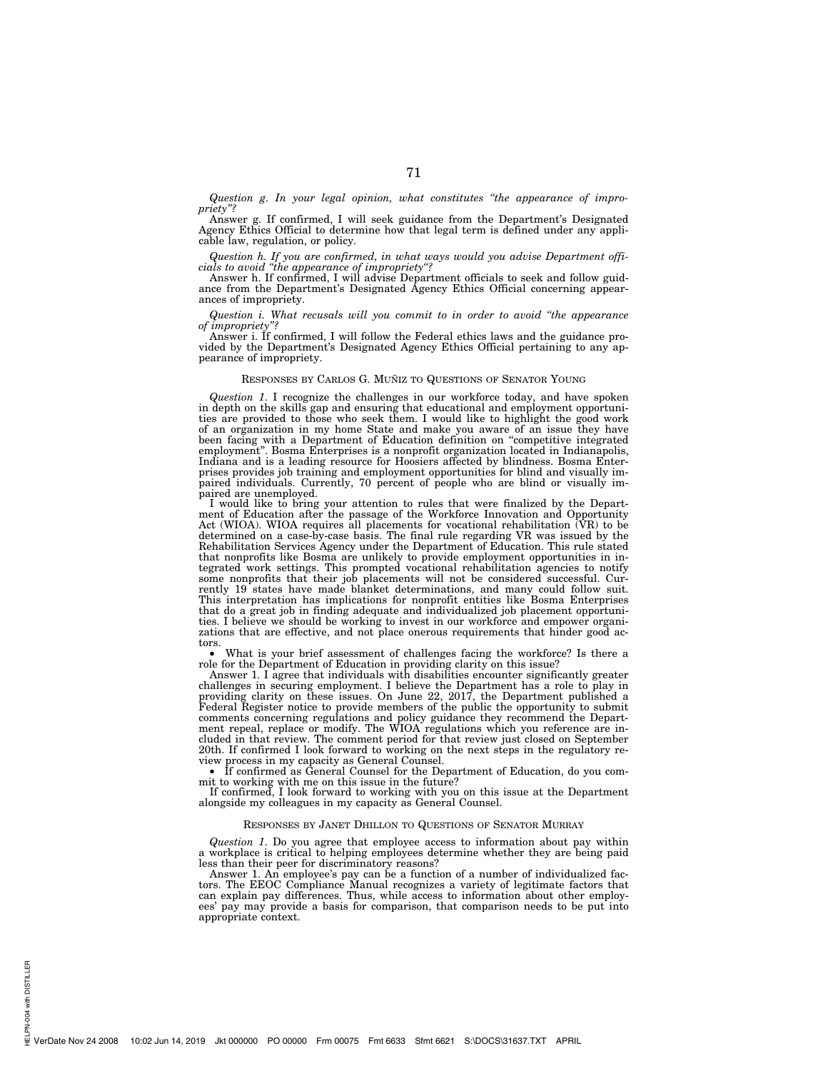*Question g. In your legal opinion, what constitutes "the appearance of impropriety"?*

Answer g. If confirmed, I will seek guidance from the Department's Designated Agency Ethics Official to determine how that legal term is defined under any applicable law, regulation, or policy.

*Question h. If you are confirmed, in what ways would you advise Department officials to avoid "the appearance of impropriety"?*

Answer h. If confirmed, I will advise Department officials to seek and follow guidance from the Department's Designated Agency Ethics Official concerning appearances of impropriety.

*Question i. What recusals will you commit to in order to avoid "the appearance of impropriety"?*

Answer i. If confirmed, I will follow the Federal ethics laws and the guidance provided by the Department's Designated Agency Ethics Official pertaining to any appearance of impropriety.

## RESPONSES BY CARLOS G. MUÑIZ TO QUESTIONS OF SENATOR YOUNG

*Question 1.* I recognize the challenges in our workforce today, and have spoken in depth on the skills gap and ensuring that educational and employment opportunities are provided to those who seek them. I would like to highlight the good work of an organization in my home State and make you aware of an issue they have been facing with a Department of Education definition on "competitive integrated employment". Bosma Enterprises is a nonprofit organization located in Indianapolis, Indiana and is a leading resource for Hoosiers affected by blindness. Bosma Enterprises provides job training and employment opportunities for blind and visually impaired individuals. Currently, 70 percent of people who are blind or visually impaired are unemployed.

I would like to bring your attention to rules that were finalized by the Department of Education after the passage of the Workforce Innovation and Opportunity Act (WIOA). WIOA requires all placements for vocational rehabilitation (VR) to be determined on a case-by-case basis. The final rule regarding VR was issued by the Rehabilitation Services Agency under the Department of Education. This rule stated that nonprofits like Bosma are unlikely to provide employment opportunities in integrated work settings. This prompted vocational rehabilitation agencies to notify some nonprofits that their job placements will not be considered successful. Currently 19 states have made blanket determinations, and many could follow suit. This interpretation has implications for nonprofit entities like Bosma Enterprises that do a great job in finding adequate and individualized job placement opportunities. I believe we should be working to invest in our workforce and empower organizations that are effective, and not place onerous requirements that hinder good actors.

- What is your brief assessment of challenges facing the workforce? Is there a role for the Department of Education in providing clarity on this issue?

Answer 1. I agree that individuals with disabilities encounter significantly greater challenges in securing employment. I believe the Department has a role to play in providing clarity on these issues. On June 22, 2017, the Department published a Federal Register notice to provide members of the public the opportunity to submit comments concerning regulations and policy guidance they recommend the Department repeal, replace or modify. The WIOA regulations which you reference are included in that review. The comment period for that review just closed on September 20th. If confirmed I look forward to working on the next steps in the regulatory review process in my capacity as General Counsel.

- If confirmed as General Counsel for the Department of Education, do you commit to working with me on this issue in the future?

If confirmed, I look forward to working with you on this issue at the Department alongside my colleagues in my capacity as General Counsel.

## RESPONSES BY JANET DHILLON TO QUESTIONS OF SENATOR MURRAY

*Question 1.* Do you agree that employee access to information about pay within a workplace is critical to helping employees determine whether they are being paid less than their peer for discriminatory reasons?

Answer 1. An employee's pay can be a function of a number of individualized factors. The EEOC Compliance Manual recognizes a variety of legitimate factors that can explain pay differences. Thus, while access to information about other employees' pay may provide a basis for comparison, that comparison needs to be put into appropriate context.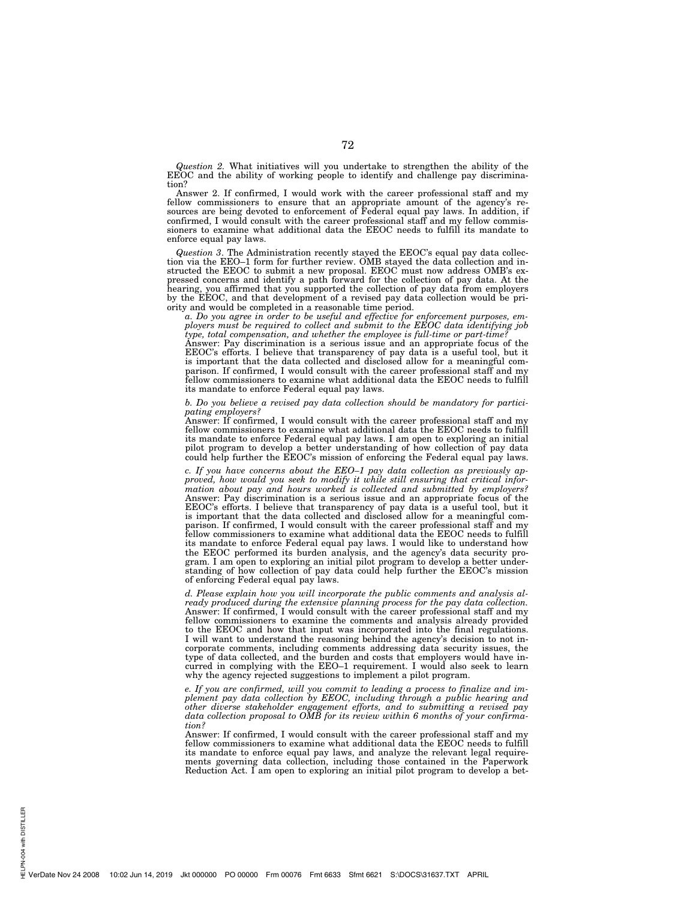*Question 2.* What initiatives will you undertake to strengthen the ability of the EEOC and the ability of working people to identify and challenge pay discrimination?

Answer 2. If confirmed, I would work with the career professional staff and my fellow commissioners to ensure that an appropriate amount of the agency's resources are being devoted to enforcement of Federal equal pay laws. In addition, if confirmed, I would consult with the career professional staff and my fellow commissioners to examine what additional data the EEOC needs to fulfill its mandate to enforce equal pay laws.

*Question 3*. The Administration recently stayed the EEOC's equal pay data collection via the EEO–1 form for further review. OMB stayed the data collection and instructed the EEOC to submit a new proposal. EEOC must now address OMB's expressed concerns and identify a path forward for the collection of pay data. At the hearing, you affirmed that you supported the collection of pay data from employers by the EEOC, and that development of a revised pay data collection would be priority and would be completed in a reasonable time period.

*a. Do you agree in order to be useful and effective for enforcement purposes, employers must be required to collect and submit to the EEOC data identifying job type, total compensation, and whether the employee is full-time or part-time?*

Answer: Pay discrimination is a serious issue and an appropriate focus of the EEOC's efforts. I believe that transparency of pay data is a useful tool, but it is important that the data collected and disclosed allow for a meaningful comparison. If confirmed, I would consult with the career professional staff and my fellow commissioners to examine what additional data the EEOC needs to fulfill its mandate to enforce Federal equal pay laws.

*b. Do you believe a revised pay data collection should be mandatory for participating employers?*

Answer: If confirmed, I would consult with the career professional staff and my fellow commissioners to examine what additional data the EEOC needs to fulfill its mandate to enforce Federal equal pay laws. I am open to exploring an initial pilot program to develop a better understanding of how collection of pay data could help further the EEOC's mission of enforcing the Federal equal pay laws.

*c. If you have concerns about the EEO–1 pay data collection as previously approved, how would you seek to modify it while still ensuring that critical information about pay and hours worked is collected and submitted by employers?*

Answer: Pay discrimination is a serious issue and an appropriate focus of the EEOC's efforts. I believe that transparency of pay data is a useful tool, but it is important that the data collected and disclosed allow for a meaningful comparison. If confirmed, I would consult with the career professional staff and my fellow commissioners to examine what additional data the EEOC needs to fulfill its mandate to enforce Federal equal pay laws. I would like to understand how the EEOC performed its burden analysis, and the agency's data security program. I am open to exploring an initial pilot program to develop a better understanding of how collection of pay data could help further the EEOC's mission of enforcing Federal equal pay laws.

*d. Please explain how you will incorporate the public comments and analysis already produced during the extensive planning process for the pay data collection.*

Answer: If confirmed, I would consult with the career professional staff and my fellow commissioners to examine the comments and analysis already provided to the EEOC and how that input was incorporated into the final regulations. I will want to understand the reasoning behind the agency's decision to not incorporate comments, including comments addressing data security issues, the type of data collected, and the burden and costs that employers would have incurred in complying with the EEO–1 requirement. I would also seek to learn why the agency rejected suggestions to implement a pilot program.

*e. If you are confirmed, will you commit to leading a process to finalize and implement pay data collection by EEOC, including through a public hearing and other diverse stakeholder engagement efforts, and to submitting a revised pay data collection proposal to OMB for its review within 6 months of your confirmation?*

Answer: If confirmed, I would consult with the career professional staff and my fellow commissioners to examine what additional data the EEOC needs to fulfill its mandate to enforce equal pay laws, and analyze the relevant legal requirements governing data collection, including those contained in the Paperwork Reduction Act. I am open to exploring an initial pilot program to develop a bet-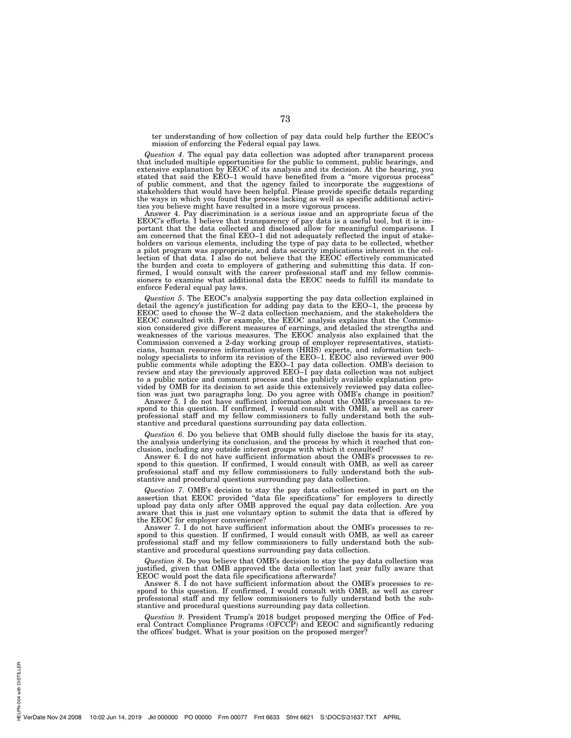ter understanding of how collection of pay data could help further the EEOC's mission of enforcing the Federal equal pay laws.

*Question 4*. The equal pay data collection was adopted after transparent process that included multiple opportunities for the public to comment, public hearings, and extensive explanation by EEOC of its analysis and its decision. At the hearing, you stated that said the EEO–1 would have benefited from a "more vigorous process" of public comment, and that the agency failed to incorporate the suggestions of stakeholders that would have been helpful. Please provide specific details regarding the ways in which you found the process lacking as well as specific additional activities you believe might have resulted in a more vigorous process.

Answer 4. Pay discrimination is a serious issue and an appropriate focus of the EEOC's efforts. I believe that transparency of pay data is a useful tool, but it is important that the data collected and disclosed allow for meaningful comparisons. I am concerned that the final EEO–1 did not adequately reflected the input of stakeholders on various elements, including the type of pay data to be collected, whether a pilot program was appropriate, and data security implications inherent in the collection of that data. I also do not believe that the EEOC effectively communicated the burden and costs to employers of gathering and submitting this data. If confirmed, I would consult with the career professional staff and my fellow commissioners to examine what additional data the EEOC needs to fulfill its mandate to enforce Federal equal pay laws.

*Question 5*. The EEOC's analysis supporting the pay data collection explained in detail the agency's justification for adding pay data to the EEO–1, the process by EEOC used to choose the W–2 data collection mechanism, and the stakeholders the EEOC consulted with. For example, the EEOC analysis explains that the Commission considered give different measures of earnings, and detailed the strengths and weaknesses of the various measures. The EEOC analysis also explained that the Commission convened a 2-day working group of employer representatives, statisticians, human resources information system (HRIS) experts, and information technology specialists to inform its revision of the EEO–1. EEOC also reviewed over 900 public comments while adopting the EEO–1 pay data collection. OMB's decision to review and stay the previously approved EEO–1 pay data collection was not subject to a public notice and comment process and the publicly available explanation provided by OMB for its decision to set aside this extensively reviewed pay data collection was just two paragraphs long. Do you agree with OMB's change in position?

Answer 5. I do not have sufficient information about the OMB's processes to respond to this question. If confirmed, I would consult with OMB, as well as career professional staff and my fellow commissioners to fully understand both the substantive and prcedural questions surrounding pay data collection.

*Question 6*. Do you believe that OMB should fully disclose the basis for its stay, the analysis underlying its conclusion, and the process by which it reached that conclusion, including any outside interest groups with which it consulted?

Answer 6. I do not have sufficient information about the OMB's processes to respond to this question. If confirmed, I would consult with OMB, as well as career professional staff and my fellow commissioners to fully understand both the substantive and procedural questions surrounding pay data collection.

*Question 7*. OMB's decision to stay the pay data collection rested in part on the assertion that EEOC provided "data file specifications" for employers to directly upload pay data only after OMB approved the equal pay data collection. Are you aware that this is just one voluntary option to submit the data that is offered by the EEOC for employer convenience?

Answer 7. I do not have sufficient information about the OMB's processes to respond to this question. If confirmed, I would consult with OMB, as well as career professional staff and my fellow commissioners to fully understand both the substantive and procedural questions surrounding pay data collection.

*Question 8*. Do you believe that OMB's decision to stay the pay data collection was justified, given that OMB approved the data collection last year fully aware that EEOC would post the data file specifications afterwards?

Answer 8. I do not have sufficient information about the OMB's processes to respond to this question. If confirmed, I would consult with OMB, as well as career professional staff and my fellow commissioners to fully understand both the substantive and procedural questions surrounding pay data collection.

*Question 9*. President Trump's 2018 budget proposed merging the Office of Federal Contract Compliance Programs (OFCCP) and EEOC and significantly reducing the offices' budget. What is your position on the proposed merger?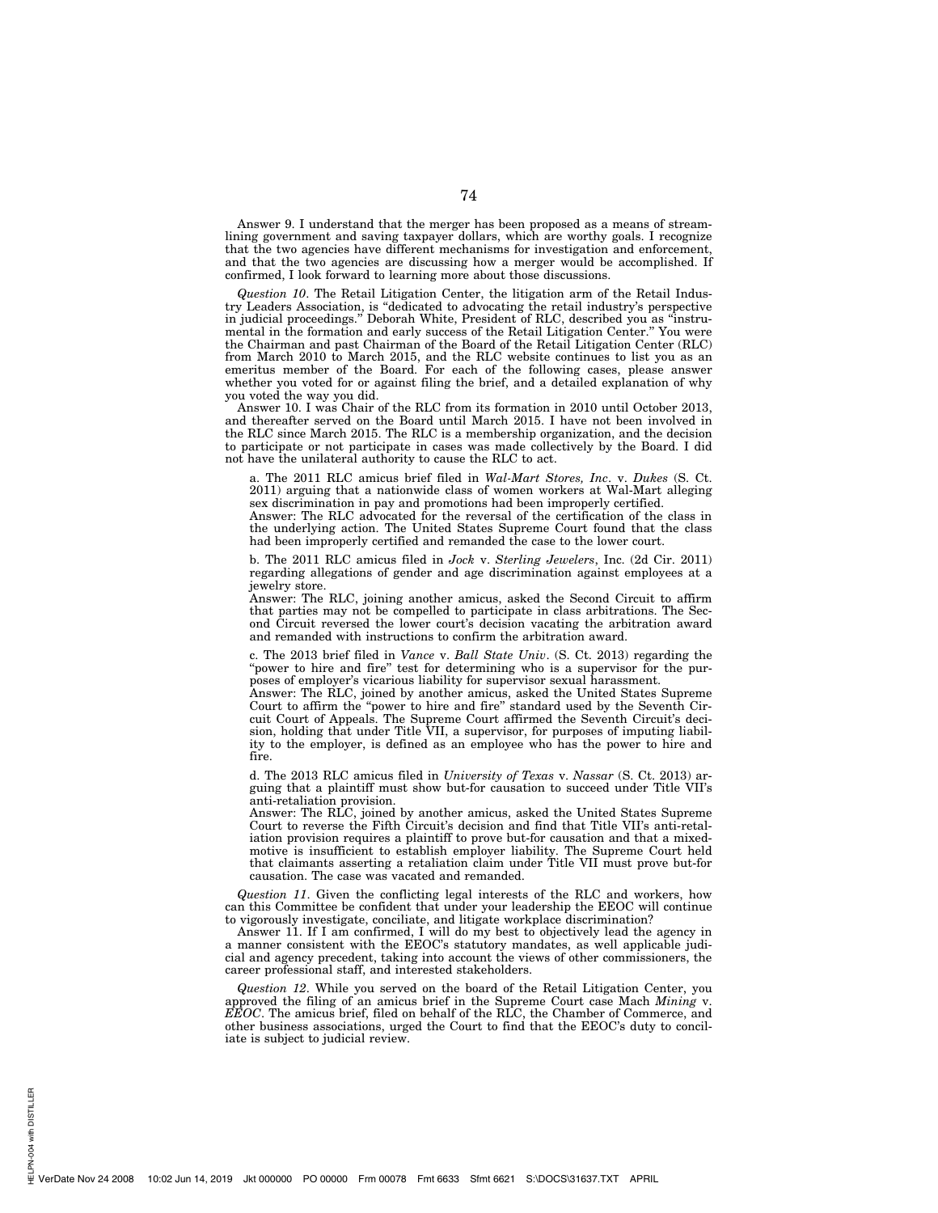Answer 9. I understand that the merger has been proposed as a means of streamlining government and saving taxpayer dollars, which are worthy goals. I recognize that the two agencies have different mechanisms for investigation and enforcement, and that the two agencies are discussing how a merger would be accomplished. If confirmed, I look forward to learning more about those discussions.

*Question 10*. The Retail Litigation Center, the litigation arm of the Retail Industry Leaders Association, is "dedicated to advocating the retail industry's perspective in judicial proceedings." Deborah White, President of RLC, described you as "instrumental in the formation and early success of the Retail Litigation Center." You were the Chairman and past Chairman of the Board of the Retail Litigation Center (RLC) from March 2010 to March 2015, and the RLC website continues to list you as an emeritus member of the Board. For each of the following cases, please answer whether you voted for or against filing the brief, and a detailed explanation of why you voted the way you did.

Answer 10. I was Chair of the RLC from its formation in 2010 until October 2013, and thereafter served on the Board until March 2015. I have not been involved in the RLC since March 2015. The RLC is a membership organization, and the decision to participate or not participate in cases was made collectively by the Board. I did not have the unilateral authority to cause the RLC to act.

a. The 2011 RLC amicus brief filed in *Wal-Mart Stores, Inc*. v. *Dukes* (S. Ct. 2011) arguing that a nationwide class of women workers at Wal-Mart alleging sex discrimination in pay and promotions had been improperly certified.
Answer: The RLC advocated for the reversal of the certification of the class in the underlying action. The United States Supreme Court found that the class had been improperly certified and remanded the case to the lower court.

b. The 2011 RLC amicus filed in *Jock* v. *Sterling Jewelers*, Inc. (2d Cir. 2011) regarding allegations of gender and age discrimination against employees at a jewelry store.
Answer: The RLC, joining another amicus, asked the Second Circuit to affirm that parties may not be compelled to participate in class arbitrations. The Second Circuit reversed the lower court's decision vacating the arbitration award and remanded with instructions to confirm the arbitration award.

c. The 2013 brief filed in *Vance* v. *Ball State Univ*. (S. Ct. 2013) regarding the "power to hire and fire" test for determining who is a supervisor for the purposes of employer's vicarious liability for supervisor sexual harassment.
Answer: The RLC, joined by another amicus, asked the United States Supreme Court to affirm the "power to hire and fire" standard used by the Seventh Circuit Court of Appeals. The Supreme Court affirmed the Seventh Circuit's decision, holding that under Title VII, a supervisor, for purposes of imputing liability to the employer, is defined as an employee who has the power to hire and fire.

d. The 2013 RLC amicus filed in *University of Texas* v. *Nassar* (S. Ct. 2013) arguing that a plaintiff must show but-for causation to succeed under Title VII's anti-retaliation provision.
Answer: The RLC, joined by another amicus, asked the United States Supreme Court to reverse the Fifth Circuit's decision and find that Title VII's anti-retaliation provision requires a plaintiff to prove but-for causation and that a mixed-motive is insufficient to establish employer liability. The Supreme Court held that claimants asserting a retaliation claim under Title VII must prove but-for causation. The case was vacated and remanded.

*Question 11*. Given the conflicting legal interests of the RLC and workers, how can this Committee be confident that under your leadership the EEOC will continue to vigorously investigate, conciliate, and litigate workplace discrimination?

Answer 11. If I am confirmed, I will do my best to objectively lead the agency in a manner consistent with the EEOC's statutory mandates, as well applicable judicial and agency precedent, taking into account the views of other commissioners, the career professional staff, and interested stakeholders.

*Question 12*. While you served on the board of the Retail Litigation Center, you approved the filing of an amicus brief in the Supreme Court case Mach *Mining* v. *EEOC*. The amicus brief, filed on behalf of the RLC, the Chamber of Commerce, and other business associations, urged the Court to find that the EEOC's duty to conciliate is subject to judicial review.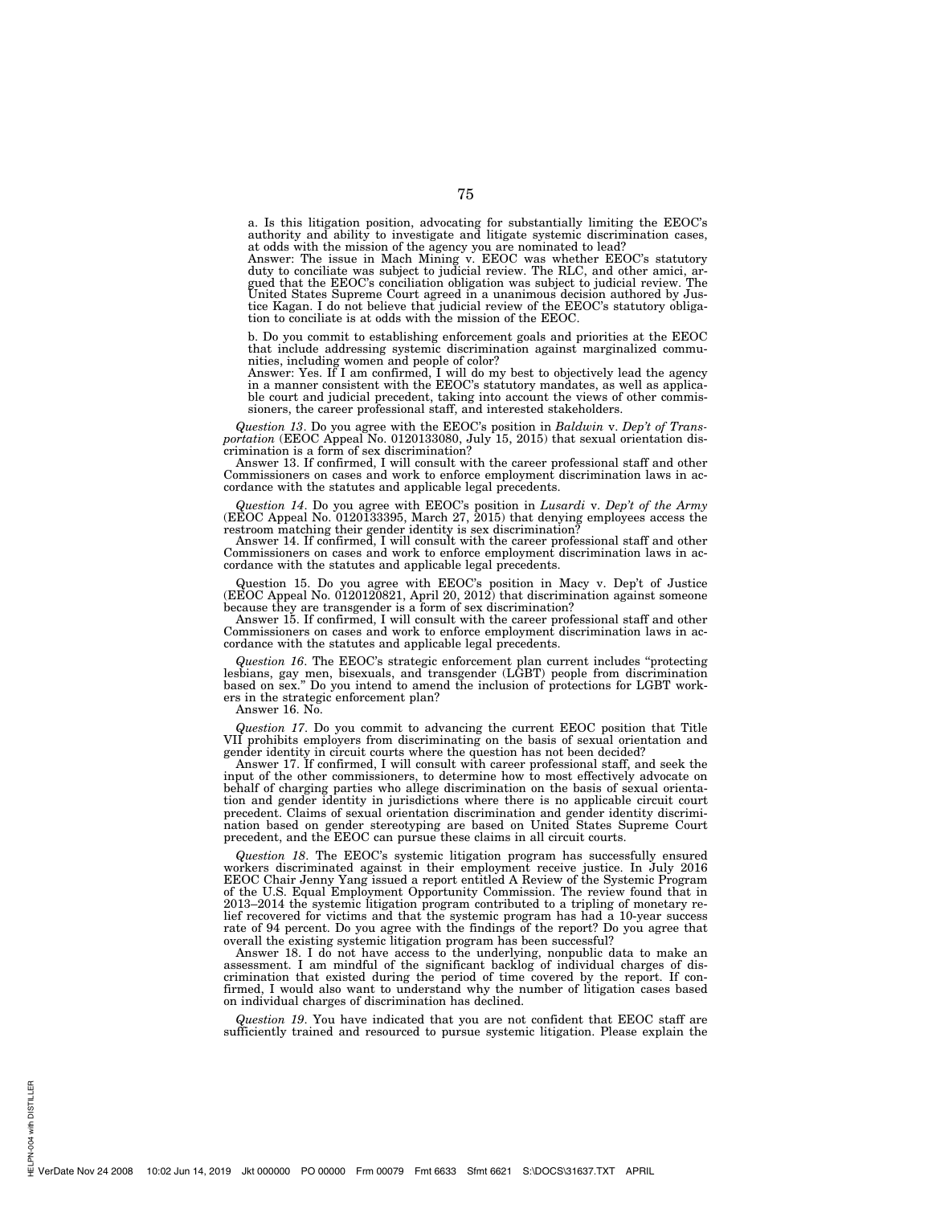a. Is this litigation position, advocating for substantially limiting the EEOC's authority and ability to investigate and litigate systemic discrimination cases, at odds with the mission of the agency you are nominated to lead?

Answer: The issue in Mach Mining v. EEOC was whether EEOC's statutory duty to conciliate was subject to judicial review. The RLC, and other amici, argued that the EEOC's conciliation obligation was subject to judicial review. The United States Supreme Court agreed in a unanimous decision authored by Justice Kagan. I do not believe that judicial review of the EEOC's statutory obligation to conciliate is at odds with the mission of the EEOC.

b. Do you commit to establishing enforcement goals and priorities at the EEOC that include addressing systemic discrimination against marginalized communities, including women and people of color?

Answer: Yes. If I am confirmed, I will do my best to objectively lead the agency in a manner consistent with the EEOC's statutory mandates, as well as applicable court and judicial precedent, taking into account the views of other commissioners, the career professional staff, and interested stakeholders.

*Question 13*. Do you agree with the EEOC's position in *Baldwin* v. *Dep't of Transportation* (EEOC Appeal No. 0120133080, July 15, 2015) that sexual orientation discrimination is a form of sex discrimination?

Answer 13. If confirmed, I will consult with the career professional staff and other Commissioners on cases and work to enforce employment discrimination laws in accordance with the statutes and applicable legal precedents.

*Question 14*. Do you agree with EEOC's position in *Lusardi* v. *Dep't of the Army* (EEOC Appeal No. 0120133395, March 27, 2015) that denying employees access the restroom matching their gender identity is sex discrimination?

Answer 14. If confirmed, I will consult with the career professional staff and other Commissioners on cases and work to enforce employment discrimination laws in accordance with the statutes and applicable legal precedents.

Question 15. Do you agree with EEOC's position in Macy v. Dep't of Justice (EEOC Appeal No. 0120120821, April 20, 2012) that discrimination against someone because they are transgender is a form of sex discrimination?

Answer 15. If confirmed, I will consult with the career professional staff and other Commissioners on cases and work to enforce employment discrimination laws in accordance with the statutes and applicable legal precedents.

*Question 16*. The EEOC's strategic enforcement plan current includes "protecting lesbians, gay men, bisexuals, and transgender (LGBT) people from discrimination based on sex." Do you intend to amend the inclusion of protections for LGBT workers in the strategic enforcement plan?

Answer 16. No.

*Question 17*. Do you commit to advancing the current EEOC position that Title VII prohibits employers from discriminating on the basis of sexual orientation and gender identity in circuit courts where the question has not been decided?

Answer 17. If confirmed, I will consult with career professional staff, and seek the input of the other commissioners, to determine how to most effectively advocate on behalf of charging parties who allege discrimination on the basis of sexual orientation and gender identity in jurisdictions where there is no applicable circuit court precedent. Claims of sexual orientation discrimination and gender identity discrimination based on gender stereotyping are based on United States Supreme Court precedent, and the EEOC can pursue these claims in all circuit courts.

*Question 18*. The EEOC's systemic litigation program has successfully ensured workers discriminated against in their employment receive justice. In July 2016 EEOC Chair Jenny Yang issued a report entitled A Review of the Systemic Program of the U.S. Equal Employment Opportunity Commission. The review found that in 2013–2014 the systemic litigation program contributed to a tripling of monetary relief recovered for victims and that the systemic program has had a 10-year success rate of 94 percent. Do you agree with the findings of the report? Do you agree that overall the existing systemic litigation program has been successful?

Answer 18. I do not have access to the underlying, nonpublic data to make an assessment. I am mindful of the significant backlog of individual charges of discrimination that existed during the period of time covered by the report. If confirmed, I would also want to understand why the number of litigation cases based on individual charges of discrimination has declined.

*Question 19*. You have indicated that you are not confident that EEOC staff are sufficiently trained and resourced to pursue systemic litigation. Please explain the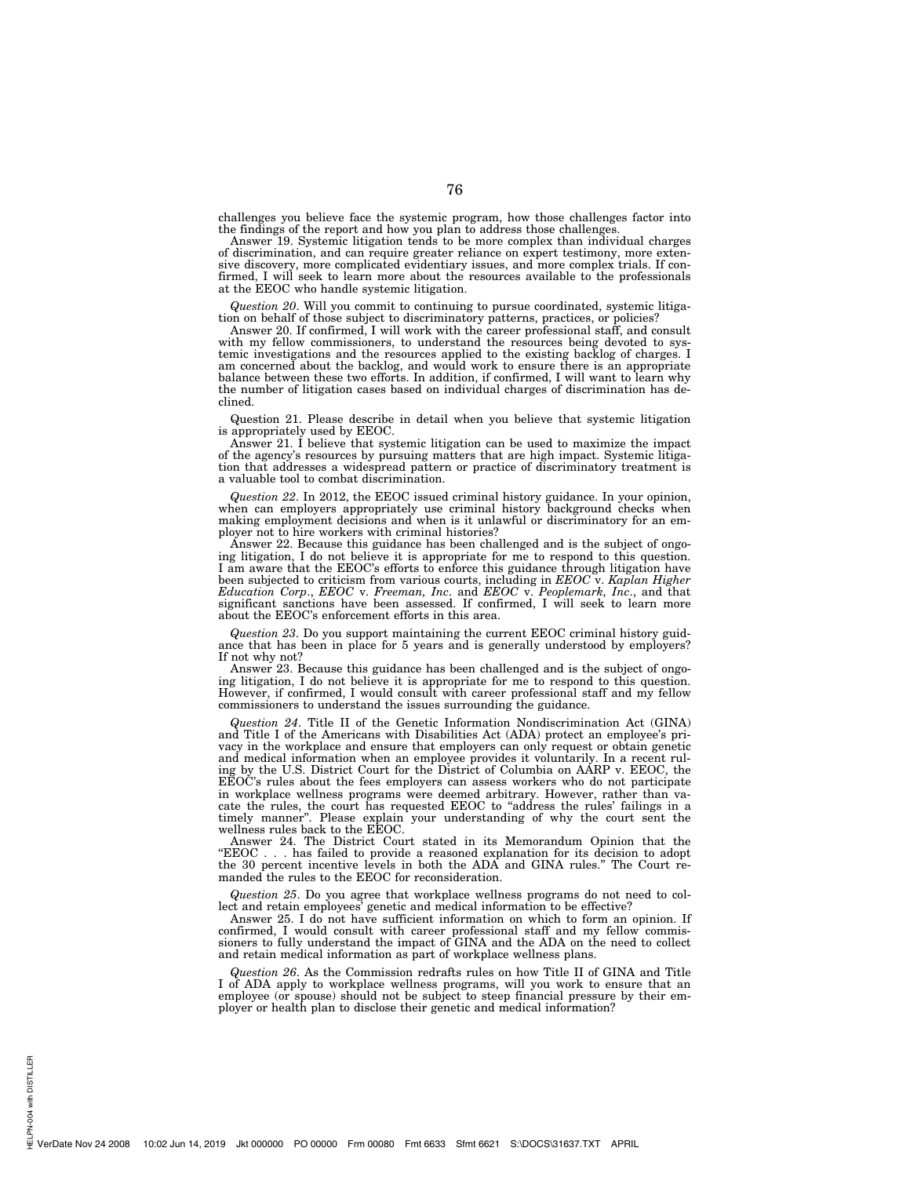challenges you believe face the systemic program, how those challenges factor into the findings of the report and how you plan to address those challenges.

Answer 19. Systemic litigation tends to be more complex than individual charges of discrimination, and can require greater reliance on expert testimony, more extensive discovery, more complicated evidentiary issues, and more complex trials. If confirmed, I will seek to learn more about the resources available to the professionals at the EEOC who handle systemic litigation.

*Question 20*. Will you commit to continuing to pursue coordinated, systemic litigation on behalf of those subject to discriminatory patterns, practices, or policies?

Answer 20. If confirmed, I will work with the career professional staff, and consult with my fellow commissioners, to understand the resources being devoted to systemic investigations and the resources applied to the existing backlog of charges. I am concerned about the backlog, and would work to ensure there is an appropriate balance between these two efforts. In addition, if confirmed, I will want to learn why the number of litigation cases based on individual charges of discrimination has declined.

Question 21. Please describe in detail when you believe that systemic litigation is appropriately used by EEOC.

Answer 21. I believe that systemic litigation can be used to maximize the impact of the agency's resources by pursuing matters that are high impact. Systemic litigation that addresses a widespread pattern or practice of discriminatory treatment is a valuable tool to combat discrimination.

*Question 22*. In 2012, the EEOC issued criminal history guidance. In your opinion, when can employers appropriately use criminal history background checks when making employment decisions and when is it unlawful or discriminatory for an employer not to hire workers with criminal histories?

Answer 22. Because this guidance has been challenged and is the subject of ongoing litigation, I do not believe it is appropriate for me to respond to this question. I am aware that the EEOC's efforts to enforce this guidance through litigation have been subjected to criticism from various courts, including in *EEOC* v. *Kaplan Higher Education Corp*., *EEOC* v. *Freeman, Inc*. and *EEOC* v. *Peoplemark, Inc*., and that significant sanctions have been assessed. If confirmed, I will seek to learn more about the EEOC's enforcement efforts in this area.

*Question 23*. Do you support maintaining the current EEOC criminal history guidance that has been in place for 5 years and is generally understood by employers? If not why not?

Answer 23. Because this guidance has been challenged and is the subject of ongoing litigation, I do not believe it is appropriate for me to respond to this question. However, if confirmed, I would consult with career professional staff and my fellow commissioners to understand the issues surrounding the guidance.

*Question 24*. Title II of the Genetic Information Nondiscrimination Act (GINA) and Title I of the Americans with Disabilities Act (ADA) protect an employee's privacy in the workplace and ensure that employers can only request or obtain genetic and medical information when an employee provides it voluntarily. In a recent ruling by the U.S. District Court for the District of Columbia on AARP v. EEOC, the EEOC's rules about the fees employers can assess workers who do not participate in workplace wellness programs were deemed arbitrary. However, rather than vacate the rules, the court has requested EEOC to "address the rules' failings in a timely manner". Please explain your understanding of why the court sent the wellness rules back to the EEOC.

Answer 24. The District Court stated in its Memorandum Opinion that the "EEOC . . . has failed to provide a reasoned explanation for its decision to adopt the 30 percent incentive levels in both the ADA and GINA rules." The Court remanded the rules to the EEOC for reconsideration.

*Question 25*. Do you agree that workplace wellness programs do not need to collect and retain employees' genetic and medical information to be effective?

Answer 25. I do not have sufficient information on which to form an opinion. If confirmed, I would consult with career professional staff and my fellow commissioners to fully understand the impact of GINA and the ADA on the need to collect and retain medical information as part of workplace wellness plans.

*Question 26*. As the Commission redrafts rules on how Title II of GINA and Title I of ADA apply to workplace wellness programs, will you work to ensure that an employee (or spouse) should not be subject to steep financial pressure by their employer or health plan to disclose their genetic and medical information?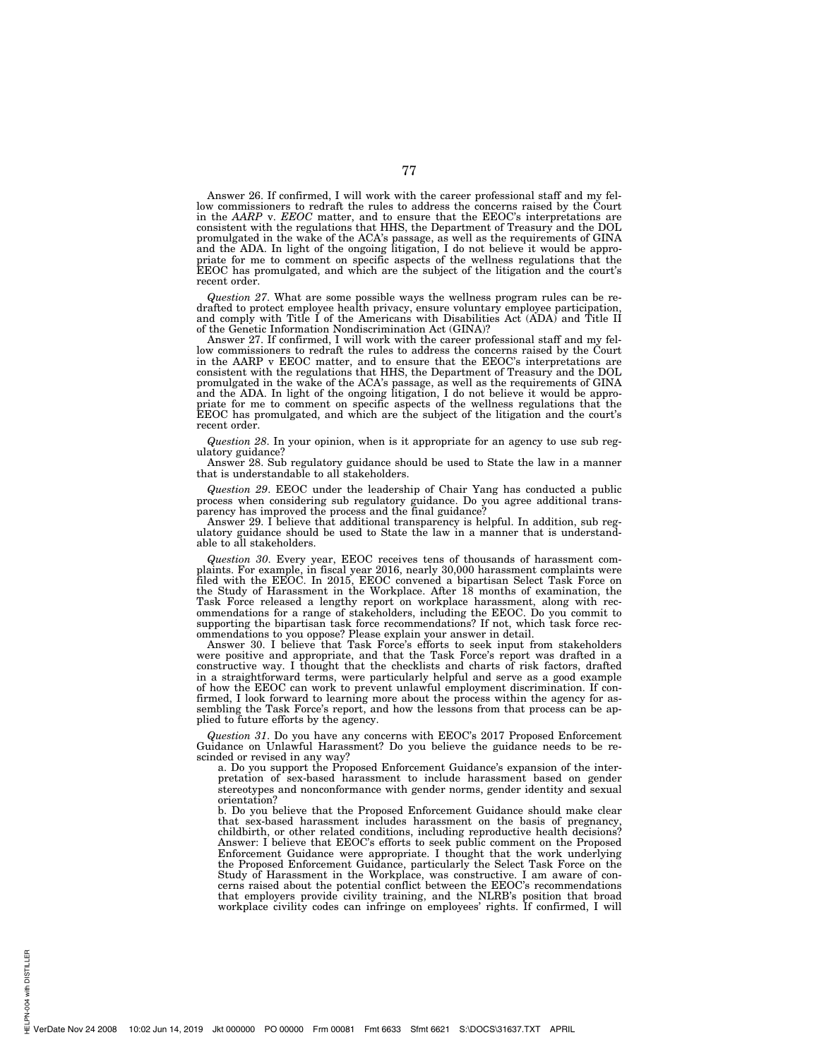Answer 26. If confirmed, I will work with the career professional staff and my fellow commissioners to redraft the rules to address the concerns raised by the Court in the *AARP* v. *EEOC* matter, and to ensure that the EEOC's interpretations are consistent with the regulations that HHS, the Department of Treasury and the DOL promulgated in the wake of the ACA's passage, as well as the requirements of GINA and the ADA. In light of the ongoing litigation, I do not believe it would be appropriate for me to comment on specific aspects of the wellness regulations that the EEOC has promulgated, and which are the subject of the litigation and the court's recent order.

*Question 27*. What are some possible ways the wellness program rules can be redrafted to protect employee health privacy, ensure voluntary employee participation, and comply with Title I of the Americans with Disabilities Act (ADA) and Title II of the Genetic Information Nondiscrimination Act (GINA)?

Answer 27. If confirmed, I will work with the career professional staff and my fellow commissioners to redraft the rules to address the concerns raised by the Court in the AARP v EEOC matter, and to ensure that the EEOC's interpretations are consistent with the regulations that HHS, the Department of Treasury and the DOL promulgated in the wake of the ACA's passage, as well as the requirements of GINA and the ADA. In light of the ongoing litigation, I do not believe it would be appropriate for me to comment on specific aspects of the wellness regulations that the EEOC has promulgated, and which are the subject of the litigation and the court's recent order.

*Question 28*. In your opinion, when is it appropriate for an agency to use sub regulatory guidance?

Answer 28. Sub regulatory guidance should be used to State the law in a manner that is understandable to all stakeholders.

*Question 29*. EEOC under the leadership of Chair Yang has conducted a public process when considering sub regulatory guidance. Do you agree additional transparency has improved the process and the final guidance?

Answer 29. I believe that additional transparency is helpful. In addition, sub regulatory guidance should be used to State the law in a manner that is understandable to all stakeholders.

*Question 30*. Every year, EEOC receives tens of thousands of harassment complaints. For example, in fiscal year 2016, nearly 30,000 harassment complaints were filed with the EEOC. In 2015, EEOC convened a bipartisan Select Task Force on the Study of Harassment in the Workplace. After 18 months of examination, the Task Force released a lengthy report on workplace harassment, along with recommendations for a range of stakeholders, including the EEOC. Do you commit to supporting the bipartisan task force recommendations? If not, which task force recommendations to you oppose? Please explain your answer in detail.

Answer 30. I believe that Task Force's efforts to seek input from stakeholders were positive and appropriate, and that the Task Force's report was drafted in a constructive way. I thought that the checklists and charts of risk factors, drafted in a straightforward terms, were particularly helpful and serve as a good example of how the EEOC can work to prevent unlawful employment discrimination. If confirmed, I look forward to learning more about the process within the agency for assembling the Task Force's report, and how the lessons from that process can be applied to future efforts by the agency.

*Question 31*. Do you have any concerns with EEOC's 2017 Proposed Enforcement Guidance on Unlawful Harassment? Do you believe the guidance needs to be rescinded or revised in any way?

a. Do you support the Proposed Enforcement Guidance's expansion of the interpretation of sex-based harassment to include harassment based on gender stereotypes and nonconformance with gender norms, gender identity and sexual orientation?

b. Do you believe that the Proposed Enforcement Guidance should make clear that sex-based harassment includes harassment on the basis of pregnancy, childbirth, or other related conditions, including reproductive health decisions?

Answer: I believe that EEOC's efforts to seek public comment on the Proposed Enforcement Guidance were appropriate. I thought that the work underlying the Proposed Enforcement Guidance, particularly the Select Task Force on the Study of Harassment in the Workplace, was constructive. I am aware of concerns raised about the potential conflict between the EEOC's recommendations that employers provide civility training, and the NLRB's position that broad workplace civility codes can infringe on employees' rights. If confirmed, I will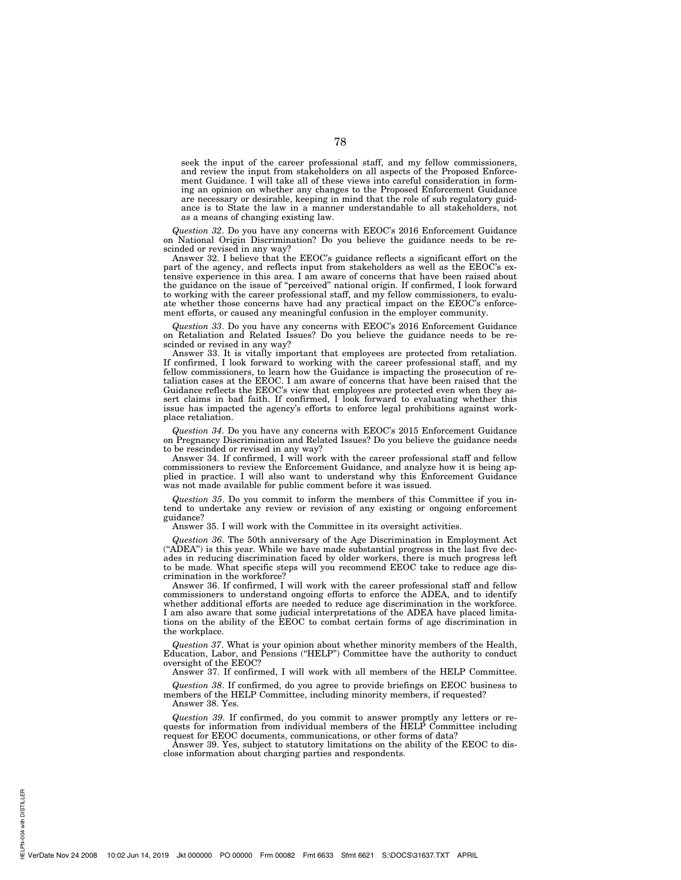seek the input of the career professional staff, and my fellow commissioners, and review the input from stakeholders on all aspects of the Proposed Enforcement Guidance. I will take all of these views into careful consideration in forming an opinion on whether any changes to the Proposed Enforcement Guidance are necessary or desirable, keeping in mind that the role of sub regulatory guidance is to State the law in a manner understandable to all stakeholders, not as a means of changing existing law.

*Question 32*. Do you have any concerns with EEOC's 2016 Enforcement Guidance on National Origin Discrimination? Do you believe the guidance needs to be rescinded or revised in any way?

Answer 32. I believe that the EEOC's guidance reflects a significant effort on the part of the agency, and reflects input from stakeholders as well as the EEOC's extensive experience in this area. I am aware of concerns that have been raised about the guidance on the issue of "perceived" national origin. If confirmed, I look forward to working with the career professional staff, and my fellow commissioners, to evaluate whether those concerns have had any practical impact on the EEOC's enforcement efforts, or caused any meaningful confusion in the employer community.

*Question 33*. Do you have any concerns with EEOC's 2016 Enforcement Guidance on Retaliation and Related Issues? Do you believe the guidance needs to be rescinded or revised in any way?

Answer 33. It is vitally important that employees are protected from retaliation. If confirmed, I look forward to working with the career professional staff, and my fellow commissioners, to learn how the Guidance is impacting the prosecution of retaliation cases at the EEOC. I am aware of concerns that have been raised that the Guidance reflects the EEOC's view that employees are protected even when they assert claims in bad faith. If confirmed, I look forward to evaluating whether this issue has impacted the agency's efforts to enforce legal prohibitions against workplace retaliation.

*Question 34*. Do you have any concerns with EEOC's 2015 Enforcement Guidance on Pregnancy Discrimination and Related Issues? Do you believe the guidance needs to be rescinded or revised in any way?

Answer 34. If confirmed, I will work with the career professional staff and fellow commissioners to review the Enforcement Guidance, and analyze how it is being applied in practice. I will also want to understand why this Enforcement Guidance was not made available for public comment before it was issued.

*Question 35*. Do you commit to inform the members of this Committee if you intend to undertake any review or revision of any existing or ongoing enforcement guidance?

Answer 35. I will work with the Committee in its oversight activities.

*Question 36*. The 50th anniversary of the Age Discrimination in Employment Act ("ADEA") is this year. While we have made substantial progress in the last five decades in reducing discrimination faced by older workers, there is much progress left to be made. What specific steps will you recommend EEOC take to reduce age discrimination in the workforce?

Answer 36. If confirmed, I will work with the career professional staff and fellow commissioners to understand ongoing efforts to enforce the ADEA, and to identify whether additional efforts are needed to reduce age discrimination in the workforce. I am also aware that some judicial interpretations of the ADEA have placed limitations on the ability of the EEOC to combat certain forms of age discrimination in the workplace.

*Question 37*. What is your opinion about whether minority members of the Health, Education, Labor, and Pensions ("HELP") Committee have the authority to conduct oversight of the EEOC?

Answer 37. If confirmed, I will work with all members of the HELP Committee.

*Question 38*. If confirmed, do you agree to provide briefings on EEOC business to members of the HELP Committee, including minority members, if requested?

Answer 38. Yes.

*Question 39*. If confirmed, do you commit to answer promptly any letters or requests for information from individual members of the HELP Committee including request for EEOC documents, communications, or other forms of data?

Answer 39. Yes, subject to statutory limitations on the ability of the EEOC to disclose information about charging parties and respondents.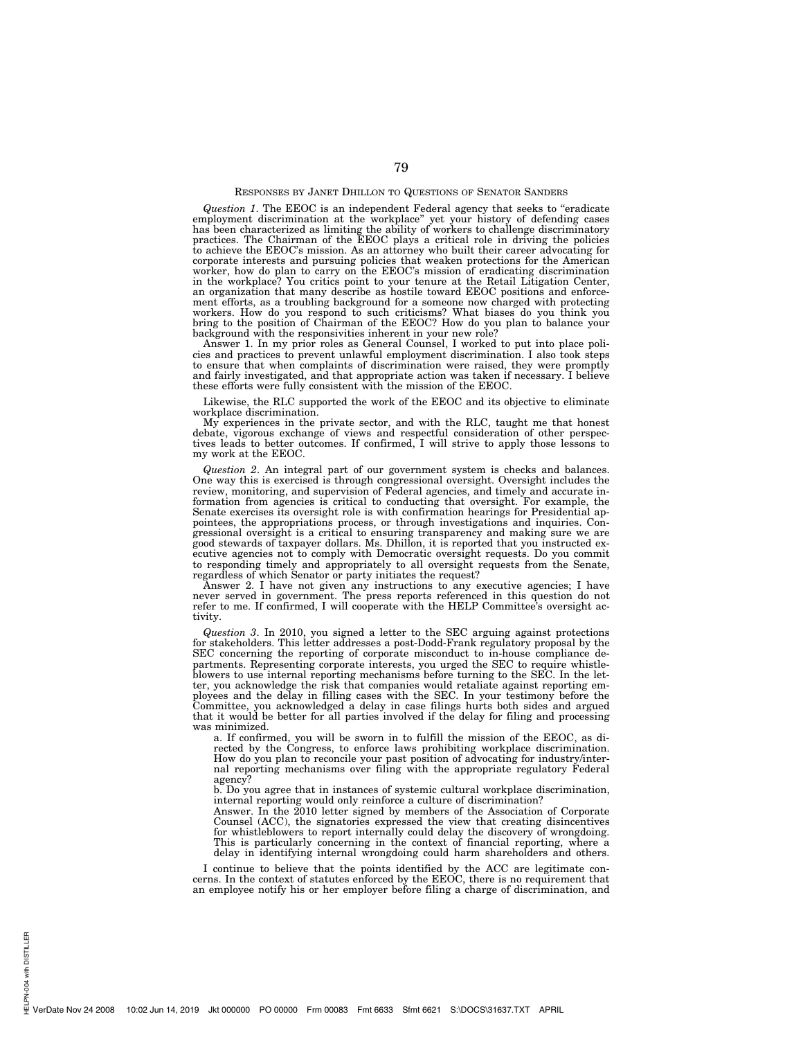RESPONSES BY JANET DHILLON TO QUESTIONS OF SENATOR SANDERS

*Question 1*. The EEOC is an independent Federal agency that seeks to "eradicate employment discrimination at the workplace" yet your history of defending cases has been characterized as limiting the ability of workers to challenge discriminatory practices. The Chairman of the EEOC plays a critical role in driving the policies to achieve the EEOC's mission. As an attorney who built their career advocating for corporate interests and pursuing policies that weaken protections for the American worker, how do plan to carry on the EEOC's mission of eradicating discrimination in the workplace? You critics point to your tenure at the Retail Litigation Center, an organization that many describe as hostile toward EEOC positions and enforcement efforts, as a troubling background for a someone now charged with protecting workers. How do you respond to such criticisms? What biases do you think you bring to the position of Chairman of the EEOC? How do you plan to balance your background with the responsivities inherent in your new role?

Answer 1. In my prior roles as General Counsel, I worked to put into place policies and practices to prevent unlawful employment discrimination. I also took steps to ensure that when complaints of discrimination were raised, they were promptly and fairly investigated, and that appropriate action was taken if necessary. I believe these efforts were fully consistent with the mission of the EEOC.

Likewise, the RLC supported the work of the EEOC and its objective to eliminate workplace discrimination.

My experiences in the private sector, and with the RLC, taught me that honest debate, vigorous exchange of views and respectful consideration of other perspectives leads to better outcomes. If confirmed, I will strive to apply those lessons to my work at the EEOC.

*Question 2*. An integral part of our government system is checks and balances. One way this is exercised is through congressional oversight. Oversight includes the review, monitoring, and supervision of Federal agencies, and timely and accurate information from agencies is critical to conducting that oversight. For example, the Senate exercises its oversight role is with confirmation hearings for Presidential appointees, the appropriations process, or through investigations and inquiries. Congressional oversight is a critical to ensuring transparency and making sure we are good stewards of taxpayer dollars. Ms. Dhillon, it is reported that you instructed executive agencies not to comply with Democratic oversight requests. Do you commit to responding timely and appropriately to all oversight requests from the Senate, regardless of which Senator or party initiates the request?

Answer 2. I have not given any instructions to any executive agencies; I have never served in government. The press reports referenced in this question do not refer to me. If confirmed, I will cooperate with the HELP Committee's oversight activity.

*Question 3*. In 2010, you signed a letter to the SEC arguing against protections for stakeholders. This letter addresses a post-Dodd-Frank regulatory proposal by the SEC concerning the reporting of corporate misconduct to in-house compliance departments. Representing corporate interests, you urged the SEC to require whistleblowers to use internal reporting mechanisms before turning to the SEC. In the letter, you acknowledge the risk that companies would retaliate against reporting employees and the delay in filling cases with the SEC. In your testimony before the Committee, you acknowledged a delay in case filings hurts both sides and argued that it would be better for all parties involved if the delay for filing and processing was minimized.

> a. If confirmed, you will be sworn in to fulfill the mission of the EEOC, as directed by the Congress, to enforce laws prohibiting workplace discrimination. How do you plan to reconcile your past position of advocating for industry/internal reporting mechanisms over filing with the appropriate regulatory Federal agency?
>
> b. Do you agree that in instances of systemic cultural workplace discrimination, internal reporting would only reinforce a culture of discrimination?
>
> Answer. In the 2010 letter signed by members of the Association of Corporate Counsel (ACC), the signatories expressed the view that creating disincentives for whistleblowers to report internally could delay the discovery of wrongdoing. This is particularly concerning in the context of financial reporting, where a delay in identifying internal wrongdoing could harm shareholders and others.

I continue to believe that the points identified by the ACC are legitimate concerns. In the context of statutes enforced by the EEOC, there is no requirement that an employee notify his or her employer before filing a charge of discrimination, and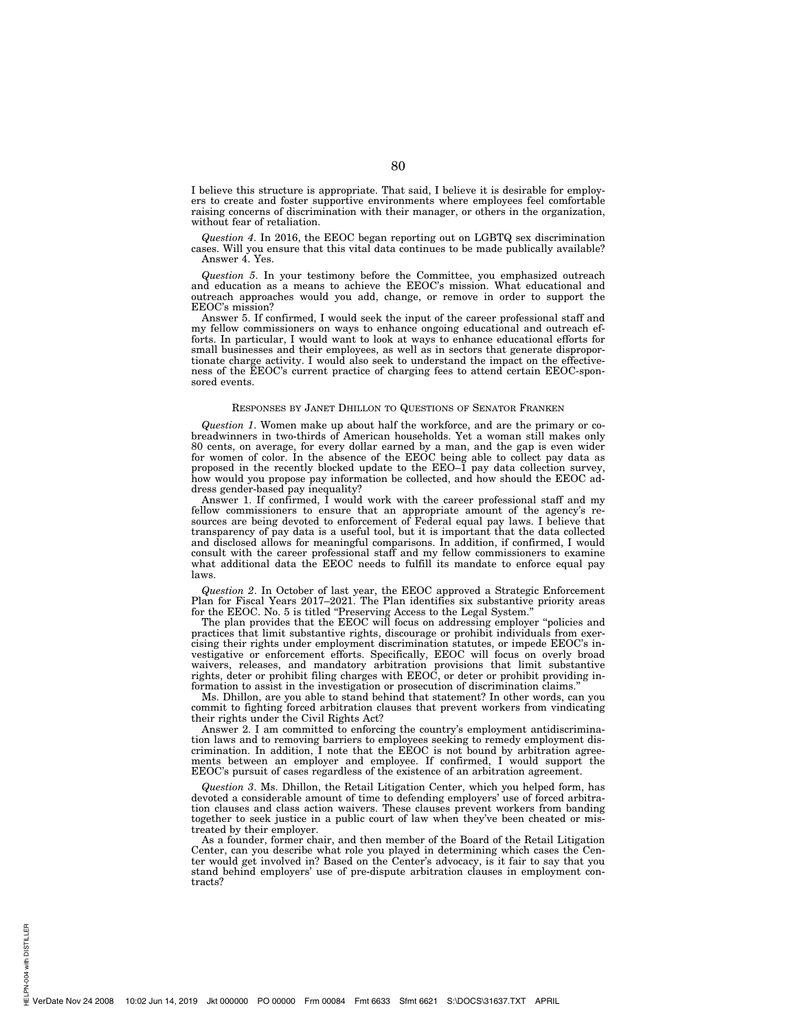I believe this structure is appropriate. That said, I believe it is desirable for employers to create and foster supportive environments where employees feel comfortable raising concerns of discrimination with their manager, or others in the organization, without fear of retaliation.

*Question 4*. In 2016, the EEOC began reporting out on LGBTQ sex discrimination cases. Will you ensure that this vital data continues to be made publically available?

Answer 4. Yes.

*Question 5*. In your testimony before the Committee, you emphasized outreach and education as a means to achieve the EEOC's mission. What educational and outreach approaches would you add, change, or remove in order to support the EEOC's mission?

Answer 5. If confirmed, I would seek the input of the career professional staff and my fellow commissioners on ways to enhance ongoing educational and outreach efforts. In particular, I would want to look at ways to enhance educational efforts for small businesses and their employees, as well as in sectors that generate disproportionate charge activity. I would also seek to understand the impact on the effectiveness of the EEOC's current practice of charging fees to attend certain EEOC-sponsored events.

## RESPONSES BY JANET DHILLON TO QUESTIONS OF SENATOR FRANKEN

*Question 1*. Women make up about half the workforce, and are the primary or co-breadwinners in two-thirds of American households. Yet a woman still makes only 80 cents, on average, for every dollar earned by a man, and the gap is even wider for women of color. In the absence of the EEOC being able to collect pay data as proposed in the recently blocked update to the EEO–1 pay data collection survey, how would you propose pay information be collected, and how should the EEOC address gender-based pay inequality?

Answer 1. If confirmed, I would work with the career professional staff and my fellow commissioners to ensure that an appropriate amount of the agency's resources are being devoted to enforcement of Federal equal pay laws. I believe that transparency of pay data is a useful tool, but it is important that the data collected and disclosed allows for meaningful comparisons. In addition, if confirmed, I would consult with the career professional staff and my fellow commissioners to examine what additional data the EEOC needs to fulfill its mandate to enforce equal pay laws.

*Question 2*. In October of last year, the EEOC approved a Strategic Enforcement Plan for Fiscal Years 2017–2021. The Plan identifies six substantive priority areas for the EEOC. No. 5 is titled "Preserving Access to the Legal System."

The plan provides that the EEOC will focus on addressing employer "policies and practices that limit substantive rights, discourage or prohibit individuals from exercising their rights under employment discrimination statutes, or impede EEOC's investigative or enforcement efforts. Specifically, EEOC will focus on overly broad waivers, releases, and mandatory arbitration provisions that limit substantive rights, deter or prohibit filing charges with EEOC, or deter or prohibit providing information to assist in the investigation or prosecution of discrimination claims."

Ms. Dhillon, are you able to stand behind that statement? In other words, can you commit to fighting forced arbitration clauses that prevent workers from vindicating their rights under the Civil Rights Act?

Answer 2. I am committed to enforcing the country's employment antidiscrimination laws and to removing barriers to employees seeking to remedy employment discrimination. In addition, I note that the EEOC is not bound by arbitration agreements between an employer and employee. If confirmed, I would support the EEOC's pursuit of cases regardless of the existence of an arbitration agreement.

*Question 3*. Ms. Dhillon, the Retail Litigation Center, which you helped form, has devoted a considerable amount of time to defending employers' use of forced arbitration clauses and class action waivers. These clauses prevent workers from banding together to seek justice in a public court of law when they've been cheated or mistreated by their employer.

As a founder, former chair, and then member of the Board of the Retail Litigation Center, can you describe what role you played in determining which cases the Center would get involved in? Based on the Center's advocacy, is it fair to say that you stand behind employers' use of pre-dispute arbitration clauses in employment contracts?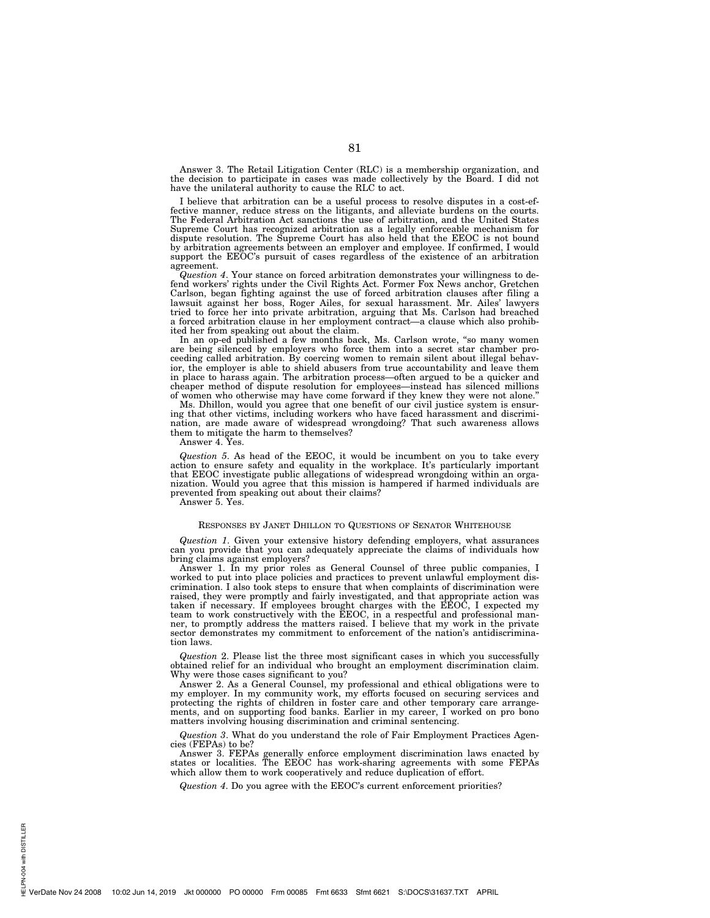Answer 3. The Retail Litigation Center (RLC) is a membership organization, and the decision to participate in cases was made collectively by the Board. I did not have the unilateral authority to cause the RLC to act.

I believe that arbitration can be a useful process to resolve disputes in a cost-effective manner, reduce stress on the litigants, and alleviate burdens on the courts. The Federal Arbitration Act sanctions the use of arbitration, and the United States Supreme Court has recognized arbitration as a legally enforceable mechanism for dispute resolution. The Supreme Court has also held that the EEOC is not bound by arbitration agreements between an employer and employee. If confirmed, I would support the EEOC's pursuit of cases regardless of the existence of an arbitration agreement.

*Question 4*. Your stance on forced arbitration demonstrates your willingness to defend workers' rights under the Civil Rights Act. Former Fox News anchor, Gretchen Carlson, began fighting against the use of forced arbitration clauses after filing a lawsuit against her boss, Roger Ailes, for sexual harassment. Mr. Ailes' lawyers tried to force her into private arbitration, arguing that Ms. Carlson had breached a forced arbitration clause in her employment contract—a clause which also prohibited her from speaking out about the claim.

In an op-ed published a few months back, Ms. Carlson wrote, "so many women are being silenced by employers who force them into a secret star chamber proceeding called arbitration. By coercing women to remain silent about illegal behavior, the employer is able to shield abusers from true accountability and leave them in place to harass again. The arbitration process—often argued to be a quicker and cheaper method of dispute resolution for employees—instead has silenced millions of women who otherwise may have come forward if they knew they were not alone."

Ms. Dhillon, would you agree that one benefit of our civil justice system is ensuring that other victims, including workers who have faced harassment and discrimination, are made aware of widespread wrongdoing? That such awareness allows them to mitigate the harm to themselves?

Answer 4. Yes.

*Question 5*. As head of the EEOC, it would be incumbent on you to take every action to ensure safety and equality in the workplace. It's particularly important that EEOC investigate public allegations of widespread wrongdoing within an organization. Would you agree that this mission is hampered if harmed individuals are prevented from speaking out about their claims?

Answer 5. Yes.

## RESPONSES BY JANET DHILLON TO QUESTIONS OF SENATOR WHITEHOUSE

*Question 1*. Given your extensive history defending employers, what assurances can you provide that you can adequately appreciate the claims of individuals how bring claims against employers?

Answer 1. In my prior roles as General Counsel of three public companies, I worked to put into place policies and practices to prevent unlawful employment discrimination. I also took steps to ensure that when complaints of discrimination were raised, they were promptly and fairly investigated, and that appropriate action was taken if necessary. If employees brought charges with the EEOC, I expected my team to work constructively with the EEOC, in a respectful and professional manner, to promptly address the matters raised. I believe that my work in the private sector demonstrates my commitment to enforcement of the nation's antidiscrimination laws.

*Question 2*. Please list the three most significant cases in which you successfully obtained relief for an individual who brought an employment discrimination claim. Why were those cases significant to you?

Answer 2. As a General Counsel, my professional and ethical obligations were to my employer. In my community work, my efforts focused on securing services and protecting the rights of children in foster care and other temporary care arrangements, and on supporting food banks. Earlier in my career, I worked on pro bono matters involving housing discrimination and criminal sentencing.

*Question 3*. What do you understand the role of Fair Employment Practices Agencies (FEPAs) to be?

Answer 3. FEPAs generally enforce employment discrimination laws enacted by states or localities. The EEOC has work-sharing agreements with some FEPAs which allow them to work cooperatively and reduce duplication of effort.

*Question 4*. Do you agree with the EEOC's current enforcement priorities?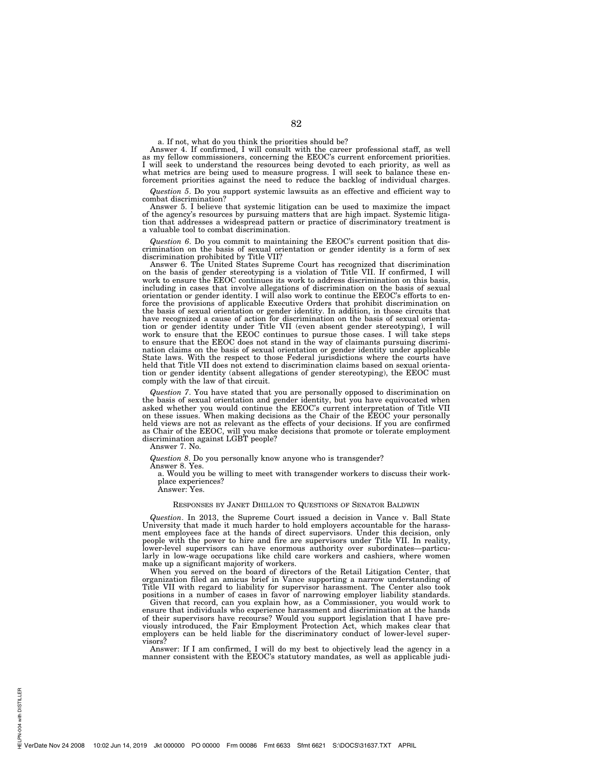a. If not, what do you think the priorities should be?

Answer 4. If confirmed, I will consult with the career professional staff, as well as my fellow commissioners, concerning the EEOC's current enforcement priorities. I will seek to understand the resources being devoted to each priority, as well as what metrics are being used to measure progress. I will seek to balance these enforcement priorities against the need to reduce the backlog of individual charges.

*Question 5*. Do you support systemic lawsuits as an effective and efficient way to combat discrimination?

Answer 5. I believe that systemic litigation can be used to maximize the impact of the agency's resources by pursuing matters that are high impact. Systemic litigation that addresses a widespread pattern or practice of discriminatory treatment is a valuable tool to combat discrimination.

*Question 6*. Do you commit to maintaining the EEOC's current position that discrimination on the basis of sexual orientation or gender identity is a form of sex discrimination prohibited by Title VII?

Answer 6. The United States Supreme Court has recognized that discrimination on the basis of gender stereotyping is a violation of Title VII. If confirmed, I will work to ensure the EEOC continues its work to address discrimination on this basis, including in cases that involve allegations of discrimination on the basis of sexual orientation or gender identity. I will also work to continue the EEOC's efforts to enforce the provisions of applicable Executive Orders that prohibit discrimination on the basis of sexual orientation or gender identity. In addition, in those circuits that have recognized a cause of action for discrimination on the basis of sexual orientation or gender identity under Title VII (even absent gender stereotyping), I will work to ensure that the EEOC continues to pursue those cases. I will take steps to ensure that the EEOC does not stand in the way of claimants pursuing discrimination claims on the basis of sexual orientation or gender identity under applicable State laws. With the respect to those Federal jurisdictions where the courts have held that Title VII does not extend to discrimination claims based on sexual orientation or gender identity (absent allegations of gender stereotyping), the EEOC must comply with the law of that circuit.

*Question 7*. You have stated that you are personally opposed to discrimination on the basis of sexual orientation and gender identity, but you have equivocated when asked whether you would continue the EEOC's current interpretation of Title VII on these issues. When making decisions as the Chair of the EEOC your personally held views are not as relevant as the effects of your decisions. If you are confirmed as Chair of the EEOC, will you make decisions that promote or tolerate employment discrimination against LGBT people?

Answer 7. No.

*Question 8*. Do you personally know anyone who is transgender?

Answer 8. Yes.

a. Would you be willing to meet with transgender workers to discuss their workplace experiences?

Answer: Yes.

RESPONSES BY JANET DHILLON TO QUESTIONS OF SENATOR BALDWIN

*Question*. In 2013, the Supreme Court issued a decision in Vance v. Ball State University that made it much harder to hold employers accountable for the harassment employees face at the hands of direct supervisors. Under this decision, only people with the power to hire and fire are supervisors under Title VII. In reality, lower-level supervisors can have enormous authority over subordinates—particularly in low-wage occupations like child care workers and cashiers, where women make up a significant majority of workers.

When you served on the board of directors of the Retail Litigation Center, that organization filed an amicus brief in Vance supporting a narrow understanding of Title VII with regard to liability for supervisor harassment. The Center also took positions in a number of cases in favor of narrowing employer liability standards.

Given that record, can you explain how, as a Commissioner, you would work to ensure that individuals who experience harassment and discrimination at the hands of their supervisors have recourse? Would you support legislation that I have previously introduced, the Fair Employment Protection Act, which makes clear that employers can be held liable for the discriminatory conduct of lower-level supervisors?

Answer: If I am confirmed, I will do my best to objectively lead the agency in a manner consistent with the EEOC's statutory mandates, as well as applicable judi-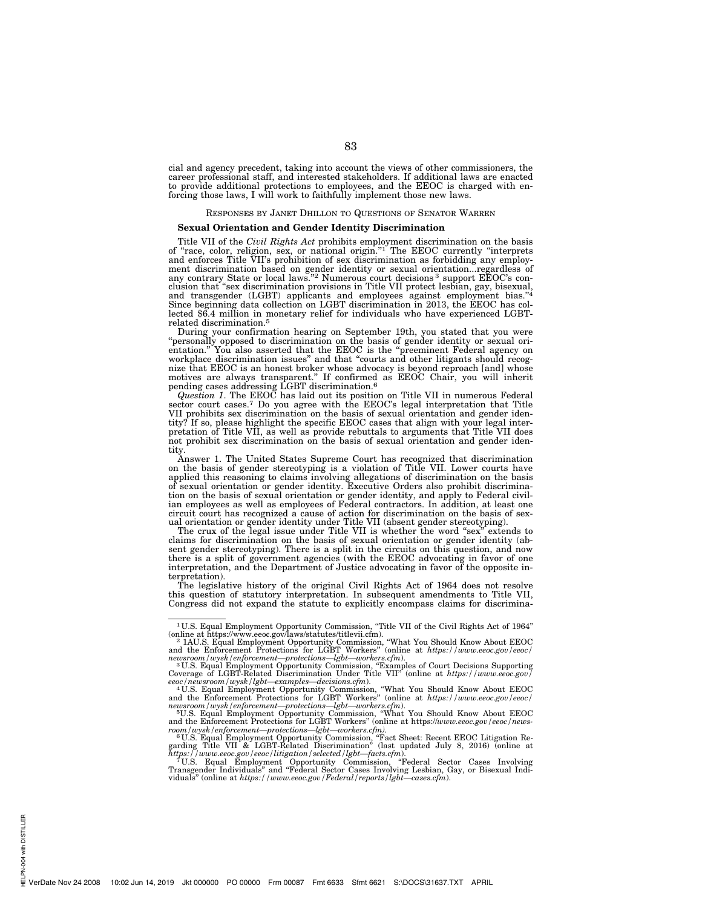cial and agency precedent, taking into account the views of other commissioners, the career professional staff, and interested stakeholders. If additional laws are enacted to provide additional protections to employees, and the EEOC is charged with enforcing those laws, I will work to faithfully implement those new laws.

RESPONSES BY JANET DHILLON TO QUESTIONS OF SENATOR WARREN

**Sexual Orientation and Gender Identity Discrimination**

Title VII of the *Civil Rights Act* prohibits employment discrimination on the basis of "race, color, religion, sex, or national origin."[1] The EEOC currently "interprets and enforces Title VII's prohibition of sex discrimination as forbidding any employment discrimination based on gender identity or sexual orientation...regardless of any contrary State or local laws."[2] Numerous court decisions[3] support EEOC's conclusion that "sex discrimination provisions in Title VII protect lesbian, gay, bisexual, and transgender (LGBT) applicants and employees against employment bias."[4] Since beginning data collection on LGBT discrimination in 2013, the EEOC has collected $6.4 million in monetary relief for individuals who have experienced LGBT-related discrimination.[5]

During your confirmation hearing on September 19th, you stated that you were "personally opposed to discrimination on the basis of gender identity or sexual orientation." You also asserted that the EEOC is the "preeminent Federal agency on workplace discrimination issues" and that "courts and other litigants should recognize that EEOC is an honest broker whose advocacy is beyond reproach [and] whose motives are always transparent." If confirmed as EEOC Chair, you will inherit pending cases addressing LGBT discrimination.[6]

*Question 1*. The EEOC has laid out its position on Title VII in numerous Federal sector court cases.[7] Do you agree with the EEOC's legal interpretation that Title VII prohibits sex discrimination on the basis of sexual orientation and gender identity? If so, please highlight the specific EEOC cases that align with your legal interpretation of Title VII, as well as provide rebuttals to arguments that Title VII does not prohibit sex discrimination on the basis of sexual orientation and gender identity.

Answer 1. The United States Supreme Court has recognized that discrimination on the basis of gender stereotyping is a violation of Title VII. Lower courts have applied this reasoning to claims involving allegations of discrimination on the basis of sexual orientation or gender identity. Executive Orders also prohibit discrimination on the basis of sexual orientation or gender identity, and apply to Federal civilian employees as well as employees of Federal contractors. In addition, at least one circuit court has recognized a cause of action for discrimination on the basis of sexual orientation or gender identity under Title VII (absent gender stereotyping).

The crux of the legal issue under Title VII is whether the word "sex" extends to claims for discrimination on the basis of sexual orientation or gender identity (absent gender stereotyping). There is a split in the circuits on this question, and now there is a split of government agencies (with the EEOC advocating in favor of one interpretation, and the Department of Justice advocating in favor of the opposite interpretation).

The legislative history of the original Civil Rights Act of 1964 does not resolve this question of statutory interpretation. In subsequent amendments to Title VII, Congress did not expand the statute to explicitly encompass claims for discrimina-

---

[1] U.S. Equal Employment Opportunity Commission, "Title VII of the Civil Rights Act of 1964" (online at https://www.eeoc.gov/laws/statutes/titlevii.cfm).

[2] 1AU.S. Equal Employment Opportunity Commission, "What You Should Know About EEOC and the Enforcement Protections for LGBT Workers" (online at *https://www.eeoc.gov/eeoc/newsroom/wysk/enforcement—protections—lgbt—workers.cfm*).

[3] U.S. Equal Employment Opportunity Commission, "Examples of Court Decisions Supporting Coverage of LGBT-Related Discrimination Under Title VII" (online at *https://www.eeoc.gov/eeoc/newsroom/wysk/lgbt—examples—decisions.cfm*).

[4] U.S. Equal Employment Opportunity Commission, "What You Should Know About EEOC and the Enforcement Protections for LGBT Workers" (online at *https://www.eeoc.gov/eeoc/newsroom/wysk/enforcement—protections—lgbt—workers.cfm*).

[5] U.S. Equal Employment Opportunity Commission, "What You Should Know About EEOC and the Enforcement Protections for LGBT Workers" (online at https://*www.eeoc.gov/eeoc/newsroom/wysk/enforcement—protections—lgbt—workers.cfm).*

[6] U.S. Equal Employment Opportunity Commission, "Fact Sheet: Recent EEOC Litigation Regarding Title VII & LGBT-Related Discrimination" (last updated July 8, 2016) (online at *https://www.eeoc.gov/eeoc/litigation/selected/lgbt—facts.cfm*).

[7] U.S. Equal Employment Opportunity Commission, "Federal Sector Cases Involving Transgender Individuals" and "Federal Sector Cases Involving Lesbian, Gay, or Bisexual Individuals" (online at *https://www.eeoc.gov/Federal/reports/lgbt—cases.cfm*).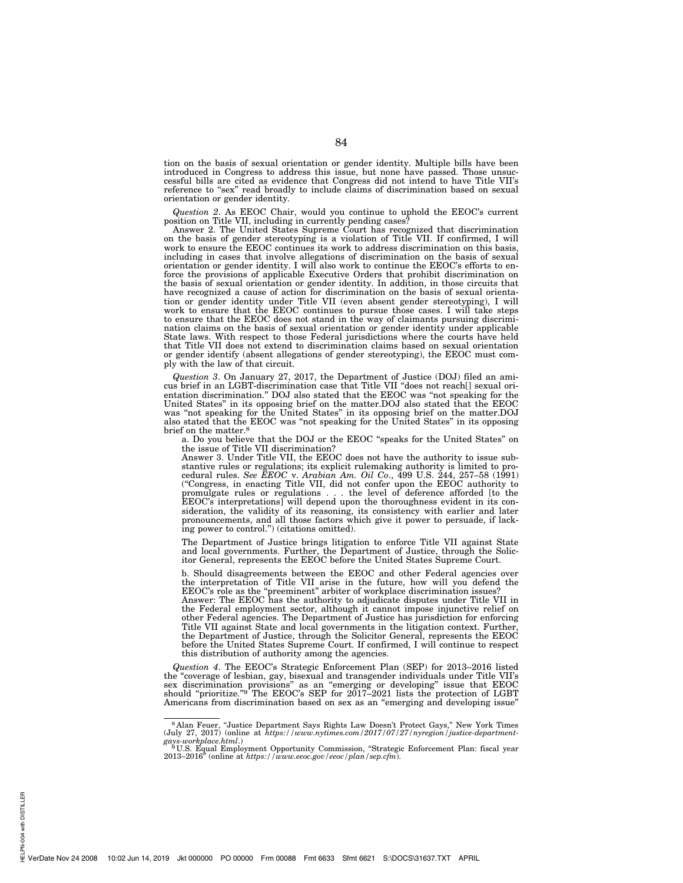tion on the basis of sexual orientation or gender identity. Multiple bills have been introduced in Congress to address this issue, but none have passed. Those unsuccessful bills are cited as evidence that Congress did not intend to have Title VII's reference to "sex" read broadly to include claims of discrimination based on sexual orientation or gender identity.

*Question 2*. As EEOC Chair, would you continue to uphold the EEOC's current position on Title VII, including in currently pending cases?

Answer 2. The United States Supreme Court has recognized that discrimination on the basis of gender stereotyping is a violation of Title VII. If confirmed, I will work to ensure the EEOC continues its work to address discrimination on this basis, including in cases that involve allegations of discrimination on the basis of sexual orientation or gender identity. I will also work to continue the EEOC's efforts to enforce the provisions of applicable Executive Orders that prohibit discrimination on the basis of sexual orientation or gender identity. In addition, in those circuits that have recognized a cause of action for discrimination on the basis of sexual orientation or gender identity under Title VII (even absent gender stereotyping), I will work to ensure that the EEOC continues to pursue those cases. I will take steps to ensure that the EEOC does not stand in the way of claimants pursuing discrimination claims on the basis of sexual orientation or gender identity under applicable State laws. With respect to those Federal jurisdictions where the courts have held that Title VII does not extend to discrimination claims based on sexual orientation or gender identify (absent allegations of gender stereotyping), the EEOC must comply with the law of that circuit.

*Question 3*. On January 27, 2017, the Department of Justice (DOJ) filed an amicus brief in an LGBT-discrimination case that Title VII "does not reach[] sexual orientation discrimination." DOJ also stated that the EEOC was "not speaking for the United States" in its opposing brief on the matter.DOJ also stated that the EEOC was "not speaking for the United States" in its opposing brief on the matter.DOJ also stated that the EEOC was "not speaking for the United States" in its opposing brief on the matter.[8]

> a. Do you believe that the DOJ or the EEOC "speaks for the United States" on the issue of Title VII discrimination?
>
> Answer 3. Under Title VII, the EEOC does not have the authority to issue substantive rules or regulations; its explicit rulemaking authority is limited to procedural rules. *See EEOC* v. *Arabian Am. Oil Co*., 499 U.S. 244, 257–58 (1991) ("Congress, in enacting Title VII, did not confer upon the EEOC authority to promulgate rules or regulations . . . the level of deference afforded [to the EEOC's interpretations] will depend upon the thoroughness evident in its consideration, the validity of its reasoning, its consistency with earlier and later pronouncements, and all those factors which give it power to persuade, if lacking power to control.") (citations omitted).
>
> The Department of Justice brings litigation to enforce Title VII against State and local governments. Further, the Department of Justice, through the Solicitor General, represents the EEOC before the United States Supreme Court.
>
> b. Should disagreements between the EEOC and other Federal agencies over the interpretation of Title VII arise in the future, how will you defend the EEOC's role as the "preeminent" arbiter of workplace discrimination issues?
>
> Answer: The EEOC has the authority to adjudicate disputes under Title VII in the Federal employment sector, although it cannot impose injunctive relief on other Federal agencies. The Department of Justice has jurisdiction for enforcing Title VII against State and local governments in the litigation context. Further, the Department of Justice, through the Solicitor General, represents the EEOC before the United States Supreme Court. If confirmed, I will continue to respect this distribution of authority among the agencies.

*Question 4*. The EEOC's Strategic Enforcement Plan (SEP) for 2013–2016 listed the "coverage of lesbian, gay, bisexual and transgender individuals under Title VII's sex discrimination provisions" as an "emerging or developing" issue that EEOC should "prioritize."[9] The EEOC's SEP for 2017–2021 lists the protection of LGBT Americans from discrimination based on sex as an "emerging and developing issue"

---

[8] Alan Feuer, "Justice Department Says Rights Law Doesn't Protect Gays," New York Times (July 27, 2017) (online at *https://www.nytimes.com/2017/07/27/nyregion/justice-department-gays-workplace.html*.)

[9] U.S. Equal Employment Opportunity Commission, "Strategic Enforcement Plan: fiscal year 2013–2016" (online at *https://www.eeoc.gov/eeoc/plan/sep.cfm*).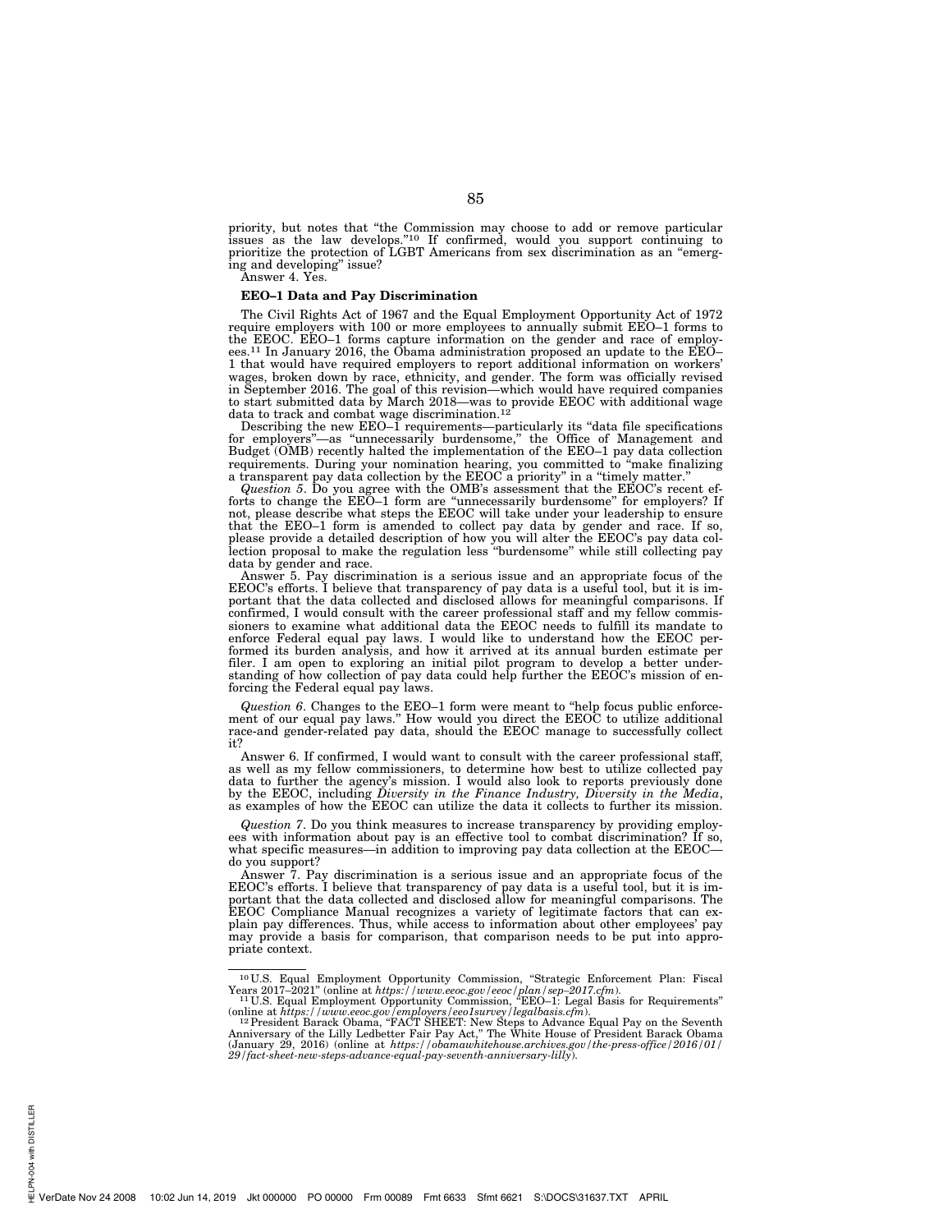priority, but notes that "the Commission may choose to add or remove particular issues as the law develops."[10] If confirmed, would you support continuing to prioritize the protection of LGBT Americans from sex discrimination as an "emerging and developing" issue?

Answer 4. Yes.

**EEO–1 Data and Pay Discrimination**

The Civil Rights Act of 1967 and the Equal Employment Opportunity Act of 1972 require employers with 100 or more employees to annually submit EEO–1 forms to the EEOC. EEO–1 forms capture information on the gender and race of employees.[11] In January 2016, the Obama administration proposed an update to the EEO–1 that would have required employers to report additional information on workers' wages, broken down by race, ethnicity, and gender. The form was officially revised in September 2016. The goal of this revision—which would have required companies to start submitted data by March 2018—was to provide EEOC with additional wage data to track and combat wage discrimination.[12]

Describing the new EEO–1 requirements—particularly its "data file specifications for employers"—as "unnecessarily burdensome," the Office of Management and Budget (OMB) recently halted the implementation of the EEO–1 pay data collection requirements. During your nomination hearing, you committed to "make finalizing a transparent pay data collection by the EEOC a priority" in a "timely matter."

*Question 5*. Do you agree with the OMB's assessment that the EEOC's recent efforts to change the EEO–1 form are "unnecessarily burdensome" for employers? If not, please describe what steps the EEOC will take under your leadership to ensure that the EEO–1 form is amended to collect pay data by gender and race. If so, please provide a detailed description of how you will alter the EEOC's pay data collection proposal to make the regulation less "burdensome" while still collecting pay data by gender and race.

Answer 5. Pay discrimination is a serious issue and an appropriate focus of the EEOC's efforts. I believe that transparency of pay data is a useful tool, but it is important that the data collected and disclosed allows for meaningful comparisons. If confirmed, I would consult with the career professional staff and my fellow commissioners to examine what additional data the EEOC needs to fulfill its mandate to enforce Federal equal pay laws. I would like to understand how the EEOC performed its burden analysis, and how it arrived at its annual burden estimate per filer. I am open to exploring an initial pilot program to develop a better understanding of how collection of pay data could help further the EEOC's mission of enforcing the Federal equal pay laws.

*Question 6*. Changes to the EEO–1 form were meant to "help focus public enforcement of our equal pay laws." How would you direct the EEOC to utilize additional race-and gender-related pay data, should the EEOC manage to successfully collect it?

Answer 6. If confirmed, I would want to consult with the career professional staff, as well as my fellow commissioners, to determine how best to utilize collected pay data to further the agency's mission. I would also look to reports previously done by the EEOC, including *Diversity in the Finance Industry, Diversity in the Media*, as examples of how the EEOC can utilize the data it collects to further its mission.

*Question 7*. Do you think measures to increase transparency by providing employees with information about pay is an effective tool to combat discrimination? If so, what specific measures—in addition to improving pay data collection at the EEOC—do you support?

Answer 7. Pay discrimination is a serious issue and an appropriate focus of the EEOC's efforts. I believe that transparency of pay data is a useful tool, but it is important that the data collected and disclosed allow for meaningful comparisons. The EEOC Compliance Manual recognizes a variety of legitimate factors that can explain pay differences. Thus, while access to information about other employees' pay may provide a basis for comparison, that comparison needs to be put into appropriate context.

---

[10] U.S. Equal Employment Opportunity Commission, "Strategic Enforcement Plan: Fiscal Years 2017–2021" (online at *https://www.eeoc.gov/eeoc/plan/sep–2017.cfm*).

[11] U.S. Equal Employment Opportunity Commission, "EEO–1: Legal Basis for Requirements" (online at *https://www.eeoc.gov/employers/eeo1survey/legalbasis.cfm*).

[12] President Barack Obama, "FACT SHEET: New Steps to Advance Equal Pay on the Seventh Anniversary of the Lilly Ledbetter Fair Pay Act," The White House of President Barack Obama (January 29, 2016) (online at *https://obamawhitehouse.archives.gov/the-press-office/2016/01/29/fact-sheet-new-steps-advance-equal-pay-seventh-anniversary-lilly*).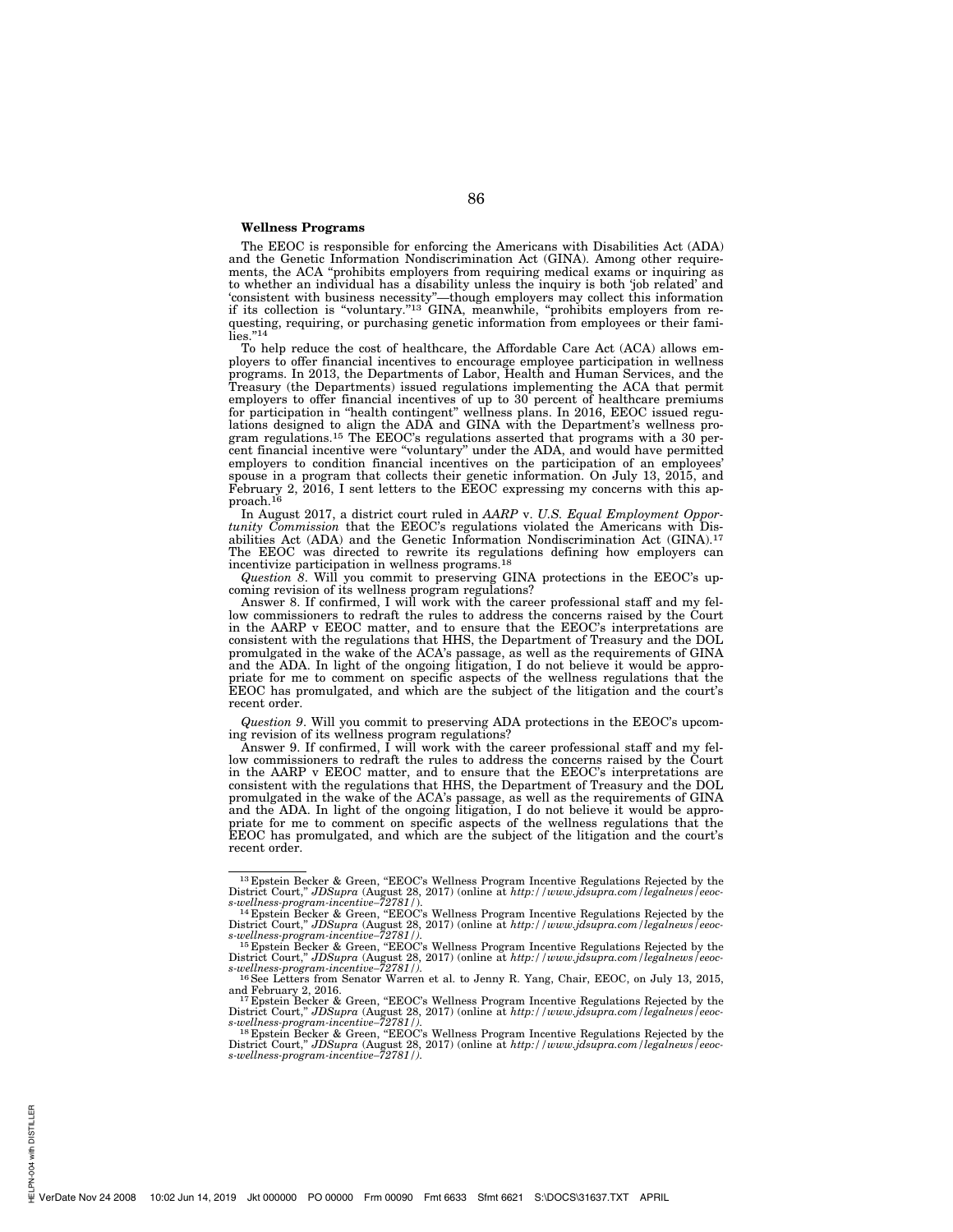**Wellness Programs**

The EEOC is responsible for enforcing the Americans with Disabilities Act (ADA) and the Genetic Information Nondiscrimination Act (GINA). Among other requirements, the ACA "prohibits employers from requiring medical exams or inquiring as to whether an individual has a disability unless the inquiry is both 'job related' and 'consistent with business necessity"—though employers may collect this information if its collection is "voluntary."[13] GINA, meanwhile, "prohibits employers from requesting, requiring, or purchasing genetic information from employees or their families."[14]

To help reduce the cost of healthcare, the Affordable Care Act (ACA) allows employers to offer financial incentives to encourage employee participation in wellness programs. In 2013, the Departments of Labor, Health and Human Services, and the Treasury (the Departments) issued regulations implementing the ACA that permit employers to offer financial incentives of up to 30 percent of healthcare premiums for participation in "health contingent" wellness plans. In 2016, EEOC issued regulations designed to align the ADA and GINA with the Department's wellness program regulations.[15] The EEOC's regulations asserted that programs with a 30 percent financial incentive were "voluntary" under the ADA, and would have permitted employers to condition financial incentives on the participation of an employees' spouse in a program that collects their genetic information. On July 13, 2015, and February 2, 2016, I sent letters to the EEOC expressing my concerns with this approach.[16]

In August 2017, a district court ruled in *AARP* v. *U.S. Equal Employment Opportunity Commission* that the EEOC's regulations violated the Americans with Disabilities Act (ADA) and the Genetic Information Nondiscrimination Act (GINA).[17] The EEOC was directed to rewrite its regulations defining how employers can incentivize participation in wellness programs.[18]

*Question 8*. Will you commit to preserving GINA protections in the EEOC's upcoming revision of its wellness program regulations?

Answer 8. If confirmed, I will work with the career professional staff and my fellow commissioners to redraft the rules to address the concerns raised by the Court in the AARP v EEOC matter, and to ensure that the EEOC's interpretations are consistent with the regulations that HHS, the Department of Treasury and the DOL promulgated in the wake of the ACA's passage, as well as the requirements of GINA and the ADA. In light of the ongoing litigation, I do not believe it would be appropriate for me to comment on specific aspects of the wellness regulations that the EEOC has promulgated, and which are the subject of the litigation and the court's recent order.

*Question 9*. Will you commit to preserving ADA protections in the EEOC's upcoming revision of its wellness program regulations?

Answer 9. If confirmed, I will work with the career professional staff and my fellow commissioners to redraft the rules to address the concerns raised by the Court in the AARP v EEOC matter, and to ensure that the EEOC's interpretations are consistent with the regulations that HHS, the Department of Treasury and the DOL promulgated in the wake of the ACA's passage, as well as the requirements of GINA and the ADA. In light of the ongoing litigation, I do not believe it would be appropriate for me to comment on specific aspects of the wellness regulations that the EEOC has promulgated, and which are the subject of the litigation and the court's recent order.

---

[13] Epstein Becker & Green, "EEOC's Wellness Program Incentive Regulations Rejected by the District Court," *JDSupra* (August 28, 2017) (online at *http://www.jdsupra.com/legalnews/eeocs-wellness-program-incentive–72781/*).

[14] Epstein Becker & Green, "EEOC's Wellness Program Incentive Regulations Rejected by the District Court," *JDSupra* (August 28, 2017) (online at *http://www.jdsupra.com/legalnews/eeocs-wellness-program-incentive–72781/*).

[15] Epstein Becker & Green, "EEOC's Wellness Program Incentive Regulations Rejected by the District Court," *JDSupra* (August 28, 2017) (online at *http://www.jdsupra.com/legalnews/eeocs-wellness-program-incentive–72781/*).

[16] See Letters from Senator Warren et al. to Jenny R. Yang, Chair, EEOC, on July 13, 2015, and February 2, 2016.

[17] Epstein Becker & Green, "EEOC's Wellness Program Incentive Regulations Rejected by the District Court," *JDSupra* (August 28, 2017) (online at *http://www.jdsupra.com/legalnews/eeocs-wellness-program-incentive–72781/*).

[18] Epstein Becker & Green, "EEOC's Wellness Program Incentive Regulations Rejected by the District Court," *JDSupra* (August 28, 2017) (online at *http://www.jdsupra.com/legalnews/eeocs-wellness-program-incentive–72781/*).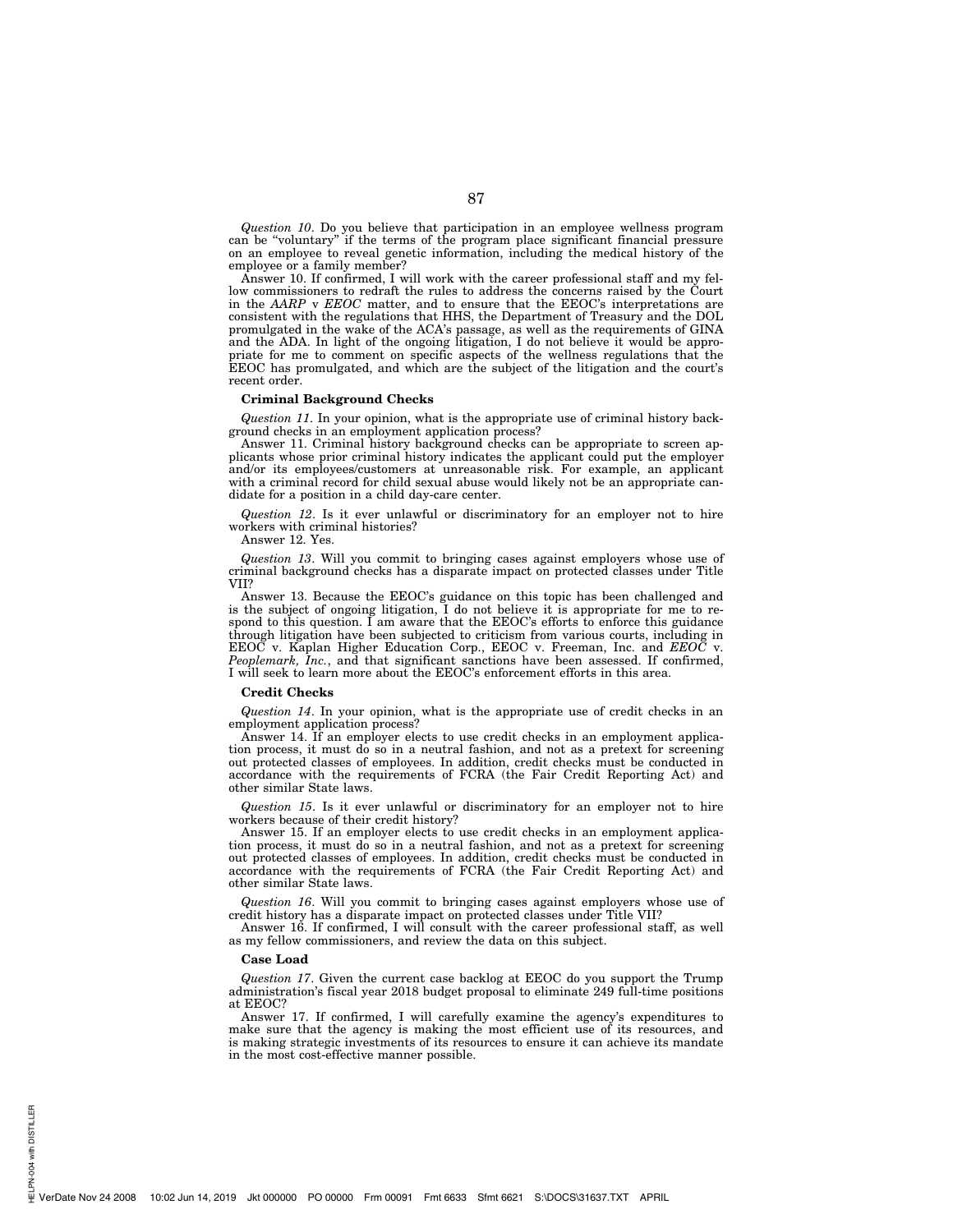*Question 10*. Do you believe that participation in an employee wellness program can be "voluntary" if the terms of the program place significant financial pressure on an employee to reveal genetic information, including the medical history of the employee or a family member?

Answer 10. If confirmed, I will work with the career professional staff and my fellow commissioners to redraft the rules to address the concerns raised by the Court in the *AARP* v *EEOC* matter, and to ensure that the EEOC's interpretations are consistent with the regulations that HHS, the Department of Treasury and the DOL promulgated in the wake of the ACA's passage, as well as the requirements of GINA and the ADA. In light of the ongoing litigation, I do not believe it would be appropriate for me to comment on specific aspects of the wellness regulations that the EEOC has promulgated, and which are the subject of the litigation and the court's recent order.

**Criminal Background Checks**

*Question 11*. In your opinion, what is the appropriate use of criminal history background checks in an employment application process?

Answer 11. Criminal history background checks can be appropriate to screen applicants whose prior criminal history indicates the applicant could put the employer and/or its employees/customers at unreasonable risk. For example, an applicant with a criminal record for child sexual abuse would likely not be an appropriate candidate for a position in a child day-care center.

*Question 12*. Is it ever unlawful or discriminatory for an employer not to hire workers with criminal histories?

Answer 12. Yes.

*Question 13*. Will you commit to bringing cases against employers whose use of criminal background checks has a disparate impact on protected classes under Title VII?

Answer 13. Because the EEOC's guidance on this topic has been challenged and is the subject of ongoing litigation, I do not believe it is appropriate for me to respond to this question. I am aware that the EEOC's efforts to enforce this guidance through litigation have been subjected to criticism from various courts, including in EEOC v. Kaplan Higher Education Corp., EEOC v. Freeman, Inc. and *EEOC* v. *Peoplemark, Inc.*, and that significant sanctions have been assessed. If confirmed, I will seek to learn more about the EEOC's enforcement efforts in this area.

**Credit Checks**

*Question 14*. In your opinion, what is the appropriate use of credit checks in an employment application process?

Answer 14. If an employer elects to use credit checks in an employment application process, it must do so in a neutral fashion, and not as a pretext for screening out protected classes of employees. In addition, credit checks must be conducted in accordance with the requirements of FCRA (the Fair Credit Reporting Act) and other similar State laws.

*Question 15*. Is it ever unlawful or discriminatory for an employer not to hire workers because of their credit history?

Answer 15. If an employer elects to use credit checks in an employment application process, it must do so in a neutral fashion, and not as a pretext for screening out protected classes of employees. In addition, credit checks must be conducted in accordance with the requirements of FCRA (the Fair Credit Reporting Act) and other similar State laws.

*Question 16*. Will you commit to bringing cases against employers whose use of credit history has a disparate impact on protected classes under Title VII?

Answer 16. If confirmed, I will consult with the career professional staff, as well as my fellow commissioners, and review the data on this subject.

**Case Load**

*Question 17*. Given the current case backlog at EEOC do you support the Trump administration's fiscal year 2018 budget proposal to eliminate 249 full-time positions at EEOC?

Answer 17. If confirmed, I will carefully examine the agency's expenditures to make sure that the agency is making the most efficient use of its resources, and is making strategic investments of its resources to ensure it can achieve its mandate in the most cost-effective manner possible.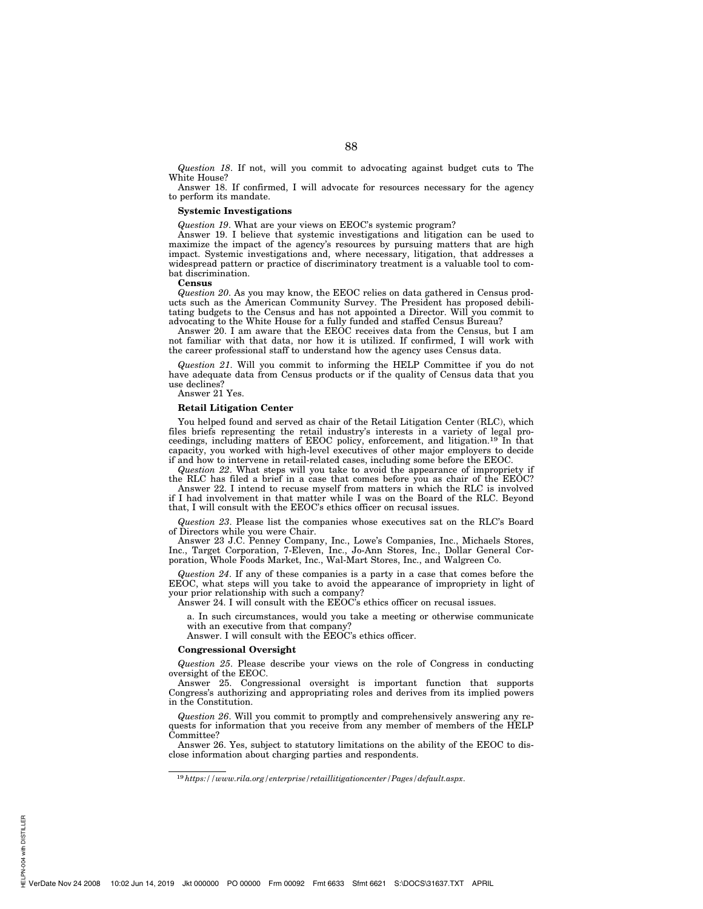*Question 18*. If not, will you commit to advocating against budget cuts to The White House?

Answer 18. If confirmed, I will advocate for resources necessary for the agency to perform its mandate.

**Systemic Investigations**

*Question 19*. What are your views on EEOC's systemic program?

Answer 19. I believe that systemic investigations and litigation can be used to maximize the impact of the agency's resources by pursuing matters that are high impact. Systemic investigations and, where necessary, litigation, that addresses a widespread pattern or practice of discriminatory treatment is a valuable tool to combat discrimination.

**Census**

*Question 20*. As you may know, the EEOC relies on data gathered in Census products such as the American Community Survey. The President has proposed debilitating budgets to the Census and has not appointed a Director. Will you commit to advocating to the White House for a fully funded and staffed Census Bureau?

Answer 20. I am aware that the EEOC receives data from the Census, but I am not familiar with that data, nor how it is utilized. If confirmed, I will work with the career professional staff to understand how the agency uses Census data.

*Question 21*. Will you commit to informing the HELP Committee if you do not have adequate data from Census products or if the quality of Census data that you use declines?

Answer 21 Yes.

**Retail Litigation Center**

You helped found and served as chair of the Retail Litigation Center (RLC), which files briefs representing the retail industry's interests in a variety of legal proceedings, including matters of EEOC policy, enforcement, and litigation.[19] In that capacity, you worked with high-level executives of other major employers to decide if and how to intervene in retail-related cases, including some before the EEOC.

*Question 22*. What steps will you take to avoid the appearance of impropriety if the RLC has filed a brief in a case that comes before you as chair of the EEOC?

Answer 22. I intend to recuse myself from matters in which the RLC is involved if I had involvement in that matter while I was on the Board of the RLC. Beyond that, I will consult with the EEOC's ethics officer on recusal issues.

*Question 23*. Please list the companies whose executives sat on the RLC's Board of Directors while you were Chair.

Answer 23 J.C. Penney Company, Inc., Lowe's Companies, Inc., Michaels Stores, Inc., Target Corporation, 7-Eleven, Inc., Jo-Ann Stores, Inc., Dollar General Corporation, Whole Foods Market, Inc., Wal-Mart Stores, Inc., and Walgreen Co.

*Question 24*. If any of these companies is a party in a case that comes before the EEOC, what steps will you take to avoid the appearance of impropriety in light of your prior relationship with such a company?

Answer 24. I will consult with the EEOC's ethics officer on recusal issues.

a. In such circumstances, would you take a meeting or otherwise communicate with an executive from that company?

Answer. I will consult with the EEOC's ethics officer.

**Congressional Oversight**

*Question 25*. Please describe your views on the role of Congress in conducting oversight of the EEOC.

Answer 25. Congressional oversight is important function that supports Congress's authorizing and appropriating roles and derives from its implied powers in the Constitution.

*Question 26*. Will you commit to promptly and comprehensively answering any requests for information that you receive from any member of members of the HELP Committee?

Answer 26. Yes, subject to statutory limitations on the ability of the EEOC to disclose information about charging parties and respondents.

---

[19] *https://www.rila.org/enterprise/retaillitigationcenter/Pages/default.aspx.*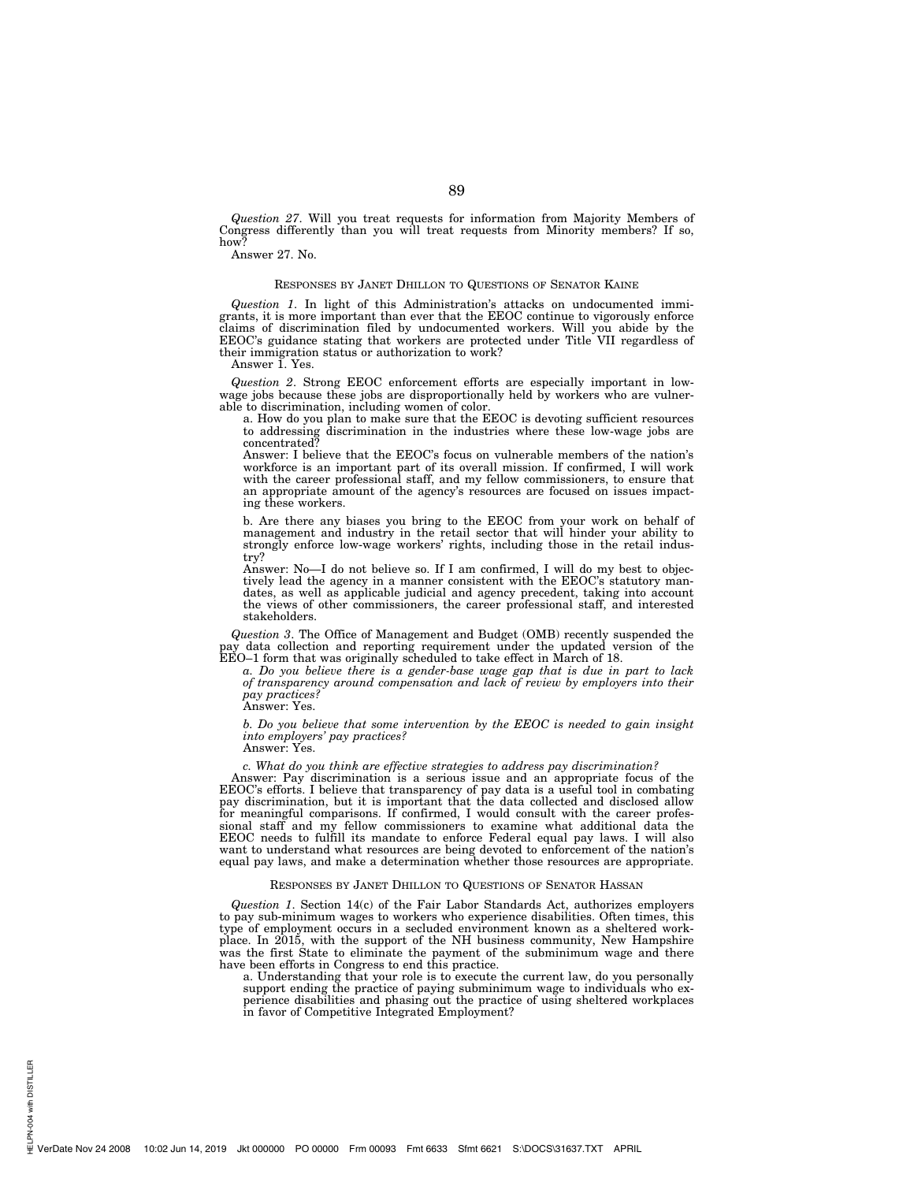*Question 27*. Will you treat requests for information from Majority Members of Congress differently than you will treat requests from Minority members? If so, how?

Answer 27. No.

RESPONSES BY JANET DHILLON TO QUESTIONS OF SENATOR KAINE

*Question 1*. In light of this Administration's attacks on undocumented immigrants, it is more important than ever that the EEOC continue to vigorously enforce claims of discrimination filed by undocumented workers. Will you abide by the EEOC's guidance stating that workers are protected under Title VII regardless of their immigration status or authorization to work?

Answer 1. Yes.

*Question 2*. Strong EEOC enforcement efforts are especially important in low-wage jobs because these jobs are disproportionally held by workers who are vulnerable to discrimination, including women of color.

a. How do you plan to make sure that the EEOC is devoting sufficient resources to addressing discrimination in the industries where these low-wage jobs are concentrated?

Answer: I believe that the EEOC's focus on vulnerable members of the nation's workforce is an important part of its overall mission. If confirmed, I will work with the career professional staff, and my fellow commissioners, to ensure that an appropriate amount of the agency's resources are focused on issues impacting these workers.

b. Are there any biases you bring to the EEOC from your work on behalf of management and industry in the retail sector that will hinder your ability to strongly enforce low-wage workers' rights, including those in the retail industry?

Answer: No—I do not believe so. If I am confirmed, I will do my best to objectively lead the agency in a manner consistent with the EEOC's statutory mandates, as well as applicable judicial and agency precedent, taking into account the views of other commissioners, the career professional staff, and interested stakeholders.

*Question 3*. The Office of Management and Budget (OMB) recently suspended the pay data collection and reporting requirement under the updated version of the EEO–1 form that was originally scheduled to take effect in March of 18.

*a. Do you believe there is a gender-base wage gap that is due in part to lack of transparency around compensation and lack of review by employers into their pay practices?*

Answer: Yes.

*b. Do you believe that some intervention by the EEOC is needed to gain insight into employers' pay practices?*

Answer: Yes.

*c. What do you think are effective strategies to address pay discrimination?*

Answer: Pay discrimination is a serious issue and an appropriate focus of the EEOC's efforts. I believe that transparency of pay data is a useful tool in combating pay discrimination, but it is important that the data collected and disclosed allow for meaningful comparisons. If confirmed, I would consult with the career professional staff and my fellow commissioners to examine what additional data the EEOC needs to fulfill its mandate to enforce Federal equal pay laws. I will also want to understand what resources are being devoted to enforcement of the nation's equal pay laws, and make a determination whether those resources are appropriate.

RESPONSES BY JANET DHILLON TO QUESTIONS OF SENATOR HASSAN

*Question 1*. Section 14(c) of the Fair Labor Standards Act, authorizes employers to pay sub-minimum wages to workers who experience disabilities. Often times, this type of employment occurs in a secluded environment known as a sheltered workplace. In 2015, with the support of the NH business community, New Hampshire was the first State to eliminate the payment of the subminimum wage and there have been efforts in Congress to end this practice.

a. Understanding that your role is to execute the current law, do you personally support ending the practice of paying subminimum wage to individuals who experience disabilities and phasing out the practice of using sheltered workplaces in favor of Competitive Integrated Employment?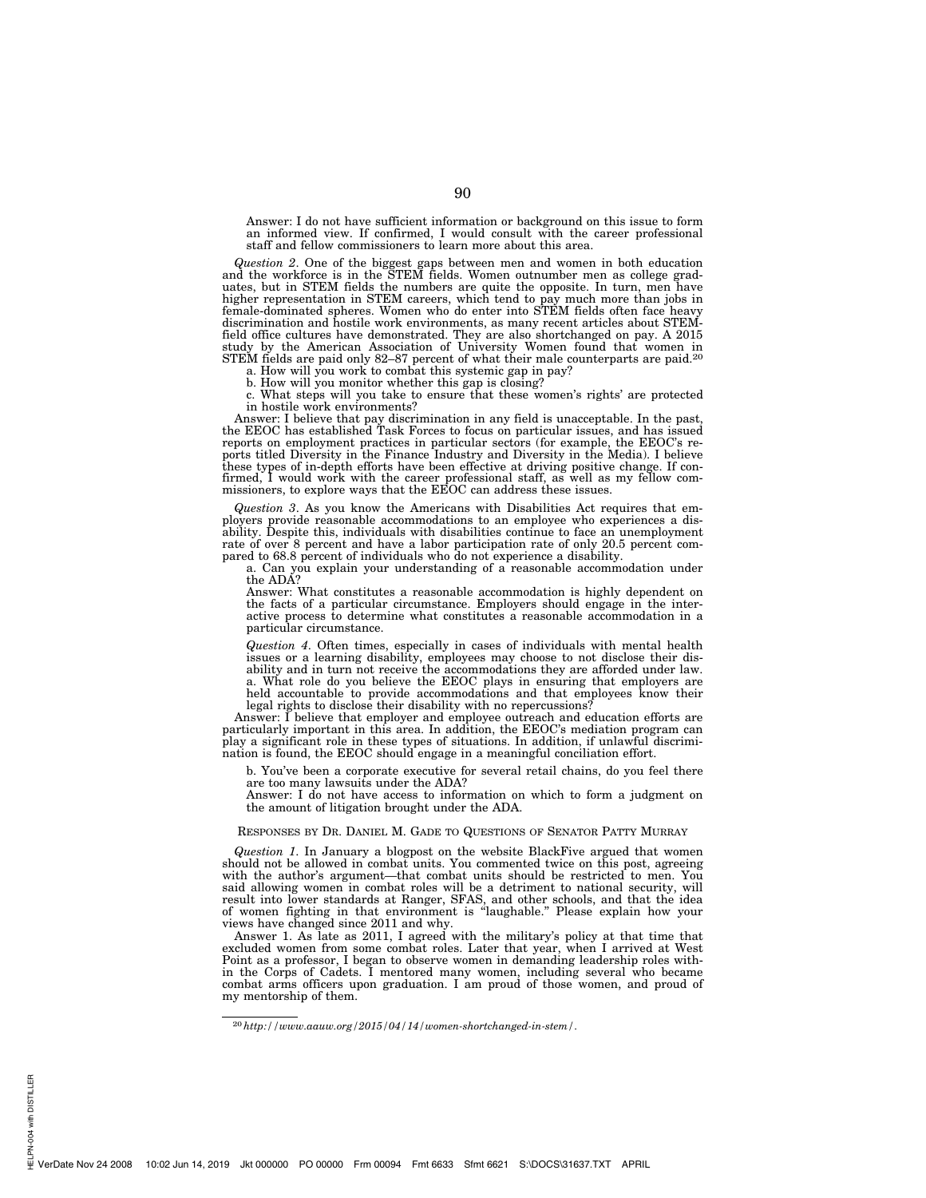Answer: I do not have sufficient information or background on this issue to form an informed view. If confirmed, I would consult with the career professional staff and fellow commissioners to learn more about this area.

*Question 2*. One of the biggest gaps between men and women in both education and the workforce is in the STEM fields. Women outnumber men as college graduates, but in STEM fields the numbers are quite the opposite. In turn, men have higher representation in STEM careers, which tend to pay much more than jobs in female-dominated spheres. Women who do enter into STEM fields often face heavy discrimination and hostile work environments, as many recent articles about STEM-field office cultures have demonstrated. They are also shortchanged on pay. A 2015 study by the American Association of University Women found that women in STEM fields are paid only 82–87 percent of what their male counterparts are paid.[20]

a. How will you work to combat this systemic gap in pay?

b. How will you monitor whether this gap is closing?

c. What steps will you take to ensure that these women's rights' are protected in hostile work environments?

Answer: I believe that pay discrimination in any field is unacceptable. In the past, the EEOC has established Task Forces to focus on particular issues, and has issued reports on employment practices in particular sectors (for example, the EEOC's reports titled Diversity in the Finance Industry and Diversity in the Media). I believe these types of in-depth efforts have been effective at driving positive change. If confirmed, I would work with the career professional staff, as well as my fellow commissioners, to explore ways that the EEOC can address these issues.

*Question 3*. As you know the Americans with Disabilities Act requires that employers provide reasonable accommodations to an employee who experiences a disability. Despite this, individuals with disabilities continue to face an unemployment rate of over 8 percent and have a labor participation rate of only 20.5 percent compared to 68.8 percent of individuals who do not experience a disability.

a. Can you explain your understanding of a reasonable accommodation under the ADA?

Answer: What constitutes a reasonable accommodation is highly dependent on the facts of a particular circumstance. Employers should engage in the interactive process to determine what constitutes a reasonable accommodation in a particular circumstance.

*Question 4*. Often times, especially in cases of individuals with mental health issues or a learning disability, employees may choose to not disclose their disability and in turn not receive the accommodations they are afforded under law.

a. What role do you believe the EEOC plays in ensuring that employers are held accountable to provide accommodations and that employees know their legal rights to disclose their disability with no repercussions?

Answer: I believe that employer and employee outreach and education efforts are particularly important in this area. In addition, the EEOC's mediation program can play a significant role in these types of situations. In addition, if unlawful discrimination is found, the EEOC should engage in a meaningful conciliation effort.

b. You've been a corporate executive for several retail chains, do you feel there are too many lawsuits under the ADA?

Answer: I do not have access to information on which to form a judgment on the amount of litigation brought under the ADA.

RESPONSES BY DR. DANIEL M. GADE TO QUESTIONS OF SENATOR PATTY MURRAY

*Question 1*. In January a blogpost on the website BlackFive argued that women should not be allowed in combat units. You commented twice on this post, agreeing with the author's argument—that combat units should be restricted to men. You said allowing women in combat roles will be a detriment to national security, will result into lower standards at Ranger, SFAS, and other schools, and that the idea of women fighting in that environment is "laughable." Please explain how your views have changed since 2011 and why.

Answer 1. As late as 2011, I agreed with the military's policy at that time that excluded women from some combat roles. Later that year, when I arrived at West Point as a professor, I began to observe women in demanding leadership roles within the Corps of Cadets. I mentored many women, including several who became combat arms officers upon graduation. I am proud of those women, and proud of my mentorship of them.

[20] *http://www.aauw.org/2015/04/14/women-shortchanged-in-stem/*.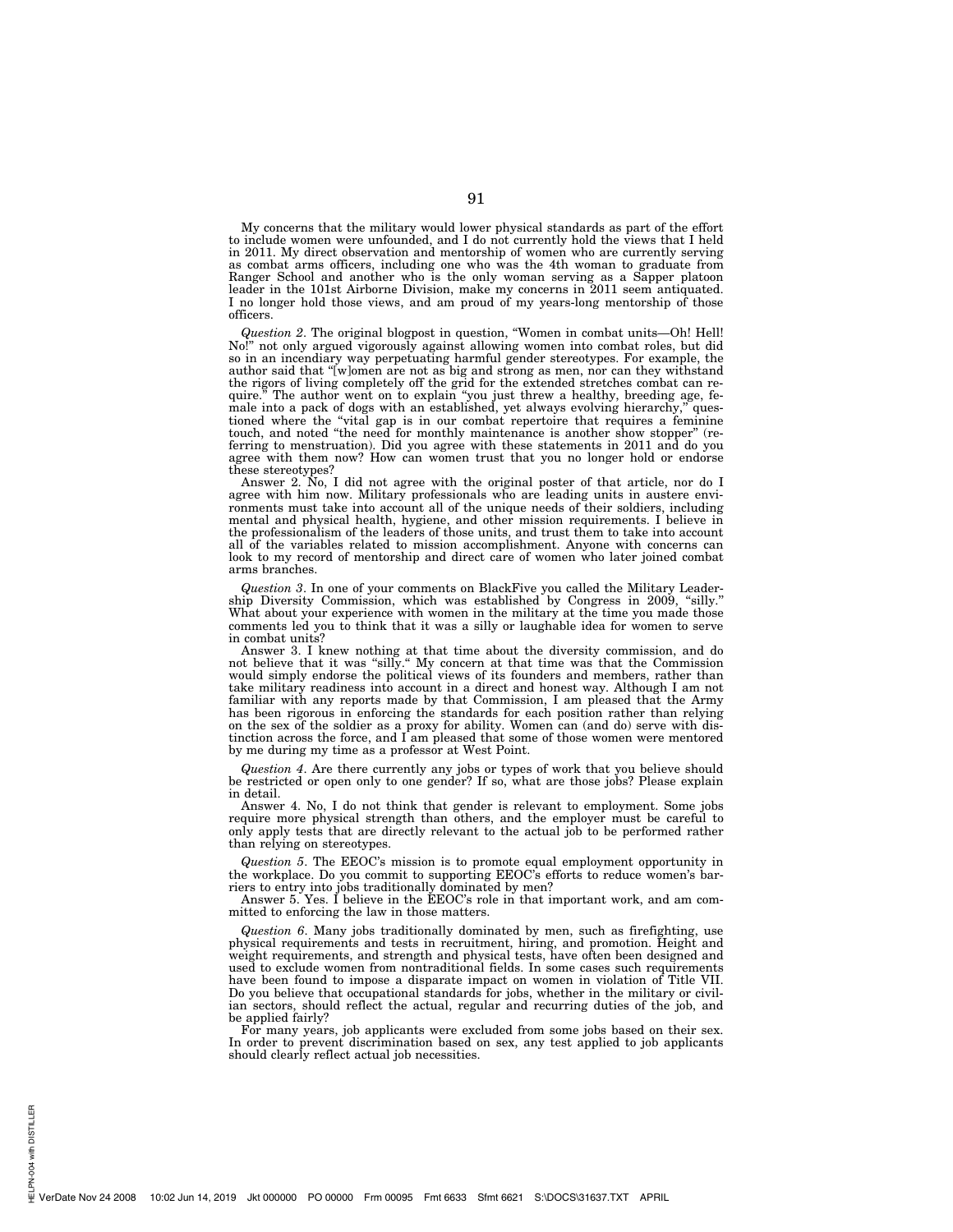My concerns that the military would lower physical standards as part of the effort to include women were unfounded, and I do not currently hold the views that I held in 2011. My direct observation and mentorship of women who are currently serving as combat arms officers, including one who was the 4th woman to graduate from Ranger School and another who is the only woman serving as a Sapper platoon leader in the 101st Airborne Division, make my concerns in 2011 seem antiquated. I no longer hold those views, and am proud of my years-long mentorship of those officers.

*Question 2*. The original blogpost in question, "Women in combat units—Oh! Hell! No!" not only argued vigorously against allowing women into combat roles, but did so in an incendiary way perpetuating harmful gender stereotypes. For example, the author said that "[w]omen are not as big and strong as men, nor can they withstand the rigors of living completely off the grid for the extended stretches combat can require." The author went on to explain "you just threw a healthy, breeding age, female into a pack of dogs with an established, yet always evolving hierarchy," questioned where the "vital gap is in our combat repertoire that requires a feminine touch, and noted "the need for monthly maintenance is another show stopper" (referring to menstruation). Did you agree with these statements in 2011 and do you agree with them now? How can women trust that you no longer hold or endorse these stereotypes?

Answer 2. No, I did not agree with the original poster of that article, nor do I agree with him now. Military professionals who are leading units in austere environments must take into account all of the unique needs of their soldiers, including mental and physical health, hygiene, and other mission requirements. I believe in the professionalism of the leaders of those units, and trust them to take into account all of the variables related to mission accomplishment. Anyone with concerns can look to my record of mentorship and direct care of women who later joined combat arms branches.

*Question 3*. In one of your comments on BlackFive you called the Military Leadership Diversity Commission, which was established by Congress in 2009, "silly." What about your experience with women in the military at the time you made those comments led you to think that it was a silly or laughable idea for women to serve in combat units?

Answer 3. I knew nothing at that time about the diversity commission, and do not believe that it was "silly." My concern at that time was that the Commission would simply endorse the political views of its founders and members, rather than take military readiness into account in a direct and honest way. Although I am not familiar with any reports made by that Commission, I am pleased that the Army has been rigorous in enforcing the standards for each position rather than relying on the sex of the soldier as a proxy for ability. Women can (and do) serve with distinction across the force, and I am pleased that some of those women were mentored by me during my time as a professor at West Point.

*Question 4*. Are there currently any jobs or types of work that you believe should be restricted or open only to one gender? If so, what are those jobs? Please explain in detail.

Answer 4. No, I do not think that gender is relevant to employment. Some jobs require more physical strength than others, and the employer must be careful to only apply tests that are directly relevant to the actual job to be performed rather than relying on stereotypes.

*Question 5*. The EEOC's mission is to promote equal employment opportunity in the workplace. Do you commit to supporting EEOC's efforts to reduce women's barriers to entry into jobs traditionally dominated by men?

Answer 5. Yes. I believe in the EEOC's role in that important work, and am committed to enforcing the law in those matters.

*Question 6*. Many jobs traditionally dominated by men, such as firefighting, use physical requirements and tests in recruitment, hiring, and promotion. Height and weight requirements, and strength and physical tests, have often been designed and used to exclude women from nontraditional fields. In some cases such requirements have been found to impose a disparate impact on women in violation of Title VII. Do you believe that occupational standards for jobs, whether in the military or civilian sectors, should reflect the actual, regular and recurring duties of the job, and be applied fairly?

For many years, job applicants were excluded from some jobs based on their sex. In order to prevent discrimination based on sex, any test applied to job applicants should clearly reflect actual job necessities.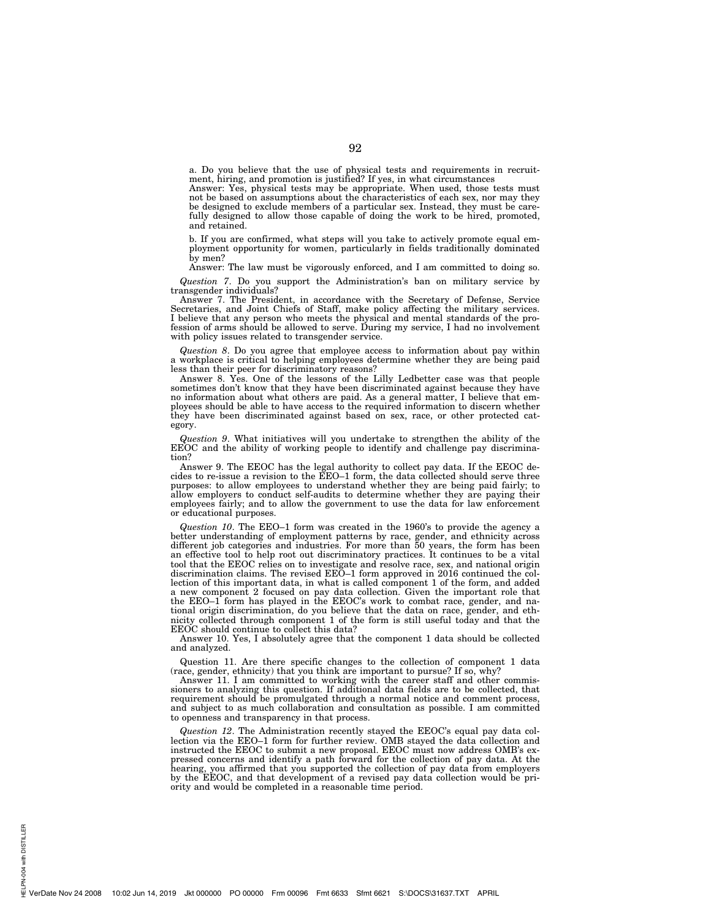a. Do you believe that the use of physical tests and requirements in recruitment, hiring, and promotion is justified? If yes, in what circumstances

Answer: Yes, physical tests may be appropriate. When used, those tests must not be based on assumptions about the characteristics of each sex, nor may they be designed to exclude members of a particular sex. Instead, they must be carefully designed to allow those capable of doing the work to be hired, promoted, and retained.

b. If you are confirmed, what steps will you take to actively promote equal employment opportunity for women, particularly in fields traditionally dominated by men?

Answer: The law must be vigorously enforced, and I am committed to doing so.

*Question 7*. Do you support the Administration's ban on military service by transgender individuals?

Answer 7. The President, in accordance with the Secretary of Defense, Service Secretaries, and Joint Chiefs of Staff, make policy affecting the military services. I believe that any person who meets the physical and mental standards of the profession of arms should be allowed to serve. During my service, I had no involvement with policy issues related to transgender service.

*Question 8*. Do you agree that employee access to information about pay within a workplace is critical to helping employees determine whether they are being paid less than their peer for discriminatory reasons?

Answer 8. Yes. One of the lessons of the Lilly Ledbetter case was that people sometimes don't know that they have been discriminated against because they have no information about what others are paid. As a general matter, I believe that employees should be able to have access to the required information to discern whether they have been discriminated against based on sex, race, or other protected category.

*Question 9*. What initiatives will you undertake to strengthen the ability of the EEOC and the ability of working people to identify and challenge pay discrimination?

Answer 9. The EEOC has the legal authority to collect pay data. If the EEOC decides to re-issue a revision to the EEO–1 form, the data collected should serve three purposes: to allow employees to understand whether they are being paid fairly; to allow employers to conduct self-audits to determine whether they are paying their employees fairly; and to allow the government to use the data for law enforcement or educational purposes.

*Question 10*. The EEO–1 form was created in the 1960's to provide the agency a better understanding of employment patterns by race, gender, and ethnicity across different job categories and industries. For more than 50 years, the form has been an effective tool to help root out discriminatory practices. It continues to be a vital tool that the EEOC relies on to investigate and resolve race, sex, and national origin discrimination claims. The revised EEO–1 form approved in 2016 continued the collection of this important data, in what is called component 1 of the form, and added a new component 2 focused on pay data collection. Given the important role that the EEO–1 form has played in the EEOC's work to combat race, gender, and national origin discrimination, do you believe that the data on race, gender, and ethnicity collected through component 1 of the form is still useful today and that the EEOC should continue to collect this data?

Answer 10. Yes, I absolutely agree that the component 1 data should be collected and analyzed.

Question 11. Are there specific changes to the collection of component 1 data (race, gender, ethnicity) that you think are important to pursue? If so, why?

Answer 11. I am committed to working with the career staff and other commissioners to analyzing this question. If additional data fields are to be collected, that requirement should be promulgated through a normal notice and comment process, and subject to as much collaboration and consultation as possible. I am committed to openness and transparency in that process.

*Question 12*. The Administration recently stayed the EEOC's equal pay data collection via the EEO–1 form for further review. OMB stayed the data collection and instructed the EEOC to submit a new proposal. EEOC must now address OMB's expressed concerns and identify a path forward for the collection of pay data. At the hearing, you affirmed that you supported the collection of pay data from employers by the EEOC, and that development of a revised pay data collection would be priority and would be completed in a reasonable time period.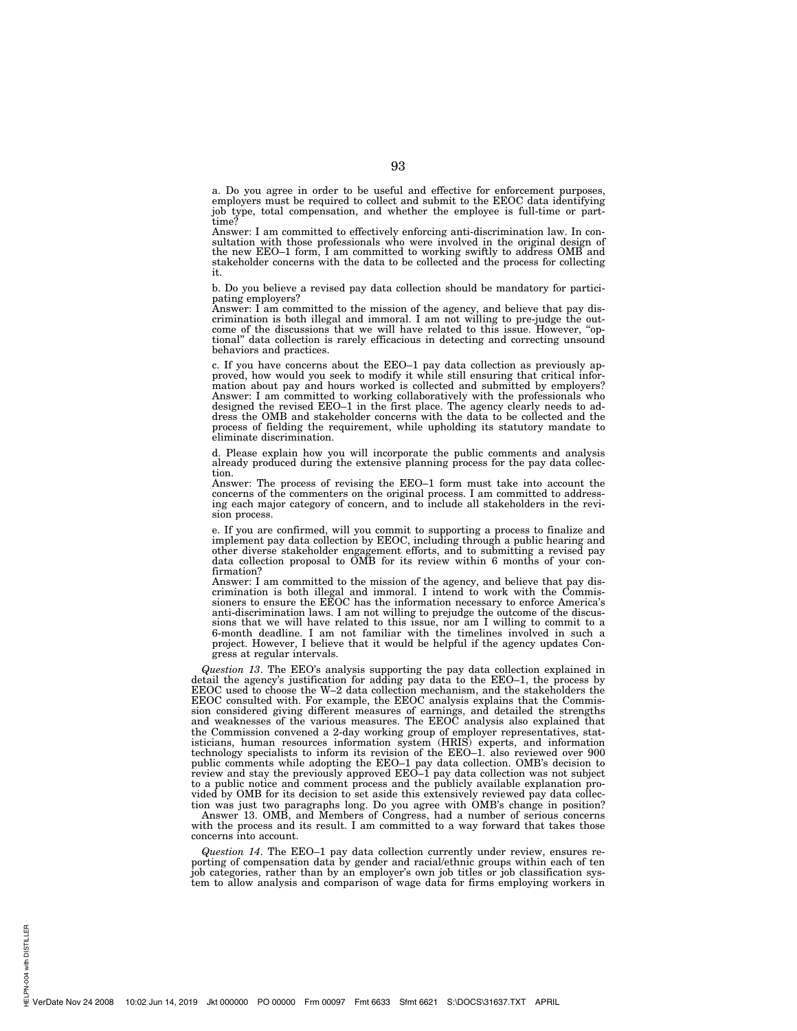a. Do you agree in order to be useful and effective for enforcement purposes, employers must be required to collect and submit to the EEOC data identifying job type, total compensation, and whether the employee is full-time or part-time?

Answer: I am committed to effectively enforcing anti-discrimination law. In consultation with those professionals who were involved in the original design of the new EEO–1 form, I am committed to working swiftly to address OMB and stakeholder concerns with the data to be collected and the process for collecting it.

b. Do you believe a revised pay data collection should be mandatory for participating employers?

Answer: I am committed to the mission of the agency, and believe that pay discrimination is both illegal and immoral. I am not willing to pre-judge the outcome of the discussions that we will have related to this issue. However, "optional" data collection is rarely efficacious in detecting and correcting unsound behaviors and practices.

c. If you have concerns about the EEO–1 pay data collection as previously approved, how would you seek to modify it while still ensuring that critical information about pay and hours worked is collected and submitted by employers?

Answer: I am committed to working collaboratively with the professionals who designed the revised EEO–1 in the first place. The agency clearly needs to address the OMB and stakeholder concerns with the data to be collected and the process of fielding the requirement, while upholding its statutory mandate to eliminate discrimination.

d. Please explain how you will incorporate the public comments and analysis already produced during the extensive planning process for the pay data collection.

Answer: The process of revising the EEO–1 form must take into account the concerns of the commenters on the original process. I am committed to addressing each major category of concern, and to include all stakeholders in the revision process.

e. If you are confirmed, will you commit to supporting a process to finalize and implement pay data collection by EEOC, including through a public hearing and other diverse stakeholder engagement efforts, and to submitting a revised pay data collection proposal to OMB for its review within 6 months of your confirmation?

Answer: I am committed to the mission of the agency, and believe that pay discrimination is both illegal and immoral. I intend to work with the Commissioners to ensure the EEOC has the information necessary to enforce America's anti-discrimination laws. I am not willing to prejudge the outcome of the discussions that we will have related to this issue, nor am I willing to commit to a 6-month deadline. I am not familiar with the timelines involved in such a project. However, I believe that it would be helpful if the agency updates Congress at regular intervals.

*Question 13*. The EEO's analysis supporting the pay data collection explained in detail the agency's justification for adding pay data to the EEO–1, the process by EEOC used to choose the W–2 data collection mechanism, and the stakeholders the EEOC consulted with. For example, the EEOC analysis explains that the Commission considered giving different measures of earnings, and detailed the strengths and weaknesses of the various measures. The EEOC analysis also explained that the Commission convened a 2-day working group of employer representatives, statisticians, human resources information system (HRIS) experts, and information technology specialists to inform its revision of the EEO–1. also reviewed over 900 public comments while adopting the EEO–1 pay data collection. OMB's decision to review and stay the previously approved EEO–1 pay data collection was not subject to a public notice and comment process and the publicly available explanation provided by OMB for its decision to set aside this extensively reviewed pay data collection was just two paragraphs long. Do you agree with OMB's change in position?

Answer 13. OMB, and Members of Congress, had a number of serious concerns with the process and its result. I am committed to a way forward that takes those concerns into account.

*Question 14*. The EEO–1 pay data collection currently under review, ensures reporting of compensation data by gender and racial/ethnic groups within each of ten job categories, rather than by an employer's own job titles or job classification system to allow analysis and comparison of wage data for firms employing workers in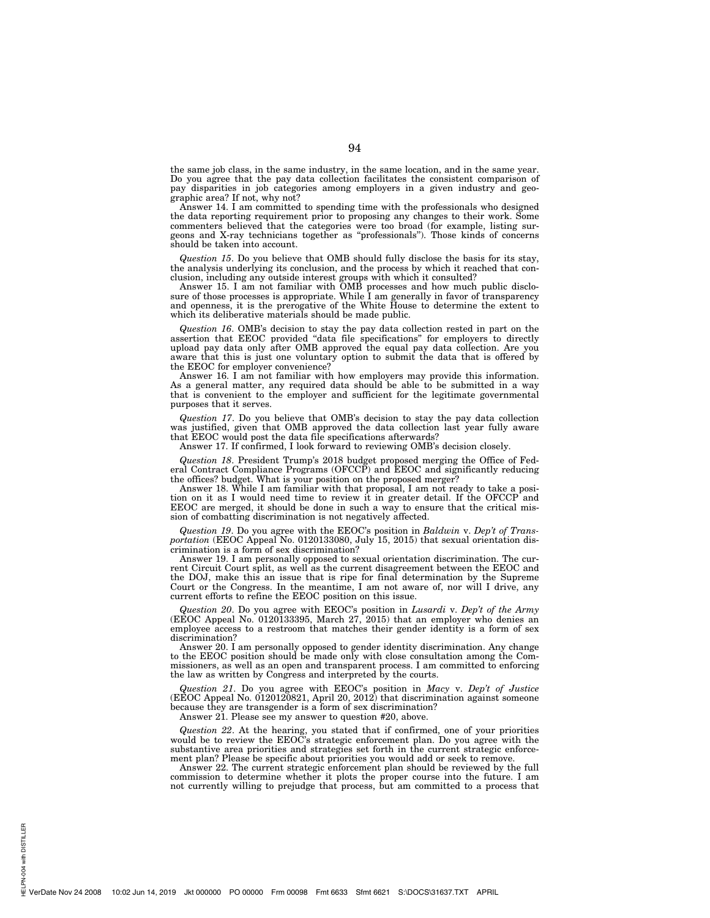the same job class, in the same industry, in the same location, and in the same year. Do you agree that the pay data collection facilitates the consistent comparison of pay disparities in job categories among employers in a given industry and geographic area? If not, why not?

Answer 14. I am committed to spending time with the professionals who designed the data reporting requirement prior to proposing any changes to their work. Some commenters believed that the categories were too broad (for example, listing surgeons and X-ray technicians together as "professionals"). Those kinds of concerns should be taken into account.

*Question 15*. Do you believe that OMB should fully disclose the basis for its stay, the analysis underlying its conclusion, and the process by which it reached that conclusion, including any outside interest groups with which it consulted?

Answer 15. I am not familiar with OMB processes and how much public disclosure of those processes is appropriate. While I am generally in favor of transparency and openness, it is the prerogative of the White House to determine the extent to which its deliberative materials should be made public.

*Question 16*. OMB's decision to stay the pay data collection rested in part on the assertion that EEOC provided "data file specifications" for employers to directly upload pay data only after OMB approved the equal pay data collection. Are you aware that this is just one voluntary option to submit the data that is offered by the EEOC for employer convenience?

Answer 16. I am not familiar with how employers may provide this information. As a general matter, any required data should be able to be submitted in a way that is convenient to the employer and sufficient for the legitimate governmental purposes that it serves.

*Question 17*. Do you believe that OMB's decision to stay the pay data collection was justified, given that OMB approved the data collection last year fully aware that EEOC would post the data file specifications afterwards?

Answer 17. If confirmed, I look forward to reviewing OMB's decision closely.

*Question 18*. President Trump's 2018 budget proposed merging the Office of Federal Contract Compliance Programs (OFCCP) and EEOC and significantly reducing the offices? budget. What is your position on the proposed merger?

Answer 18. While I am familiar with that proposal, I am not ready to take a position on it as I would need time to review it in greater detail. If the OFCCP and EEOC are merged, it should be done in such a way to ensure that the critical mission of combatting discrimination is not negatively affected.

*Question 19*. Do you agree with the EEOC's position in *Baldwin* v. *Dep't of Transportation* (EEOC Appeal No. 0120133080, July 15, 2015) that sexual orientation discrimination is a form of sex discrimination?

Answer 19. I am personally opposed to sexual orientation discrimination. The current Circuit Court split, as well as the current disagreement between the EEOC and the DOJ, make this an issue that is ripe for final determination by the Supreme Court or the Congress. In the meantime, I am not aware of, nor will I drive, any current efforts to refine the EEOC position on this issue.

*Question 20*. Do you agree with EEOC's position in *Lusardi* v. *Dep't of the Army* (EEOC Appeal No. 0120133395, March 27, 2015) that an employer who denies an employee access to a restroom that matches their gender identity is a form of sex discrimination?

Answer 20. I am personally opposed to gender identity discrimination. Any change to the EEOC position should be made only with close consultation among the Commissioners, as well as an open and transparent process. I am committed to enforcing the law as written by Congress and interpreted by the courts.

*Question 21*. Do you agree with EEOC's position in *Macy* v. *Dep't of Justice* (EEOC Appeal No. 0120120821, April 20, 2012) that discrimination against someone because they are transgender is a form of sex discrimination?

Answer 21. Please see my answer to question #20, above.

*Question 22*. At the hearing, you stated that if confirmed, one of your priorities would be to review the EEOC's strategic enforcement plan. Do you agree with the substantive area priorities and strategies set forth in the current strategic enforcement plan? Please be specific about priorities you would add or seek to remove.

Answer 22. The current strategic enforcement plan should be reviewed by the full commission to determine whether it plots the proper course into the future. I am not currently willing to prejudge that process, but am committed to a process that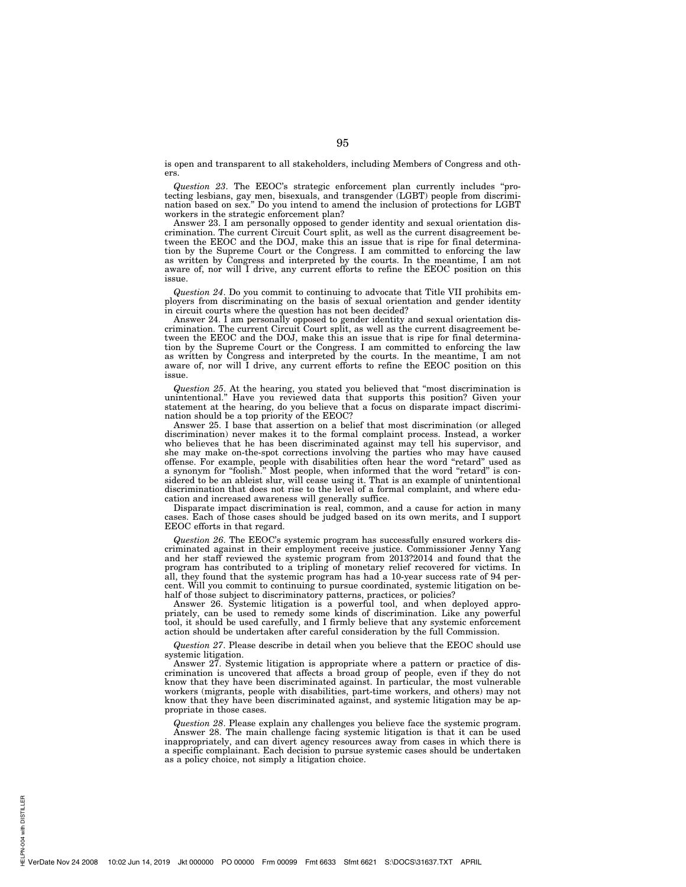is open and transparent to all stakeholders, including Members of Congress and others.

*Question 23*. The EEOC's strategic enforcement plan currently includes "protecting lesbians, gay men, bisexuals, and transgender (LGBT) people from discrimination based on sex." Do you intend to amend the inclusion of protections for LGBT workers in the strategic enforcement plan?

Answer 23. I am personally opposed to gender identity and sexual orientation discrimination. The current Circuit Court split, as well as the current disagreement between the EEOC and the DOJ, make this an issue that is ripe for final determination by the Supreme Court or the Congress. I am committed to enforcing the law as written by Congress and interpreted by the courts. In the meantime, I am not aware of, nor will I drive, any current efforts to refine the EEOC position on this issue.

*Question 24*. Do you commit to continuing to advocate that Title VII prohibits employers from discriminating on the basis of sexual orientation and gender identity in circuit courts where the question has not been decided?

Answer 24. I am personally opposed to gender identity and sexual orientation discrimination. The current Circuit Court split, as well as the current disagreement between the EEOC and the DOJ, make this an issue that is ripe for final determination by the Supreme Court or the Congress. I am committed to enforcing the law as written by Congress and interpreted by the courts. In the meantime, I am not aware of, nor will I drive, any current efforts to refine the EEOC position on this issue.

*Question 25*. At the hearing, you stated you believed that "most discrimination is unintentional." Have you reviewed data that supports this position? Given your statement at the hearing, do you believe that a focus on disparate impact discrimination should be a top priority of the EEOC?

Answer 25. I base that assertion on a belief that most discrimination (or alleged discrimination) never makes it to the formal complaint process. Instead, a worker who believes that he has been discriminated against may tell his supervisor, and she may make on-the-spot corrections involving the parties who may have caused offense. For example, people with disabilities often hear the word "retard" used as a synonym for "foolish." Most people, when informed that the word "retard" is considered to be an ableist slur, will cease using it. That is an example of unintentional discrimination that does not rise to the level of a formal complaint, and where education and increased awareness will generally suffice.

Disparate impact discrimination is real, common, and a cause for action in many cases. Each of those cases should be judged based on its own merits, and I support EEOC efforts in that regard.

*Question 26*. The EEOC's systemic program has successfully ensured workers discriminated against in their employment receive justice. Commissioner Jenny Yang and her staff reviewed the systemic program from 2013?2014 and found that the program has contributed to a tripling of monetary relief recovered for victims. In all, they found that the systemic program has had a 10-year success rate of 94 percent. Will you commit to continuing to pursue coordinated, systemic litigation on behalf of those subject to discriminatory patterns, practices, or policies?

Answer 26. Systemic litigation is a powerful tool, and when deployed appropriately, can be used to remedy some kinds of discrimination. Like any powerful tool, it should be used carefully, and I firmly believe that any systemic enforcement action should be undertaken after careful consideration by the full Commission.

*Question 27*. Please describe in detail when you believe that the EEOC should use systemic litigation.

Answer 27. Systemic litigation is appropriate where a pattern or practice of discrimination is uncovered that affects a broad group of people, even if they do not know that they have been discriminated against. In particular, the most vulnerable workers (migrants, people with disabilities, part-time workers, and others) may not know that they have been discriminated against, and systemic litigation may be appropriate in those cases.

*Question 28*. Please explain any challenges you believe face the systemic program.

Answer 28. The main challenge facing systemic litigation is that it can be used inappropriately, and can divert agency resources away from cases in which there is a specific complainant. Each decision to pursue systemic cases should be undertaken as a policy choice, not simply a litigation choice.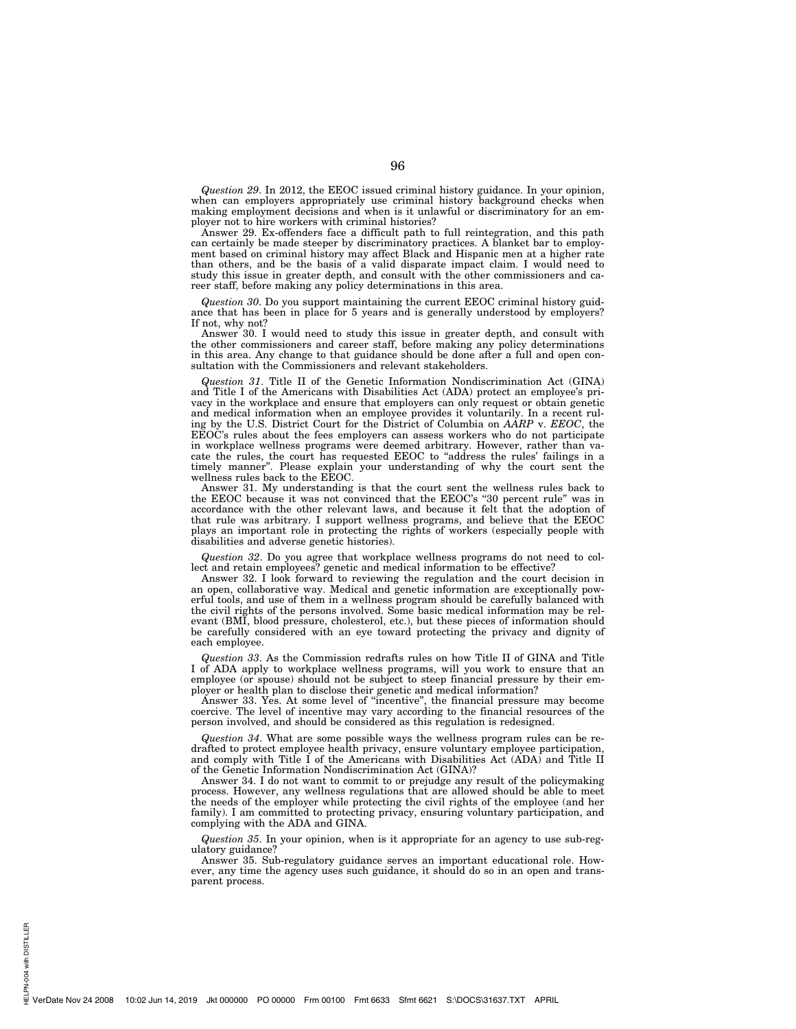*Question 29*. In 2012, the EEOC issued criminal history guidance. In your opinion, when can employers appropriately use criminal history background checks when making employment decisions and when is it unlawful or discriminatory for an employer not to hire workers with criminal histories?

Answer 29. Ex-offenders face a difficult path to full reintegration, and this path can certainly be made steeper by discriminatory practices. A blanket bar to employment based on criminal history may affect Black and Hispanic men at a higher rate than others, and be the basis of a valid disparate impact claim. I would need to study this issue in greater depth, and consult with the other commissioners and career staff, before making any policy determinations in this area.

*Question 30*. Do you support maintaining the current EEOC criminal history guidance that has been in place for 5 years and is generally understood by employers? If not, why not?

Answer 30. I would need to study this issue in greater depth, and consult with the other commissioners and career staff, before making any policy determinations in this area. Any change to that guidance should be done after a full and open consultation with the Commissioners and relevant stakeholders.

*Question 31*. Title II of the Genetic Information Nondiscrimination Act (GINA) and Title I of the Americans with Disabilities Act (ADA) protect an employee's privacy in the workplace and ensure that employers can only request or obtain genetic and medical information when an employee provides it voluntarily. In a recent ruling by the U.S. District Court for the District of Columbia on *AARP* v. *EEOC*, the EEOC's rules about the fees employers can assess workers who do not participate in workplace wellness programs were deemed arbitrary. However, rather than vacate the rules, the court has requested EEOC to "address the rules' failings in a timely manner". Please explain your understanding of why the court sent the wellness rules back to the EEOC.

Answer 31. My understanding is that the court sent the wellness rules back to the EEOC because it was not convinced that the EEOC's "30 percent rule" was in accordance with the other relevant laws, and because it felt that the adoption of that rule was arbitrary. I support wellness programs, and believe that the EEOC plays an important role in protecting the rights of workers (especially people with disabilities and adverse genetic histories).

*Question 32*. Do you agree that workplace wellness programs do not need to collect and retain employees? genetic and medical information to be effective?

Answer 32. I look forward to reviewing the regulation and the court decision in an open, collaborative way. Medical and genetic information are exceptionally powerful tools, and use of them in a wellness program should be carefully balanced with the civil rights of the persons involved. Some basic medical information may be relevant (BMI, blood pressure, cholesterol, etc.), but these pieces of information should be carefully considered with an eye toward protecting the privacy and dignity of each employee.

*Question 33*. As the Commission redrafts rules on how Title II of GINA and Title I of ADA apply to workplace wellness programs, will you work to ensure that an employee (or spouse) should not be subject to steep financial pressure by their employer or health plan to disclose their genetic and medical information?

Answer 33. Yes. At some level of "incentive", the financial pressure may become coercive. The level of incentive may vary according to the financial resources of the person involved, and should be considered as this regulation is redesigned.

*Question 34*. What are some possible ways the wellness program rules can be redrafted to protect employee health privacy, ensure voluntary employee participation, and comply with Title I of the Americans with Disabilities Act (ADA) and Title II of the Genetic Information Nondiscrimination Act (GINA)?

Answer 34. I do not want to commit to or prejudge any result of the policymaking process. However, any wellness regulations that are allowed should be able to meet the needs of the employer while protecting the civil rights of the employee (and her family). I am committed to protecting privacy, ensuring voluntary participation, and complying with the ADA and GINA.

*Question 35*. In your opinion, when is it appropriate for an agency to use sub-regulatory guidance?

Answer 35. Sub-regulatory guidance serves an important educational role. However, any time the agency uses such guidance, it should do so in an open and transparent process.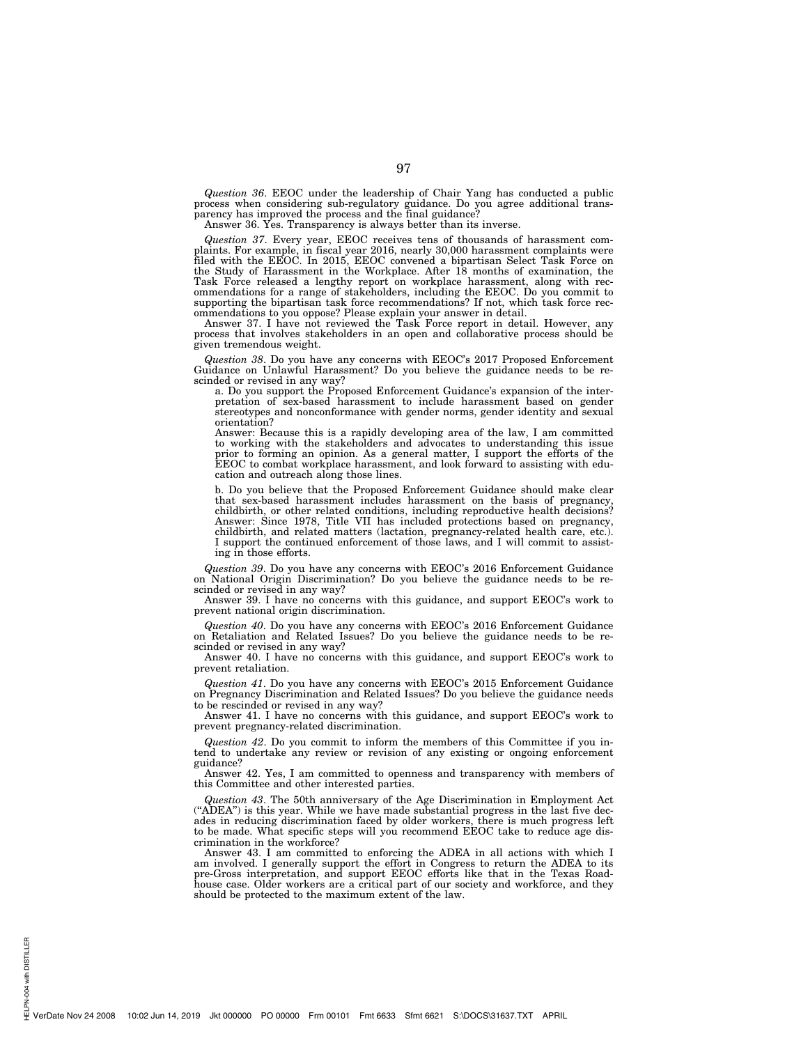*Question 36*. EEOC under the leadership of Chair Yang has conducted a public process when considering sub-regulatory guidance. Do you agree additional transparency has improved the process and the final guidance?

Answer 36. Yes. Transparency is always better than its inverse.

*Question 37*. Every year, EEOC receives tens of thousands of harassment complaints. For example, in fiscal year 2016, nearly 30,000 harassment complaints were filed with the EEOC. In 2015, EEOC convened a bipartisan Select Task Force on the Study of Harassment in the Workplace. After 18 months of examination, the Task Force released a lengthy report on workplace harassment, along with recommendations for a range of stakeholders, including the EEOC. Do you commit to supporting the bipartisan task force recommendations? If not, which task force recommendations to you oppose? Please explain your answer in detail.

Answer 37. I have not reviewed the Task Force report in detail. However, any process that involves stakeholders in an open and collaborative process should be given tremendous weight.

*Question 38*. Do you have any concerns with EEOC's 2017 Proposed Enforcement Guidance on Unlawful Harassment? Do you believe the guidance needs to be rescinded or revised in any way?

a. Do you support the Proposed Enforcement Guidance's expansion of the interpretation of sex-based harassment to include harassment based on gender stereotypes and nonconformance with gender norms, gender identity and sexual orientation?

Answer: Because this is a rapidly developing area of the law, I am committed to working with the stakeholders and advocates to understanding this issue prior to forming an opinion. As a general matter, I support the efforts of the EEOC to combat workplace harassment, and look forward to assisting with education and outreach along those lines.

b. Do you believe that the Proposed Enforcement Guidance should make clear that sex-based harassment includes harassment on the basis of pregnancy, childbirth, or other related conditions, including reproductive health decisions?

Answer: Since 1978, Title VII has included protections based on pregnancy, childbirth, and related matters (lactation, pregnancy-related health care, etc.). I support the continued enforcement of those laws, and I will commit to assisting in those efforts.

*Question 39*. Do you have any concerns with EEOC's 2016 Enforcement Guidance on National Origin Discrimination? Do you believe the guidance needs to be rescinded or revised in any way?

Answer 39. I have no concerns with this guidance, and support EEOC's work to prevent national origin discrimination.

*Question 40*. Do you have any concerns with EEOC's 2016 Enforcement Guidance on Retaliation and Related Issues? Do you believe the guidance needs to be rescinded or revised in any way?

Answer 40. I have no concerns with this guidance, and support EEOC's work to prevent retaliation.

*Question 41*. Do you have any concerns with EEOC's 2015 Enforcement Guidance on Pregnancy Discrimination and Related Issues? Do you believe the guidance needs to be rescinded or revised in any way?

Answer 41. I have no concerns with this guidance, and support EEOC's work to prevent pregnancy-related discrimination.

*Question 42*. Do you commit to inform the members of this Committee if you intend to undertake any review or revision of any existing or ongoing enforcement guidance?

Answer 42. Yes, I am committed to openness and transparency with members of this Committee and other interested parties.

*Question 43*. The 50th anniversary of the Age Discrimination in Employment Act ("ADEA") is this year. While we have made substantial progress in the last five decades in reducing discrimination faced by older workers, there is much progress left to be made. What specific steps will you recommend EEOC take to reduce age discrimination in the workforce?

Answer 43. I am committed to enforcing the ADEA in all actions with which I am involved. I generally support the effort in Congress to return the ADEA to its pre-Gross interpretation, and support EEOC efforts like that in the Texas Roadhouse case. Older workers are a critical part of our society and workforce, and they should be protected to the maximum extent of the law.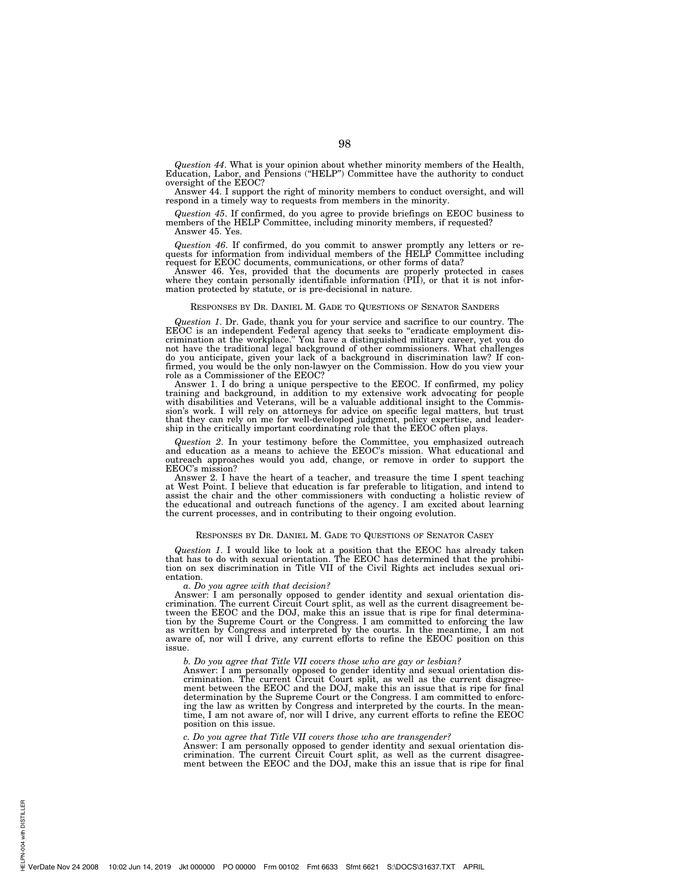*Question 44*. What is your opinion about whether minority members of the Health, Education, Labor, and Pensions ("HELP") Committee have the authority to conduct oversight of the EEOC?

Answer 44. I support the right of minority members to conduct oversight, and will respond in a timely way to requests from members in the minority.

*Question 45*. If confirmed, do you agree to provide briefings on EEOC business to members of the HELP Committee, including minority members, if requested?

Answer 45. Yes.

*Question 46*. If confirmed, do you commit to answer promptly any letters or requests for information from individual members of the HELP Committee including request for EEOC documents, communications, or other forms of data?

Answer 46. Yes, provided that the documents are properly protected in cases where they contain personally identifiable information (PII), or that it is not information protected by statute, or is pre-decisional in nature.

## RESPONSES BY DR. DANIEL M. GADE TO QUESTIONS OF SENATOR SANDERS

*Question 1*. Dr. Gade, thank you for your service and sacrifice to our country. The EEOC is an independent Federal agency that seeks to "eradicate employment discrimination at the workplace." You have a distinguished military career, yet you do not have the traditional legal background of other commissioners. What challenges do you anticipate, given your lack of a background in discrimination law? If confirmed, you would be the only non-lawyer on the Commission. How do you view your role as a Commissioner of the EEOC?

Answer 1. I do bring a unique perspective to the EEOC. If confirmed, my policy training and background, in addition to my extensive work advocating for people with disabilities and Veterans, will be a valuable additional insight to the Commission's work. I will rely on attorneys for advice on specific legal matters, but trust that they can rely on me for well-developed judgment, policy expertise, and leadership in the critically important coordinating role that the EEOC often plays.

*Question 2*. In your testimony before the Committee, you emphasized outreach and education as a means to achieve the EEOC's mission. What educational and outreach approaches would you add, change, or remove in order to support the EEOC's mission?

Answer 2. I have the heart of a teacher, and treasure the time I spent teaching at West Point. I believe that education is far preferable to litigation, and intend to assist the chair and the other commissioners with conducting a holistic review of the educational and outreach functions of the agency. I am excited about learning the current processes, and in contributing to their ongoing evolution.

## RESPONSES BY DR. DANIEL M. GADE TO QUESTIONS OF SENATOR CASEY

*Question 1*. I would like to look at a position that the EEOC has already taken that has to do with sexual orientation. The EEOC has determined that the prohibition on sex discrimination in Title VII of the Civil Rights act includes sexual orientation.

*a. Do you agree with that decision?*

Answer: I am personally opposed to gender identity and sexual orientation discrimination. The current Circuit Court split, as well as the current disagreement between the EEOC and the DOJ, make this an issue that is ripe for final determination by the Supreme Court or the Congress. I am committed to enforcing the law as written by Congress and interpreted by the courts. In the meantime, I am not aware of, nor will I drive, any current efforts to refine the EEOC position on this issue.

*b. Do you agree that Title VII covers those who are gay or lesbian?*

Answer: I am personally opposed to gender identity and sexual orientation discrimination. The current Circuit Court split, as well as the current disagreement between the EEOC and the DOJ, make this an issue that is ripe for final determination by the Supreme Court or the Congress. I am committed to enforcing the law as written by Congress and interpreted by the courts. In the meantime, I am not aware of, nor will I drive, any current efforts to refine the EEOC position on this issue.

*c. Do you agree that Title VII covers those who are transgender?*

Answer: I am personally opposed to gender identity and sexual orientation discrimination. The current Circuit Court split, as well as the current disagreement between the EEOC and the DOJ, make this an issue that is ripe for final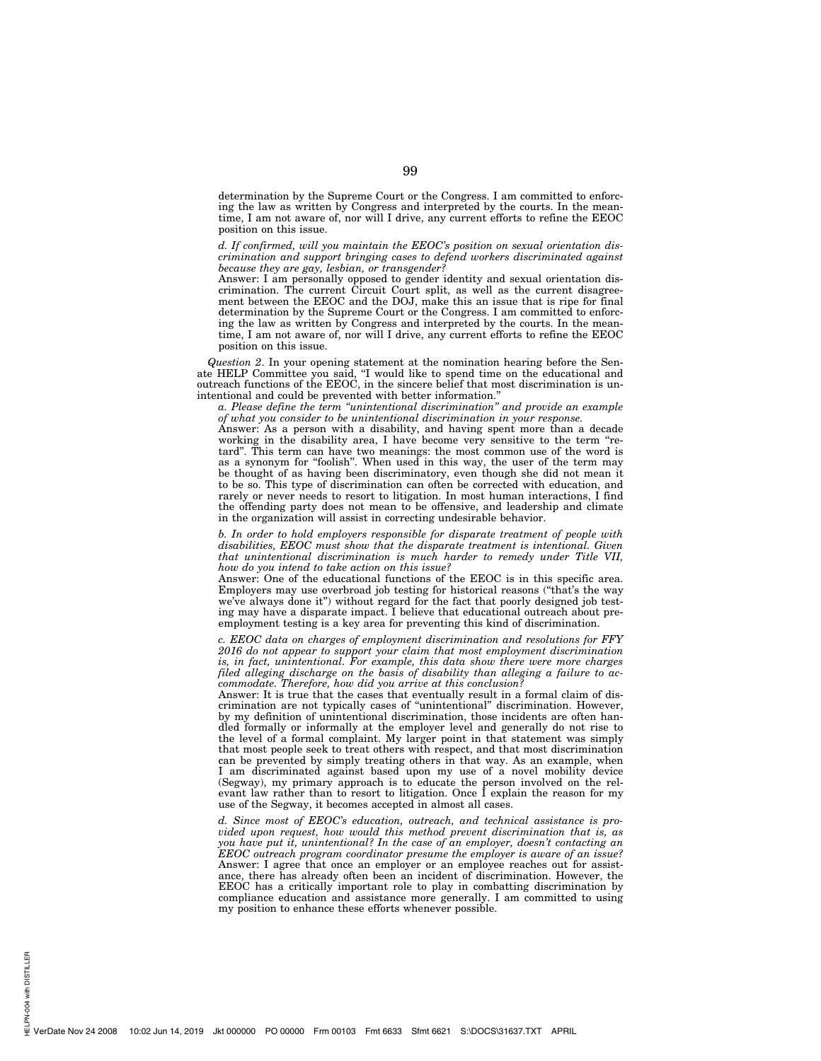determination by the Supreme Court or the Congress. I am committed to enforcing the law as written by Congress and interpreted by the courts. In the meantime, I am not aware of, nor will I drive, any current efforts to refine the EEOC position on this issue.

*d. If confirmed, will you maintain the EEOC's position on sexual orientation discrimination and support bringing cases to defend workers discriminated against because they are gay, lesbian, or transgender?*

Answer: I am personally opposed to gender identity and sexual orientation discrimination. The current Circuit Court split, as well as the current disagreement between the EEOC and the DOJ, make this an issue that is ripe for final determination by the Supreme Court or the Congress. I am committed to enforcing the law as written by Congress and interpreted by the courts. In the meantime, I am not aware of, nor will I drive, any current efforts to refine the EEOC position on this issue.

*Question 2*. In your opening statement at the nomination hearing before the Senate HELP Committee you said, "I would like to spend time on the educational and outreach functions of the EEOC, in the sincere belief that most discrimination is unintentional and could be prevented with better information."

*a. Please define the term "unintentional discrimination" and provide an example of what you consider to be unintentional discrimination in your response.*

Answer: As a person with a disability, and having spent more than a decade working in the disability area, I have become very sensitive to the term "retard". This term can have two meanings: the most common use of the word is as a synonym for "foolish". When used in this way, the user of the term may be thought of as having been discriminatory, even though she did not mean it to be so. This type of discrimination can often be corrected with education, and rarely or never needs to resort to litigation. In most human interactions, I find the offending party does not mean to be offensive, and leadership and climate in the organization will assist in correcting undesirable behavior.

*b. In order to hold employers responsible for disparate treatment of people with disabilities, EEOC must show that the disparate treatment is intentional. Given that unintentional discrimination is much harder to remedy under Title VII, how do you intend to take action on this issue?*

Answer: One of the educational functions of the EEOC is in this specific area. Employers may use overbroad job testing for historical reasons ("that's the way we've always done it") without regard for the fact that poorly designed job testing may have a disparate impact. I believe that educational outreach about pre-employment testing is a key area for preventing this kind of discrimination.

*c. EEOC data on charges of employment discrimination and resolutions for FFY 2016 do not appear to support your claim that most employment discrimination is, in fact, unintentional. For example, this data show there were more charges filed alleging discharge on the basis of disability than alleging a failure to accommodate. Therefore, how did you arrive at this conclusion?*

Answer: It is true that the cases that eventually result in a formal claim of discrimination are not typically cases of "unintentional" discrimination. However, by my definition of unintentional discrimination, those incidents are often handled formally or informally at the employer level and generally do not rise to the level of a formal complaint. My larger point in that statement was simply that most people seek to treat others with respect, and that most discrimination can be prevented by simply treating others in that way. As an example, when I am discriminated against based upon my use of a novel mobility device (Segway), my primary approach is to educate the person involved on the relevant law rather than to resort to litigation. Once I explain the reason for my use of the Segway, it becomes accepted in almost all cases.

*d. Since most of EEOC's education, outreach, and technical assistance is provided upon request, how would this method prevent discrimination that is, as you have put it, unintentional? In the case of an employer, doesn't contacting an EEOC outreach program coordinator presume the employer is aware of an issue?*

Answer: I agree that once an employer or an employee reaches out for assistance, there has already often been an incident of discrimination. However, the EEOC has a critically important role to play in combatting discrimination by compliance education and assistance more generally. I am committed to using my position to enhance these efforts whenever possible.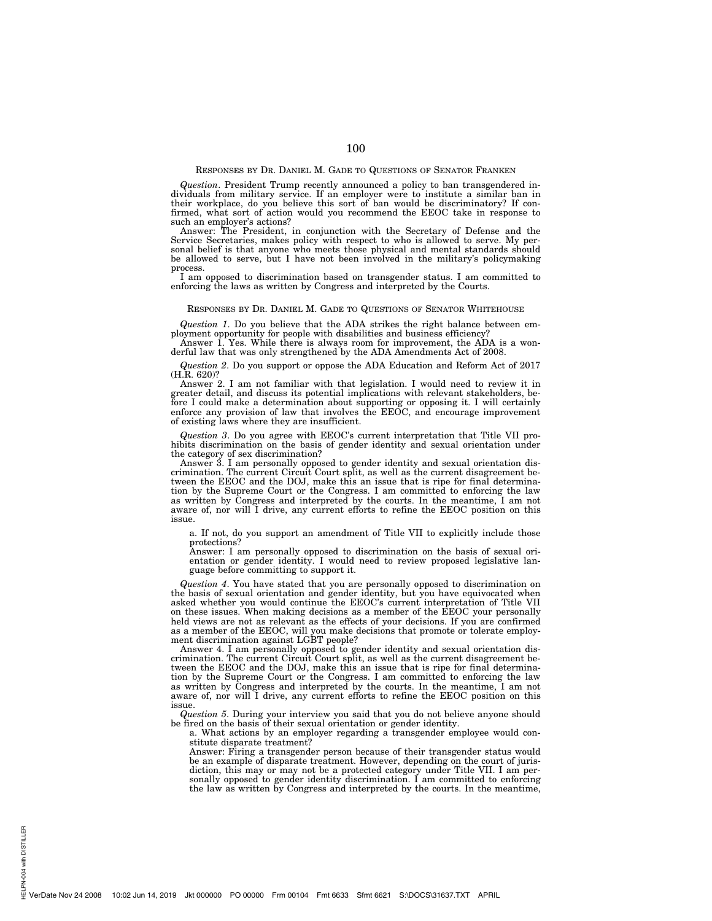RESPONSES BY DR. DANIEL M. GADE TO QUESTIONS OF SENATOR FRANKEN

*Question*. President Trump recently announced a policy to ban transgendered individuals from military service. If an employer were to institute a similar ban in their workplace, do you believe this sort of ban would be discriminatory? If confirmed, what sort of action would you recommend the EEOC take in response to such an employer's actions?

Answer: The President, in conjunction with the Secretary of Defense and the Service Secretaries, makes policy with respect to who is allowed to serve. My personal belief is that anyone who meets those physical and mental standards should be allowed to serve, but I have not been involved in the military's policymaking process.

I am opposed to discrimination based on transgender status. I am committed to enforcing the laws as written by Congress and interpreted by the Courts.

RESPONSES BY DR. DANIEL M. GADE TO QUESTIONS OF SENATOR WHITEHOUSE

*Question 1*. Do you believe that the ADA strikes the right balance between employment opportunity for people with disabilities and business efficiency?

Answer 1. Yes. While there is always room for improvement, the ADA is a wonderful law that was only strengthened by the ADA Amendments Act of 2008.

*Question 2*. Do you support or oppose the ADA Education and Reform Act of 2017 (H.R. 620)?

Answer 2. I am not familiar with that legislation. I would need to review it in greater detail, and discuss its potential implications with relevant stakeholders, before I could make a determination about supporting or opposing it. I will certainly enforce any provision of law that involves the EEOC, and encourage improvement of existing laws where they are insufficient.

*Question 3*. Do you agree with EEOC's current interpretation that Title VII prohibits discrimination on the basis of gender identity and sexual orientation under the category of sex discrimination?

Answer 3. I am personally opposed to gender identity and sexual orientation discrimination. The current Circuit Court split, as well as the current disagreement between the EEOC and the DOJ, make this an issue that is ripe for final determination by the Supreme Court or the Congress. I am committed to enforcing the law as written by Congress and interpreted by the courts. In the meantime, I am not aware of, nor will I drive, any current efforts to refine the EEOC position on this issue.

> a. If not, do you support an amendment of Title VII to explicitly include those protections?
>
> Answer: I am personally opposed to discrimination on the basis of sexual orientation or gender identity. I would need to review proposed legislative language before committing to support it.

*Question 4*. You have stated that you are personally opposed to discrimination on the basis of sexual orientation and gender identity, but you have equivocated when asked whether you would continue the EEOC's current interpretation of Title VII on these issues. When making decisions as a member of the EEOC your personally held views are not as relevant as the effects of your decisions. If you are confirmed as a member of the EEOC, will you make decisions that promote or tolerate employment discrimination against LGBT people?

Answer 4. I am personally opposed to gender identity and sexual orientation discrimination. The current Circuit Court split, as well as the current disagreement between the EEOC and the DOJ, make this an issue that is ripe for final determination by the Supreme Court or the Congress. I am committed to enforcing the law as written by Congress and interpreted by the courts. In the meantime, I am not aware of, nor will I drive, any current efforts to refine the EEOC position on this issue.

*Question 5*. During your interview you said that you do not believe anyone should be fired on the basis of their sexual orientation or gender identity.

> a. What actions by an employer regarding a transgender employee would constitute disparate treatment?
>
> Answer: Firing a transgender person because of their transgender status would be an example of disparate treatment. However, depending on the court of jurisdiction, this may or may not be a protected category under Title VII. I am personally opposed to gender identity discrimination. I am committed to enforcing the law as written by Congress and interpreted by the courts. In the meantime,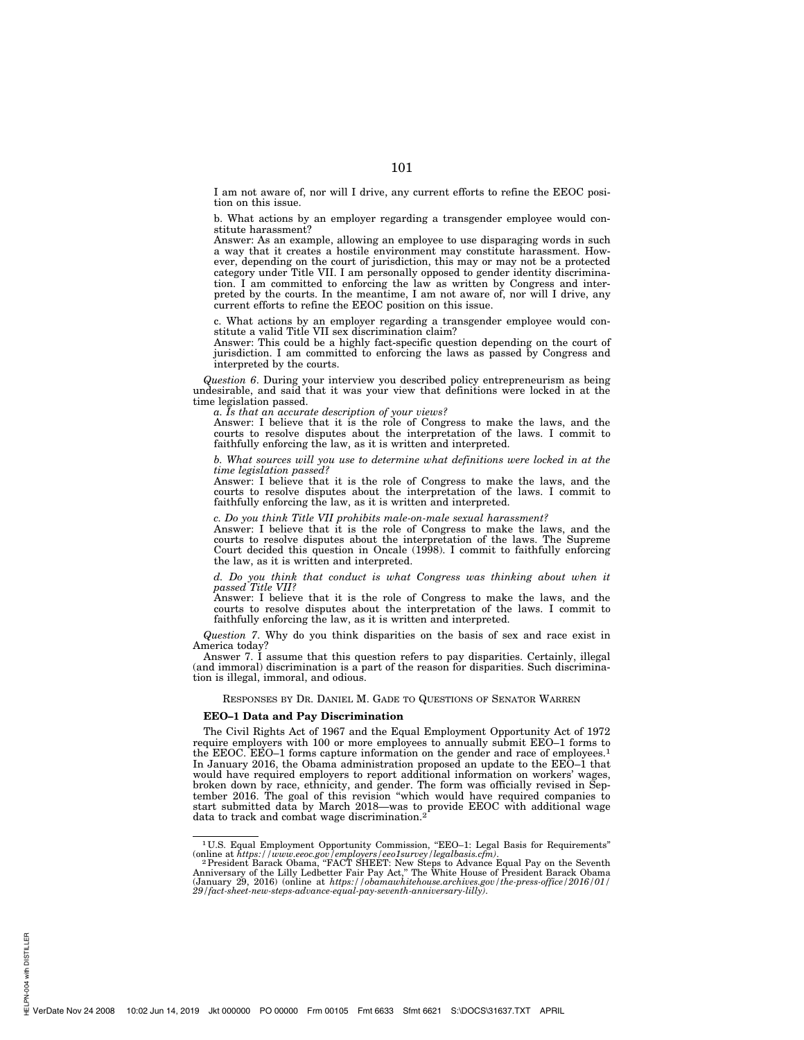I am not aware of, nor will I drive, any current efforts to refine the EEOC position on this issue.

b. What actions by an employer regarding a transgender employee would constitute harassment?

Answer: As an example, allowing an employee to use disparaging words in such a way that it creates a hostile environment may constitute harassment. However, depending on the court of jurisdiction, this may or may not be a protected category under Title VII. I am personally opposed to gender identity discrimination. I am committed to enforcing the law as written by Congress and interpreted by the courts. In the meantime, I am not aware of, nor will I drive, any current efforts to refine the EEOC position on this issue.

c. What actions by an employer regarding a transgender employee would constitute a valid Title VII sex discrimination claim?

Answer: This could be a highly fact-specific question depending on the court of jurisdiction. I am committed to enforcing the laws as passed by Congress and interpreted by the courts.

*Question 6*. During your interview you described policy entrepreneurism as being undesirable, and said that it was your view that definitions were locked in at the time legislation passed.

*a. Is that an accurate description of your views?*

Answer: I believe that it is the role of Congress to make the laws, and the courts to resolve disputes about the interpretation of the laws. I commit to faithfully enforcing the law, as it is written and interpreted.

*b. What sources will you use to determine what definitions were locked in at the time legislation passed?*

Answer: I believe that it is the role of Congress to make the laws, and the courts to resolve disputes about the interpretation of the laws. I commit to faithfully enforcing the law, as it is written and interpreted.

*c. Do you think Title VII prohibits male-on-male sexual harassment?*

Answer: I believe that it is the role of Congress to make the laws, and the courts to resolve disputes about the interpretation of the laws. The Supreme Court decided this question in Oncale (1998). I commit to faithfully enforcing the law, as it is written and interpreted.

*d. Do you think that conduct is what Congress was thinking about when it passed Title VII?*

Answer: I believe that it is the role of Congress to make the laws, and the courts to resolve disputes about the interpretation of the laws. I commit to faithfully enforcing the law, as it is written and interpreted.

*Question 7*. Why do you think disparities on the basis of sex and race exist in America today?

Answer 7. I assume that this question refers to pay disparities. Certainly, illegal (and immoral) discrimination is a part of the reason for disparities. Such discrimination is illegal, immoral, and odious.

RESPONSES BY DR. DANIEL M. GADE TO QUESTIONS OF SENATOR WARREN

**EEO–1 Data and Pay Discrimination**

The Civil Rights Act of 1967 and the Equal Employment Opportunity Act of 1972 require employers with 100 or more employees to annually submit EEO–1 forms to the EEOC. EEO–1 forms capture information on the gender and race of employees.[1] In January 2016, the Obama administration proposed an update to the EEO–1 that would have required employers to report additional information on workers' wages, broken down by race, ethnicity, and gender. The form was officially revised in September 2016. The goal of this revision "which would have required companies to start submitted data by March 2018—was to provide EEOC with additional wage data to track and combat wage discrimination.[2]

[1] U.S. Equal Employment Opportunity Commission, "EEO–1: Legal Basis for Requirements" (online at *https://www.eeoc.gov/employers/eeo1survey/legalbasis.cfm*).

[2] President Barack Obama, "FACT SHEET: New Steps to Advance Equal Pay on the Seventh Anniversary of the Lilly Ledbetter Fair Pay Act," The White House of President Barack Obama (January 29, 2016) (online at *https://obamawhitehouse.archives.gov/the-press-office/2016/01/29/fact-sheet-new-steps-advance-equal-pay-seventh-anniversary-lilly*).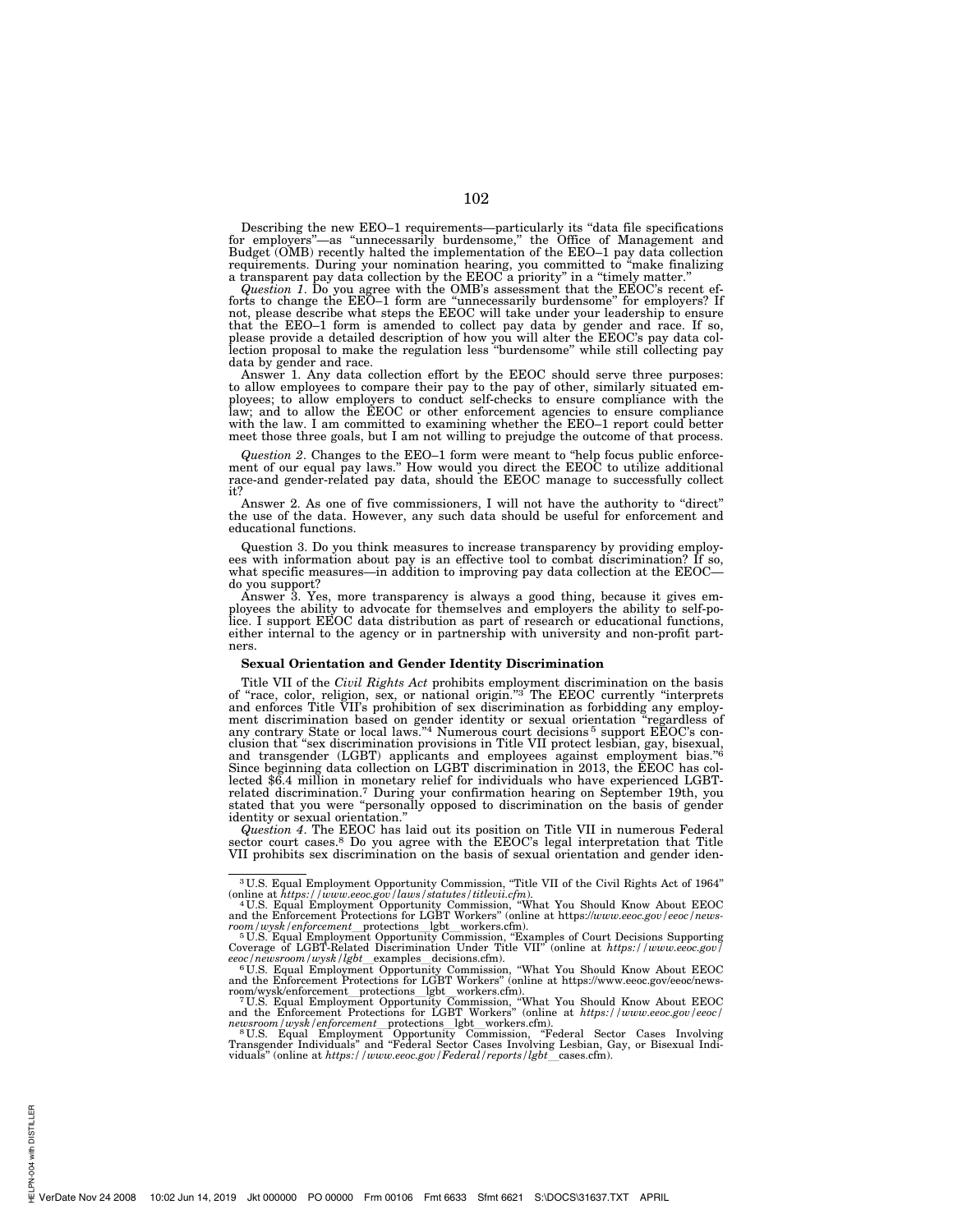Describing the new EEO–1 requirements—particularly its "data file specifications for employers"—as "unnecessarily burdensome," the Office of Management and Budget (OMB) recently halted the implementation of the EEO–1 pay data collection requirements. During your nomination hearing, you committed to "make finalizing a transparent pay data collection by the EEOC a priority" in a "timely matter."

*Question 1*. Do you agree with the OMB's assessment that the EEOC's recent efforts to change the EEO–1 form are "unnecessarily burdensome" for employers? If not, please describe what steps the EEOC will take under your leadership to ensure that the EEO–1 form is amended to collect pay data by gender and race. If so, please provide a detailed description of how you will alter the EEOC's pay data collection proposal to make the regulation less "burdensome" while still collecting pay data by gender and race.

Answer 1. Any data collection effort by the EEOC should serve three purposes: to allow employees to compare their pay to the pay of other, similarly situated employees; to allow employers to conduct self-checks to ensure compliance with the law; and to allow the EEOC or other enforcement agencies to ensure compliance with the law. I am committed to examining whether the EEO–1 report could better meet those three goals, but I am not willing to prejudge the outcome of that process.

*Question 2*. Changes to the EEO–1 form were meant to "help focus public enforcement of our equal pay laws." How would you direct the EEOC to utilize additional race-and gender-related pay data, should the EEOC manage to successfully collect it?

Answer 2. As one of five commissioners, I will not have the authority to "direct" the use of the data. However, any such data should be useful for enforcement and educational functions.

Question 3. Do you think measures to increase transparency by providing employees with information about pay is an effective tool to combat discrimination? If so, what specific measures—in addition to improving pay data collection at the EEOC—do you support?

Answer 3. Yes, more transparency is always a good thing, because it gives employees the ability to advocate for themselves and employers the ability to self-police. I support EEOC data distribution as part of research or educational functions, either internal to the agency or in partnership with university and non-profit partners.

**Sexual Orientation and Gender Identity Discrimination**

Title VII of the *Civil Rights Act* prohibits employment discrimination on the basis of "race, color, religion, sex, or national origin."[3] The EEOC currently "interprets and enforces Title VII's prohibition of sex discrimination as forbidding any employment discrimination based on gender identity or sexual orientation "regardless of any contrary State or local laws."[4] Numerous court decisions[5] support EEOC's conclusion that "sex discrimination provisions in Title VII protect lesbian, gay, bisexual, and transgender (LGBT) applicants and employees against employment bias."[6] Since beginning data collection on LGBT discrimination in 2013, the EEOC has collected $6.4 million in monetary relief for individuals who have experienced LGBT-related discrimination.[7] During your confirmation hearing on September 19th, you stated that you were "personally opposed to discrimination on the basis of gender identity or sexual orientation."

*Question 4*. The EEOC has laid out its position on Title VII in numerous Federal sector court cases.[8] Do you agree with the EEOC's legal interpretation that Title VII prohibits sex discrimination on the basis of sexual orientation and gender iden-

---

[3] U.S. Equal Employment Opportunity Commission, "Title VII of the Civil Rights Act of 1964" (online at *https://www.eeoc.gov/laws/statutes/titlevii.cfm*).

[4] U.S. Equal Employment Opportunity Commission, "What You Should Know About EEOC and the Enforcement Protections for LGBT Workers" (online at https://*www.eeoc.gov/eeoc/newsroom/wysk/enforcement*_protections_lgbt_workers.cfm).

[5] U.S. Equal Employment Opportunity Commission, "Examples of Court Decisions Supporting Coverage of LGBT-Related Discrimination Under Title VII" (online at *https://www.eeoc.gov/eeoc/newsroom/wysk/lgbt*_examples_decisions.cfm).

[6] U.S. Equal Employment Opportunity Commission, "What You Should Know About EEOC and the Enforcement Protections for LGBT Workers" (online at https://www.eeoc.gov/eeoc/newsroom/wysk/enforcement_protections_lgbt_workers.cfm).

[7] U.S. Equal Employment Opportunity Commission, "What You Should Know About EEOC and the Enforcement Protections for LGBT Workers" (online at *https://www.eeoc.gov/eeoc/newsroom/wysk/enforcement*_protections_lgbt_workers.cfm).

[8] U.S. Equal Employment Opportunity Commission, "Federal Sector Cases Involving Transgender Individuals" and "Federal Sector Cases Involving Lesbian, Gay, or Bisexual Individuals" (online at *https://www.eeoc.gov/Federal/reports/lgbt*_cases.cfm).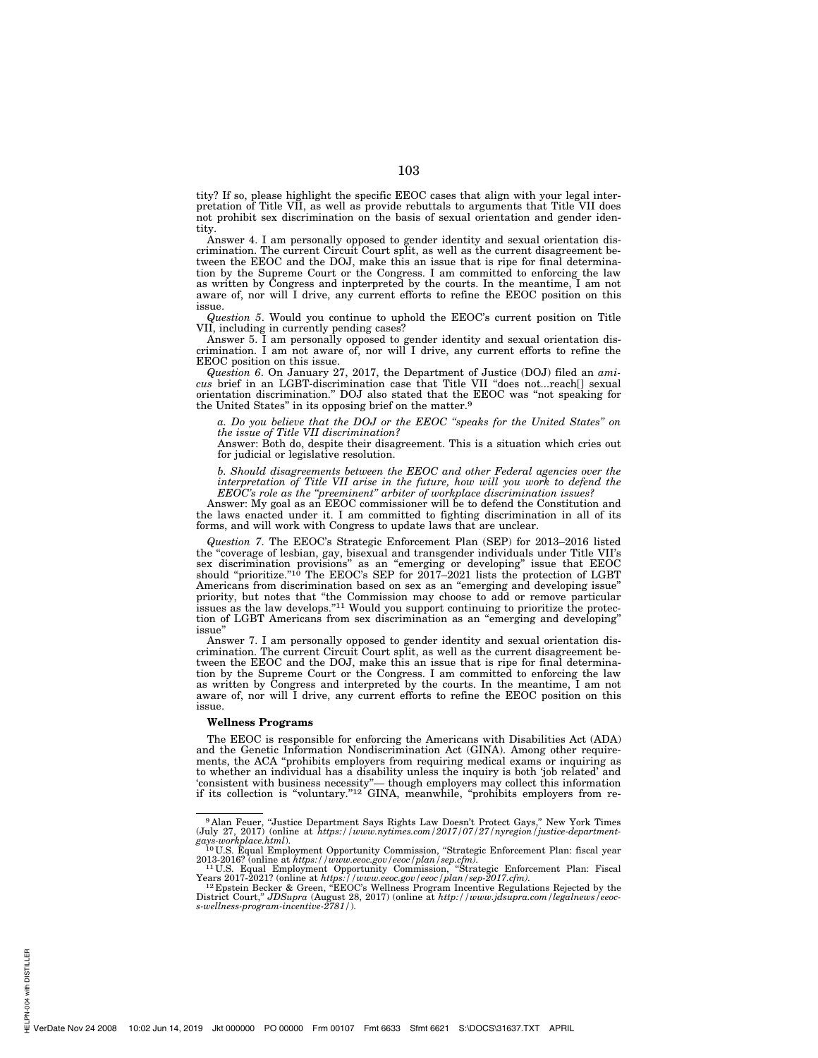tity? If so, please highlight the specific EEOC cases that align with your legal interpretation of Title VII, as well as provide rebuttals to arguments that Title VII does not prohibit sex discrimination on the basis of sexual orientation and gender identity.

Answer 4. I am personally opposed to gender identity and sexual orientation discrimination. The current Circuit Court split, as well as the current disagreement between the EEOC and the DOJ, make this an issue that is ripe for final determination by the Supreme Court or the Congress. I am committed to enforcing the law as written by Congress and inpterpreted by the courts. In the meantime, I am not aware of, nor will I drive, any current efforts to refine the EEOC position on this issue.

*Question 5*. Would you continue to uphold the EEOC's current position on Title VII, including in currently pending cases?

Answer 5. I am personally opposed to gender identity and sexual orientation discrimination. I am not aware of, nor will I drive, any current efforts to refine the EEOC position on this issue.

*Question 6*. On January 27, 2017, the Department of Justice (DOJ) filed an *amicus* brief in an LGBT-discrimination case that Title VII "does not...reach[] sexual orientation discrimination." DOJ also stated that the EEOC was "not speaking for the United States" in its opposing brief on the matter.[9]

> *a. Do you believe that the DOJ or the EEOC "speaks for the United States" on the issue of Title VII discrimination?*
>
> Answer: Both do, despite their disagreement. This is a situation which cries out for judicial or legislative resolution.
>
> *b. Should disagreements between the EEOC and other Federal agencies over the interpretation of Title VII arise in the future, how will you work to defend the EEOC's role as the "preeminent" arbiter of workplace discrimination issues?*

Answer: My goal as an EEOC commissioner will be to defend the Constitution and the laws enacted under it. I am committed to fighting discrimination in all of its forms, and will work with Congress to update laws that are unclear.

*Question 7*. The EEOC's Strategic Enforcement Plan (SEP) for 2013–2016 listed the "coverage of lesbian, gay, bisexual and transgender individuals under Title VII's sex discrimination provisions" as an "emerging or developing" issue that EEOC should "prioritize."[10] The EEOC's SEP for 2017–2021 lists the protection of LGBT Americans from discrimination based on sex as an "emerging and developing issue" priority, but notes that "the Commission may choose to add or remove particular issues as the law develops."[11] Would you support continuing to prioritize the protection of LGBT Americans from sex discrimination as an "emerging and developing" issue"

Answer 7. I am personally opposed to gender identity and sexual orientation discrimination. The current Circuit Court split, as well as the current disagreement between the EEOC and the DOJ, make this an issue that is ripe for final determination by the Supreme Court or the Congress. I am committed to enforcing the law as written by Congress and interpreted by the courts. In the meantime, I am not aware of, nor will I drive, any current efforts to refine the EEOC position on this issue.

**Wellness Programs**

The EEOC is responsible for enforcing the Americans with Disabilities Act (ADA) and the Genetic Information Nondiscrimination Act (GINA). Among other requirements, the ACA "prohibits employers from requiring medical exams or inquiring as to whether an individual has a disability unless the inquiry is both 'job related' and 'consistent with business necessity"— though employers may collect this information if its collection is "voluntary."[12] GINA, meanwhile, "prohibits employers from re-

---

[9] Alan Feuer, "Justice Department Says Rights Law Doesn't Protect Gays," New York Times (July 27, 2017) (online at *https://www.nytimes.com/2017/07/27/nyregion/justice-department-gays-workplace.html*).

[10] U.S. Equal Employment Opportunity Commission, "Strategic Enforcement Plan: fiscal year 2013-2016? (online at *https://www.eeoc.gov/eeoc/plan/sep.cfm*).

[11] U.S. Equal Employment Opportunity Commission, "Strategic Enforcement Plan: Fiscal Years 2017-2021? (online at *https://www.eeoc.gov/eeoc/plan/sep-2017.cfm*).

[12] Epstein Becker & Green, "EEOC's Wellness Program Incentive Regulations Rejected by the District Court," *JDSupra* (August 28, 2017) (online at *http://www.jdsupra.com/legalnews/eeocs-wellness-program-incentive-2781/*).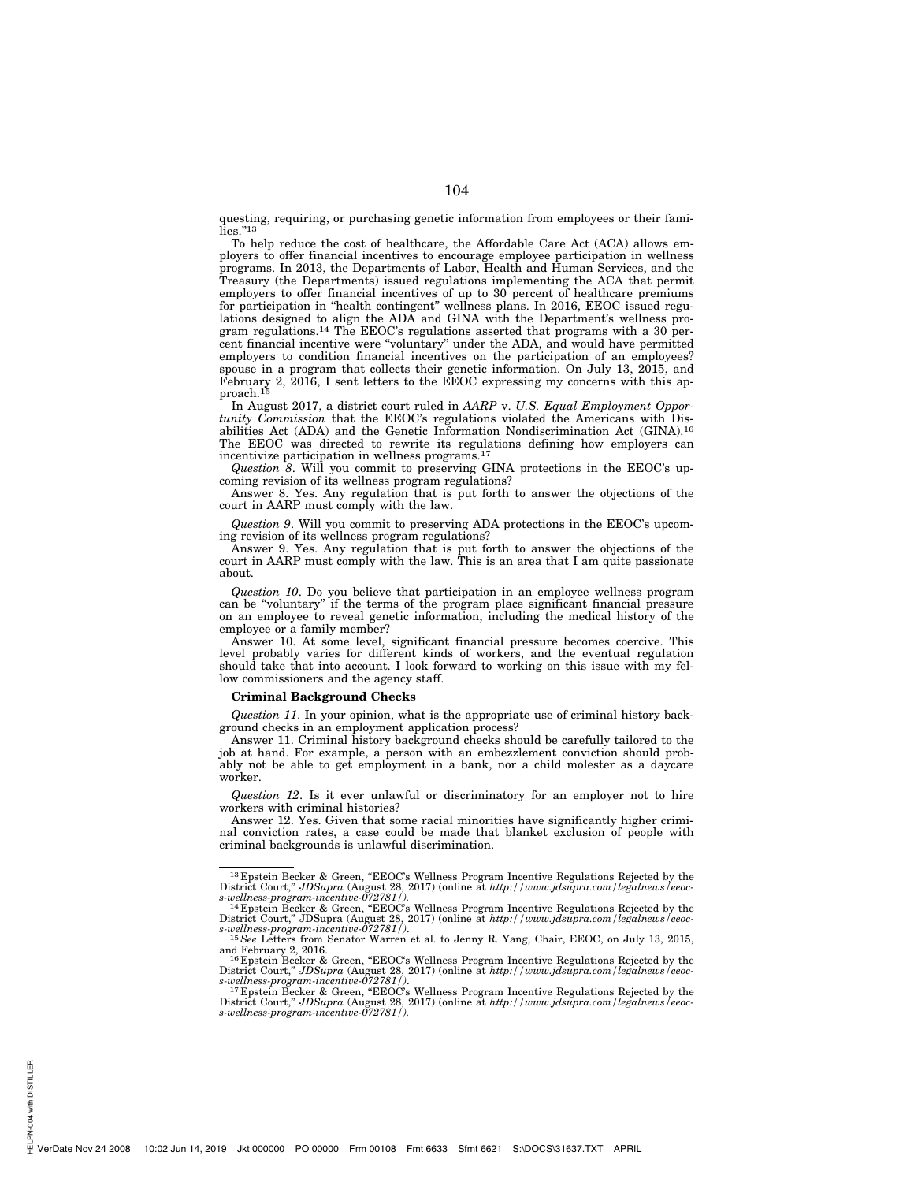questing, requiring, or purchasing genetic information from employees or their families."[13]

To help reduce the cost of healthcare, the Affordable Care Act (ACA) allows employers to offer financial incentives to encourage employee participation in wellness programs. In 2013, the Departments of Labor, Health and Human Services, and the Treasury (the Departments) issued regulations implementing the ACA that permit employers to offer financial incentives of up to 30 percent of healthcare premiums for participation in "health contingent" wellness plans. In 2016, EEOC issued regulations designed to align the ADA and GINA with the Department's wellness program regulations.[14] The EEOC's regulations asserted that programs with a 30 percent financial incentive were "voluntary" under the ADA, and would have permitted employers to condition financial incentives on the participation of an employees? spouse in a program that collects their genetic information. On July 13, 2015, and February 2, 2016, I sent letters to the EEOC expressing my concerns with this approach.[15]

In August 2017, a district court ruled in *AARP* v. *U.S. Equal Employment Opportunity Commission* that the EEOC's regulations violated the Americans with Disabilities Act (ADA) and the Genetic Information Nondiscrimination Act (GINA).[16] The EEOC was directed to rewrite its regulations defining how employers can incentivize participation in wellness programs.[17]

*Question 8*. Will you commit to preserving GINA protections in the EEOC's upcoming revision of its wellness program regulations?

Answer 8. Yes. Any regulation that is put forth to answer the objections of the court in AARP must comply with the law.

*Question 9*. Will you commit to preserving ADA protections in the EEOC's upcoming revision of its wellness program regulations?

Answer 9. Yes. Any regulation that is put forth to answer the objections of the court in AARP must comply with the law. This is an area that I am quite passionate about.

*Question 10*. Do you believe that participation in an employee wellness program can be "voluntary" if the terms of the program place significant financial pressure on an employee to reveal genetic information, including the medical history of the employee or a family member?

Answer 10. At some level, significant financial pressure becomes coercive. This level probably varies for different kinds of workers, and the eventual regulation should take that into account. I look forward to working on this issue with my fellow commissioners and the agency staff.

**Criminal Background Checks**

*Question 11*. In your opinion, what is the appropriate use of criminal history background checks in an employment application process?

Answer 11. Criminal history background checks should be carefully tailored to the job at hand. For example, a person with an embezzlement conviction should probably not be able to get employment in a bank, nor a child molester as a daycare worker.

*Question 12*. Is it ever unlawful or discriminatory for an employer not to hire workers with criminal histories?

Answer 12. Yes. Given that some racial minorities have significantly higher criminal conviction rates, a case could be made that blanket exclusion of people with criminal backgrounds is unlawful discrimination.

---

[13] Epstein Becker & Green, "EEOC's Wellness Program Incentive Regulations Rejected by the District Court," *JDSupra* (August 28, 2017) (online at *http://www.jdsupra.com/legalnews/eeocs-wellness-program-incentive-072781/).*

[14] Epstein Becker & Green, "EEOC's Wellness Program Incentive Regulations Rejected by the District Court," JDSupra (August 28, 2017) (online at *http://www.jdsupra.com/legalnews/eeocs-wellness-program-incentive-072781/).*

[15] *See* Letters from Senator Warren et al. to Jenny R. Yang, Chair, EEOC, on July 13, 2015, and February 2, 2016.

[16] Epstein Becker & Green, "EEOC's Wellness Program Incentive Regulations Rejected by the District Court," *JDSupra* (August 28, 2017) (online at *http://www.jdsupra.com/legalnews/eeocs-wellness-program-incentive-072781/).*

[17] Epstein Becker & Green, "EEOC's Wellness Program Incentive Regulations Rejected by the District Court," *JDSupra* (August 28, 2017) (online at *http://www.jdsupra.com/legalnews/eeocs-wellness-program-incentive-072781/).*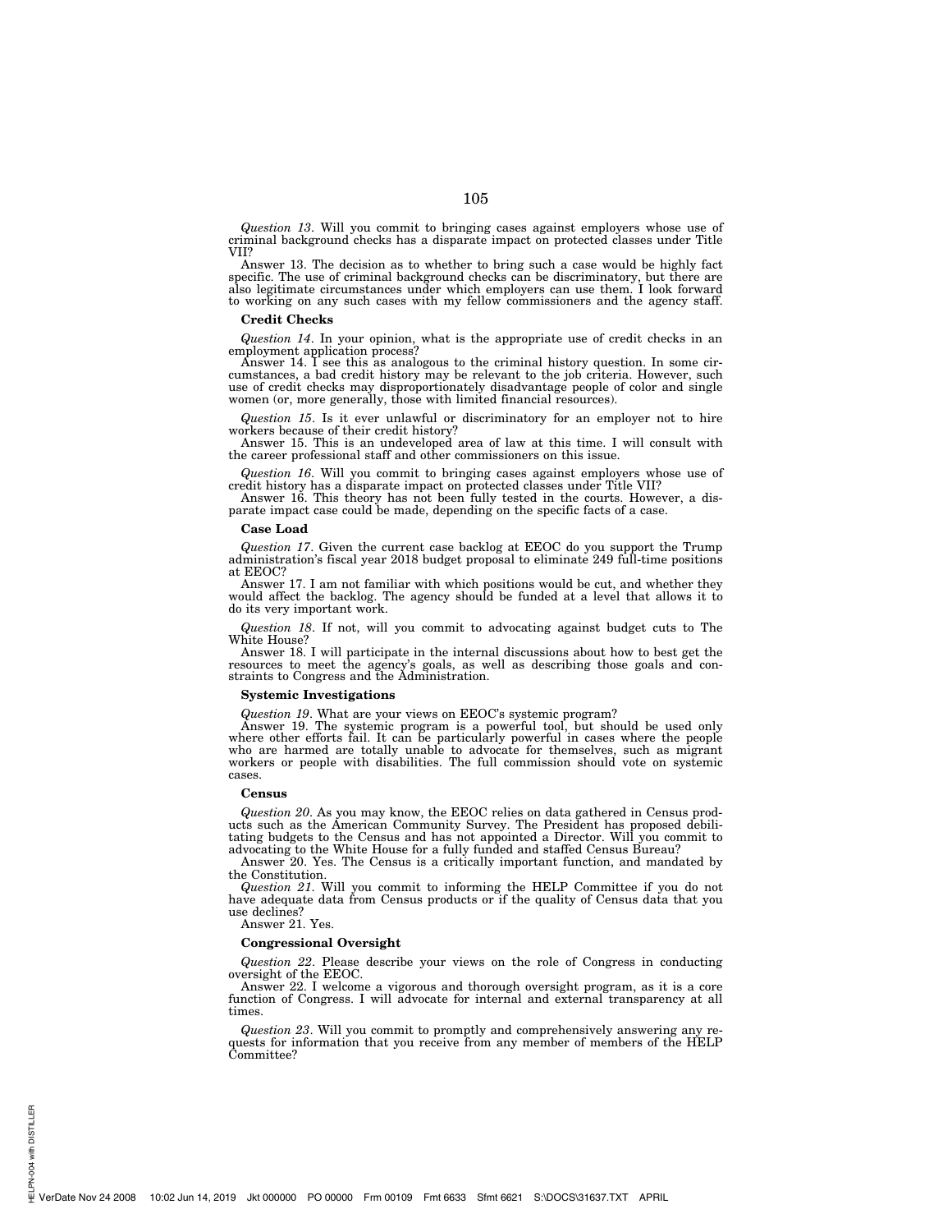*Question 13*. Will you commit to bringing cases against employers whose use of criminal background checks has a disparate impact on protected classes under Title VII?

Answer 13. The decision as to whether to bring such a case would be highly fact specific. The use of criminal background checks can be discriminatory, but there are also legitimate circumstances under which employers can use them. I look forward to working on any such cases with my fellow commissioners and the agency staff.

**Credit Checks**

*Question 14*. In your opinion, what is the appropriate use of credit checks in an employment application process?

Answer 14. I see this as analogous to the criminal history question. In some circumstances, a bad credit history may be relevant to the job criteria. However, such use of credit checks may disproportionately disadvantage people of color and single women (or, more generally, those with limited financial resources).

*Question 15*. Is it ever unlawful or discriminatory for an employer not to hire workers because of their credit history?

Answer 15. This is an undeveloped area of law at this time. I will consult with the career professional staff and other commissioners on this issue.

*Question 16*. Will you commit to bringing cases against employers whose use of credit history has a disparate impact on protected classes under Title VII?

Answer 16. This theory has not been fully tested in the courts. However, a disparate impact case could be made, depending on the specific facts of a case.

**Case Load**

*Question 17*. Given the current case backlog at EEOC do you support the Trump administration's fiscal year 2018 budget proposal to eliminate 249 full-time positions at EEOC?

Answer 17. I am not familiar with which positions would be cut, and whether they would affect the backlog. The agency should be funded at a level that allows it to do its very important work.

*Question 18*. If not, will you commit to advocating against budget cuts to The White House?

Answer 18. I will participate in the internal discussions about how to best get the resources to meet the agency's goals, as well as describing those goals and constraints to Congress and the Administration.

**Systemic Investigations**

*Question 19*. What are your views on EEOC's systemic program?

Answer 19. The systemic program is a powerful tool, but should be used only where other efforts fail. It can be particularly powerful in cases where the people who are harmed are totally unable to advocate for themselves, such as migrant workers or people with disabilities. The full commission should vote on systemic cases.

**Census**

*Question 20*. As you may know, the EEOC relies on data gathered in Census products such as the American Community Survey. The President has proposed debilitating budgets to the Census and has not appointed a Director. Will you commit to advocating to the White House for a fully funded and staffed Census Bureau?

Answer 20. Yes. The Census is a critically important function, and mandated by the Constitution.

*Question 21*. Will you commit to informing the HELP Committee if you do not have adequate data from Census products or if the quality of Census data that you use declines?

Answer 21. Yes.

**Congressional Oversight**

*Question 22*. Please describe your views on the role of Congress in conducting oversight of the EEOC.

Answer 22. I welcome a vigorous and thorough oversight program, as it is a core function of Congress. I will advocate for internal and external transparency at all times.

*Question 23*. Will you commit to promptly and comprehensively answering any requests for information that you receive from any member of members of the HELP Committee?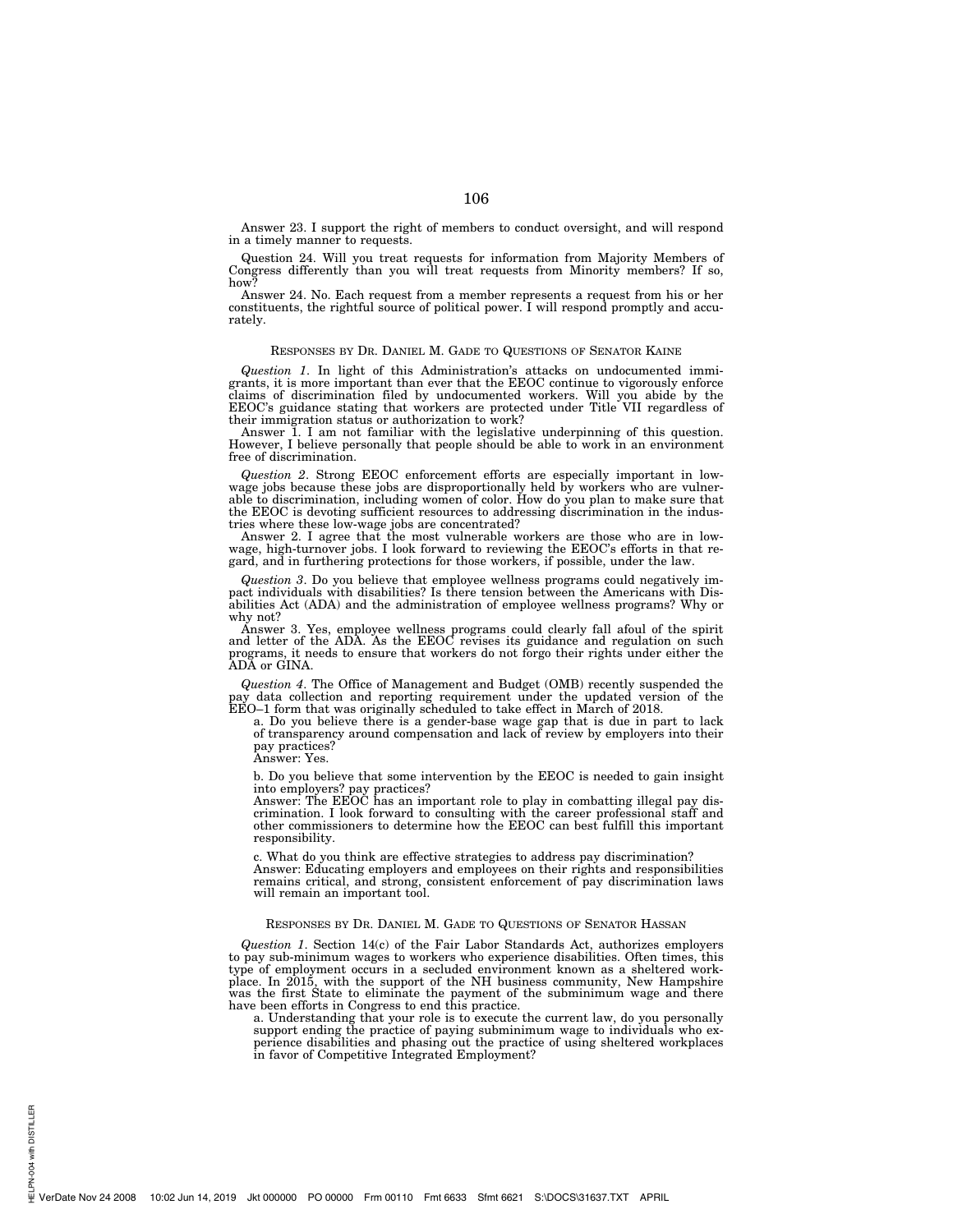Answer 23. I support the right of members to conduct oversight, and will respond in a timely manner to requests.

Question 24. Will you treat requests for information from Majority Members of Congress differently than you will treat requests from Minority members? If so, how?

Answer 24. No. Each request from a member represents a request from his or her constituents, the rightful source of political power. I will respond promptly and accurately.

## RESPONSES BY DR. DANIEL M. GADE TO QUESTIONS OF SENATOR KAINE

*Question 1*. In light of this Administration's attacks on undocumented immigrants, it is more important than ever that the EEOC continue to vigorously enforce claims of discrimination filed by undocumented workers. Will you abide by the EEOC's guidance stating that workers are protected under Title VII regardless of their immigration status or authorization to work?

Answer 1. I am not familiar with the legislative underpinning of this question. However, I believe personally that people should be able to work in an environment free of discrimination.

*Question 2*. Strong EEOC enforcement efforts are especially important in low-wage jobs because these jobs are disproportionally held by workers who are vulnerable to discrimination, including women of color. How do you plan to make sure that the EEOC is devoting sufficient resources to addressing discrimination in the industries where these low-wage jobs are concentrated?

Answer 2. I agree that the most vulnerable workers are those who are in low-wage, high-turnover jobs. I look forward to reviewing the EEOC's efforts in that regard, and in furthering protections for those workers, if possible, under the law.

*Question 3*. Do you believe that employee wellness programs could negatively impact individuals with disabilities? Is there tension between the Americans with Disabilities Act (ADA) and the administration of employee wellness programs? Why or why not?

Answer 3. Yes, employee wellness programs could clearly fall afoul of the spirit and letter of the ADA. As the EEOC revises its guidance and regulation on such programs, it needs to ensure that workers do not forgo their rights under either the ADA or GINA.

*Question 4*. The Office of Management and Budget (OMB) recently suspended the pay data collection and reporting requirement under the updated version of the EEO–1 form that was originally scheduled to take effect in March of 2018.

a. Do you believe there is a gender-base wage gap that is due in part to lack of transparency around compensation and lack of review by employers into their pay practices?
Answer: Yes.

b. Do you believe that some intervention by the EEOC is needed to gain insight into employers? pay practices?
Answer: The EEOC has an important role to play in combatting illegal pay discrimination. I look forward to consulting with the career professional staff and other commissioners to determine how the EEOC can best fulfill this important responsibility.

c. What do you think are effective strategies to address pay discrimination?
Answer: Educating employers and employees on their rights and responsibilities remains critical, and strong, consistent enforcement of pay discrimination laws will remain an important tool.

## RESPONSES BY DR. DANIEL M. GADE TO QUESTIONS OF SENATOR HASSAN

*Question 1*. Section 14(c) of the Fair Labor Standards Act, authorizes employers to pay sub-minimum wages to workers who experience disabilities. Often times, this type of employment occurs in a secluded environment known as a sheltered workplace. In 2015, with the support of the NH business community, New Hampshire was the first State to eliminate the payment of the subminimum wage and there have been efforts in Congress to end this practice.

a. Understanding that your role is to execute the current law, do you personally support ending the practice of paying subminimum wage to individuals who experience disabilities and phasing out the practice of using sheltered workplaces in favor of Competitive Integrated Employment?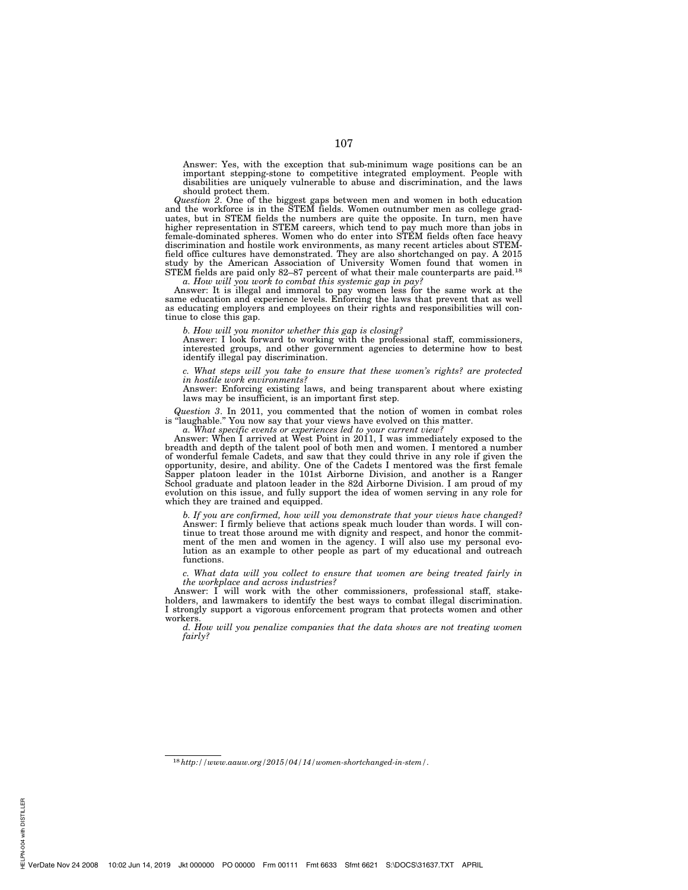Answer: Yes, with the exception that sub-minimum wage positions can be an important stepping-stone to competitive integrated employment. People with disabilities are uniquely vulnerable to abuse and discrimination, and the laws should protect them.

*Question 2*. One of the biggest gaps between men and women in both education and the workforce is in the STEM fields. Women outnumber men as college graduates, but in STEM fields the numbers are quite the opposite. In turn, men have higher representation in STEM careers, which tend to pay much more than jobs in female-dominated spheres. Women who do enter into STEM fields often face heavy discrimination and hostile work environments, as many recent articles about STEM-field office cultures have demonstrated. They are also shortchanged on pay. A 2015 study by the American Association of University Women found that women in STEM fields are paid only 82–87 percent of what their male counterparts are paid.[18]

*a. How will you work to combat this systemic gap in pay?*

Answer: It is illegal and immoral to pay women less for the same work at the same education and experience levels. Enforcing the laws that prevent that as well as educating employers and employees on their rights and responsibilities will continue to close this gap.

*b. How will you monitor whether this gap is closing?*

Answer: I look forward to working with the professional staff, commissioners, interested groups, and other government agencies to determine how to best identify illegal pay discrimination.

*c. What steps will you take to ensure that these women's rights? are protected in hostile work environments?*

Answer: Enforcing existing laws, and being transparent about where existing laws may be insufficient, is an important first step.

*Question 3*. In 2011, you commented that the notion of women in combat roles is "laughable." You now say that your views have evolved on this matter.

*a. What specific events or experiences led to your current view?*

Answer: When I arrived at West Point in 2011, I was immediately exposed to the breadth and depth of the talent pool of both men and women. I mentored a number of wonderful female Cadets, and saw that they could thrive in any role if given the opportunity, desire, and ability. One of the Cadets I mentored was the first female Sapper platoon leader in the 101st Airborne Division, and another is a Ranger School graduate and platoon leader in the 82d Airborne Division. I am proud of my evolution on this issue, and fully support the idea of women serving in any role for which they are trained and equipped.

*b. If you are confirmed, how will you demonstrate that your views have changed?*

Answer: I firmly believe that actions speak much louder than words. I will continue to treat those around me with dignity and respect, and honor the commitment of the men and women in the agency. I will also use my personal evolution as an example to other people as part of my educational and outreach functions.

*c. What data will you collect to ensure that women are being treated fairly in the workplace and across industries?*

Answer: I will work with the other commissioners, professional staff, stakeholders, and lawmakers to identify the best ways to combat illegal discrimination. I strongly support a vigorous enforcement program that protects women and other workers.

*d. How will you penalize companies that the data shows are not treating women fairly?*

---

[18] *http://www.aauw.org/2015/04/14/women-shortchanged-in-stem/*.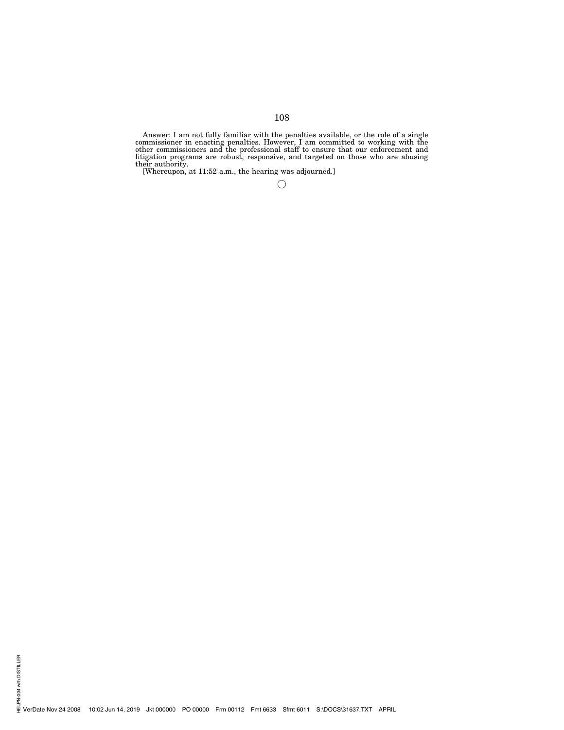Answer: I am not fully familiar with the penalties available, or the role of a single commissioner in enacting penalties. However, I am committed to working with the other commissioners and the professional staff to ensure that our enforcement and litigation programs are robust, responsive, and targeted on those who are abusing their authority.

[Whereupon, at 11:52 a.m., the hearing was adjourned.]

○